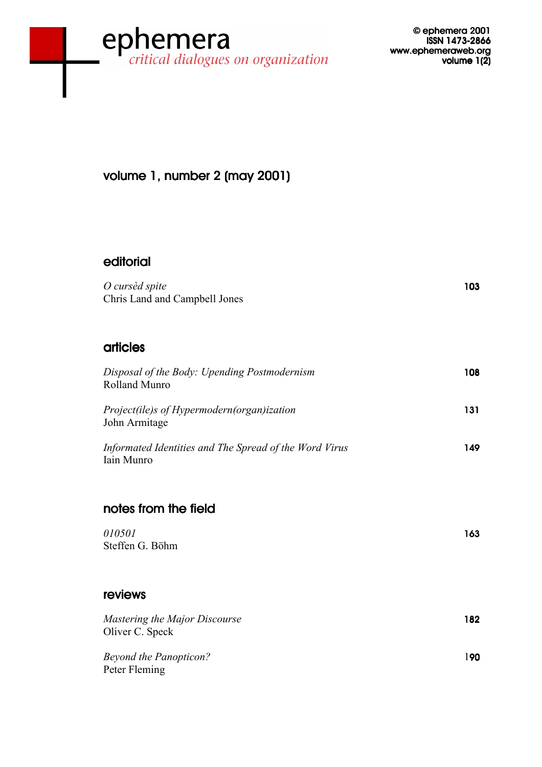# ephemera

*critical dialogues on organization*

© ephemera 2001
ISSN 1473-2866
www.ephemeraweb.org
volume 1(2)

## volume 1, number 2 (may 2001)

### editorial

*O cursèd spite* — 103
Chris Land and Campbell Jones

### articles

*Disposal of the Body: Upending Postmodernism* — 108
Rolland Munro

*Project(ile)s of Hypermodern(organ)ization* — 131
John Armitage

*Informated Identities and The Spread of the Word Virus* — 149
Iain Munro

### notes from the field

*010501* — 163
Steffen G. Böhm

### reviews

*Mastering the Major Discourse* — 182
Oliver C. Speck

*Beyond the Panopticon?* — 190
Peter Fleming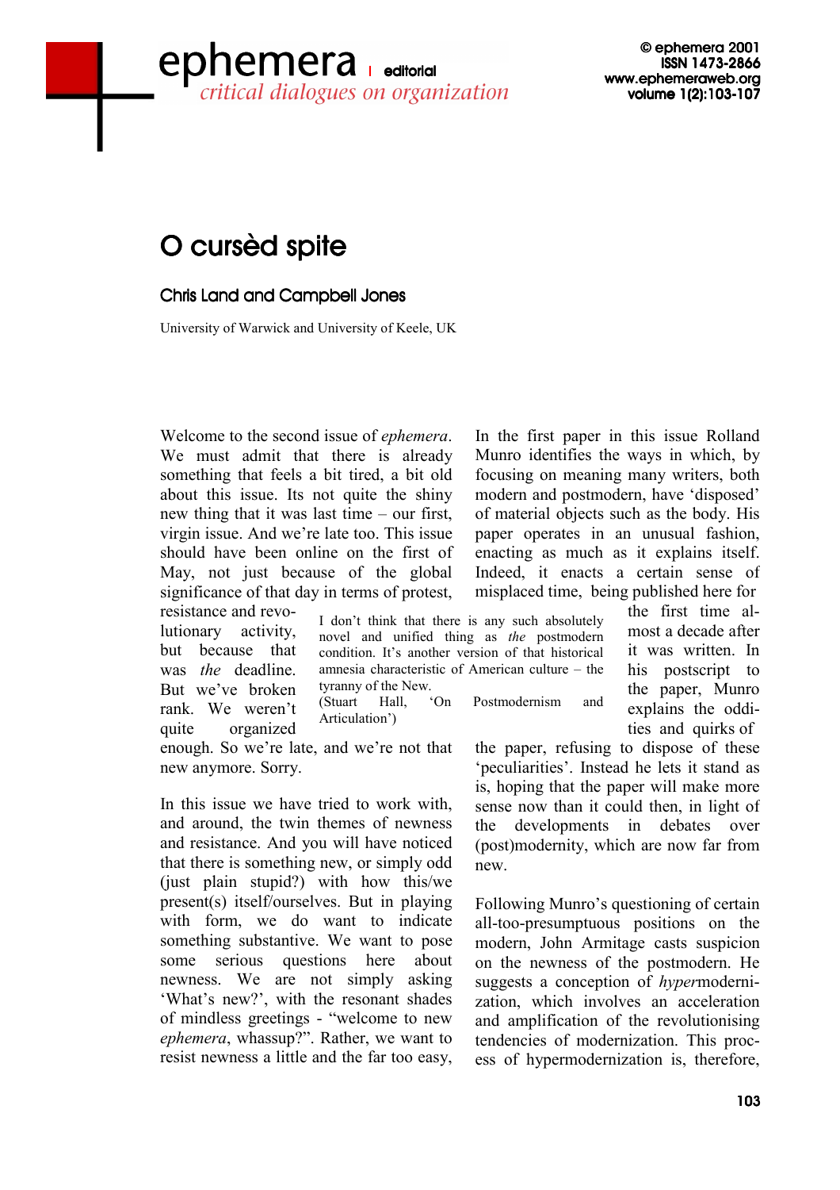# O cursèd spite

## Chris Land and Campbell Jones

University of Warwick and University of Keele, UK

Welcome to the second issue of *ephemera*. We must admit that there is already something that feels a bit tired, a bit old about this issue. Its not quite the shiny new thing that it was last time – our first, virgin issue. And we're late too. This issue should have been online on the first of May, not just because of the global significance of that day in terms of protest, resistance and revolutionary activity, but because that was *the* deadline. But we've broken rank. We weren't quite organized enough. So we're late, and we're not that new anymore. Sorry.

> I don't think that there is any such absolutely novel and unified thing as *the* postmodern condition. It's another version of that historical amnesia characteristic of American culture – the tyranny of the New.
> (Stuart Hall, 'On Postmodernism and Articulation')

In this issue we have tried to work with, and around, the twin themes of newness and resistance. And you will have noticed that there is something new, or simply odd (just plain stupid?) with how this/we present(s) itself/ourselves. But in playing with form, we do want to indicate something substantive. We want to pose some serious questions here about newness. We are not simply asking 'What's new?', with the resonant shades of mindless greetings - "welcome to new *ephemera*, whassup?". Rather, we want to resist newness a little and the far too easy,

In the first paper in this issue Rolland Munro identifies the ways in which, by focusing on meaning many writers, both modern and postmodern, have 'disposed' of material objects such as the body. His paper operates in an unusual fashion, enacting as much as it explains itself. Indeed, it enacts a certain sense of misplaced time, being published here for the first time almost a decade after it was written. In his postscript to the paper, Munro explains the oddities and quirks of the paper, refusing to dispose of these 'peculiarities'. Instead he lets it stand as is, hoping that the paper will make more sense now than it could then, in light of the developments in debates over (post)modernity, which are now far from new.

Following Munro's questioning of certain all-too-presumptuous positions on the modern, John Armitage casts suspicion on the newness of the postmodern. He suggests a conception of *hyper*modernization, which involves an acceleration and amplification of the revolutionising tendencies of modernization. This process of hypermodernization is, therefore,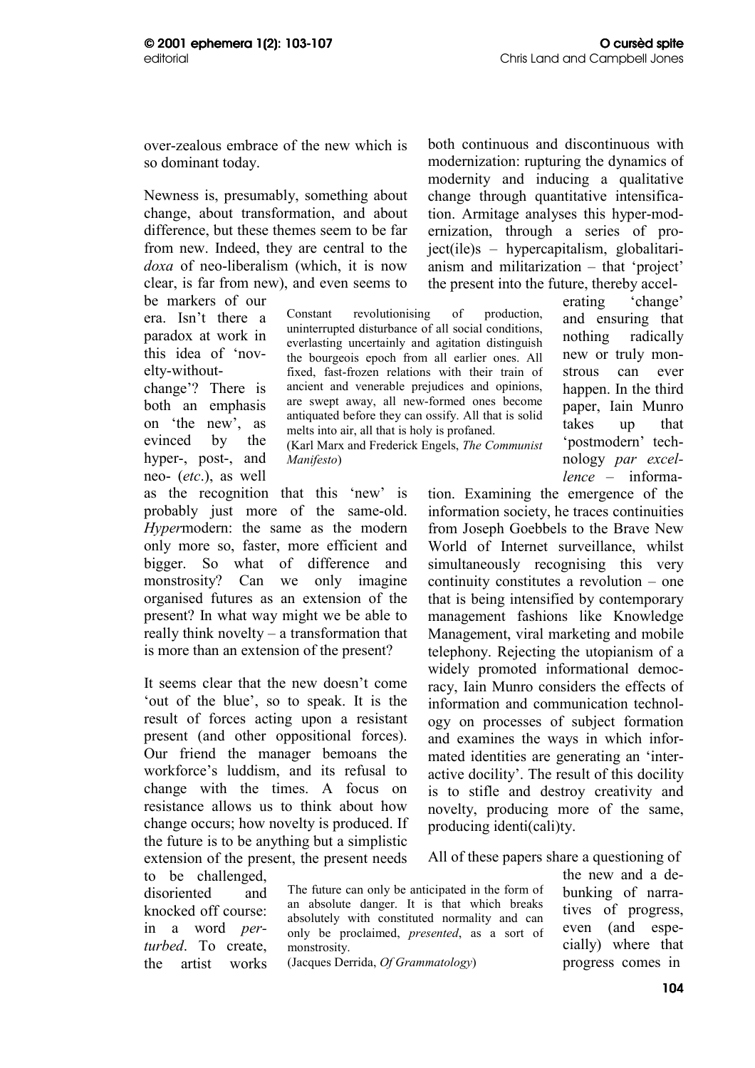over-zealous embrace of the new which is so dominant today.

Newness is, presumably, something about change, about transformation, and about difference, but these themes seem to be far from new. Indeed, they are central to the *doxa* of neo-liberalism (which, it is now clear, is far from new), and even seems to be markers of our era. Isn't there a paradox at work in this idea of 'novelty-without-change'? There is both an emphasis on 'the new', as evinced by the hyper-, post-, and neo- (*etc*.), as well as the recognition that this 'new' is probably just more of the same-old. *Hyper*modern: the same as the modern only more so, faster, more efficient and bigger. So what of difference and monstrosity? Can we only imagine organised futures as an extension of the present? In what way might we be able to really think novelty – a transformation that is more than an extension of the present?

> Constant revolutionising of production, uninterrupted disturbance of all social conditions, everlasting uncertainly and agitation distinguish the bourgeois epoch from all earlier ones. All fixed, fast-frozen relations with their train of ancient and venerable prejudices and opinions, are swept away, all new-formed ones become antiquated before they can ossify. All that is solid melts into air, all that is holy is profaned.
> (Karl Marx and Frederick Engels, *The Communist Manifesto*)

It seems clear that the new doesn't come 'out of the blue', so to speak. It is the result of forces acting upon a resistant present (and other oppositional forces). Our friend the manager bemoans the workforce's luddism, and its refusal to change with the times. A focus on resistance allows us to think about how change occurs; how novelty is produced. If the future is to be anything but a simplistic extension of the present, the present needs to be challenged, disoriented and knocked off course: in a word *perturbed*. To create, the artist works both continuous and discontinuous with modernization: rupturing the dynamics of modernity and inducing a qualitative change through quantitative intensification. Armitage analyses this hyper-modernization, through a series of project(ile)s – hypercapitalism, globalitarianism and militarization – that 'project' the present into the future, thereby accelerating 'change' and ensuring that nothing radically new or truly monstrous can ever happen. In the third paper, Iain Munro takes up that 'postmodern' technology *par excellence* – information. Examining the emergence of the information society, he traces continuities from Joseph Goebbels to the Brave New World of Internet surveillance, whilst simultaneously recognising this very continuity constitutes a revolution – one that is being intensified by contemporary management fashions like Knowledge Management, viral marketing and mobile telephony. Rejecting the utopianism of a widely promoted informational democracy, Iain Munro considers the effects of information and communication technology on processes of subject formation and examines the ways in which informated identities are generating an 'interactive docility'. The result of this docility is to stifle and destroy creativity and novelty, producing more of the same, producing identi(cali)ty.

All of these papers share a questioning of the new and a debunking of narratives of progress, even (and especially) where that progress comes in

> The future can only be anticipated in the form of an absolute danger. It is that which breaks absolutely with constituted normality and can only be proclaimed, *presented*, as a sort of monstrosity.
> (Jacques Derrida, *Of Grammatology*)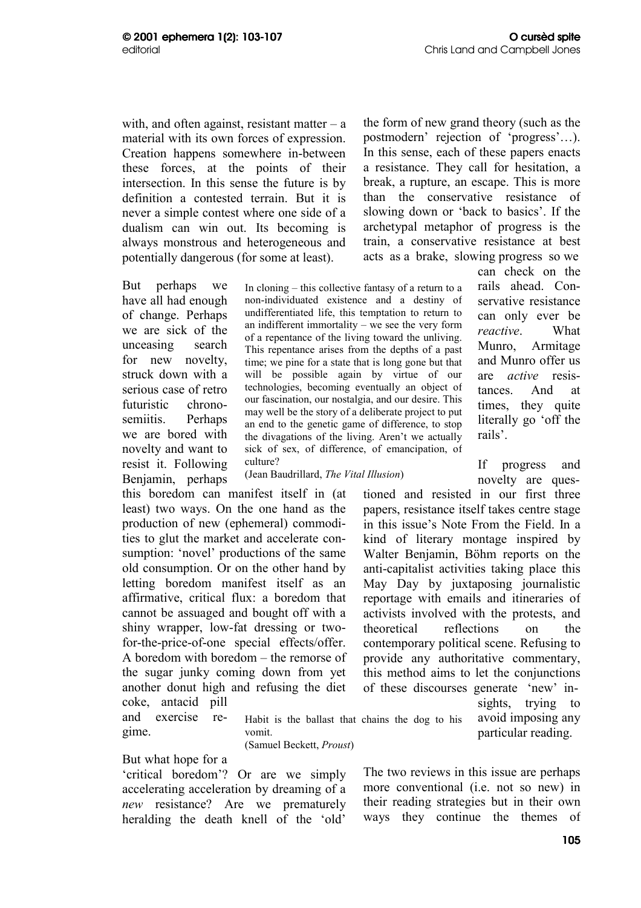with, and often against, resistant matter – a material with its own forces of expression. Creation happens somewhere in-between these forces, at the points of their intersection. In this sense the future is by definition a contested terrain. But it is never a simple contest where one side of a dualism can win out. Its becoming is always monstrous and heterogeneous and potentially dangerous (for some at least).

But perhaps we have all had enough of change. Perhaps we are sick of the unceasing search for new novelty, struck down with a serious case of retro futuristic chrono-semiitis. Perhaps we are bored with novelty and want to resist it. Following Benjamin, perhaps this boredom can manifest itself in (at least) two ways. On the one hand as the production of new (ephemeral) commodities to glut the market and accelerate consumption: 'novel' productions of the same old consumption. Or on the other hand by letting boredom manifest itself as an affirmative, critical flux: a boredom that cannot be assuaged and bought off with a shiny wrapper, low-fat dressing or two-for-the-price-of-one special effects/offer. A boredom with boredom – the remorse of the sugar junky coming down from yet another donut high and refusing the diet coke, antacid pill and exercise regime.

> In cloning – this collective fantasy of a return to a non-individuated existence and a destiny of undifferentiated life, this temptation to return to an indifferent immortality – we see the very form of a repentance of the living toward the unliving. This repentance arises from the depths of a past time; we pine for a state that is long gone but that will be possible again by virtue of our technologies, becoming eventually an object of our fascination, our nostalgia, and our desire. This may well be the story of a deliberate project to put an end to the genetic game of difference, to stop the divagations of the living. Aren't we actually sick of sex, of difference, of emancipation, of culture?
> (Jean Baudrillard, *The Vital Illusion*)

> Habit is the ballast that chains the dog to his vomit.
> (Samuel Beckett, *Proust*)

But what hope for a 'critical boredom'? Or are we simply accelerating acceleration by dreaming of a *new* resistance? Are we prematurely heralding the death knell of the 'old' the form of new grand theory (such as the postmodern' rejection of 'progress'…). In this sense, each of these papers enacts a resistance. They call for hesitation, a break, a rupture, an escape. This is more than the conservative resistance of slowing down or 'back to basics'. If the archetypal metaphor of progress is the train, a conservative resistance at best acts as a brake, slowing progress so we can check on the rails ahead. Conservative resistance can only ever be *reactive*. What Munro, Armitage and Munro offer us are *active* resistances. And at times, they quite literally go 'off the rails'.

If progress and novelty are questioned and resisted in our first three papers, resistance itself takes centre stage in this issue's Note From the Field. In a kind of literary montage inspired by Walter Benjamin, Böhm reports on the anti-capitalist activities taking place this May Day by juxtaposing journalistic reportage with emails and itineraries of activists involved with the protests, and theoretical reflections on the contemporary political scene. Refusing to provide any authoritative commentary, this method aims to let the conjunctions of these discourses generate 'new' insights, trying to avoid imposing any particular reading.

The two reviews in this issue are perhaps more conventional (i.e. not so new) in their reading strategies but in their own ways they continue the themes of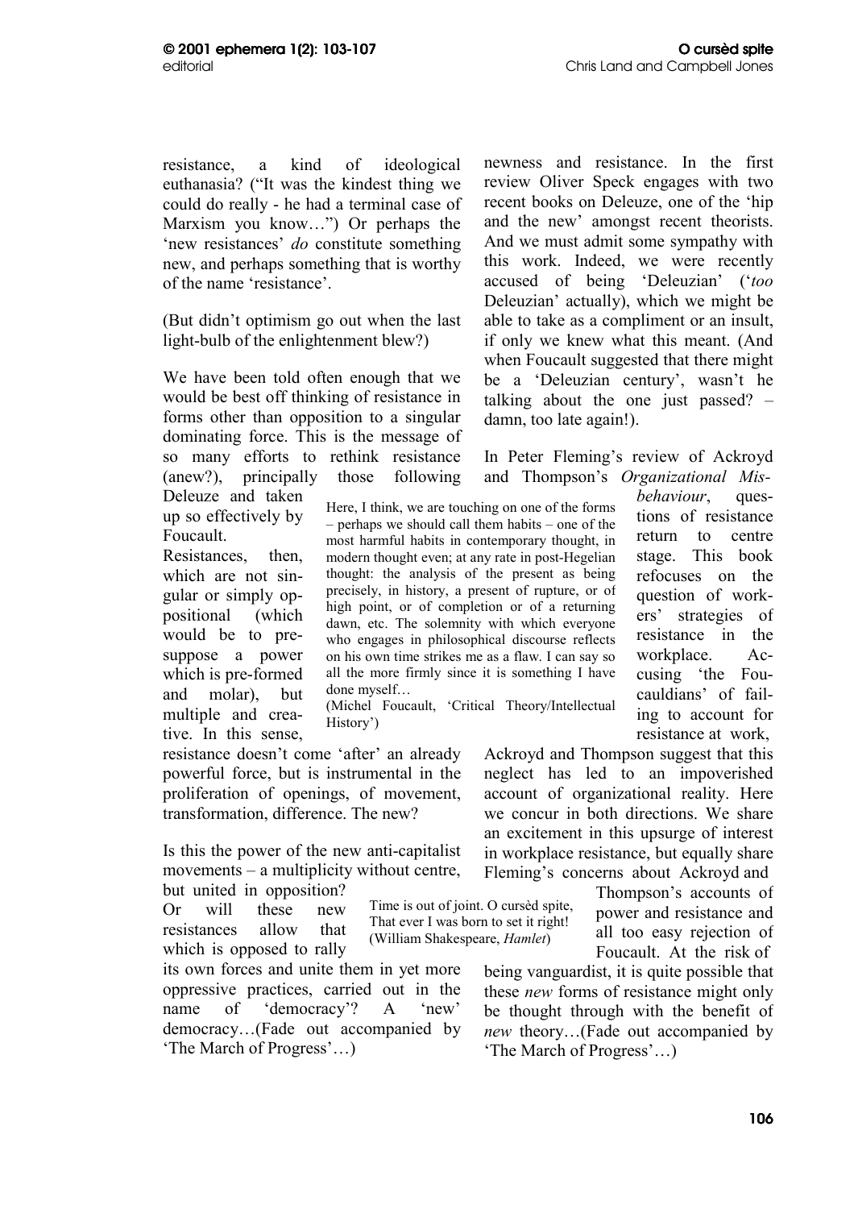resistance, a kind of ideological euthanasia? ("It was the kindest thing we could do really - he had a terminal case of Marxism you know…") Or perhaps the 'new resistances' *do* constitute something new, and perhaps something that is worthy of the name 'resistance'.

(But didn't optimism go out when the last light-bulb of the enlightenment blew?)

We have been told often enough that we would be best off thinking of resistance in forms other than opposition to a singular dominating force. This is the message of so many efforts to rethink resistance (anew?), principally those following Deleuze and taken up so effectively by Foucault. Resistances, then, which are not singular or simply oppositional (which would be to presuppose a power which is pre-formed and molar), but multiple and creative. In this sense, resistance doesn't come 'after' an already powerful force, but is instrumental in the proliferation of openings, of movement, transformation, difference. The new?

> Here, I think, we are touching on one of the forms – perhaps we should call them habits – one of the most harmful habits in contemporary thought, in modern thought even; at any rate in post-Hegelian thought: the analysis of the present as being precisely, in history, a present of rupture, or of high point, or of completion or of a returning dawn, etc. The solemnity with which everyone who engages in philosophical discourse reflects on his own time strikes me as a flaw. I can say so all the more firmly since it is something I have done myself…
> (Michel Foucault, 'Critical Theory/Intellectual History')

Is this the power of the new anti-capitalist movements – a multiplicity without centre, but united in opposition? Or will these new resistances allow that which is opposed to rally its own forces and unite them in yet more oppressive practices, carried out in the name of 'democracy'? A 'new' democracy…(Fade out accompanied by 'The March of Progress'…)

> Time is out of joint. O cursèd spite,
> That ever I was born to set it right!
> (William Shakespeare, *Hamlet*)

newness and resistance. In the first review Oliver Speck engages with two recent books on Deleuze, one of the 'hip and the new' amongst recent theorists. And we must admit some sympathy with this work. Indeed, we were recently accused of being 'Deleuzian' ('*too* Deleuzian' actually), which we might be able to take as a compliment or an insult, if only we knew what this meant. (And when Foucault suggested that there might be a 'Deleuzian century', wasn't he talking about the one just passed? – damn, too late again!).

In Peter Fleming's review of Ackroyd and Thompson's *Organizational Misbehaviour*, questions of resistance return to centre stage. This book refocuses on the question of workers' strategies of resistance in the workplace. Accusing 'the Foucauldians' of failing to account for resistance at work, Ackroyd and Thompson suggest that this neglect has led to an impoverished account of organizational reality. Here we concur in both directions. We share an excitement in this upsurge of interest in workplace resistance, but equally share Fleming's concerns about Ackroyd and Thompson's accounts of power and resistance and all too easy rejection of Foucault. At the risk of being vanguardist, it is quite possible that these *new* forms of resistance might only be thought through with the benefit of *new* theory…(Fade out accompanied by 'The March of Progress'…)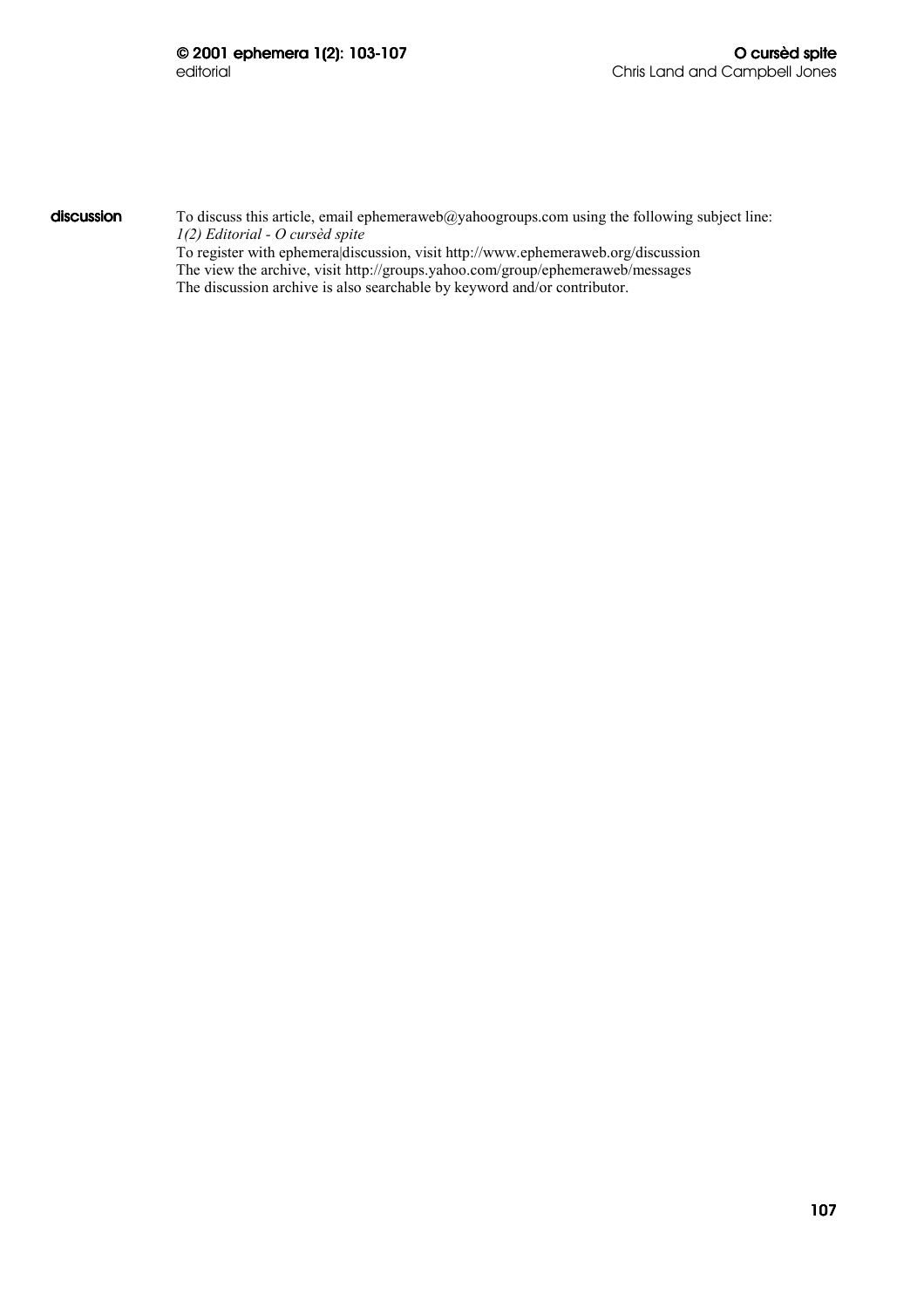**discussion**

To discuss this article, email ephemeraweb@yahoogroups.com using the following subject line:
*1(2) Editorial - O cursèd spite*
To register with ephemera|discussion, visit http://www.ephemeraweb.org/discussion
The view the archive, visit http://groups.yahoo.com/group/ephemeraweb/messages
The discussion archive is also searchable by keyword and/or contributor.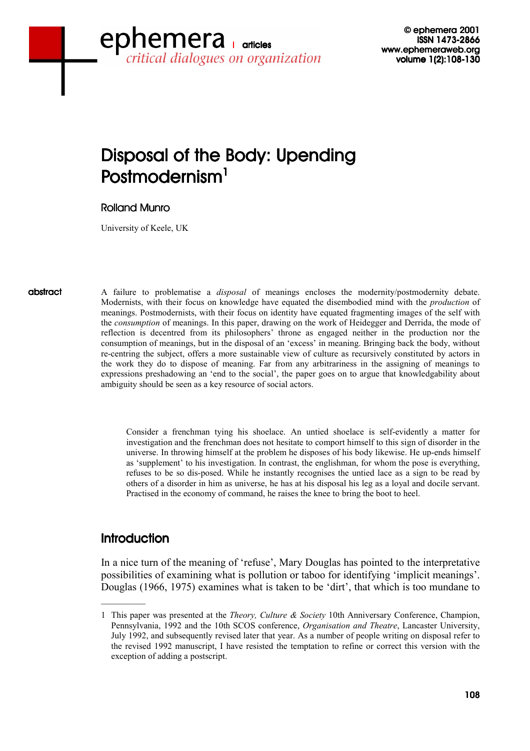# Disposal of the Body: Upending Postmodernism[1]

Rolland Munro

University of Keele, UK

**abstract**

A failure to problematise a *disposal* of meanings encloses the modernity/postmodernity debate. Modernists, with their focus on knowledge have equated the disembodied mind with the *production* of meanings. Postmodernists, with their focus on identity have equated fragmenting images of the self with the *consumption* of meanings. In this paper, drawing on the work of Heidegger and Derrida, the mode of reflection is decentred from its philosophers' throne as engaged neither in the production nor the consumption of meanings, but in the disposal of an 'excess' in meaning. Bringing back the body, without re-centring the subject, offers a more sustainable view of culture as recursively constituted by actors in the work they do to dispose of meaning. Far from any arbitrariness in the assigning of meanings to expressions preshadowing an 'end to the social', the paper goes on to argue that knowledgability about ambiguity should be seen as a key resource of social actors.

> Consider a frenchman tying his shoelace. An untied shoelace is self-evidently a matter for investigation and the frenchman does not hesitate to comport himself to this sign of disorder in the universe. In throwing himself at the problem he disposes of his body likewise. He up-ends himself as 'supplement' to his investigation. In contrast, the englishman, for whom the pose is everything, refuses to be so dis-posed. While he instantly recognises the untied lace as a sign to be read by others of a disorder in him as universe, he has at his disposal his leg as a loyal and docile servant. Practised in the economy of command, he raises the knee to bring the boot to heel.

## Introduction

In a nice turn of the meaning of 'refuse', Mary Douglas has pointed to the interpretative possibilities of examining what is pollution or taboo for identifying 'implicit meanings'. Douglas (1966, 1975) examines what is taken to be 'dirt', that which is too mundane to

---

1 This paper was presented at the *Theory, Culture & Society* 10th Anniversary Conference, Champion, Pennsylvania, 1992 and the 10th SCOS conference, *Organisation and Theatre*, Lancaster University, July 1992, and subsequently revised later that year. As a number of people writing on disposal refer to the revised 1992 manuscript, I have resisted the temptation to refine or correct this version with the exception of adding a postscript.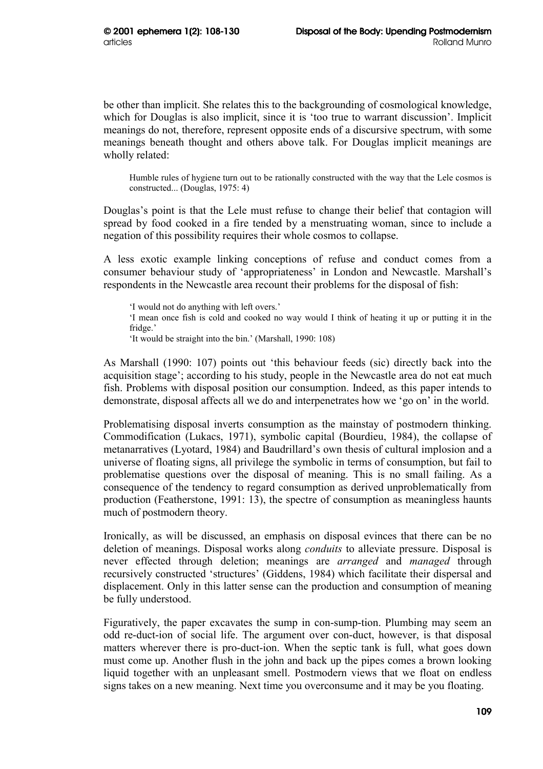be other than implicit. She relates this to the backgrounding of cosmological knowledge, which for Douglas is also implicit, since it is 'too true to warrant discussion'. Implicit meanings do not, therefore, represent opposite ends of a discursive spectrum, with some meanings beneath thought and others above talk. For Douglas implicit meanings are wholly related:

> Humble rules of hygiene turn out to be rationally constructed with the way that the Lele cosmos is constructed... (Douglas, 1975: 4)

Douglas's point is that the Lele must refuse to change their belief that contagion will spread by food cooked in a fire tended by a menstruating woman, since to include a negation of this possibility requires their whole cosmos to collapse.

A less exotic example linking conceptions of refuse and conduct comes from a consumer behaviour study of 'appropriateness' in London and Newcastle. Marshall's respondents in the Newcastle area recount their problems for the disposal of fish:

> 'I would not do anything with left overs.'
> 'I mean once fish is cold and cooked no way would I think of heating it up or putting it in the fridge.'
> 'It would be straight into the bin.' (Marshall, 1990: 108)

As Marshall (1990: 107) points out 'this behaviour feeds (sic) directly back into the acquisition stage'; according to his study, people in the Newcastle area do not eat much fish. Problems with disposal position our consumption. Indeed, as this paper intends to demonstrate, disposal affects all we do and interpenetrates how we 'go on' in the world.

Problematising disposal inverts consumption as the mainstay of postmodern thinking. Commodification (Lukacs, 1971), symbolic capital (Bourdieu, 1984), the collapse of metanarratives (Lyotard, 1984) and Baudrillard's own thesis of cultural implosion and a universe of floating signs, all privilege the symbolic in terms of consumption, but fail to problematise questions over the disposal of meaning. This is no small failing. As a consequence of the tendency to regard consumption as derived unproblematically from production (Featherstone, 1991: 13), the spectre of consumption as meaningless haunts much of postmodern theory.

Ironically, as will be discussed, an emphasis on disposal evinces that there can be no deletion of meanings. Disposal works along *conduits* to alleviate pressure. Disposal is never effected through deletion; meanings are *arranged* and *managed* through recursively constructed 'structures' (Giddens, 1984) which facilitate their dispersal and displacement. Only in this latter sense can the production and consumption of meaning be fully understood.

Figuratively, the paper excavates the sump in con-sump-tion. Plumbing may seem an odd re-duct-ion of social life. The argument over con-duct, however, is that disposal matters wherever there is pro-duct-ion. When the septic tank is full, what goes down must come up. Another flush in the john and back up the pipes comes a brown looking liquid together with an unpleasant smell. Postmodern views that we float on endless signs takes on a new meaning. Next time you overconsume and it may be you floating.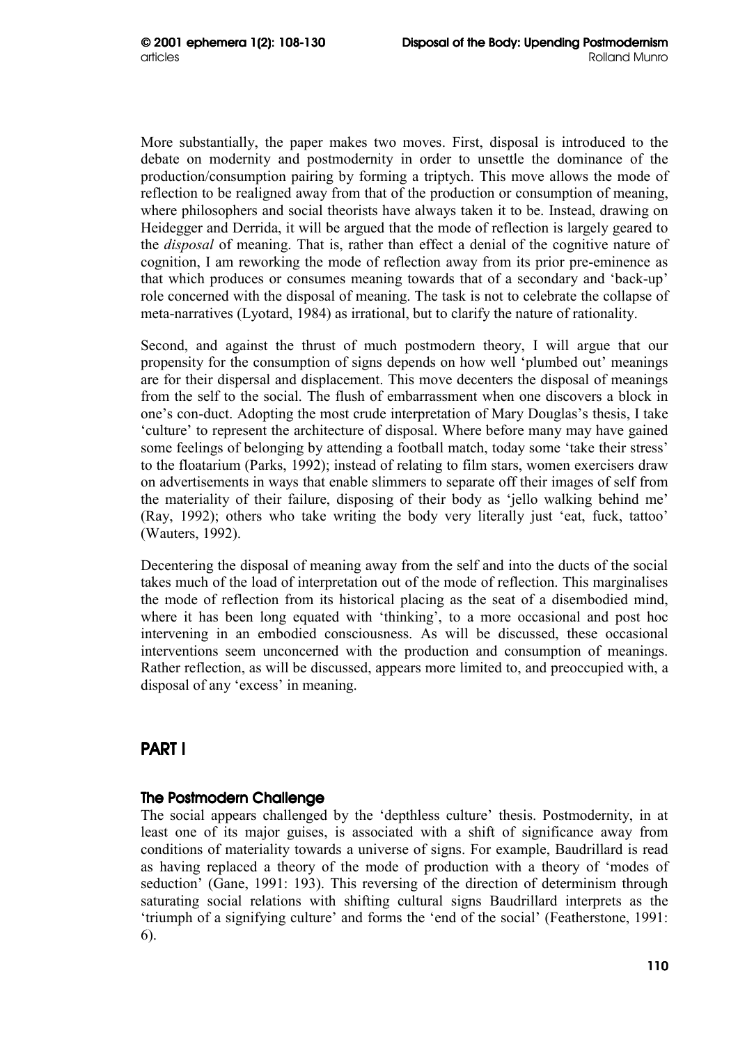More substantially, the paper makes two moves. First, disposal is introduced to the debate on modernity and postmodernity in order to unsettle the dominance of the production/consumption pairing by forming a triptych. This move allows the mode of reflection to be realigned away from that of the production or consumption of meaning, where philosophers and social theorists have always taken it to be. Instead, drawing on Heidegger and Derrida, it will be argued that the mode of reflection is largely geared to the *disposal* of meaning. That is, rather than effect a denial of the cognitive nature of cognition, I am reworking the mode of reflection away from its prior pre-eminence as that which produces or consumes meaning towards that of a secondary and 'back-up' role concerned with the disposal of meaning. The task is not to celebrate the collapse of meta-narratives (Lyotard, 1984) as irrational, but to clarify the nature of rationality.

Second, and against the thrust of much postmodern theory, I will argue that our propensity for the consumption of signs depends on how well 'plumbed out' meanings are for their dispersal and displacement. This move decenters the disposal of meanings from the self to the social. The flush of embarrassment when one discovers a block in one's con-duct. Adopting the most crude interpretation of Mary Douglas's thesis, I take 'culture' to represent the architecture of disposal. Where before many may have gained some feelings of belonging by attending a football match, today some 'take their stress' to the floatarium (Parks, 1992); instead of relating to film stars, women exercisers draw on advertisements in ways that enable slimmers to separate off their images of self from the materiality of their failure, disposing of their body as 'jello walking behind me' (Ray, 1992); others who take writing the body very literally just 'eat, fuck, tattoo' (Wauters, 1992).

Decentering the disposal of meaning away from the self and into the ducts of the social takes much of the load of interpretation out of the mode of reflection. This marginalises the mode of reflection from its historical placing as the seat of a disembodied mind, where it has been long equated with 'thinking', to a more occasional and post hoc intervening in an embodied consciousness. As will be discussed, these occasional interventions seem unconcerned with the production and consumption of meanings. Rather reflection, as will be discussed, appears more limited to, and preoccupied with, a disposal of any 'excess' in meaning.

## PART I

### The Postmodern Challenge

The social appears challenged by the 'depthless culture' thesis. Postmodernity, in at least one of its major guises, is associated with a shift of significance away from conditions of materiality towards a universe of signs. For example, Baudrillard is read as having replaced a theory of the mode of production with a theory of 'modes of seduction' (Gane, 1991: 193). This reversing of the direction of determinism through saturating social relations with shifting cultural signs Baudrillard interprets as the 'triumph of a signifying culture' and forms the 'end of the social' (Featherstone, 1991: 6).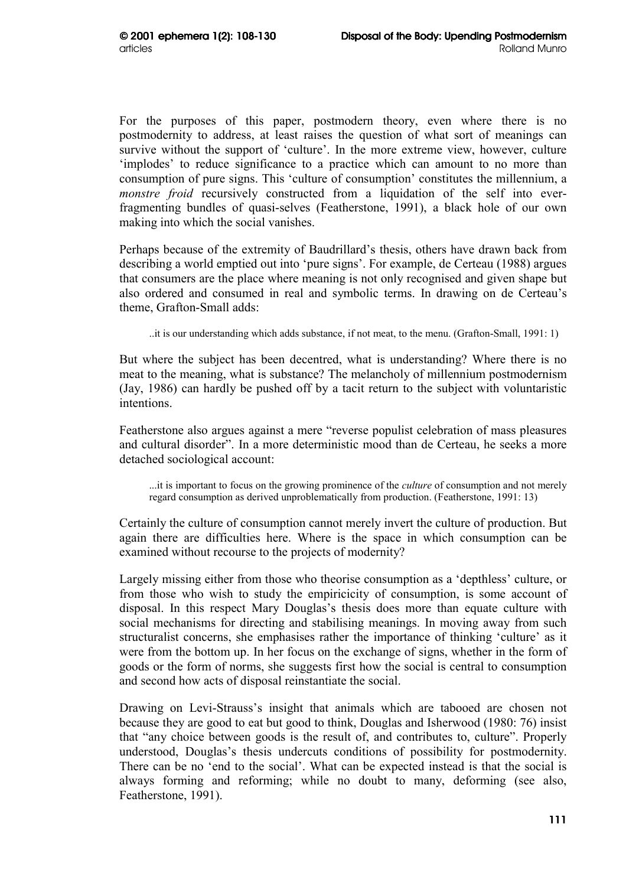For the purposes of this paper, postmodern theory, even where there is no postmodernity to address, at least raises the question of what sort of meanings can survive without the support of 'culture'. In the more extreme view, however, culture 'implodes' to reduce significance to a practice which can amount to no more than consumption of pure signs. This 'culture of consumption' constitutes the millennium, a *monstre froid* recursively constructed from a liquidation of the self into ever-fragmenting bundles of quasi-selves (Featherstone, 1991), a black hole of our own making into which the social vanishes.

Perhaps because of the extremity of Baudrillard's thesis, others have drawn back from describing a world emptied out into 'pure signs'. For example, de Certeau (1988) argues that consumers are the place where meaning is not only recognised and given shape but also ordered and consumed in real and symbolic terms. In drawing on de Certeau's theme, Grafton-Small adds:

> ..it is our understanding which adds substance, if not meat, to the menu. (Grafton-Small, 1991: 1)

But where the subject has been decentred, what is understanding? Where there is no meat to the meaning, what is substance? The melancholy of millennium postmodernism (Jay, 1986) can hardly be pushed off by a tacit return to the subject with voluntaristic intentions.

Featherstone also argues against a mere "reverse populist celebration of mass pleasures and cultural disorder". In a more deterministic mood than de Certeau, he seeks a more detached sociological account:

> ...it is important to focus on the growing prominence of the *culture* of consumption and not merely regard consumption as derived unproblematically from production. (Featherstone, 1991: 13)

Certainly the culture of consumption cannot merely invert the culture of production. But again there are difficulties here. Where is the space in which consumption can be examined without recourse to the projects of modernity?

Largely missing either from those who theorise consumption as a 'depthless' culture, or from those who wish to study the empiricicity of consumption, is some account of disposal. In this respect Mary Douglas's thesis does more than equate culture with social mechanisms for directing and stabilising meanings. In moving away from such structuralist concerns, she emphasises rather the importance of thinking 'culture' as it were from the bottom up. In her focus on the exchange of signs, whether in the form of goods or the form of norms, she suggests first how the social is central to consumption and second how acts of disposal reinstantiate the social.

Drawing on Levi-Strauss's insight that animals which are tabooed are chosen not because they are good to eat but good to think, Douglas and Isherwood (1980: 76) insist that "any choice between goods is the result of, and contributes to, culture". Properly understood, Douglas's thesis undercuts conditions of possibility for postmodernity. There can be no 'end to the social'. What can be expected instead is that the social is always forming and reforming; while no doubt to many, deforming (see also, Featherstone, 1991).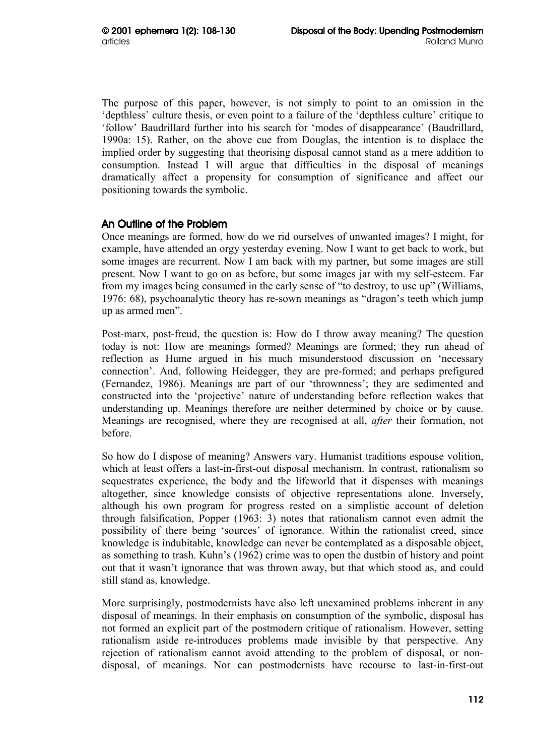The purpose of this paper, however, is not simply to point to an omission in the 'depthless' culture thesis, or even point to a failure of the 'depthless culture' critique to 'follow' Baudrillard further into his search for 'modes of disappearance' (Baudrillard, 1990a: 15). Rather, on the above cue from Douglas, the intention is to displace the implied order by suggesting that theorising disposal cannot stand as a mere addition to consumption. Instead I will argue that difficulties in the disposal of meanings dramatically affect a propensity for consumption of significance and affect our positioning towards the symbolic.

## An Outline of the Problem

Once meanings are formed, how do we rid ourselves of unwanted images? I might, for example, have attended an orgy yesterday evening. Now I want to get back to work, but some images are recurrent. Now I am back with my partner, but some images are still present. Now I want to go on as before, but some images jar with my self-esteem. Far from my images being consumed in the early sense of "to destroy, to use up" (Williams, 1976: 68), psychoanalytic theory has re-sown meanings as "dragon's teeth which jump up as armed men".

Post-marx, post-freud, the question is: How do I throw away meaning? The question today is not: How are meanings formed? Meanings are formed; they run ahead of reflection as Hume argued in his much misunderstood discussion on 'necessary connection'. And, following Heidegger, they are pre-formed; and perhaps prefigured (Fernandez, 1986). Meanings are part of our 'thrownness'; they are sedimented and constructed into the 'projective' nature of understanding before reflection wakes that understanding up. Meanings therefore are neither determined by choice or by cause. Meanings are recognised, where they are recognised at all, *after* their formation, not before.

So how do I dispose of meaning? Answers vary. Humanist traditions espouse volition, which at least offers a last-in-first-out disposal mechanism. In contrast, rationalism so sequestrates experience, the body and the lifeworld that it dispenses with meanings altogether, since knowledge consists of objective representations alone. Inversely, although his own program for progress rested on a simplistic account of deletion through falsification, Popper (1963: 3) notes that rationalism cannot even admit the possibility of there being 'sources' of ignorance. Within the rationalist creed, since knowledge is indubitable, knowledge can never be contemplated as a disposable object, as something to trash. Kuhn's (1962) crime was to open the dustbin of history and point out that it wasn't ignorance that was thrown away, but that which stood as, and could still stand as, knowledge.

More surprisingly, postmodernists have also left unexamined problems inherent in any disposal of meanings. In their emphasis on consumption of the symbolic, disposal has not formed an explicit part of the postmodern critique of rationalism. However, setting rationalism aside re-introduces problems made invisible by that perspective. Any rejection of rationalism cannot avoid attending to the problem of disposal, or non-disposal, of meanings. Nor can postmodernists have recourse to last-in-first-out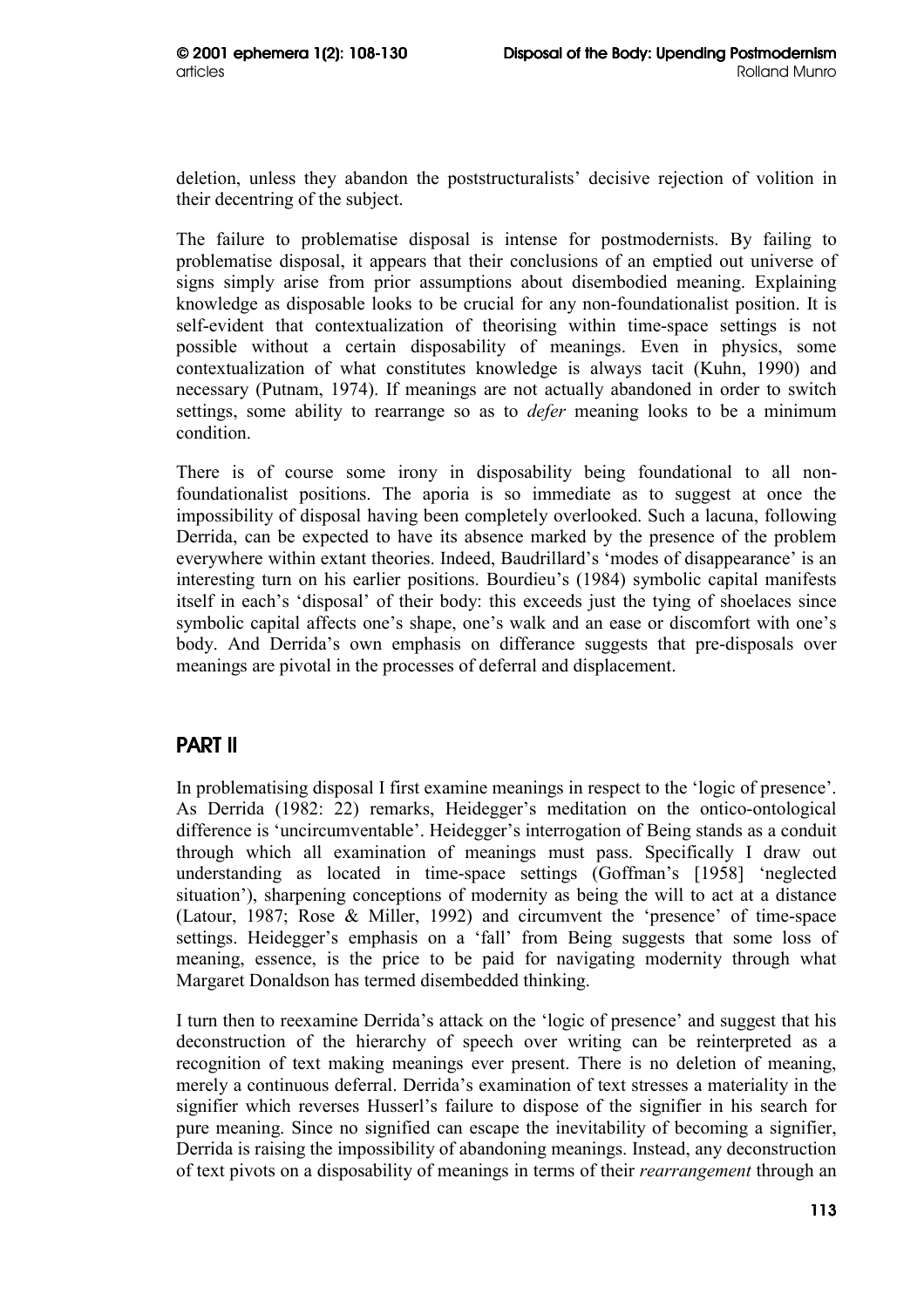deletion, unless they abandon the poststructuralists' decisive rejection of volition in their decentring of the subject.

The failure to problematise disposal is intense for postmodernists. By failing to problematise disposal, it appears that their conclusions of an emptied out universe of signs simply arise from prior assumptions about disembodied meaning. Explaining knowledge as disposable looks to be crucial for any non-foundationalist position. It is self-evident that contextualization of theorising within time-space settings is not possible without a certain disposability of meanings. Even in physics, some contextualization of what constitutes knowledge is always tacit (Kuhn, 1990) and necessary (Putnam, 1974). If meanings are not actually abandoned in order to switch settings, some ability to rearrange so as to *defer* meaning looks to be a minimum condition.

There is of course some irony in disposability being foundational to all non-foundationalist positions. The aporia is so immediate as to suggest at once the impossibility of disposal having been completely overlooked. Such a lacuna, following Derrida, can be expected to have its absence marked by the presence of the problem everywhere within extant theories. Indeed, Baudrillard's 'modes of disappearance' is an interesting turn on his earlier positions. Bourdieu's (1984) symbolic capital manifests itself in each's 'disposal' of their body: this exceeds just the tying of shoelaces since symbolic capital affects one's shape, one's walk and an ease or discomfort with one's body. And Derrida's own emphasis on differance suggests that pre-disposals over meanings are pivotal in the processes of deferral and displacement.

## PART II

In problematising disposal I first examine meanings in respect to the 'logic of presence'. As Derrida (1982: 22) remarks, Heidegger's meditation on the ontico-ontological difference is 'uncircumventable'. Heidegger's interrogation of Being stands as a conduit through which all examination of meanings must pass. Specifically I draw out understanding as located in time-space settings (Goffman's [1958] 'neglected situation'), sharpening conceptions of modernity as being the will to act at a distance (Latour, 1987; Rose & Miller, 1992) and circumvent the 'presence' of time-space settings. Heidegger's emphasis on a 'fall' from Being suggests that some loss of meaning, essence, is the price to be paid for navigating modernity through what Margaret Donaldson has termed disembedded thinking.

I turn then to reexamine Derrida's attack on the 'logic of presence' and suggest that his deconstruction of the hierarchy of speech over writing can be reinterpreted as a recognition of text making meanings ever present. There is no deletion of meaning, merely a continuous deferral. Derrida's examination of text stresses a materiality in the signifier which reverses Husserl's failure to dispose of the signifier in his search for pure meaning. Since no signified can escape the inevitability of becoming a signifier, Derrida is raising the impossibility of abandoning meanings. Instead, any deconstruction of text pivots on a disposability of meanings in terms of their *rearrangement* through an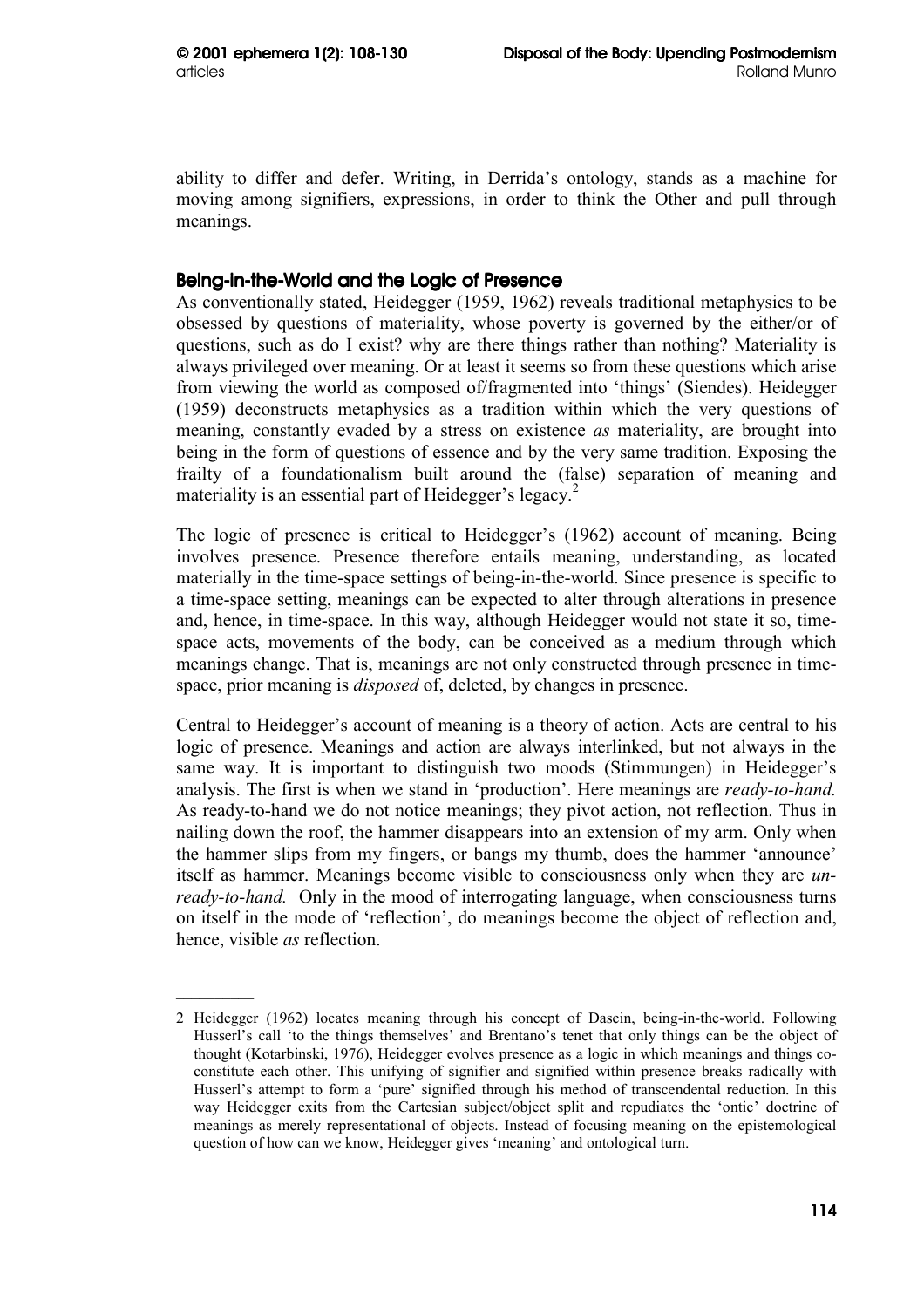ability to differ and defer. Writing, in Derrida's ontology, stands as a machine for moving among signifiers, expressions, in order to think the Other and pull through meanings.

## Being-in-the-World and the Logic of Presence

As conventionally stated, Heidegger (1959, 1962) reveals traditional metaphysics to be obsessed by questions of materiality, whose poverty is governed by the either/or of questions, such as do I exist? why are there things rather than nothing? Materiality is always privileged over meaning. Or at least it seems so from these questions which arise from viewing the world as composed of/fragmented into 'things' (Siendes). Heidegger (1959) deconstructs metaphysics as a tradition within which the very questions of meaning, constantly evaded by a stress on existence *as* materiality, are brought into being in the form of questions of essence and by the very same tradition. Exposing the frailty of a foundationalism built around the (false) separation of meaning and materiality is an essential part of Heidegger's legacy.[2]

The logic of presence is critical to Heidegger's (1962) account of meaning. Being involves presence. Presence therefore entails meaning, understanding, as located materially in the time-space settings of being-in-the-world. Since presence is specific to a time-space setting, meanings can be expected to alter through alterations in presence and, hence, in time-space. In this way, although Heidegger would not state it so, time-space acts, movements of the body, can be conceived as a medium through which meanings change. That is, meanings are not only constructed through presence in time-space, prior meaning is *disposed* of, deleted, by changes in presence.

Central to Heidegger's account of meaning is a theory of action. Acts are central to his logic of presence. Meanings and action are always interlinked, but not always in the same way. It is important to distinguish two moods (Stimmungen) in Heidegger's analysis. The first is when we stand in 'production'. Here meanings are *ready-to-hand.* As ready-to-hand we do not notice meanings; they pivot action, not reflection. Thus in nailing down the roof, the hammer disappears into an extension of my arm. Only when the hammer slips from my fingers, or bangs my thumb, does the hammer 'announce' itself as hammer. Meanings become visible to consciousness only when they are *un-ready-to-hand.* Only in the mood of interrogating language, when consciousness turns on itself in the mode of 'reflection', do meanings become the object of reflection and, hence, visible *as* reflection.

---

2 Heidegger (1962) locates meaning through his concept of Dasein, being-in-the-world. Following Husserl's call 'to the things themselves' and Brentano's tenet that only things can be the object of thought (Kotarbinski, 1976), Heidegger evolves presence as a logic in which meanings and things co-constitute each other. This unifying of signifier and signified within presence breaks radically with Husserl's attempt to form a 'pure' signified through his method of transcendental reduction. In this way Heidegger exits from the Cartesian subject/object split and repudiates the 'ontic' doctrine of meanings as merely representational of objects. Instead of focusing meaning on the epistemological question of how can we know, Heidegger gives 'meaning' and ontological turn.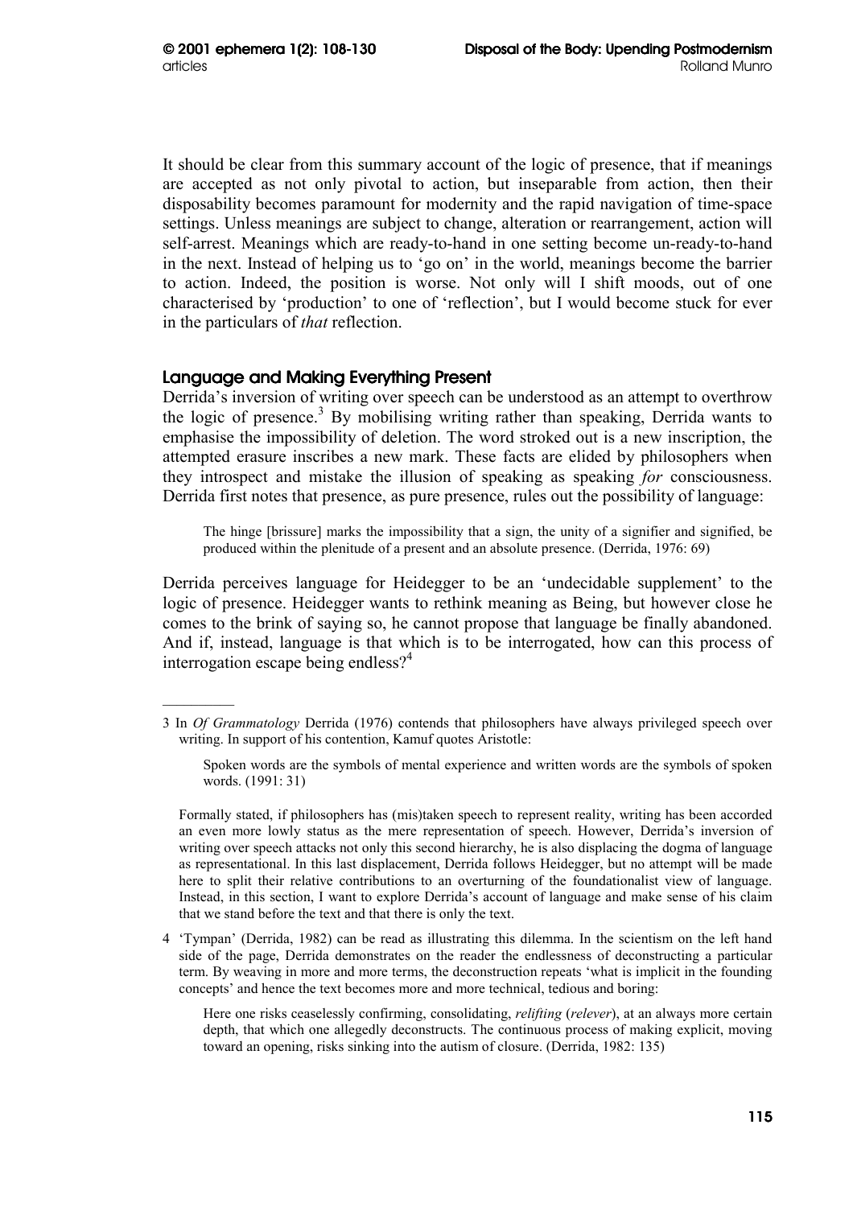It should be clear from this summary account of the logic of presence, that if meanings are accepted as not only pivotal to action, but inseparable from action, then their disposability becomes paramount for modernity and the rapid navigation of time-space settings. Unless meanings are subject to change, alteration or rearrangement, action will self-arrest. Meanings which are ready-to-hand in one setting become un-ready-to-hand in the next. Instead of helping us to 'go on' in the world, meanings become the barrier to action. Indeed, the position is worse. Not only will I shift moods, out of one characterised by 'production' to one of 'reflection', but I would become stuck for ever in the particulars of *that* reflection.

### Language and Making Everything Present

Derrida's inversion of writing over speech can be understood as an attempt to overthrow the logic of presence.[3] By mobilising writing rather than speaking, Derrida wants to emphasise the impossibility of deletion. The word stroked out is a new inscription, the attempted erasure inscribes a new mark. These facts are elided by philosophers when they introspect and mistake the illusion of speaking as speaking *for* consciousness. Derrida first notes that presence, as pure presence, rules out the possibility of language:

> The hinge [brissure] marks the impossibility that a sign, the unity of a signifier and signified, be produced within the plenitude of a present and an absolute presence. (Derrida, 1976: 69)

Derrida perceives language for Heidegger to be an 'undecidable supplement' to the logic of presence. Heidegger wants to rethink meaning as Being, but however close he comes to the brink of saying so, he cannot propose that language be finally abandoned. And if, instead, language is that which is to be interrogated, how can this process of interrogation escape being endless?[4]

---

3 In *Of Grammatology* Derrida (1976) contends that philosophers have always privileged speech over writing. In support of his contention, Kamuf quotes Aristotle:

> Spoken words are the symbols of mental experience and written words are the symbols of spoken words. (1991: 31)

Formally stated, if philosophers has (mis)taken speech to represent reality, writing has been accorded an even more lowly status as the mere representation of speech. However, Derrida's inversion of writing over speech attacks not only this second hierarchy, he is also displacing the dogma of language as representational. In this last displacement, Derrida follows Heidegger, but no attempt will be made here to split their relative contributions to an overturning of the foundationalist view of language. Instead, in this section, I want to explore Derrida's account of language and make sense of his claim that we stand before the text and that there is only the text.

4 'Tympan' (Derrida, 1982) can be read as illustrating this dilemma. In the scientism on the left hand side of the page, Derrida demonstrates on the reader the endlessness of deconstructing a particular term. By weaving in more and more terms, the deconstruction repeats 'what is implicit in the founding concepts' and hence the text becomes more and more technical, tedious and boring:

> Here one risks ceaselessly confirming, consolidating, *relifting* (*relever*), at an always more certain depth, that which one allegedly deconstructs. The continuous process of making explicit, moving toward an opening, risks sinking into the autism of closure. (Derrida, 1982: 135)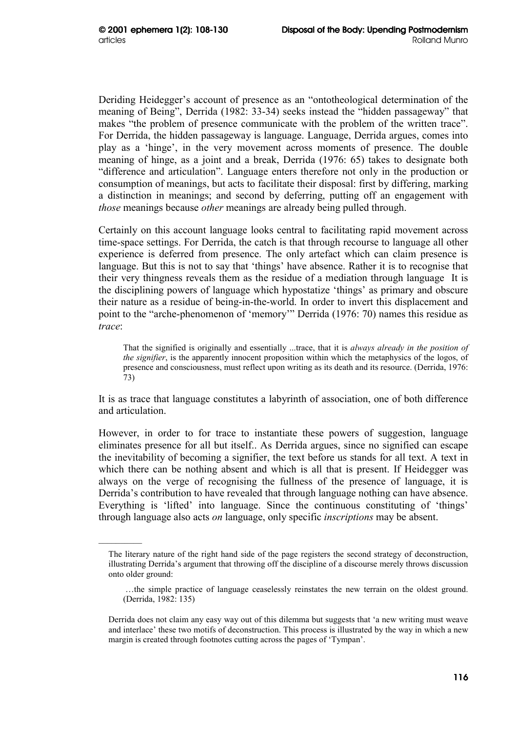Deriding Heidegger's account of presence as an "ontotheological determination of the meaning of Being", Derrida (1982: 33-34) seeks instead the "hidden passageway" that makes "the problem of presence communicate with the problem of the written trace". For Derrida, the hidden passageway is language. Language, Derrida argues, comes into play as a 'hinge', in the very movement across moments of presence. The double meaning of hinge, as a joint and a break, Derrida (1976: 65) takes to designate both "difference and articulation". Language enters therefore not only in the production or consumption of meanings, but acts to facilitate their disposal: first by differing, marking a distinction in meanings; and second by deferring, putting off an engagement with *those* meanings because *other* meanings are already being pulled through.

Certainly on this account language looks central to facilitating rapid movement across time-space settings. For Derrida, the catch is that through recourse to language all other experience is deferred from presence. The only artefact which can claim presence is language. But this is not to say that 'things' have absence. Rather it is to recognise that their very thingness reveals them as the residue of a mediation through language It is the disciplining powers of language which hypostatize 'things' as primary and obscure their nature as a residue of being-in-the-world. In order to invert this displacement and point to the "arche-phenomenon of 'memory'" Derrida (1976: 70) names this residue as *trace*:

> That the signified is originally and essentially ...trace, that it is *always already in the position of the signifier*, is the apparently innocent proposition within which the metaphysics of the logos, of presence and consciousness, must reflect upon writing as its death and its resource. (Derrida, 1976: 73)

It is as trace that language constitutes a labyrinth of association, one of both difference and articulation.

However, in order to for trace to instantiate these powers of suggestion, language eliminates presence for all but itself.. As Derrida argues, since no signified can escape the inevitability of becoming a signifier, the text before us stands for all text. A text in which there can be nothing absent and which is all that is present. If Heidegger was always on the verge of recognising the fullness of the presence of language, it is Derrida's contribution to have revealed that through language nothing can have absence. Everything is 'lifted' into language. Since the continuous constituting of 'things' through language also acts *on* language, only specific *inscriptions* may be absent.

---

The literary nature of the right hand side of the page registers the second strategy of deconstruction, illustrating Derrida's argument that throwing off the discipline of a discourse merely throws discussion onto older ground:

> …the simple practice of language ceaselessly reinstates the new terrain on the oldest ground. (Derrida, 1982: 135)

Derrida does not claim any easy way out of this dilemma but suggests that 'a new writing must weave and interlace' these two motifs of deconstruction. This process is illustrated by the way in which a new margin is created through footnotes cutting across the pages of 'Tympan'.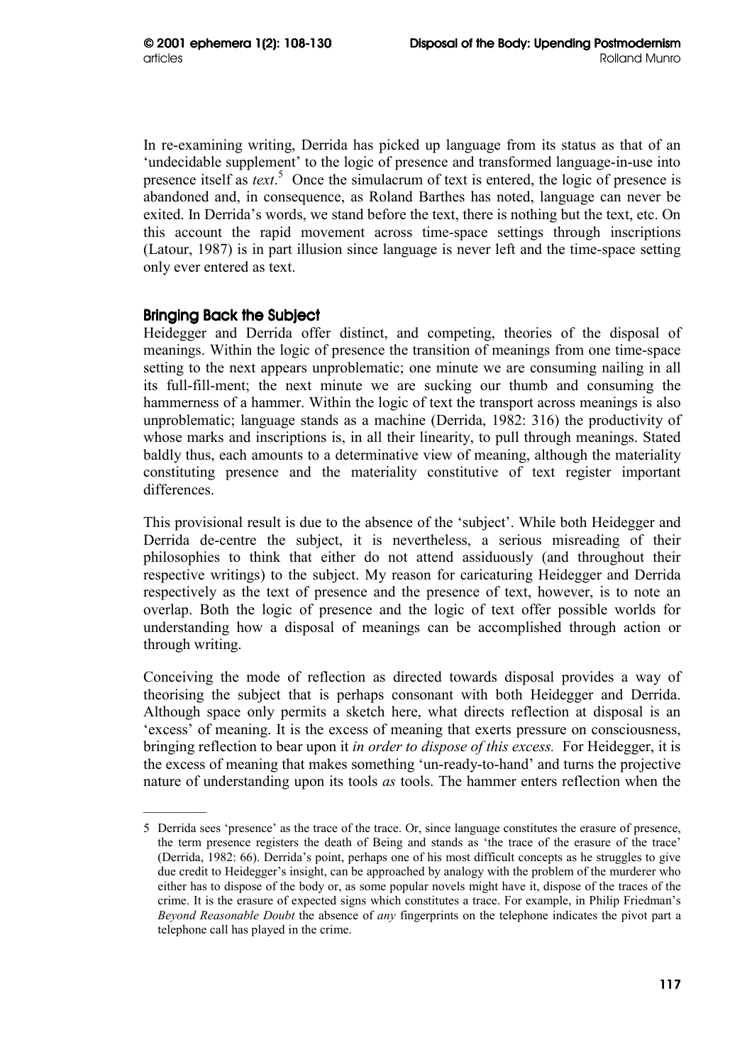In re-examining writing, Derrida has picked up language from its status as that of an 'undecidable supplement' to the logic of presence and transformed language-in-use into presence itself as *text*.[5] Once the simulacrum of text is entered, the logic of presence is abandoned and, in consequence, as Roland Barthes has noted, language can never be exited. In Derrida's words, we stand before the text, there is nothing but the text, etc. On this account the rapid movement across time-space settings through inscriptions (Latour, 1987) is in part illusion since language is never left and the time-space setting only ever entered as text.

## Bringing Back the Subject

Heidegger and Derrida offer distinct, and competing, theories of the disposal of meanings. Within the logic of presence the transition of meanings from one time-space setting to the next appears unproblematic; one minute we are consuming nailing in all its full-fill-ment; the next minute we are sucking our thumb and consuming the hammerness of a hammer. Within the logic of text the transport across meanings is also unproblematic; language stands as a machine (Derrida, 1982: 316) the productivity of whose marks and inscriptions is, in all their linearity, to pull through meanings. Stated baldly thus, each amounts to a determinative view of meaning, although the materiality constituting presence and the materiality constitutive of text register important differences.

This provisional result is due to the absence of the 'subject'. While both Heidegger and Derrida de-centre the subject, it is nevertheless, a serious misreading of their philosophies to think that either do not attend assiduously (and throughout their respective writings) to the subject. My reason for caricaturing Heidegger and Derrida respectively as the text of presence and the presence of text, however, is to note an overlap. Both the logic of presence and the logic of text offer possible worlds for understanding how a disposal of meanings can be accomplished through action or through writing.

Conceiving the mode of reflection as directed towards disposal provides a way of theorising the subject that is perhaps consonant with both Heidegger and Derrida. Although space only permits a sketch here, what directs reflection at disposal is an 'excess' of meaning. It is the excess of meaning that exerts pressure on consciousness, bringing reflection to bear upon it *in order to dispose of this excess.* For Heidegger, it is the excess of meaning that makes something 'un-ready-to-hand' and turns the projective nature of understanding upon its tools *as* tools. The hammer enters reflection when the

---

5 Derrida sees 'presence' as the trace of the trace. Or, since language constitutes the erasure of presence, the term presence registers the death of Being and stands as 'the trace of the erasure of the trace' (Derrida, 1982: 66). Derrida's point, perhaps one of his most difficult concepts as he struggles to give due credit to Heidegger's insight, can be approached by analogy with the problem of the murderer who either has to dispose of the body or, as some popular novels might have it, dispose of the traces of the crime. It is the erasure of expected signs which constitutes a trace. For example, in Philip Friedman's *Beyond Reasonable Doubt* the absence of *any* fingerprints on the telephone indicates the pivot part a telephone call has played in the crime.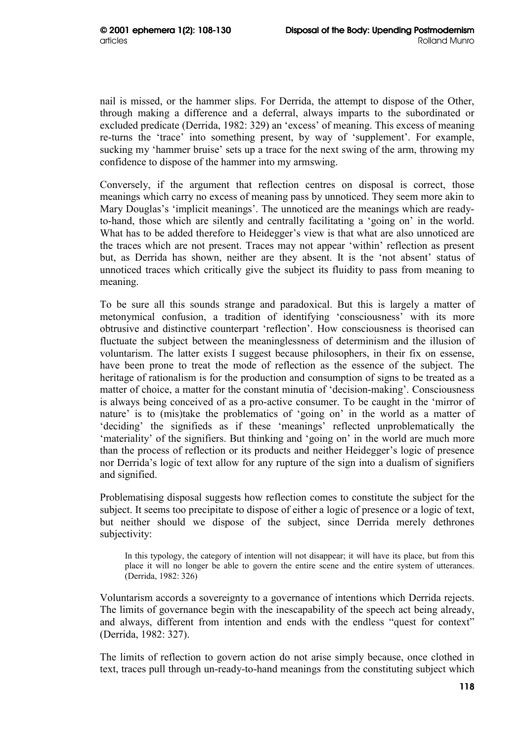nail is missed, or the hammer slips. For Derrida, the attempt to dispose of the Other, through making a difference and a deferral, always imparts to the subordinated or excluded predicate (Derrida, 1982: 329) an 'excess' of meaning. This excess of meaning re-turns the 'trace' into something present, by way of 'supplement'. For example, sucking my 'hammer bruise' sets up a trace for the next swing of the arm, throwing my confidence to dispose of the hammer into my armswing.

Conversely, if the argument that reflection centres on disposal is correct, those meanings which carry no excess of meaning pass by unnoticed. They seem more akin to Mary Douglas's 'implicit meanings'. The unnoticed are the meanings which are ready-to-hand, those which are silently and centrally facilitating a 'going on' in the world. What has to be added therefore to Heidegger's view is that what are also unnoticed are the traces which are not present. Traces may not appear 'within' reflection as present but, as Derrida has shown, neither are they absent. It is the 'not absent' status of unnoticed traces which critically give the subject its fluidity to pass from meaning to meaning.

To be sure all this sounds strange and paradoxical. But this is largely a matter of metonymical confusion, a tradition of identifying 'consciousness' with its more obtrusive and distinctive counterpart 'reflection'. How consciousness is theorised can fluctuate the subject between the meaninglessness of determinism and the illusion of voluntarism. The latter exists I suggest because philosophers, in their fix on essense, have been prone to treat the mode of reflection as the essence of the subject. The heritage of rationalism is for the production and consumption of signs to be treated as a matter of choice, a matter for the constant minutia of 'decision-making'. Consciousness is always being conceived of as a pro-active consumer. To be caught in the 'mirror of nature' is to (mis)take the problematics of 'going on' in the world as a matter of 'deciding' the signifieds as if these 'meanings' reflected unproblematically the 'materiality' of the signifiers. But thinking and 'going on' in the world are much more than the process of reflection or its products and neither Heidegger's logic of presence nor Derrida's logic of text allow for any rupture of the sign into a dualism of signifiers and signified.

Problematising disposal suggests how reflection comes to constitute the subject for the subject. It seems too precipitate to dispose of either a logic of presence or a logic of text, but neither should we dispose of the subject, since Derrida merely dethrones subjectivity:

> In this typology, the category of intention will not disappear; it will have its place, but from this place it will no longer be able to govern the entire scene and the entire system of utterances. (Derrida, 1982: 326)

Voluntarism accords a sovereignty to a governance of intentions which Derrida rejects. The limits of governance begin with the inescapability of the speech act being already, and always, different from intention and ends with the endless "quest for context" (Derrida, 1982: 327).

The limits of reflection to govern action do not arise simply because, once clothed in text, traces pull through un-ready-to-hand meanings from the constituting subject which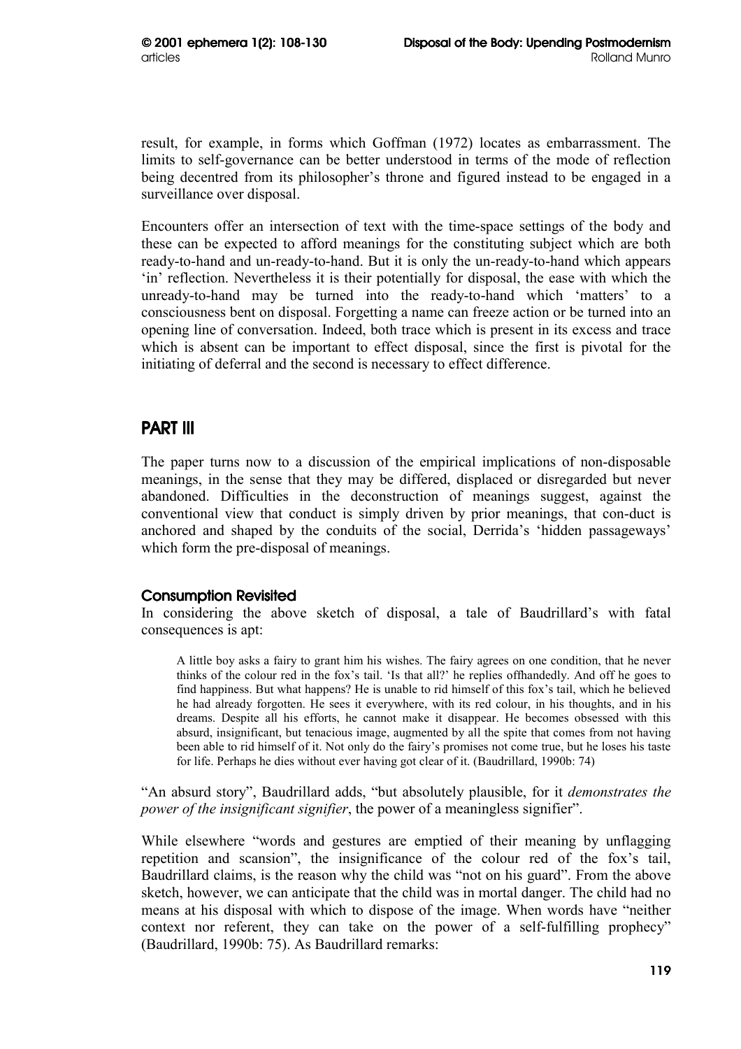result, for example, in forms which Goffman (1972) locates as embarrassment. The limits to self-governance can be better understood in terms of the mode of reflection being decentred from its philosopher's throne and figured instead to be engaged in a surveillance over disposal.

Encounters offer an intersection of text with the time-space settings of the body and these can be expected to afford meanings for the constituting subject which are both ready-to-hand and un-ready-to-hand. But it is only the un-ready-to-hand which appears 'in' reflection. Nevertheless it is their potentially for disposal, the ease with which the unready-to-hand may be turned into the ready-to-hand which 'matters' to a consciousness bent on disposal. Forgetting a name can freeze action or be turned into an opening line of conversation. Indeed, both trace which is present in its excess and trace which is absent can be important to effect disposal, since the first is pivotal for the initiating of deferral and the second is necessary to effect difference.

## PART III

The paper turns now to a discussion of the empirical implications of non-disposable meanings, in the sense that they may be differed, displaced or disregarded but never abandoned. Difficulties in the deconstruction of meanings suggest, against the conventional view that conduct is simply driven by prior meanings, that con-duct is anchored and shaped by the conduits of the social, Derrida's 'hidden passageways' which form the pre-disposal of meanings.

### Consumption Revisited

In considering the above sketch of disposal, a tale of Baudrillard's with fatal consequences is apt:

> A little boy asks a fairy to grant him his wishes. The fairy agrees on one condition, that he never thinks of the colour red in the fox's tail. 'Is that all?' he replies offhandedly. And off he goes to find happiness. But what happens? He is unable to rid himself of this fox's tail, which he believed he had already forgotten. He sees it everywhere, with its red colour, in his thoughts, and in his dreams. Despite all his efforts, he cannot make it disappear. He becomes obsessed with this absurd, insignificant, but tenacious image, augmented by all the spite that comes from not having been able to rid himself of it. Not only do the fairy's promises not come true, but he loses his taste for life. Perhaps he dies without ever having got clear of it. (Baudrillard, 1990b: 74)

"An absurd story", Baudrillard adds, "but absolutely plausible, for it *demonstrates the power of the insignificant signifier*, the power of a meaningless signifier".

While elsewhere "words and gestures are emptied of their meaning by unflagging repetition and scansion", the insignificance of the colour red of the fox's tail, Baudrillard claims, is the reason why the child was "not on his guard". From the above sketch, however, we can anticipate that the child was in mortal danger. The child had no means at his disposal with which to dispose of the image. When words have "neither context nor referent, they can take on the power of a self-fulfilling prophecy" (Baudrillard, 1990b: 75). As Baudrillard remarks: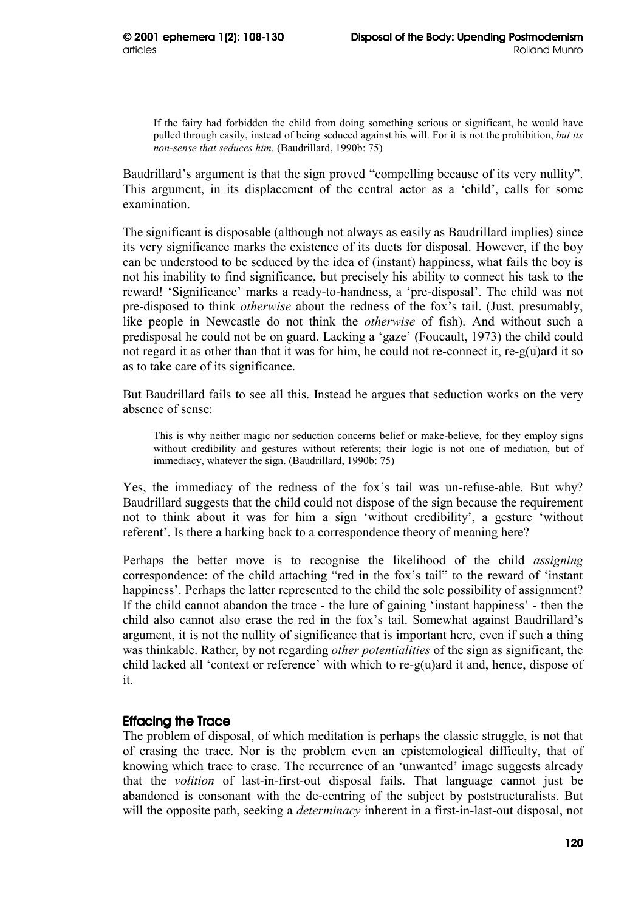> If the fairy had forbidden the child from doing something serious or significant, he would have pulled through easily, instead of being seduced against his will. For it is not the prohibition, *but its non-sense that seduces him.* (Baudrillard, 1990b: 75)

Baudrillard's argument is that the sign proved "compelling because of its very nullity". This argument, in its displacement of the central actor as a 'child', calls for some examination.

The significant is disposable (although not always as easily as Baudrillard implies) since its very significance marks the existence of its ducts for disposal. However, if the boy can be understood to be seduced by the idea of (instant) happiness, what fails the boy is not his inability to find significance, but precisely his ability to connect his task to the reward! 'Significance' marks a ready-to-handness, a 'pre-disposal'. The child was not pre-disposed to think *otherwise* about the redness of the fox's tail. (Just, presumably, like people in Newcastle do not think the *otherwise* of fish). And without such a predisposal he could not be on guard. Lacking a 'gaze' (Foucault, 1973) the child could not regard it as other than that it was for him, he could not re-connect it, re-g(u)ard it so as to take care of its significance.

But Baudrillard fails to see all this. Instead he argues that seduction works on the very absence of sense:

> This is why neither magic nor seduction concerns belief or make-believe, for they employ signs without credibility and gestures without referents; their logic is not one of mediation, but of immediacy, whatever the sign. (Baudrillard, 1990b: 75)

Yes, the immediacy of the redness of the fox's tail was un-refuse-able. But why? Baudrillard suggests that the child could not dispose of the sign because the requirement not to think about it was for him a sign 'without credibility', a gesture 'without referent'. Is there a harking back to a correspondence theory of meaning here?

Perhaps the better move is to recognise the likelihood of the child *assigning* correspondence: of the child attaching "red in the fox's tail" to the reward of 'instant happiness'. Perhaps the latter represented to the child the sole possibility of assignment? If the child cannot abandon the trace - the lure of gaining 'instant happiness' - then the child also cannot also erase the red in the fox's tail. Somewhat against Baudrillard's argument, it is not the nullity of significance that is important here, even if such a thing was thinkable. Rather, by not regarding *other potentialities* of the sign as significant, the child lacked all 'context or reference' with which to re-g(u)ard it and, hence, dispose of it.

### Effacing the Trace

The problem of disposal, of which meditation is perhaps the classic struggle, is not that of erasing the trace. Nor is the problem even an epistemological difficulty, that of knowing which trace to erase. The recurrence of an 'unwanted' image suggests already that the *volition* of last-in-first-out disposal fails. That language cannot just be abandoned is consonant with the de-centring of the subject by poststructuralists. But will the opposite path, seeking a *determinacy* inherent in a first-in-last-out disposal, not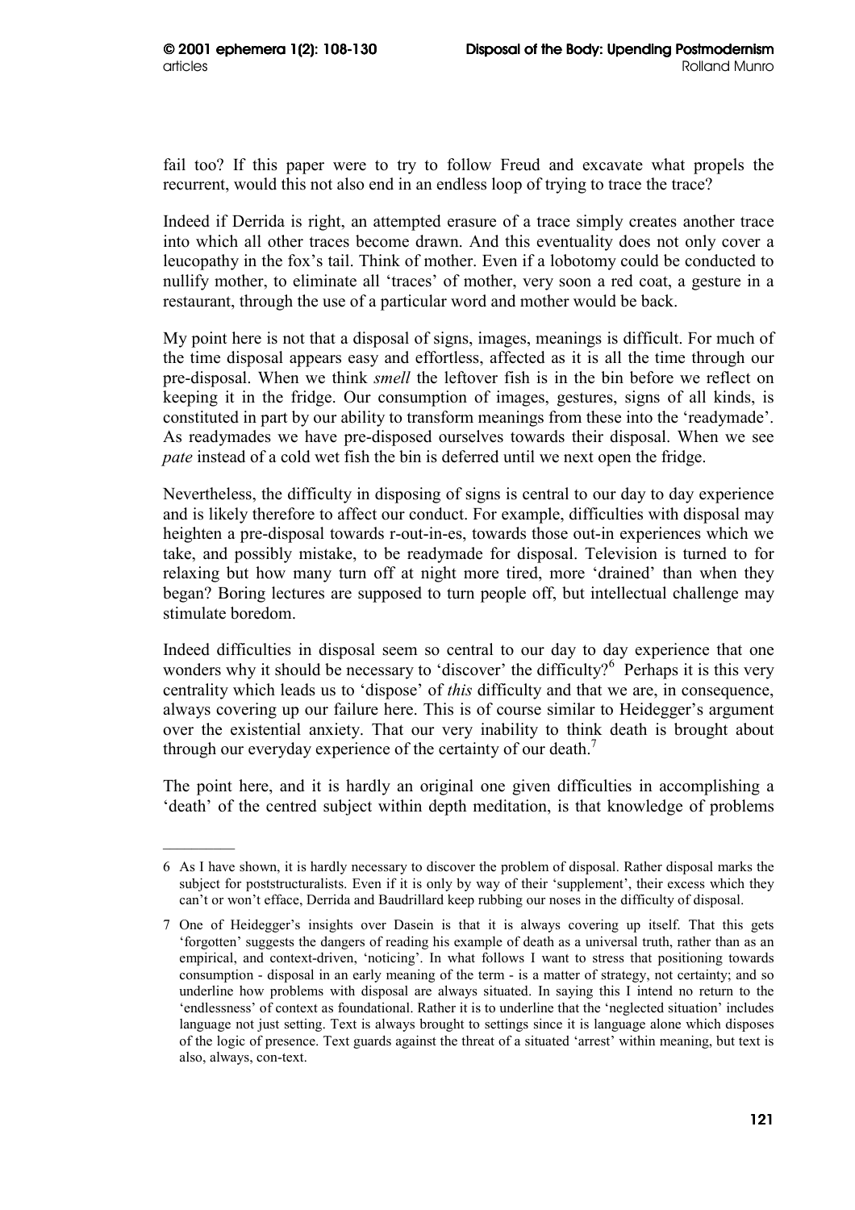fail too? If this paper were to try to follow Freud and excavate what propels the recurrent, would this not also end in an endless loop of trying to trace the trace?

Indeed if Derrida is right, an attempted erasure of a trace simply creates another trace into which all other traces become drawn. And this eventuality does not only cover a leucopathy in the fox's tail. Think of mother. Even if a lobotomy could be conducted to nullify mother, to eliminate all 'traces' of mother, very soon a red coat, a gesture in a restaurant, through the use of a particular word and mother would be back.

My point here is not that a disposal of signs, images, meanings is difficult. For much of the time disposal appears easy and effortless, affected as it is all the time through our pre-disposal. When we think *smell* the leftover fish is in the bin before we reflect on keeping it in the fridge. Our consumption of images, gestures, signs of all kinds, is constituted in part by our ability to transform meanings from these into the 'readymade'. As readymades we have pre-disposed ourselves towards their disposal. When we see *pate* instead of a cold wet fish the bin is deferred until we next open the fridge.

Nevertheless, the difficulty in disposing of signs is central to our day to day experience and is likely therefore to affect our conduct. For example, difficulties with disposal may heighten a pre-disposal towards r-out-in-es, towards those out-in experiences which we take, and possibly mistake, to be readymade for disposal. Television is turned to for relaxing but how many turn off at night more tired, more 'drained' than when they began? Boring lectures are supposed to turn people off, but intellectual challenge may stimulate boredom.

Indeed difficulties in disposal seem so central to our day to day experience that one wonders why it should be necessary to 'discover' the difficulty?[6] Perhaps it is this very centrality which leads us to 'dispose' of *this* difficulty and that we are, in consequence, always covering up our failure here. This is of course similar to Heidegger's argument over the existential anxiety. That our very inability to think death is brought about through our everyday experience of the certainty of our death.[7]

The point here, and it is hardly an original one given difficulties in accomplishing a 'death' of the centred subject within depth meditation, is that knowledge of problems

---

6 As I have shown, it is hardly necessary to discover the problem of disposal. Rather disposal marks the subject for poststructuralists. Even if it is only by way of their 'supplement', their excess which they can't or won't efface, Derrida and Baudrillard keep rubbing our noses in the difficulty of disposal.

7 One of Heidegger's insights over Dasein is that it is always covering up itself. That this gets 'forgotten' suggests the dangers of reading his example of death as a universal truth, rather than as an empirical, and context-driven, 'noticing'. In what follows I want to stress that positioning towards consumption - disposal in an early meaning of the term - is a matter of strategy, not certainty; and so underline how problems with disposal are always situated. In saying this I intend no return to the 'endlessness' of context as foundational. Rather it is to underline that the 'neglected situation' includes language not just setting. Text is always brought to settings since it is language alone which disposes of the logic of presence. Text guards against the threat of a situated 'arrest' within meaning, but text is also, always, con-text.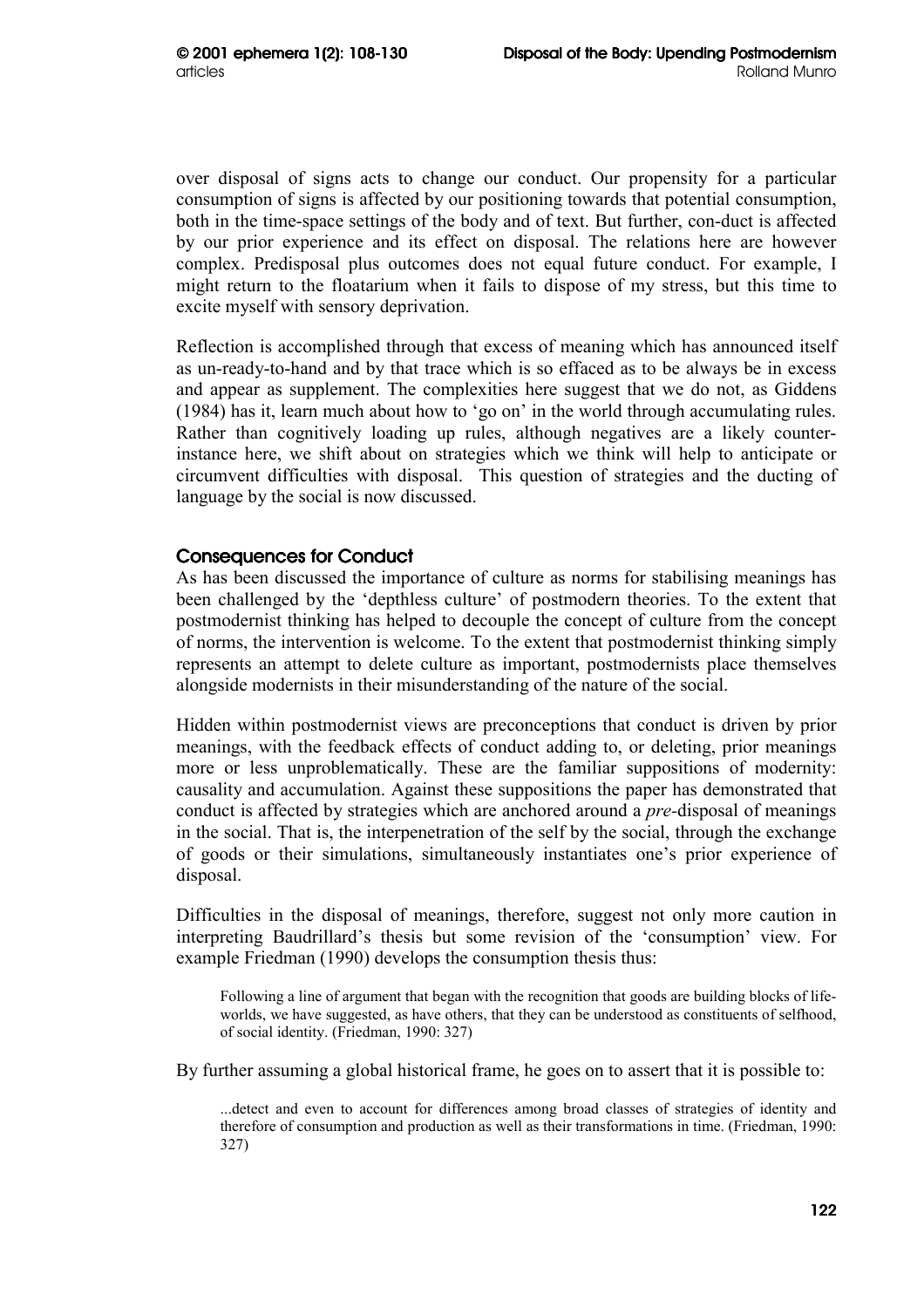over disposal of signs acts to change our conduct. Our propensity for a particular consumption of signs is affected by our positioning towards that potential consumption, both in the time-space settings of the body and of text. But further, con-duct is affected by our prior experience and its effect on disposal. The relations here are however complex. Predisposal plus outcomes does not equal future conduct. For example, I might return to the floatarium when it fails to dispose of my stress, but this time to excite myself with sensory deprivation.

Reflection is accomplished through that excess of meaning which has announced itself as un-ready-to-hand and by that trace which is so effaced as to be always be in excess and appear as supplement. The complexities here suggest that we do not, as Giddens (1984) has it, learn much about how to 'go on' in the world through accumulating rules. Rather than cognitively loading up rules, although negatives are a likely counter-instance here, we shift about on strategies which we think will help to anticipate or circumvent difficulties with disposal. This question of strategies and the ducting of language by the social is now discussed.

### Consequences for Conduct

As has been discussed the importance of culture as norms for stabilising meanings has been challenged by the 'depthless culture' of postmodern theories. To the extent that postmodernist thinking has helped to decouple the concept of culture from the concept of norms, the intervention is welcome. To the extent that postmodernist thinking simply represents an attempt to delete culture as important, postmodernists place themselves alongside modernists in their misunderstanding of the nature of the social.

Hidden within postmodernist views are preconceptions that conduct is driven by prior meanings, with the feedback effects of conduct adding to, or deleting, prior meanings more or less unproblematically. These are the familiar suppositions of modernity: causality and accumulation. Against these suppositions the paper has demonstrated that conduct is affected by strategies which are anchored around a *pre*-disposal of meanings in the social. That is, the interpenetration of the self by the social, through the exchange of goods or their simulations, simultaneously instantiates one's prior experience of disposal.

Difficulties in the disposal of meanings, therefore, suggest not only more caution in interpreting Baudrillard's thesis but some revision of the 'consumption' view. For example Friedman (1990) develops the consumption thesis thus:

> Following a line of argument that began with the recognition that goods are building blocks of life-worlds, we have suggested, as have others, that they can be understood as constituents of selfhood, of social identity. (Friedman, 1990: 327)

By further assuming a global historical frame, he goes on to assert that it is possible to:

> ...detect and even to account for differences among broad classes of strategies of identity and therefore of consumption and production as well as their transformations in time. (Friedman, 1990: 327)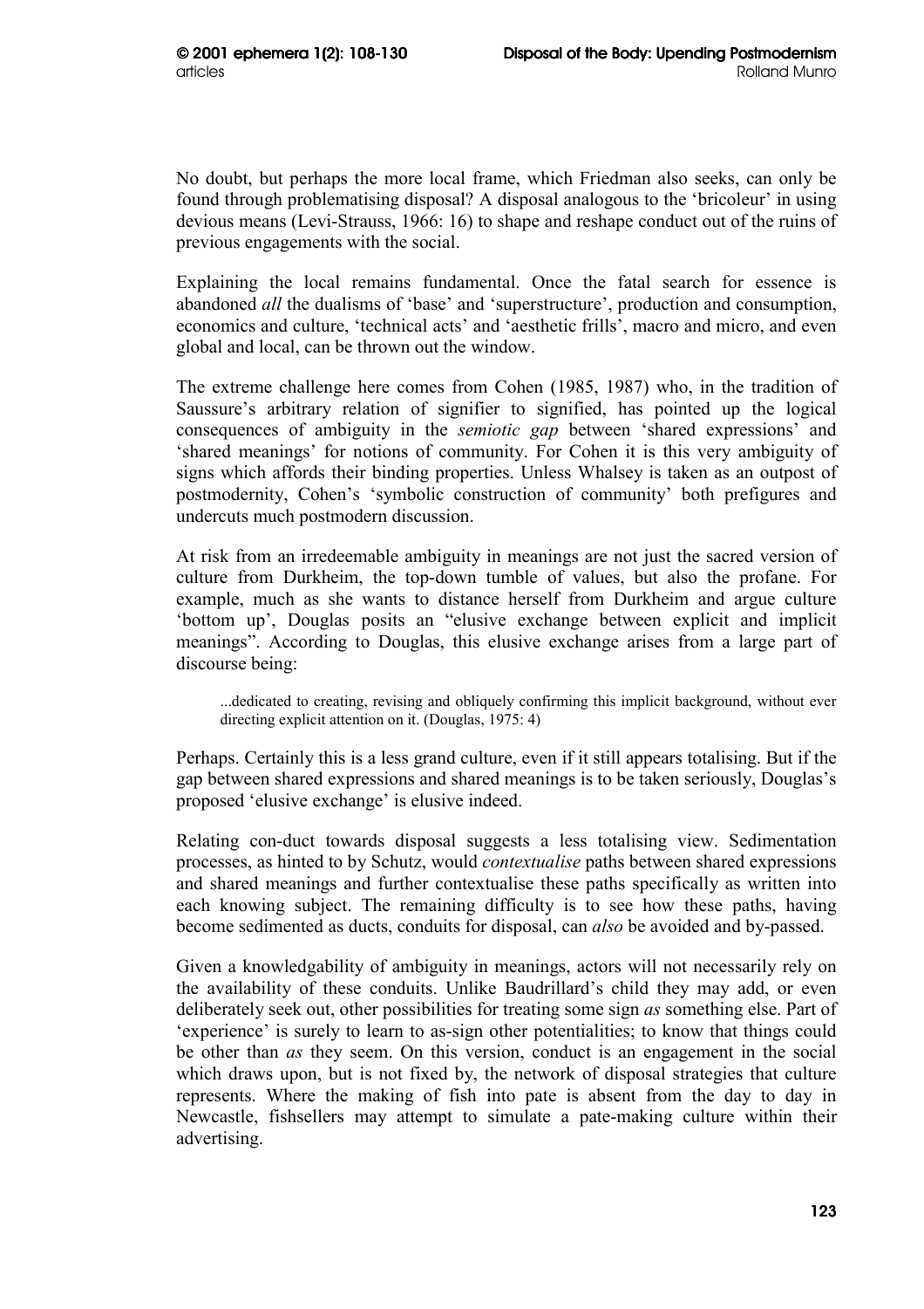No doubt, but perhaps the more local frame, which Friedman also seeks, can only be found through problematising disposal? A disposal analogous to the 'bricoleur' in using devious means (Levi-Strauss, 1966: 16) to shape and reshape conduct out of the ruins of previous engagements with the social.

Explaining the local remains fundamental. Once the fatal search for essence is abandoned *all* the dualisms of 'base' and 'superstructure', production and consumption, economics and culture, 'technical acts' and 'aesthetic frills', macro and micro, and even global and local, can be thrown out the window.

The extreme challenge here comes from Cohen (1985, 1987) who, in the tradition of Saussure's arbitrary relation of signifier to signified, has pointed up the logical consequences of ambiguity in the *semiotic gap* between 'shared expressions' and 'shared meanings' for notions of community. For Cohen it is this very ambiguity of signs which affords their binding properties. Unless Whalsey is taken as an outpost of postmodernity, Cohen's 'symbolic construction of community' both prefigures and undercuts much postmodern discussion.

At risk from an irredeemable ambiguity in meanings are not just the sacred version of culture from Durkheim, the top-down tumble of values, but also the profane. For example, much as she wants to distance herself from Durkheim and argue culture 'bottom up', Douglas posits an "elusive exchange between explicit and implicit meanings". According to Douglas, this elusive exchange arises from a large part of discourse being:

> ...dedicated to creating, revising and obliquely confirming this implicit background, without ever directing explicit attention on it. (Douglas, 1975: 4)

Perhaps. Certainly this is a less grand culture, even if it still appears totalising. But if the gap between shared expressions and shared meanings is to be taken seriously, Douglas's proposed 'elusive exchange' is elusive indeed.

Relating con-duct towards disposal suggests a less totalising view. Sedimentation processes, as hinted to by Schutz, would *contextualise* paths between shared expressions and shared meanings and further contextualise these paths specifically as written into each knowing subject. The remaining difficulty is to see how these paths, having become sedimented as ducts, conduits for disposal, can *also* be avoided and by-passed.

Given a knowledgability of ambiguity in meanings, actors will not necessarily rely on the availability of these conduits. Unlike Baudrillard's child they may add, or even deliberately seek out, other possibilities for treating some sign *as* something else. Part of 'experience' is surely to learn to as-sign other potentialities; to know that things could be other than *as* they seem. On this version, conduct is an engagement in the social which draws upon, but is not fixed by, the network of disposal strategies that culture represents. Where the making of fish into pate is absent from the day to day in Newcastle, fishsellers may attempt to simulate a pate-making culture within their advertising.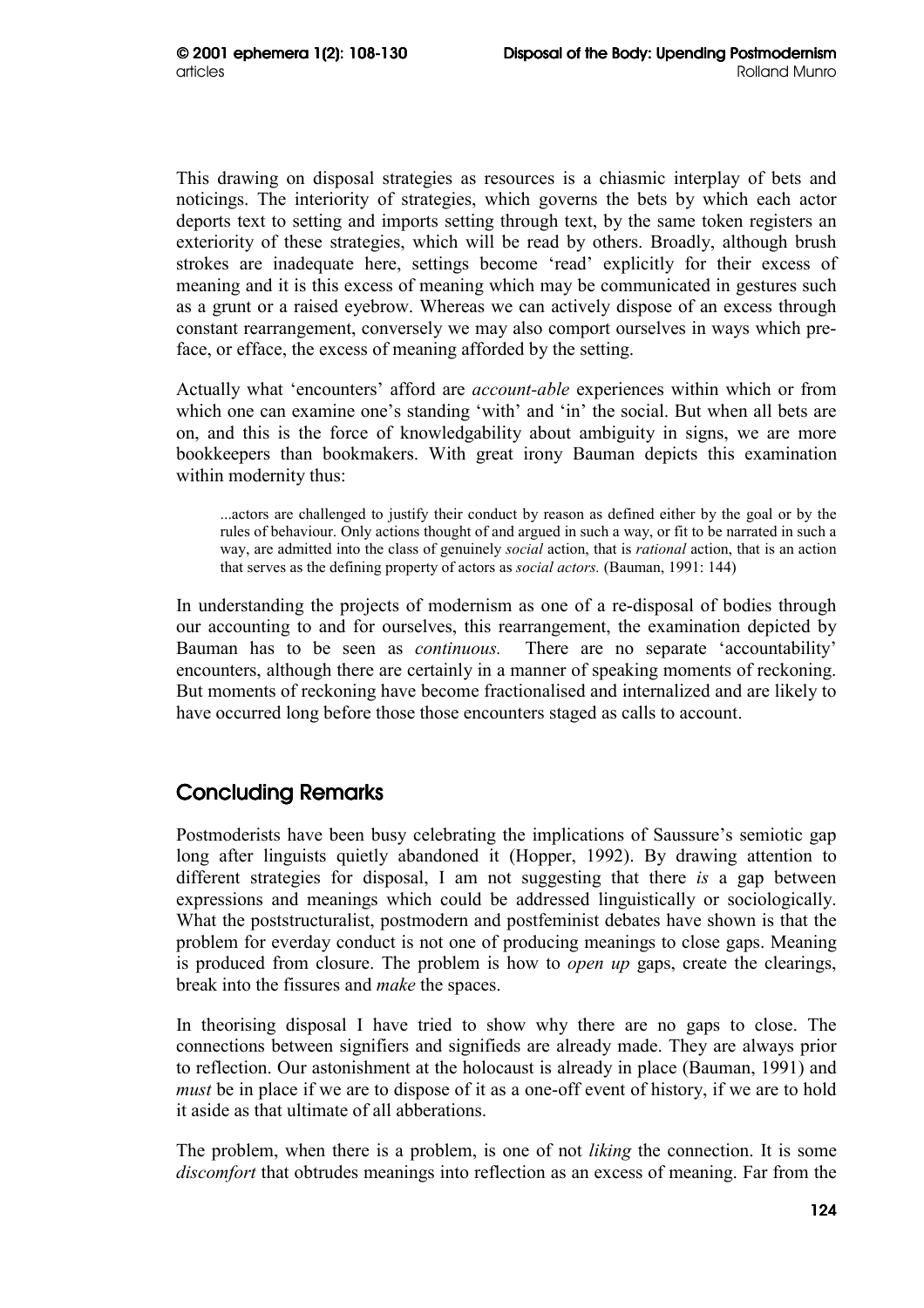This drawing on disposal strategies as resources is a chiasmic interplay of bets and noticings. The interiority of strategies, which governs the bets by which each actor deports text to setting and imports setting through text, by the same token registers an exteriority of these strategies, which will be read by others. Broadly, although brush strokes are inadequate here, settings become 'read' explicitly for their excess of meaning and it is this excess of meaning which may be communicated in gestures such as a grunt or a raised eyebrow. Whereas we can actively dispose of an excess through constant rearrangement, conversely we may also comport ourselves in ways which pre-face, or efface, the excess of meaning afforded by the setting.

Actually what 'encounters' afford are *account-able* experiences within which or from which one can examine one's standing 'with' and 'in' the social. But when all bets are on, and this is the force of knowledgability about ambiguity in signs, we are more bookkeepers than bookmakers. With great irony Bauman depicts this examination within modernity thus:

> ...actors are challenged to justify their conduct by reason as defined either by the goal or by the rules of behaviour. Only actions thought of and argued in such a way, or fit to be narrated in such a way, are admitted into the class of genuinely *social* action, that is *rational* action, that is an action that serves as the defining property of actors as *social actors.* (Bauman, 1991: 144)

In understanding the projects of modernism as one of a re-disposal of bodies through our accounting to and for ourselves, this rearrangement, the examination depicted by Bauman has to be seen as *continuous.* There are no separate 'accountability' encounters, although there are certainly in a manner of speaking moments of reckoning. But moments of reckoning have become fractionalised and internalized and are likely to have occurred long before those those encounters staged as calls to account.

## Concluding Remarks

Postmoderists have been busy celebrating the implications of Saussure's semiotic gap long after linguists quietly abandoned it (Hopper, 1992). By drawing attention to different strategies for disposal, I am not suggesting that there *is* a gap between expressions and meanings which could be addressed linguistically or sociologically. What the poststructuralist, postmodern and postfeminist debates have shown is that the problem for everday conduct is not one of producing meanings to close gaps. Meaning is produced from closure. The problem is how to *open up* gaps, create the clearings, break into the fissures and *make* the spaces.

In theorising disposal I have tried to show why there are no gaps to close. The connections between signifiers and signifieds are already made. They are always prior to reflection. Our astonishment at the holocaust is already in place (Bauman, 1991) and *must* be in place if we are to dispose of it as a one-off event of history, if we are to hold it aside as that ultimate of all abberations.

The problem, when there is a problem, is one of not *liking* the connection. It is some *discomfort* that obtrudes meanings into reflection as an excess of meaning. Far from the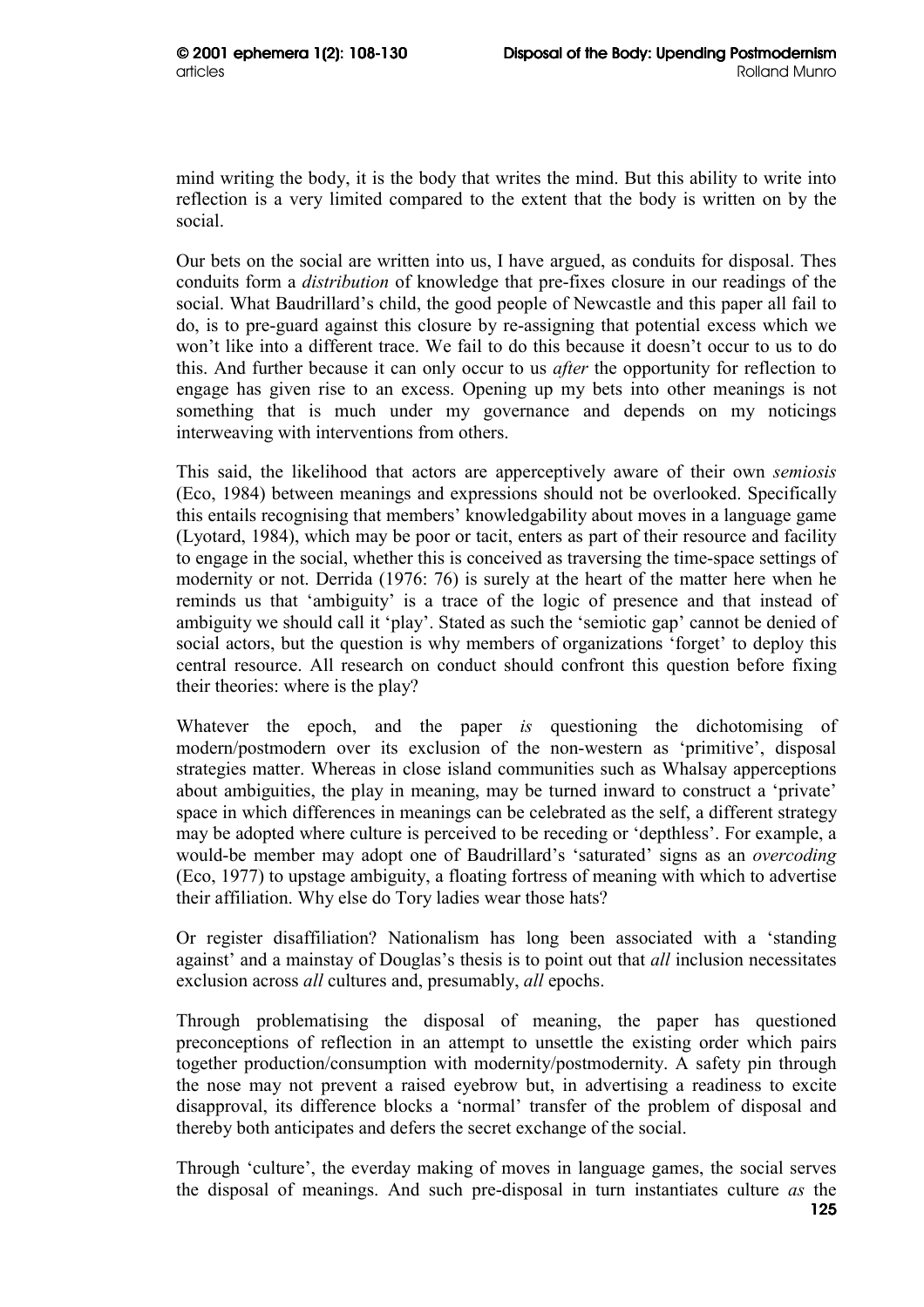mind writing the body, it is the body that writes the mind. But this ability to write into reflection is a very limited compared to the extent that the body is written on by the social.

Our bets on the social are written into us, I have argued, as conduits for disposal. Thes conduits form a *distribution* of knowledge that pre-fixes closure in our readings of the social. What Baudrillard's child, the good people of Newcastle and this paper all fail to do, is to pre-guard against this closure by re-assigning that potential excess which we won't like into a different trace. We fail to do this because it doesn't occur to us to do this. And further because it can only occur to us *after* the opportunity for reflection to engage has given rise to an excess. Opening up my bets into other meanings is not something that is much under my governance and depends on my noticings interweaving with interventions from others.

This said, the likelihood that actors are apperceptively aware of their own *semiosis* (Eco, 1984) between meanings and expressions should not be overlooked. Specifically this entails recognising that members' knowledgability about moves in a language game (Lyotard, 1984), which may be poor or tacit, enters as part of their resource and facility to engage in the social, whether this is conceived as traversing the time-space settings of modernity or not. Derrida (1976: 76) is surely at the heart of the matter here when he reminds us that 'ambiguity' is a trace of the logic of presence and that instead of ambiguity we should call it 'play'. Stated as such the 'semiotic gap' cannot be denied of social actors, but the question is why members of organizations 'forget' to deploy this central resource. All research on conduct should confront this question before fixing their theories: where is the play?

Whatever the epoch, and the paper *is* questioning the dichotomising of modern/postmodern over its exclusion of the non-western as 'primitive', disposal strategies matter. Whereas in close island communities such as Whalsay apperceptions about ambiguities, the play in meaning, may be turned inward to construct a 'private' space in which differences in meanings can be celebrated as the self, a different strategy may be adopted where culture is perceived to be receding or 'depthless'. For example, a would-be member may adopt one of Baudrillard's 'saturated' signs as an *overcoding* (Eco, 1977) to upstage ambiguity, a floating fortress of meaning with which to advertise their affiliation. Why else do Tory ladies wear those hats?

Or register disaffiliation? Nationalism has long been associated with a 'standing against' and a mainstay of Douglas's thesis is to point out that *all* inclusion necessitates exclusion across *all* cultures and, presumably, *all* epochs.

Through problematising the disposal of meaning, the paper has questioned preconceptions of reflection in an attempt to unsettle the existing order which pairs together production/consumption with modernity/postmodernity. A safety pin through the nose may not prevent a raised eyebrow but, in advertising a readiness to excite disapproval, its difference blocks a 'normal' transfer of the problem of disposal and thereby both anticipates and defers the secret exchange of the social.

Through 'culture', the everday making of moves in language games, the social serves the disposal of meanings. And such pre-disposal in turn instantiates culture *as* the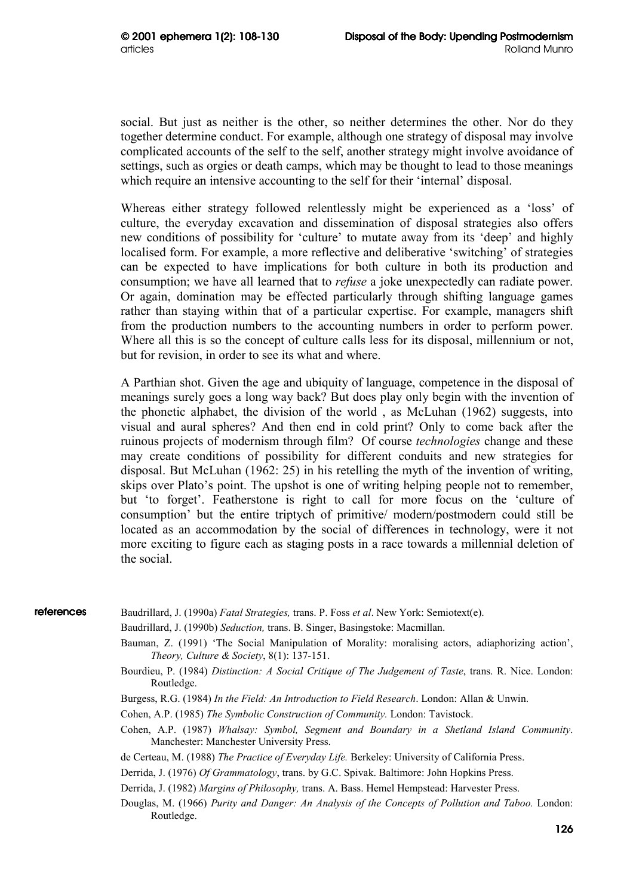social. But just as neither is the other, so neither determines the other. Nor do they together determine conduct. For example, although one strategy of disposal may involve complicated accounts of the self to the self, another strategy might involve avoidance of settings, such as orgies or death camps, which may be thought to lead to those meanings which require an intensive accounting to the self for their 'internal' disposal.

Whereas either strategy followed relentlessly might be experienced as a 'loss' of culture, the everyday excavation and dissemination of disposal strategies also offers new conditions of possibility for 'culture' to mutate away from its 'deep' and highly localised form. For example, a more reflective and deliberative 'switching' of strategies can be expected to have implications for both culture in both its production and consumption; we have all learned that to *refuse* a joke unexpectedly can radiate power. Or again, domination may be effected particularly through shifting language games rather than staying within that of a particular expertise. For example, managers shift from the production numbers to the accounting numbers in order to perform power. Where all this is so the concept of culture calls less for its disposal, millennium or not, but for revision, in order to see its what and where.

A Parthian shot. Given the age and ubiquity of language, competence in the disposal of meanings surely goes a long way back? But does play only begin with the invention of the phonetic alphabet, the division of the world , as McLuhan (1962) suggests, into visual and aural spheres? And then end in cold print? Only to come back after the ruinous projects of modernism through film? Of course *technologies* change and these may create conditions of possibility for different conduits and new strategies for disposal. But McLuhan (1962: 25) in his retelling the myth of the invention of writing, skips over Plato's point. The upshot is one of writing helping people not to remember, but 'to forget'. Featherstone is right to call for more focus on the 'culture of consumption' but the entire triptych of primitive/ modern/postmodern could still be located as an accommodation by the social of differences in technology, were it not more exciting to figure each as staging posts in a race towards a millennial deletion of the social.

## references

Baudrillard, J. (1990a) *Fatal Strategies,* trans. P. Foss *et al*. New York: Semiotext(e).

Baudrillard, J. (1990b) *Seduction,* trans. B. Singer, Basingstoke: Macmillan.

Bauman, Z. (1991) 'The Social Manipulation of Morality: moralising actors, adiaphorizing action', *Theory, Culture & Society*, 8(1): 137-151.

Bourdieu, P. (1984) *Distinction: A Social Critique of The Judgement of Taste*, trans. R. Nice. London: Routledge.

Burgess, R.G. (1984) *In the Field: An Introduction to Field Research*. London: Allan & Unwin.

Cohen, A.P. (1985) *The Symbolic Construction of Community.* London: Tavistock.

Cohen, A.P. (1987) *Whalsay: Symbol, Segment and Boundary in a Shetland Island Community*. Manchester: Manchester University Press.

de Certeau, M. (1988) *The Practice of Everyday Life.* Berkeley: University of California Press.

Derrida, J. (1976) *Of Grammatology*, trans. by G.C. Spivak. Baltimore: John Hopkins Press.

Derrida, J. (1982) *Margins of Philosophy,* trans. A. Bass. Hemel Hempstead: Harvester Press.

Douglas, M. (1966) *Purity and Danger: An Analysis of the Concepts of Pollution and Taboo.* London: Routledge.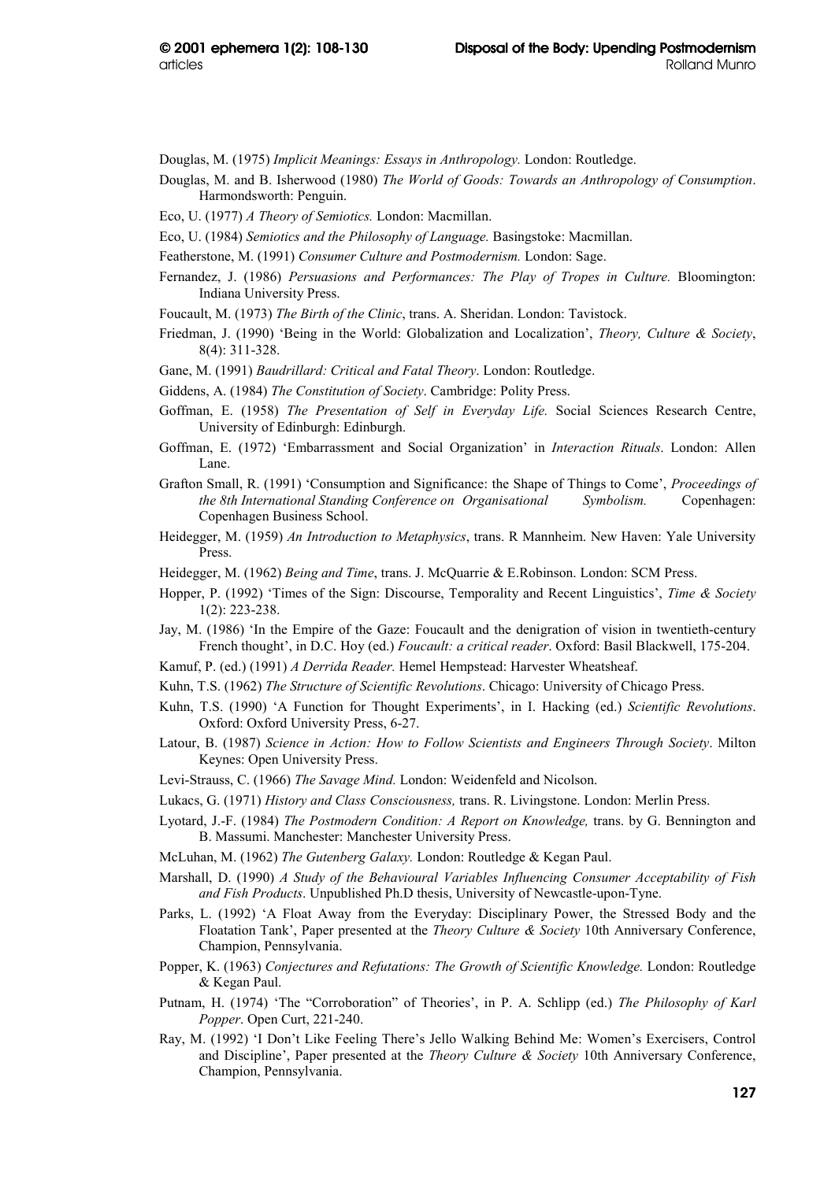Douglas, M. (1975) *Implicit Meanings: Essays in Anthropology.* London: Routledge.

Douglas, M. and B. Isherwood (1980) *The World of Goods: Towards an Anthropology of Consumption*. Harmondsworth: Penguin.

Eco, U. (1977) *A Theory of Semiotics.* London: Macmillan.

Eco, U. (1984) *Semiotics and the Philosophy of Language.* Basingstoke: Macmillan.

Featherstone, M. (1991) *Consumer Culture and Postmodernism.* London: Sage.

Fernandez, J. (1986) *Persuasions and Performances: The Play of Tropes in Culture.* Bloomington: Indiana University Press.

Foucault, M. (1973) *The Birth of the Clinic*, trans. A. Sheridan. London: Tavistock.

Friedman, J. (1990) 'Being in the World: Globalization and Localization', *Theory, Culture & Society*, 8(4): 311-328.

Gane, M. (1991) *Baudrillard: Critical and Fatal Theory*. London: Routledge.

Giddens, A. (1984) *The Constitution of Society*. Cambridge: Polity Press.

Goffman, E. (1958) *The Presentation of Self in Everyday Life.* Social Sciences Research Centre, University of Edinburgh: Edinburgh.

Goffman, E. (1972) 'Embarrassment and Social Organization' in *Interaction Rituals*. London: Allen Lane.

Grafton Small, R. (1991) 'Consumption and Significance: the Shape of Things to Come', *Proceedings of the 8th International Standing Conference on Organisational Symbolism.* Copenhagen: Copenhagen Business School.

Heidegger, M. (1959) *An Introduction to Metaphysics*, trans. R Mannheim. New Haven: Yale University Press.

Heidegger, M. (1962) *Being and Time*, trans. J. McQuarrie & E.Robinson. London: SCM Press.

Hopper, P. (1992) 'Times of the Sign: Discourse, Temporality and Recent Linguistics', *Time & Society* 1(2): 223-238.

Jay, M. (1986) 'In the Empire of the Gaze: Foucault and the denigration of vision in twentieth-century French thought', in D.C. Hoy (ed.) *Foucault: a critical reader*. Oxford: Basil Blackwell, 175-204.

Kamuf, P. (ed.) (1991) *A Derrida Reader.* Hemel Hempstead: Harvester Wheatsheaf.

Kuhn, T.S. (1962) *The Structure of Scientific Revolutions*. Chicago: University of Chicago Press.

Kuhn, T.S. (1990) 'A Function for Thought Experiments', in I. Hacking (ed.) *Scientific Revolutions*. Oxford: Oxford University Press, 6-27.

Latour, B. (1987) *Science in Action: How to Follow Scientists and Engineers Through Society*. Milton Keynes: Open University Press.

Levi-Strauss, C. (1966) *The Savage Mind.* London: Weidenfeld and Nicolson.

Lukacs, G. (1971) *History and Class Consciousness,* trans. R. Livingstone. London: Merlin Press.

Lyotard, J.-F. (1984) *The Postmodern Condition: A Report on Knowledge,* trans. by G. Bennington and B. Massumi. Manchester: Manchester University Press.

McLuhan, M. (1962) *The Gutenberg Galaxy.* London: Routledge & Kegan Paul.

Marshall, D. (1990) *A Study of the Behavioural Variables Influencing Consumer Acceptability of Fish and Fish Products*. Unpublished Ph.D thesis, University of Newcastle-upon-Tyne.

Parks, L. (1992) 'A Float Away from the Everyday: Disciplinary Power, the Stressed Body and the Floatation Tank', Paper presented at the *Theory Culture & Society* 10th Anniversary Conference, Champion, Pennsylvania.

Popper, K. (1963) *Conjectures and Refutations: The Growth of Scientific Knowledge.* London: Routledge & Kegan Paul.

Putnam, H. (1974) 'The "Corroboration" of Theories', in P. A. Schlipp (ed.) *The Philosophy of Karl Popper*. Open Curt, 221-240.

Ray, M. (1992) 'I Don't Like Feeling There's Jello Walking Behind Me: Women's Exercisers, Control and Discipline', Paper presented at the *Theory Culture & Society* 10th Anniversary Conference, Champion, Pennsylvania.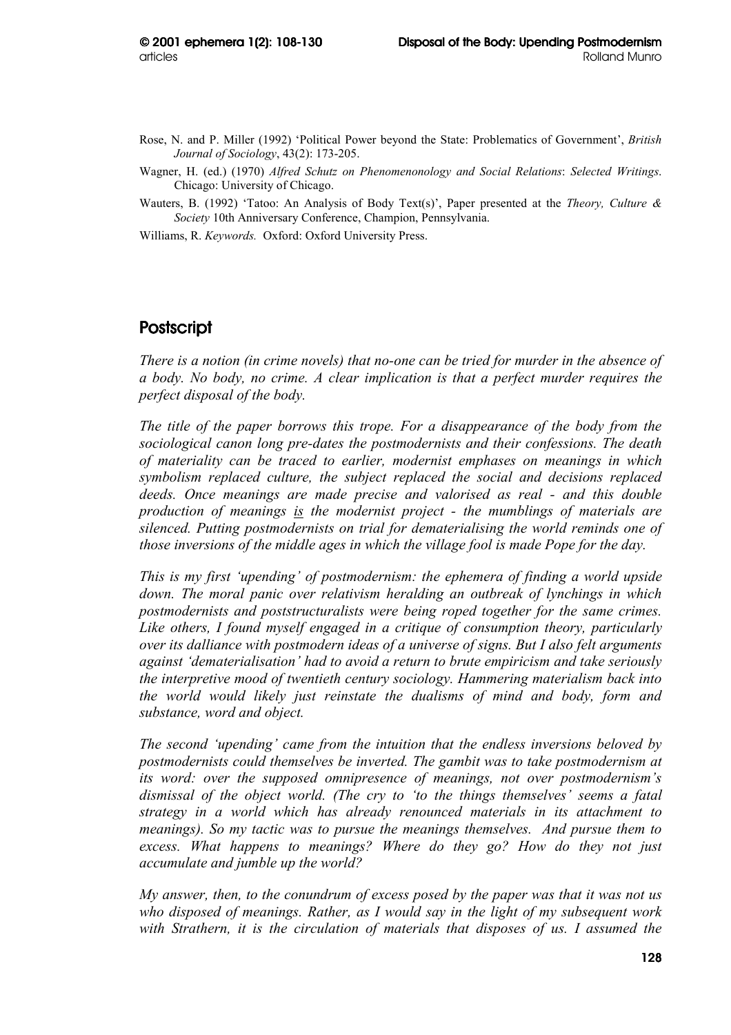Rose, N. and P. Miller (1992) 'Political Power beyond the State: Problematics of Government', *British Journal of Sociology*, 43(2): 173-205.

Wagner, H. (ed.) (1970) *Alfred Schutz on Phenomenonology and Social Relations*: *Selected Writings*. Chicago: University of Chicago.

Wauters, B. (1992) 'Tatoo: An Analysis of Body Text(s)', Paper presented at the *Theory, Culture & Society* 10th Anniversary Conference, Champion, Pennsylvania.

Williams, R. *Keywords.* Oxford: Oxford University Press.

## Postscript

*There is a notion (in crime novels) that no-one can be tried for murder in the absence of a body. No body, no crime. A clear implication is that a perfect murder requires the perfect disposal of the body.*

*The title of the paper borrows this trope. For a disappearance of the body from the sociological canon long pre-dates the postmodernists and their confessions. The death of materiality can be traced to earlier, modernist emphases on meanings in which symbolism replaced culture, the subject replaced the social and decisions replaced deeds. Once meanings are made precise and valorised as real - and this double production of meanings <u>is</u> the modernist project - the mumblings of materials are silenced. Putting postmodernists on trial for dematerialising the world reminds one of those inversions of the middle ages in which the village fool is made Pope for the day.*

*This is my first 'upending' of postmodernism: the ephemera of finding a world upside down. The moral panic over relativism heralding an outbreak of lynchings in which postmodernists and poststructuralists were being roped together for the same crimes. Like others, I found myself engaged in a critique of consumption theory, particularly over its dalliance with postmodern ideas of a universe of signs. But I also felt arguments against 'dematerialisation' had to avoid a return to brute empiricism and take seriously the interpretive mood of twentieth century sociology. Hammering materialism back into the world would likely just reinstate the dualisms of mind and body, form and substance, word and object.*

*The second 'upending' came from the intuition that the endless inversions beloved by postmodernists could themselves be inverted. The gambit was to take postmodernism at its word: over the supposed omnipresence of meanings, not over postmodernism's dismissal of the object world. (The cry to 'to the things themselves' seems a fatal strategy in a world which has already renounced materials in its attachment to meanings). So my tactic was to pursue the meanings themselves. And pursue them to excess. What happens to meanings? Where do they go? How do they not just accumulate and jumble up the world?*

*My answer, then, to the conundrum of excess posed by the paper was that it was not us who disposed of meanings. Rather, as I would say in the light of my subsequent work with Strathern, it is the circulation of materials that disposes of us. I assumed the*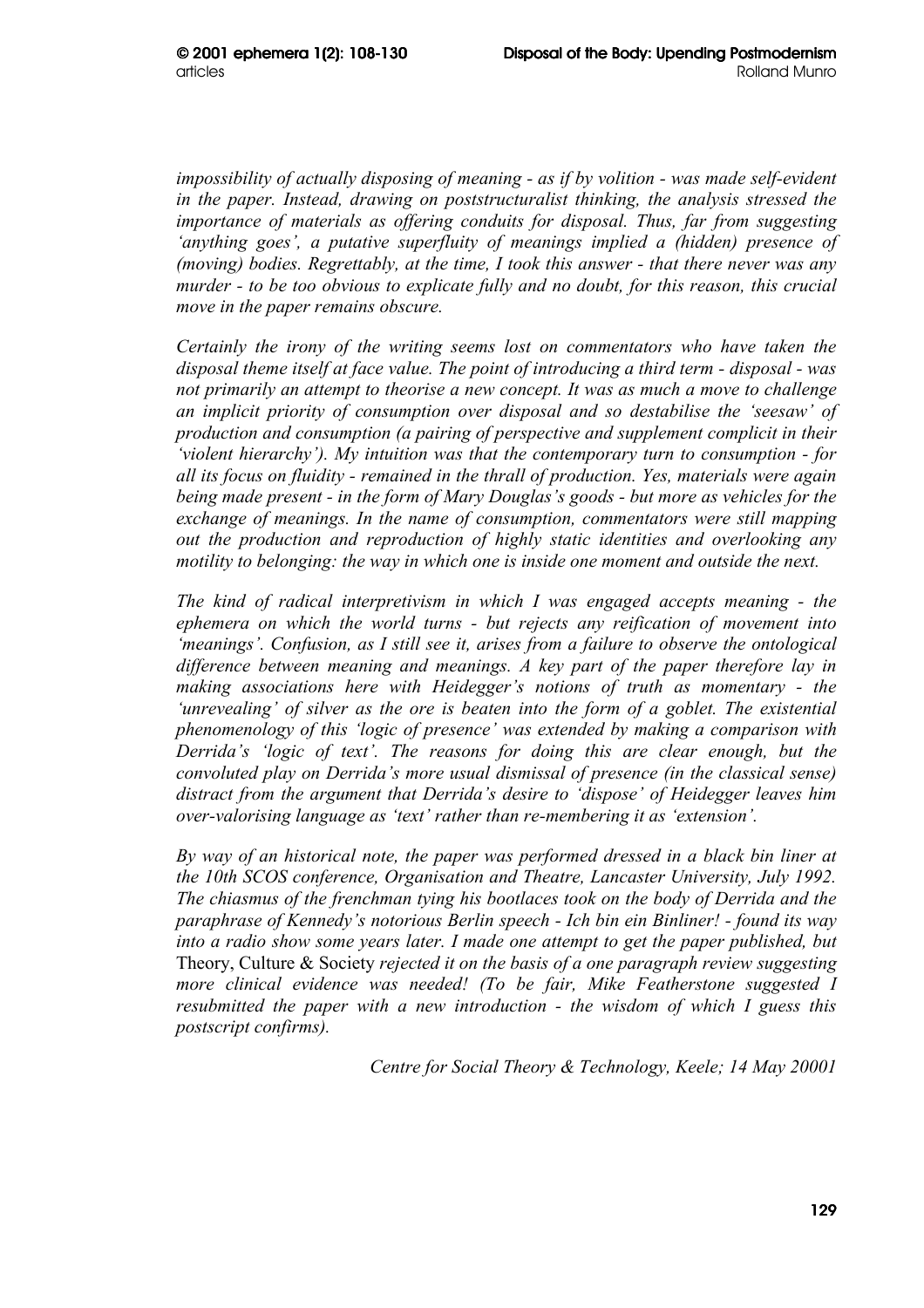*impossibility of actually disposing of meaning - as if by volition - was made self-evident in the paper. Instead, drawing on poststructuralist thinking, the analysis stressed the importance of materials as offering conduits for disposal. Thus, far from suggesting 'anything goes', a putative superfluity of meanings implied a (hidden) presence of (moving) bodies. Regrettably, at the time, I took this answer - that there never was any murder - to be too obvious to explicate fully and no doubt, for this reason, this crucial move in the paper remains obscure.*

*Certainly the irony of the writing seems lost on commentators who have taken the disposal theme itself at face value. The point of introducing a third term - disposal - was not primarily an attempt to theorise a new concept. It was as much a move to challenge an implicit priority of consumption over disposal and so destabilise the 'seesaw' of production and consumption (a pairing of perspective and supplement complicit in their 'violent hierarchy'). My intuition was that the contemporary turn to consumption - for all its focus on fluidity - remained in the thrall of production. Yes, materials were again being made present - in the form of Mary Douglas's goods - but more as vehicles for the exchange of meanings. In the name of consumption, commentators were still mapping out the production and reproduction of highly static identities and overlooking any motility to belonging: the way in which one is inside one moment and outside the next.*

*The kind of radical interpretivism in which I was engaged accepts meaning - the ephemera on which the world turns - but rejects any reification of movement into 'meanings'. Confusion, as I still see it, arises from a failure to observe the ontological difference between meaning and meanings. A key part of the paper therefore lay in making associations here with Heidegger's notions of truth as momentary - the 'unrevealing' of silver as the ore is beaten into the form of a goblet. The existential phenomenology of this 'logic of presence' was extended by making a comparison with Derrida's 'logic of text'. The reasons for doing this are clear enough, but the convoluted play on Derrida's more usual dismissal of presence (in the classical sense) distract from the argument that Derrida's desire to 'dispose' of Heidegger leaves him over-valorising language as 'text' rather than re-membering it as 'extension'.*

*By way of an historical note, the paper was performed dressed in a black bin liner at the 10th SCOS conference, Organisation and Theatre, Lancaster University, July 1992. The chiasmus of the frenchman tying his bootlaces took on the body of Derrida and the paraphrase of Kennedy's notorious Berlin speech - Ich bin ein Binliner! - found its way into a radio show some years later. I made one attempt to get the paper published, but* Theory, Culture & Society *rejected it on the basis of a one paragraph review suggesting more clinical evidence was needed! (To be fair, Mike Featherstone suggested I resubmitted the paper with a new introduction - the wisdom of which I guess this postscript confirms).*

*Centre for Social Theory & Technology, Keele; 14 May 20001*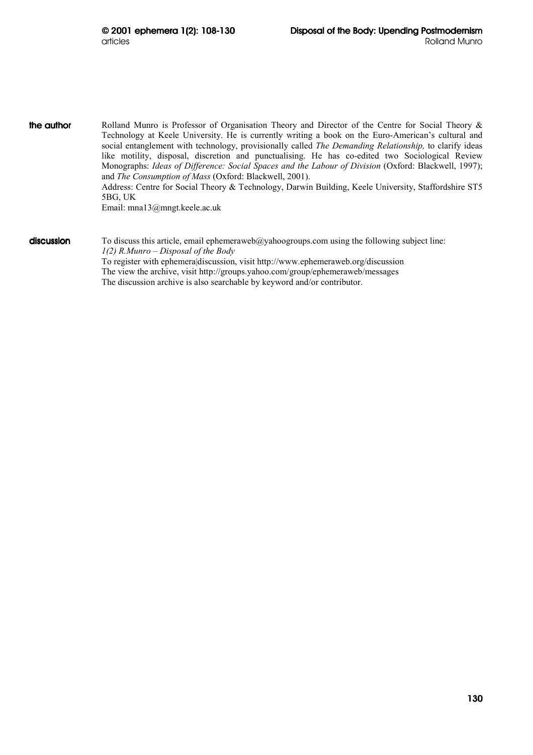**the author**

Rolland Munro is Professor of Organisation Theory and Director of the Centre for Social Theory & Technology at Keele University. He is currently writing a book on the Euro-American's cultural and social entanglement with technology, provisionally called *The Demanding Relationship,* to clarify ideas like motility, disposal, discretion and punctualising. He has co-edited two Sociological Review Monographs: *Ideas of Difference: Social Spaces and the Labour of Division* (Oxford: Blackwell, 1997); and *The Consumption of Mass* (Oxford: Blackwell, 2001).

Address: Centre for Social Theory & Technology, Darwin Building, Keele University, Staffordshire ST5 5BG, UK

Email: mna13@mngt.keele.ac.uk

**discussion**

To discuss this article, email ephemeraweb@yahoogroups.com using the following subject line:
*1(2) R.Munro – Disposal of the Body*
To register with ephemera|discussion, visit http://www.ephemeraweb.org/discussion
The view the archive, visit http://groups.yahoo.com/group/ephemeraweb/messages
The discussion archive is also searchable by keyword and/or contributor.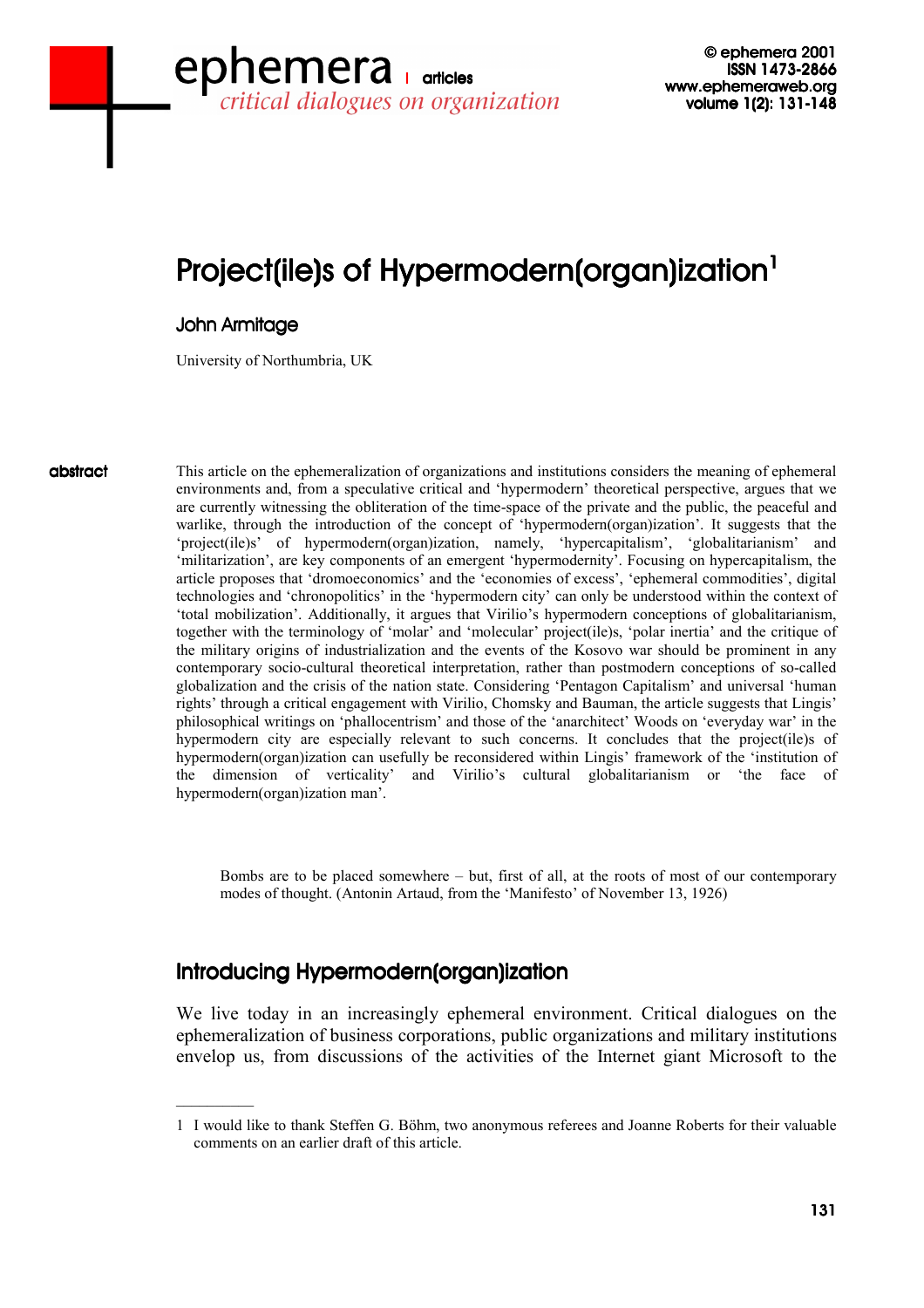# Project(ile)s of Hypermodern(organ)ization[1]

## John Armitage

University of Northumbria, UK

**abstract**

This article on the ephemeralization of organizations and institutions considers the meaning of ephemeral environments and, from a speculative critical and 'hypermodern' theoretical perspective, argues that we are currently witnessing the obliteration of the time-space of the private and the public, the peaceful and warlike, through the introduction of the concept of 'hypermodern(organ)ization'. It suggests that the 'project(ile)s' of hypermodern(organ)ization, namely, 'hypercapitalism', 'globalitarianism' and 'militarization', are key components of an emergent 'hypermodernity'. Focusing on hypercapitalism, the article proposes that 'dromoeconomics' and the 'economies of excess', 'ephemeral commodities', digital technologies and 'chronopolitics' in the 'hypermodern city' can only be understood within the context of 'total mobilization'. Additionally, it argues that Virilio's hypermodern conceptions of globalitarianism, together with the terminology of 'molar' and 'molecular' project(ile)s, 'polar inertia' and the critique of the military origins of industrialization and the events of the Kosovo war should be prominent in any contemporary socio-cultural theoretical interpretation, rather than postmodern conceptions of so-called globalization and the crisis of the nation state. Considering 'Pentagon Capitalism' and universal 'human rights' through a critical engagement with Virilio, Chomsky and Bauman, the article suggests that Lingis' philosophical writings on 'phallocentrism' and those of the 'anarchitect' Woods on 'everyday war' in the hypermodern city are especially relevant to such concerns. It concludes that the project(ile)s of hypermodern(organ)ization can usefully be reconsidered within Lingis' framework of the 'institution of the dimension of verticality' and Virilio's cultural globalitarianism or 'the face of hypermodern(organ)ization man'.

> Bombs are to be placed somewhere – but, first of all, at the roots of most of our contemporary modes of thought. (Antonin Artaud, from the 'Manifesto' of November 13, 1926)

## Introducing Hypermodern(organ)ization

We live today in an increasingly ephemeral environment. Critical dialogues on the ephemeralization of business corporations, public organizations and military institutions envelop us, from discussions of the activities of the Internet giant Microsoft to the

---

1 I would like to thank Steffen G. Böhm, two anonymous referees and Joanne Roberts for their valuable comments on an earlier draft of this article.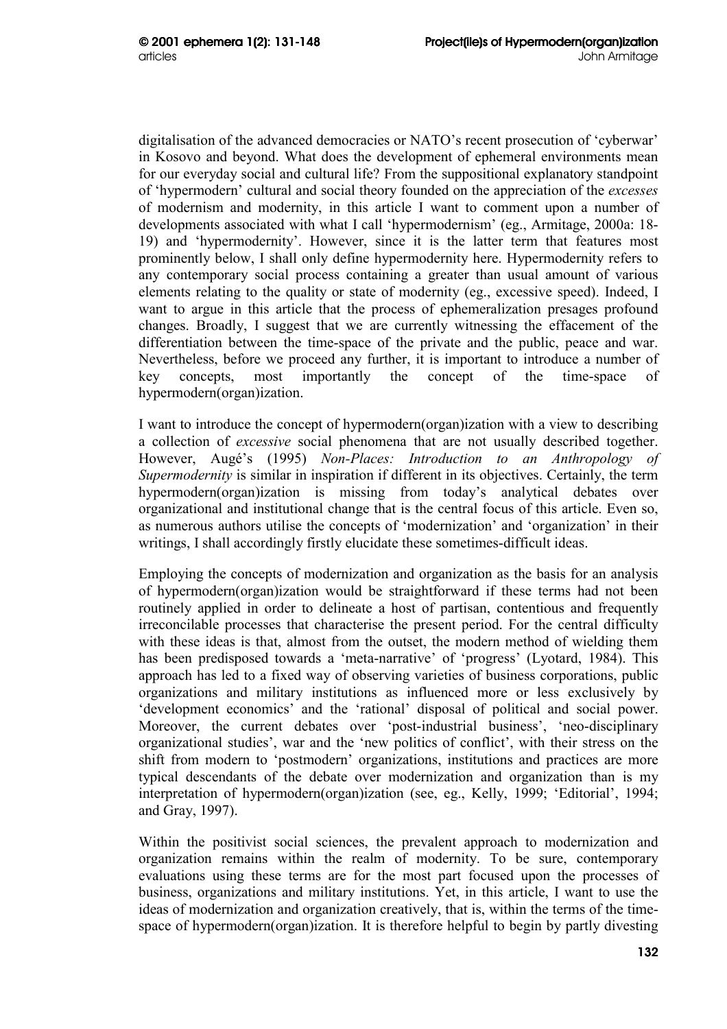digitalisation of the advanced democracies or NATO's recent prosecution of 'cyberwar' in Kosovo and beyond. What does the development of ephemeral environments mean for our everyday social and cultural life? From the suppositional explanatory standpoint of 'hypermodern' cultural and social theory founded on the appreciation of the *excesses* of modernism and modernity, in this article I want to comment upon a number of developments associated with what I call 'hypermodernism' (eg., Armitage, 2000a: 18-19) and 'hypermodernity'. However, since it is the latter term that features most prominently below, I shall only define hypermodernity here. Hypermodernity refers to any contemporary social process containing a greater than usual amount of various elements relating to the quality or state of modernity (eg., excessive speed). Indeed, I want to argue in this article that the process of ephemeralization presages profound changes. Broadly, I suggest that we are currently witnessing the effacement of the differentiation between the time-space of the private and the public, peace and war. Nevertheless, before we proceed any further, it is important to introduce a number of key concepts, most importantly the concept of the time-space of hypermodern(organ)ization.

I want to introduce the concept of hypermodern(organ)ization with a view to describing a collection of *excessive* social phenomena that are not usually described together. However, Augé's (1995) *Non-Places: Introduction to an Anthropology of Supermodernity* is similar in inspiration if different in its objectives. Certainly, the term hypermodern(organ)ization is missing from today's analytical debates over organizational and institutional change that is the central focus of this article. Even so, as numerous authors utilise the concepts of 'modernization' and 'organization' in their writings, I shall accordingly firstly elucidate these sometimes-difficult ideas.

Employing the concepts of modernization and organization as the basis for an analysis of hypermodern(organ)ization would be straightforward if these terms had not been routinely applied in order to delineate a host of partisan, contentious and frequently irreconcilable processes that characterise the present period. For the central difficulty with these ideas is that, almost from the outset, the modern method of wielding them has been predisposed towards a 'meta-narrative' of 'progress' (Lyotard, 1984). This approach has led to a fixed way of observing varieties of business corporations, public organizations and military institutions as influenced more or less exclusively by 'development economics' and the 'rational' disposal of political and social power. Moreover, the current debates over 'post-industrial business', 'neo-disciplinary organizational studies', war and the 'new politics of conflict', with their stress on the shift from modern to 'postmodern' organizations, institutions and practices are more typical descendants of the debate over modernization and organization than is my interpretation of hypermodern(organ)ization (see, eg., Kelly, 1999; 'Editorial', 1994; and Gray, 1997).

Within the positivist social sciences, the prevalent approach to modernization and organization remains within the realm of modernity. To be sure, contemporary evaluations using these terms are for the most part focused upon the processes of business, organizations and military institutions. Yet, in this article, I want to use the ideas of modernization and organization creatively, that is, within the terms of the time-space of hypermodern(organ)ization. It is therefore helpful to begin by partly divesting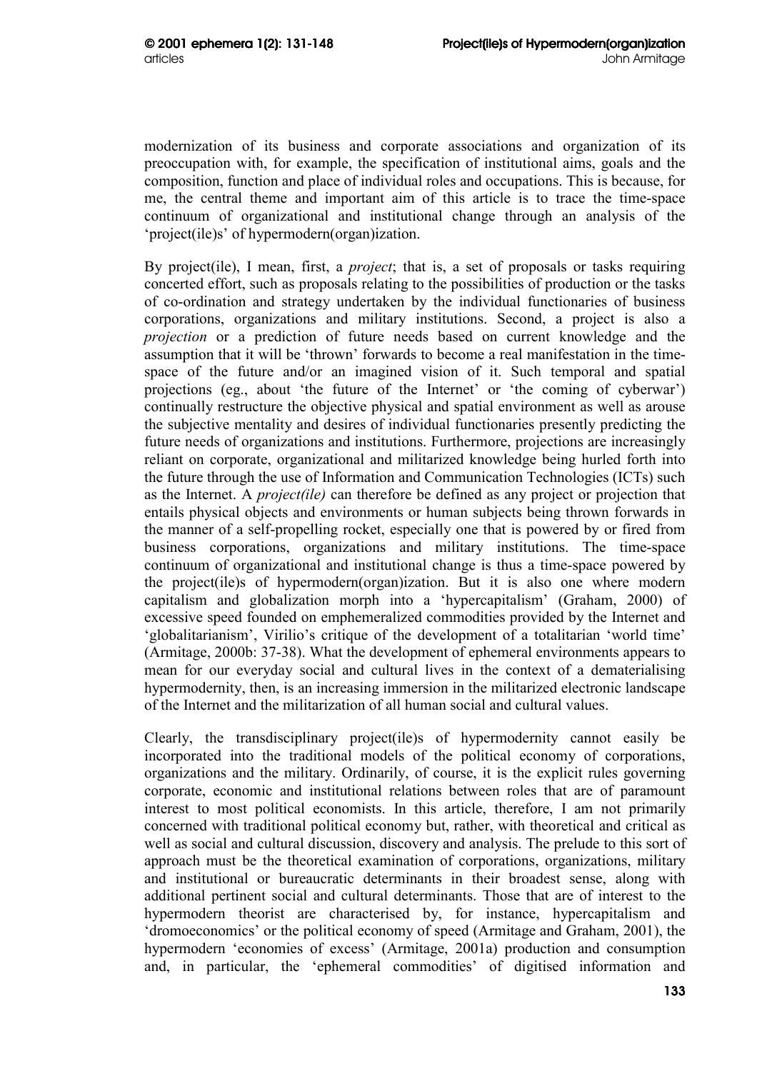modernization of its business and corporate associations and organization of its preoccupation with, for example, the specification of institutional aims, goals and the composition, function and place of individual roles and occupations. This is because, for me, the central theme and important aim of this article is to trace the time-space continuum of organizational and institutional change through an analysis of the 'project(ile)s' of hypermodern(organ)ization.

By project(ile), I mean, first, a *project*; that is, a set of proposals or tasks requiring concerted effort, such as proposals relating to the possibilities of production or the tasks of co-ordination and strategy undertaken by the individual functionaries of business corporations, organizations and military institutions. Second, a project is also a *projection* or a prediction of future needs based on current knowledge and the assumption that it will be 'thrown' forwards to become a real manifestation in the time-space of the future and/or an imagined vision of it. Such temporal and spatial projections (eg., about 'the future of the Internet' or 'the coming of cyberwar') continually restructure the objective physical and spatial environment as well as arouse the subjective mentality and desires of individual functionaries presently predicting the future needs of organizations and institutions. Furthermore, projections are increasingly reliant on corporate, organizational and militarized knowledge being hurled forth into the future through the use of Information and Communication Technologies (ICTs) such as the Internet. A *project(ile)* can therefore be defined as any project or projection that entails physical objects and environments or human subjects being thrown forwards in the manner of a self-propelling rocket, especially one that is powered by or fired from business corporations, organizations and military institutions. The time-space continuum of organizational and institutional change is thus a time-space powered by the project(ile)s of hypermodern(organ)ization. But it is also one where modern capitalism and globalization morph into a 'hypercapitalism' (Graham, 2000) of excessive speed founded on emphemeralized commodities provided by the Internet and 'globalitarianism', Virilio's critique of the development of a totalitarian 'world time' (Armitage, 2000b: 37-38). What the development of ephemeral environments appears to mean for our everyday social and cultural lives in the context of a dematerialising hypermodernity, then, is an increasing immersion in the militarized electronic landscape of the Internet and the militarization of all human social and cultural values.

Clearly, the transdisciplinary project(ile)s of hypermodernity cannot easily be incorporated into the traditional models of the political economy of corporations, organizations and the military. Ordinarily, of course, it is the explicit rules governing corporate, economic and institutional relations between roles that are of paramount interest to most political economists. In this article, therefore, I am not primarily concerned with traditional political economy but, rather, with theoretical and critical as well as social and cultural discussion, discovery and analysis. The prelude to this sort of approach must be the theoretical examination of corporations, organizations, military and institutional or bureaucratic determinants in their broadest sense, along with additional pertinent social and cultural determinants. Those that are of interest to the hypermodern theorist are characterised by, for instance, hypercapitalism and 'dromoeconomics' or the political economy of speed (Armitage and Graham, 2001), the hypermodern 'economies of excess' (Armitage, 2001a) production and consumption and, in particular, the 'ephemeral commodities' of digitised information and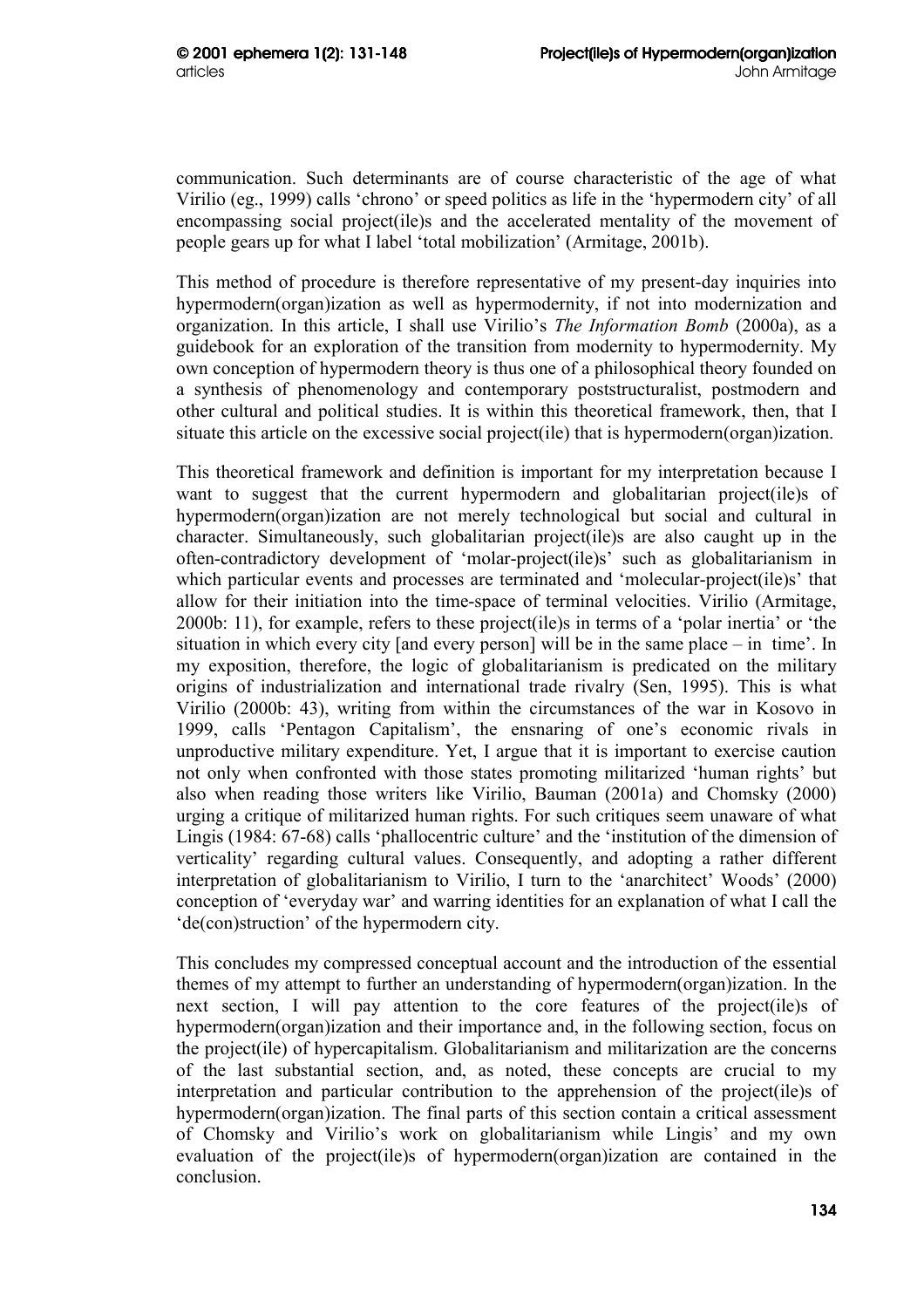communication. Such determinants are of course characteristic of the age of what Virilio (eg., 1999) calls 'chrono' or speed politics as life in the 'hypermodern city' of all encompassing social project(ile)s and the accelerated mentality of the movement of people gears up for what I label 'total mobilization' (Armitage, 2001b).

This method of procedure is therefore representative of my present-day inquiries into hypermodern(organ)ization as well as hypermodernity, if not into modernization and organization. In this article, I shall use Virilio's *The Information Bomb* (2000a), as a guidebook for an exploration of the transition from modernity to hypermodernity. My own conception of hypermodern theory is thus one of a philosophical theory founded on a synthesis of phenomenology and contemporary poststructuralist, postmodern and other cultural and political studies. It is within this theoretical framework, then, that I situate this article on the excessive social project(ile) that is hypermodern(organ)ization.

This theoretical framework and definition is important for my interpretation because I want to suggest that the current hypermodern and globalitarian project(ile)s of hypermodern(organ)ization are not merely technological but social and cultural in character. Simultaneously, such globalitarian project(ile)s are also caught up in the often-contradictory development of 'molar-project(ile)s' such as globalitarianism in which particular events and processes are terminated and 'molecular-project(ile)s' that allow for their initiation into the time-space of terminal velocities. Virilio (Armitage, 2000b: 11), for example, refers to these project(ile)s in terms of a 'polar inertia' or 'the situation in which every city [and every person] will be in the same place – in time'. In my exposition, therefore, the logic of globalitarianism is predicated on the military origins of industrialization and international trade rivalry (Sen, 1995). This is what Virilio (2000b: 43), writing from within the circumstances of the war in Kosovo in 1999, calls 'Pentagon Capitalism', the ensnaring of one's economic rivals in unproductive military expenditure. Yet, I argue that it is important to exercise caution not only when confronted with those states promoting militarized 'human rights' but also when reading those writers like Virilio, Bauman (2001a) and Chomsky (2000) urging a critique of militarized human rights. For such critiques seem unaware of what Lingis (1984: 67-68) calls 'phallocentric culture' and the 'institution of the dimension of verticality' regarding cultural values. Consequently, and adopting a rather different interpretation of globalitarianism to Virilio, I turn to the 'anarchitect' Woods' (2000) conception of 'everyday war' and warring identities for an explanation of what I call the 'de(con)struction' of the hypermodern city.

This concludes my compressed conceptual account and the introduction of the essential themes of my attempt to further an understanding of hypermodern(organ)ization. In the next section, I will pay attention to the core features of the project(ile)s of hypermodern(organ)ization and their importance and, in the following section, focus on the project(ile) of hypercapitalism. Globalitarianism and militarization are the concerns of the last substantial section, and, as noted, these concepts are crucial to my interpretation and particular contribution to the apprehension of the project(ile)s of hypermodern(organ)ization. The final parts of this section contain a critical assessment of Chomsky and Virilio's work on globalitarianism while Lingis' and my own evaluation of the project(ile)s of hypermodern(organ)ization are contained in the conclusion.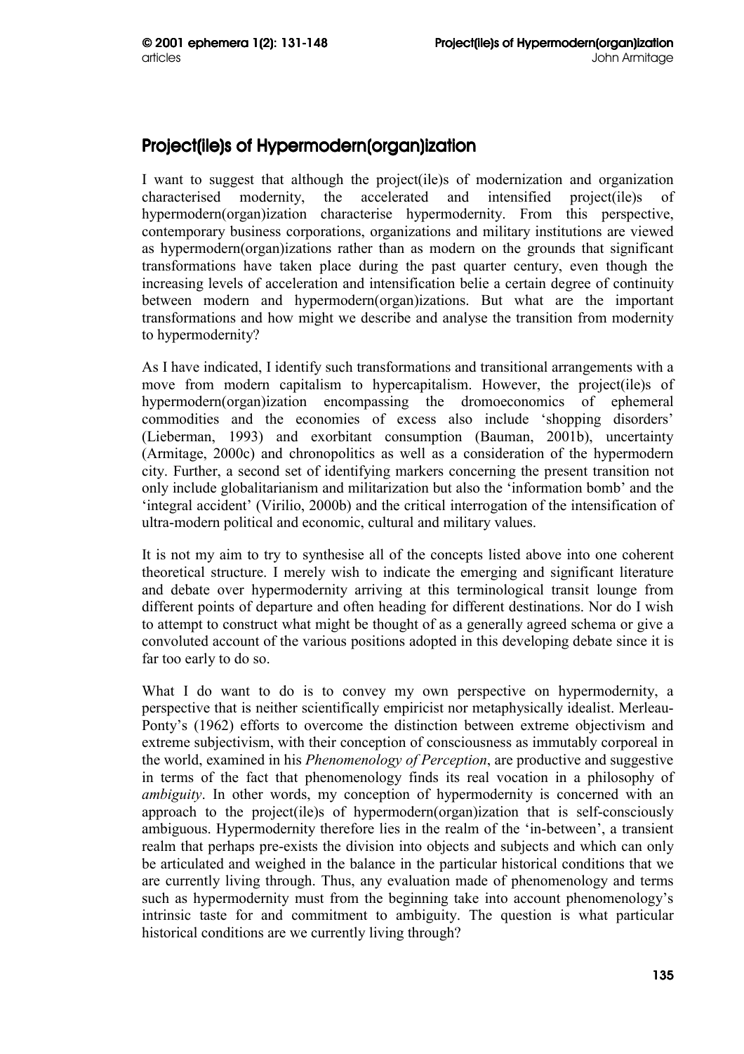## Project(ile)s of Hypermodern(organ)ization

I want to suggest that although the project(ile)s of modernization and organization characterised modernity, the accelerated and intensified project(ile)s of hypermodern(organ)ization characterise hypermodernity. From this perspective, contemporary business corporations, organizations and military institutions are viewed as hypermodern(organ)izations rather than as modern on the grounds that significant transformations have taken place during the past quarter century, even though the increasing levels of acceleration and intensification belie a certain degree of continuity between modern and hypermodern(organ)izations. But what are the important transformations and how might we describe and analyse the transition from modernity to hypermodernity?

As I have indicated, I identify such transformations and transitional arrangements with a move from modern capitalism to hypercapitalism. However, the project(ile)s of hypermodern(organ)ization encompassing the dromoeconomics of ephemeral commodities and the economies of excess also include 'shopping disorders' (Lieberman, 1993) and exorbitant consumption (Bauman, 2001b), uncertainty (Armitage, 2000c) and chronopolitics as well as a consideration of the hypermodern city. Further, a second set of identifying markers concerning the present transition not only include globalitarianism and militarization but also the 'information bomb' and the 'integral accident' (Virilio, 2000b) and the critical interrogation of the intensification of ultra-modern political and economic, cultural and military values.

It is not my aim to try to synthesise all of the concepts listed above into one coherent theoretical structure. I merely wish to indicate the emerging and significant literature and debate over hypermodernity arriving at this terminological transit lounge from different points of departure and often heading for different destinations. Nor do I wish to attempt to construct what might be thought of as a generally agreed schema or give a convoluted account of the various positions adopted in this developing debate since it is far too early to do so.

What I do want to do is to convey my own perspective on hypermodernity, a perspective that is neither scientifically empiricist nor metaphysically idealist. Merleau-Ponty's (1962) efforts to overcome the distinction between extreme objectivism and extreme subjectivism, with their conception of consciousness as immutably corporeal in the world, examined in his *Phenomenology of Perception*, are productive and suggestive in terms of the fact that phenomenology finds its real vocation in a philosophy of *ambiguity*. In other words, my conception of hypermodernity is concerned with an approach to the project(ile)s of hypermodern(organ)ization that is self-consciously ambiguous. Hypermodernity therefore lies in the realm of the 'in-between', a transient realm that perhaps pre-exists the division into objects and subjects and which can only be articulated and weighed in the balance in the particular historical conditions that we are currently living through. Thus, any evaluation made of phenomenology and terms such as hypermodernity must from the beginning take into account phenomenology's intrinsic taste for and commitment to ambiguity. The question is what particular historical conditions are we currently living through?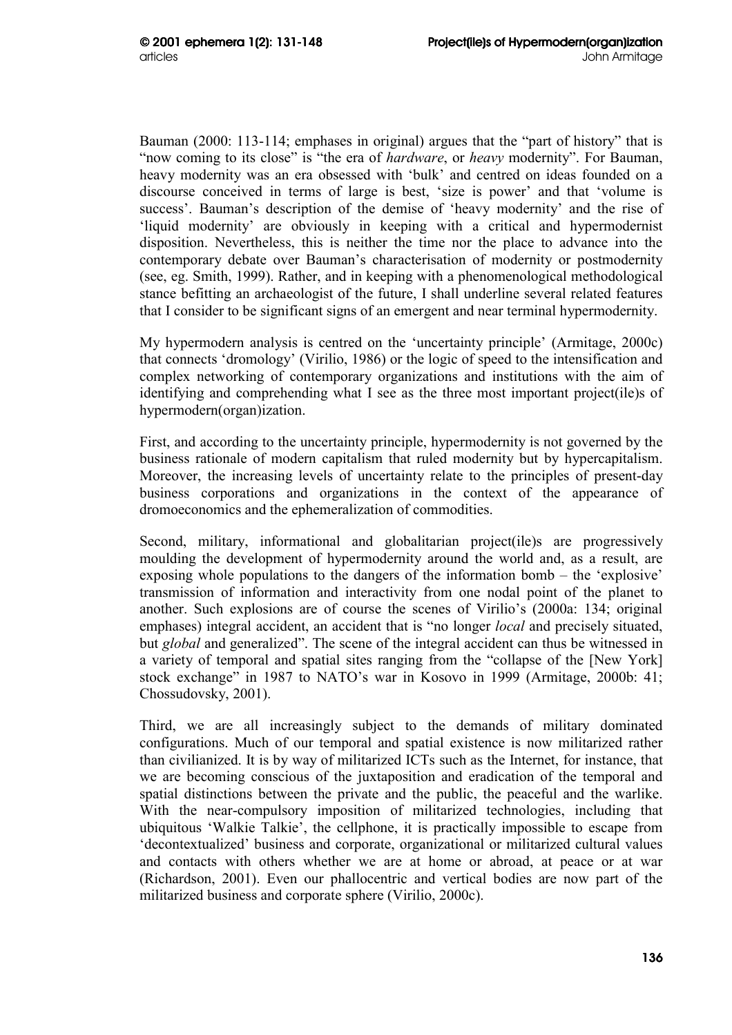Bauman (2000: 113-114; emphases in original) argues that the "part of history" that is "now coming to its close" is "the era of *hardware*, or *heavy* modernity". For Bauman, heavy modernity was an era obsessed with 'bulk' and centred on ideas founded on a discourse conceived in terms of large is best, 'size is power' and that 'volume is success'. Bauman's description of the demise of 'heavy modernity' and the rise of 'liquid modernity' are obviously in keeping with a critical and hypermodernist disposition. Nevertheless, this is neither the time nor the place to advance into the contemporary debate over Bauman's characterisation of modernity or postmodernity (see, eg. Smith, 1999). Rather, and in keeping with a phenomenological methodological stance befitting an archaeologist of the future, I shall underline several related features that I consider to be significant signs of an emergent and near terminal hypermodernity.

My hypermodern analysis is centred on the 'uncertainty principle' (Armitage, 2000c) that connects 'dromology' (Virilio, 1986) or the logic of speed to the intensification and complex networking of contemporary organizations and institutions with the aim of identifying and comprehending what I see as the three most important project(ile)s of hypermodern(organ)ization.

First, and according to the uncertainty principle, hypermodernity is not governed by the business rationale of modern capitalism that ruled modernity but by hypercapitalism. Moreover, the increasing levels of uncertainty relate to the principles of present-day business corporations and organizations in the context of the appearance of dromoeconomics and the ephemeralization of commodities.

Second, military, informational and globalitarian project(ile)s are progressively moulding the development of hypermodernity around the world and, as a result, are exposing whole populations to the dangers of the information bomb – the 'explosive' transmission of information and interactivity from one nodal point of the planet to another. Such explosions are of course the scenes of Virilio's (2000a: 134; original emphases) integral accident, an accident that is "no longer *local* and precisely situated, but *global* and generalized". The scene of the integral accident can thus be witnessed in a variety of temporal and spatial sites ranging from the "collapse of the [New York] stock exchange" in 1987 to NATO's war in Kosovo in 1999 (Armitage, 2000b: 41; Chossudovsky, 2001).

Third, we are all increasingly subject to the demands of military dominated configurations. Much of our temporal and spatial existence is now militarized rather than civilianized. It is by way of militarized ICTs such as the Internet, for instance, that we are becoming conscious of the juxtaposition and eradication of the temporal and spatial distinctions between the private and the public, the peaceful and the warlike. With the near-compulsory imposition of militarized technologies, including that ubiquitous 'Walkie Talkie', the cellphone, it is practically impossible to escape from 'decontextualized' business and corporate, organizational or militarized cultural values and contacts with others whether we are at home or abroad, at peace or at war (Richardson, 2001). Even our phallocentric and vertical bodies are now part of the militarized business and corporate sphere (Virilio, 2000c).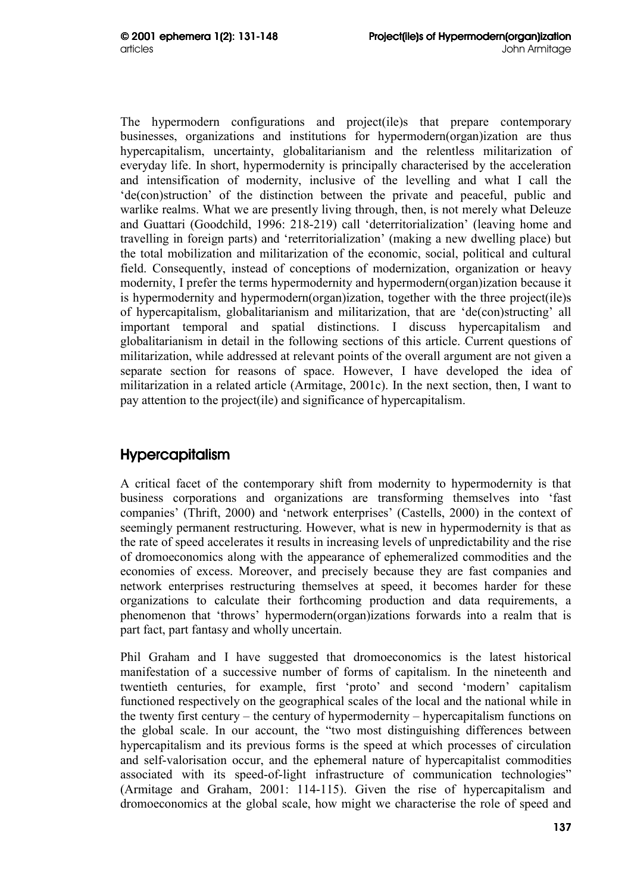The hypermodern configurations and project(ile)s that prepare contemporary businesses, organizations and institutions for hypermodern(organ)ization are thus hypercapitalism, uncertainty, globalitarianism and the relentless militarization of everyday life. In short, hypermodernity is principally characterised by the acceleration and intensification of modernity, inclusive of the levelling and what I call the 'de(con)struction' of the distinction between the private and peaceful, public and warlike realms. What we are presently living through, then, is not merely what Deleuze and Guattari (Goodchild, 1996: 218-219) call 'deterritorialization' (leaving home and travelling in foreign parts) and 'reterritorialization' (making a new dwelling place) but the total mobilization and militarization of the economic, social, political and cultural field. Consequently, instead of conceptions of modernization, organization or heavy modernity, I prefer the terms hypermodernity and hypermodern(organ)ization because it is hypermodernity and hypermodern(organ)ization, together with the three project(ile)s of hypercapitalism, globalitarianism and militarization, that are 'de(con)structing' all important temporal and spatial distinctions. I discuss hypercapitalism and globalitarianism in detail in the following sections of this article. Current questions of militarization, while addressed at relevant points of the overall argument are not given a separate section for reasons of space. However, I have developed the idea of militarization in a related article (Armitage, 2001c). In the next section, then, I want to pay attention to the project(ile) and significance of hypercapitalism.

## Hypercapitalism

A critical facet of the contemporary shift from modernity to hypermodernity is that business corporations and organizations are transforming themselves into 'fast companies' (Thrift, 2000) and 'network enterprises' (Castells, 2000) in the context of seemingly permanent restructuring. However, what is new in hypermodernity is that as the rate of speed accelerates it results in increasing levels of unpredictability and the rise of dromoeconomics along with the appearance of ephemeralized commodities and the economies of excess. Moreover, and precisely because they are fast companies and network enterprises restructuring themselves at speed, it becomes harder for these organizations to calculate their forthcoming production and data requirements, a phenomenon that 'throws' hypermodern(organ)izations forwards into a realm that is part fact, part fantasy and wholly uncertain.

Phil Graham and I have suggested that dromoeconomics is the latest historical manifestation of a successive number of forms of capitalism. In the nineteenth and twentieth centuries, for example, first 'proto' and second 'modern' capitalism functioned respectively on the geographical scales of the local and the national while in the twenty first century – the century of hypermodernity – hypercapitalism functions on the global scale. In our account, the "two most distinguishing differences between hypercapitalism and its previous forms is the speed at which processes of circulation and self-valorisation occur, and the ephemeral nature of hypercapitalist commodities associated with its speed-of-light infrastructure of communication technologies" (Armitage and Graham, 2001: 114-115). Given the rise of hypercapitalism and dromoeconomics at the global scale, how might we characterise the role of speed and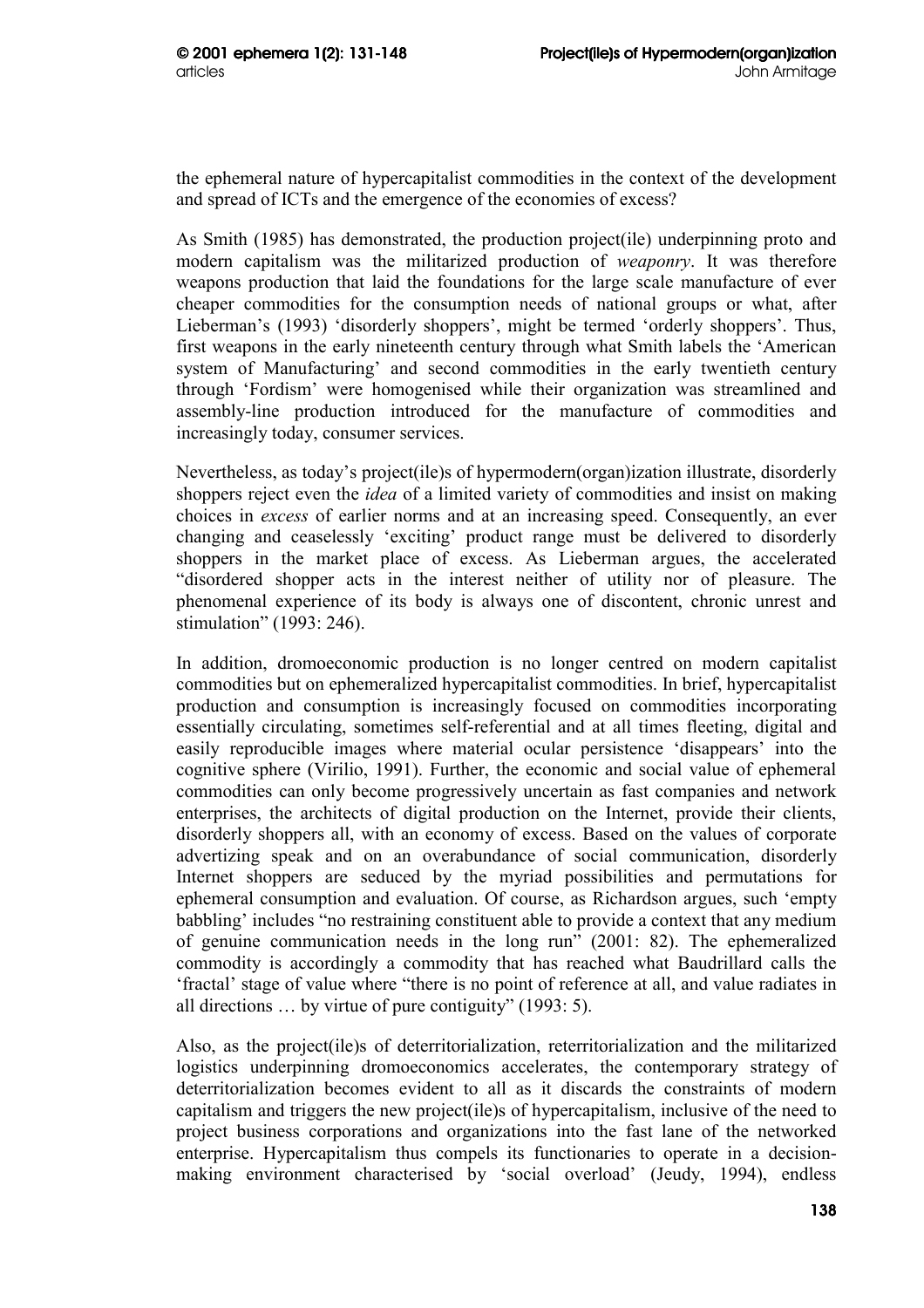the ephemeral nature of hypercapitalist commodities in the context of the development and spread of ICTs and the emergence of the economies of excess?

As Smith (1985) has demonstrated, the production project(ile) underpinning proto and modern capitalism was the militarized production of *weaponry*. It was therefore weapons production that laid the foundations for the large scale manufacture of ever cheaper commodities for the consumption needs of national groups or what, after Lieberman's (1993) 'disorderly shoppers', might be termed 'orderly shoppers'. Thus, first weapons in the early nineteenth century through what Smith labels the 'American system of Manufacturing' and second commodities in the early twentieth century through 'Fordism' were homogenised while their organization was streamlined and assembly-line production introduced for the manufacture of commodities and increasingly today, consumer services.

Nevertheless, as today's project(ile)s of hypermodern(organ)ization illustrate, disorderly shoppers reject even the *idea* of a limited variety of commodities and insist on making choices in *excess* of earlier norms and at an increasing speed. Consequently, an ever changing and ceaselessly 'exciting' product range must be delivered to disorderly shoppers in the market place of excess. As Lieberman argues, the accelerated "disordered shopper acts in the interest neither of utility nor of pleasure. The phenomenal experience of its body is always one of discontent, chronic unrest and stimulation" (1993: 246).

In addition, dromoeconomic production is no longer centred on modern capitalist commodities but on ephemeralized hypercapitalist commodities. In brief, hypercapitalist production and consumption is increasingly focused on commodities incorporating essentially circulating, sometimes self-referential and at all times fleeting, digital and easily reproducible images where material ocular persistence 'disappears' into the cognitive sphere (Virilio, 1991). Further, the economic and social value of ephemeral commodities can only become progressively uncertain as fast companies and network enterprises, the architects of digital production on the Internet, provide their clients, disorderly shoppers all, with an economy of excess. Based on the values of corporate advertizing speak and on an overabundance of social communication, disorderly Internet shoppers are seduced by the myriad possibilities and permutations for ephemeral consumption and evaluation. Of course, as Richardson argues, such 'empty babbling' includes "no restraining constituent able to provide a context that any medium of genuine communication needs in the long run" (2001: 82). The ephemeralized commodity is accordingly a commodity that has reached what Baudrillard calls the 'fractal' stage of value where "there is no point of reference at all, and value radiates in all directions … by virtue of pure contiguity" (1993: 5).

Also, as the project(ile)s of deterritorialization, reterritorialization and the militarized logistics underpinning dromoeconomics accelerates, the contemporary strategy of deterritorialization becomes evident to all as it discards the constraints of modern capitalism and triggers the new project(ile)s of hypercapitalism, inclusive of the need to project business corporations and organizations into the fast lane of the networked enterprise. Hypercapitalism thus compels its functionaries to operate in a decision-making environment characterised by 'social overload' (Jeudy, 1994), endless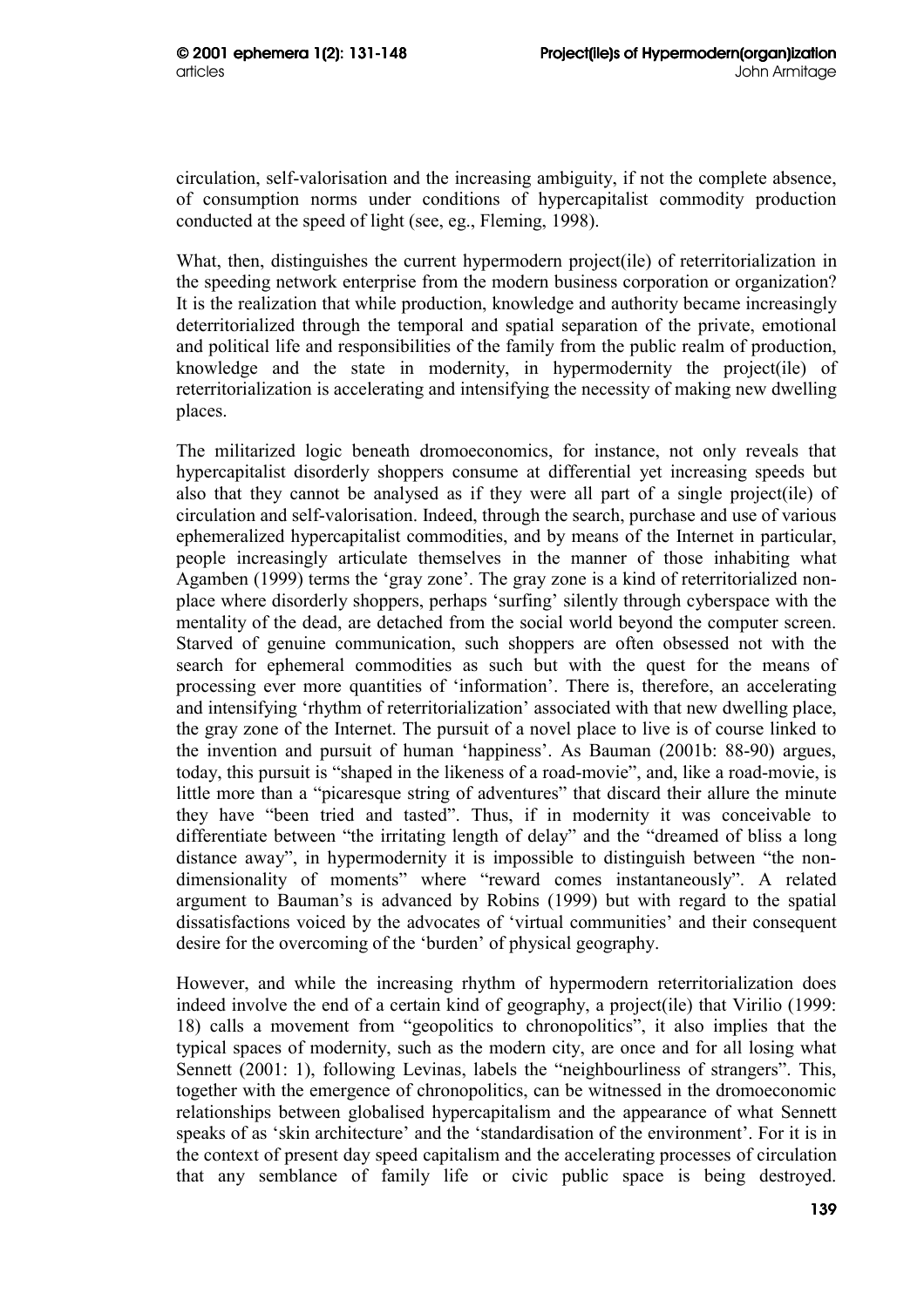circulation, self-valorisation and the increasing ambiguity, if not the complete absence, of consumption norms under conditions of hypercapitalist commodity production conducted at the speed of light (see, eg., Fleming, 1998).

What, then, distinguishes the current hypermodern project(ile) of reterritorialization in the speeding network enterprise from the modern business corporation or organization? It is the realization that while production, knowledge and authority became increasingly deterritorialized through the temporal and spatial separation of the private, emotional and political life and responsibilities of the family from the public realm of production, knowledge and the state in modernity, in hypermodernity the project(ile) of reterritorialization is accelerating and intensifying the necessity of making new dwelling places.

The militarized logic beneath dromoeconomics, for instance, not only reveals that hypercapitalist disorderly shoppers consume at differential yet increasing speeds but also that they cannot be analysed as if they were all part of a single project(ile) of circulation and self-valorisation. Indeed, through the search, purchase and use of various ephemeralized hypercapitalist commodities, and by means of the Internet in particular, people increasingly articulate themselves in the manner of those inhabiting what Agamben (1999) terms the 'gray zone'. The gray zone is a kind of reterritorialized non-place where disorderly shoppers, perhaps 'surfing' silently through cyberspace with the mentality of the dead, are detached from the social world beyond the computer screen. Starved of genuine communication, such shoppers are often obsessed not with the search for ephemeral commodities as such but with the quest for the means of processing ever more quantities of 'information'. There is, therefore, an accelerating and intensifying 'rhythm of reterritorialization' associated with that new dwelling place, the gray zone of the Internet. The pursuit of a novel place to live is of course linked to the invention and pursuit of human 'happiness'. As Bauman (2001b: 88-90) argues, today, this pursuit is "shaped in the likeness of a road-movie", and, like a road-movie, is little more than a "picaresque string of adventures" that discard their allure the minute they have "been tried and tasted". Thus, if in modernity it was conceivable to differentiate between "the irritating length of delay" and the "dreamed of bliss a long distance away", in hypermodernity it is impossible to distinguish between "the non-dimensionality of moments" where "reward comes instantaneously". A related argument to Bauman's is advanced by Robins (1999) but with regard to the spatial dissatisfactions voiced by the advocates of 'virtual communities' and their consequent desire for the overcoming of the 'burden' of physical geography.

However, and while the increasing rhythm of hypermodern reterritorialization does indeed involve the end of a certain kind of geography, a project(ile) that Virilio (1999: 18) calls a movement from "geopolitics to chronopolitics", it also implies that the typical spaces of modernity, such as the modern city, are once and for all losing what Sennett (2001: 1), following Levinas, labels the "neighbourliness of strangers". This, together with the emergence of chronopolitics, can be witnessed in the dromoeconomic relationships between globalised hypercapitalism and the appearance of what Sennett speaks of as 'skin architecture' and the 'standardisation of the environment'. For it is in the context of present day speed capitalism and the accelerating processes of circulation that any semblance of family life or civic public space is being destroyed.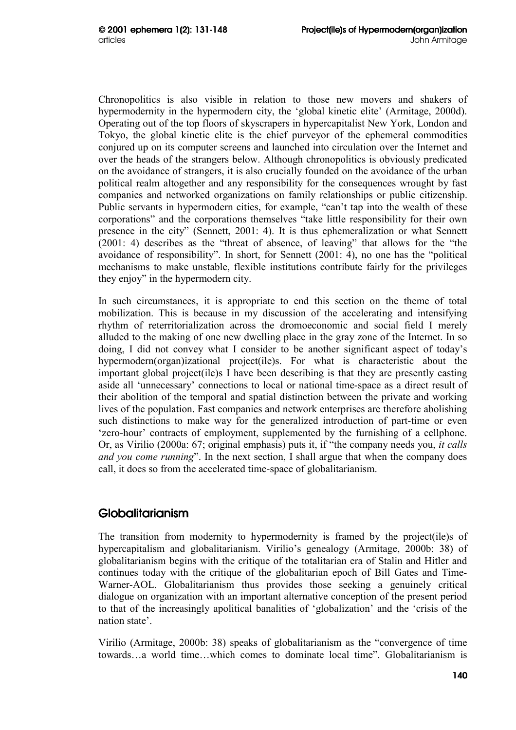Chronopolitics is also visible in relation to those new movers and shakers of hypermodernity in the hypermodern city, the 'global kinetic elite' (Armitage, 2000d). Operating out of the top floors of skyscrapers in hypercapitalist New York, London and Tokyo, the global kinetic elite is the chief purveyor of the ephemeral commodities conjured up on its computer screens and launched into circulation over the Internet and over the heads of the strangers below. Although chronopolitics is obviously predicated on the avoidance of strangers, it is also crucially founded on the avoidance of the urban political realm altogether and any responsibility for the consequences wrought by fast companies and networked organizations on family relationships or public citizenship. Public servants in hypermodern cities, for example, "can't tap into the wealth of these corporations" and the corporations themselves "take little responsibility for their own presence in the city" (Sennett, 2001: 4). It is thus ephemeralization or what Sennett (2001: 4) describes as the "threat of absence, of leaving" that allows for the "the avoidance of responsibility". In short, for Sennett (2001: 4), no one has the "political mechanisms to make unstable, flexible institutions contribute fairly for the privileges they enjoy" in the hypermodern city.

In such circumstances, it is appropriate to end this section on the theme of total mobilization. This is because in my discussion of the accelerating and intensifying rhythm of reterritorialization across the dromoeconomic and social field I merely alluded to the making of one new dwelling place in the gray zone of the Internet. In so doing, I did not convey what I consider to be another significant aspect of today's hypermodern(organ)izational project(ile)s. For what is characteristic about the important global project(ile)s I have been describing is that they are presently casting aside all 'unnecessary' connections to local or national time-space as a direct result of their abolition of the temporal and spatial distinction between the private and working lives of the population. Fast companies and network enterprises are therefore abolishing such distinctions to make way for the generalized introduction of part-time or even 'zero-hour' contracts of employment, supplemented by the furnishing of a cellphone. Or, as Virilio (2000a: 67; original emphasis) puts it, if "the company needs you, *it calls and you come running*". In the next section, I shall argue that when the company does call, it does so from the accelerated time-space of globalitarianism.

## Globalitarianism

The transition from modernity to hypermodernity is framed by the project(ile)s of hypercapitalism and globalitarianism. Virilio's genealogy (Armitage, 2000b: 38) of globalitarianism begins with the critique of the totalitarian era of Stalin and Hitler and continues today with the critique of the globalitarian epoch of Bill Gates and Time-Warner-AOL. Globalitarianism thus provides those seeking a genuinely critical dialogue on organization with an important alternative conception of the present period to that of the increasingly apolitical banalities of 'globalization' and the 'crisis of the nation state'.

Virilio (Armitage, 2000b: 38) speaks of globalitarianism as the "convergence of time towards…a world time…which comes to dominate local time". Globalitarianism is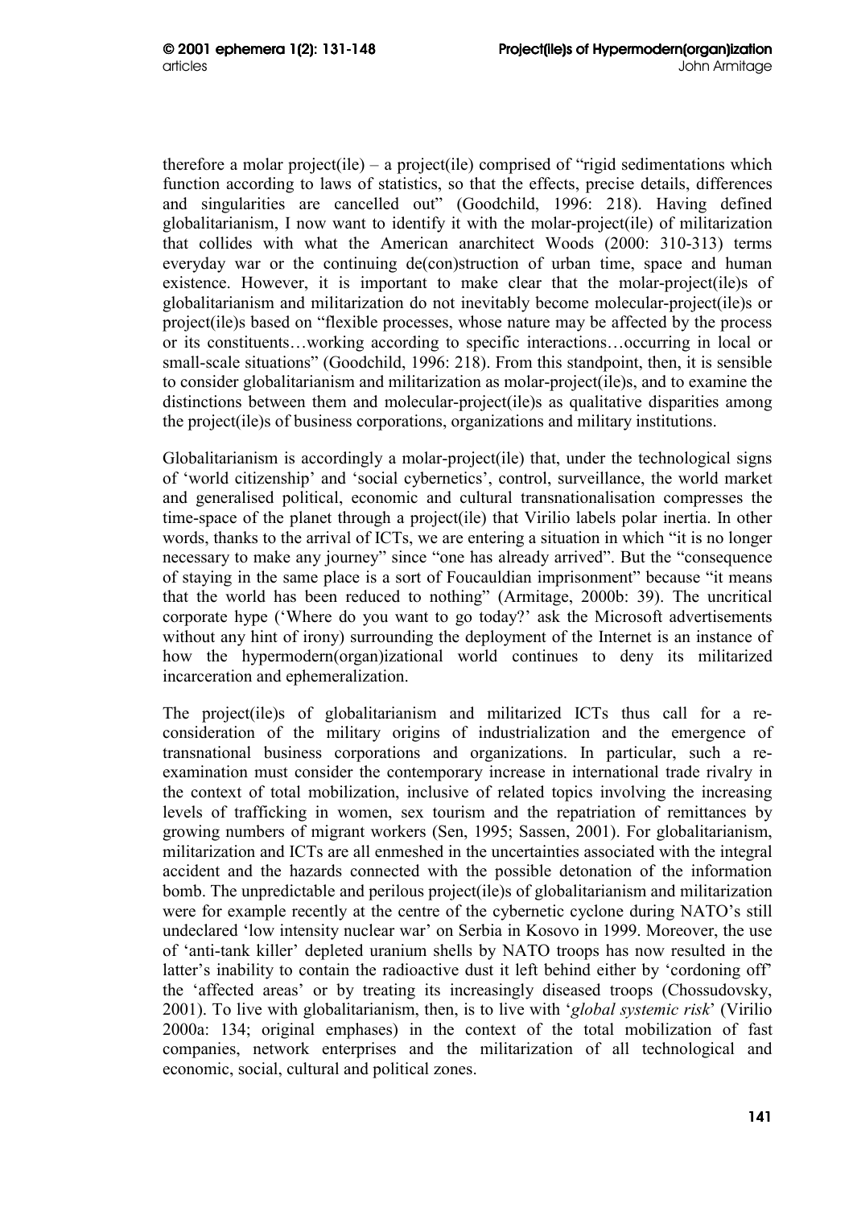therefore a molar project(ile) – a project(ile) comprised of "rigid sedimentations which function according to laws of statistics, so that the effects, precise details, differences and singularities are cancelled out" (Goodchild, 1996: 218). Having defined globalitarianism, I now want to identify it with the molar-project(ile) of militarization that collides with what the American anarchitect Woods (2000: 310-313) terms everyday war or the continuing de(con)struction of urban time, space and human existence. However, it is important to make clear that the molar-project(ile)s of globalitarianism and militarization do not inevitably become molecular-project(ile)s or project(ile)s based on "flexible processes, whose nature may be affected by the process or its constituents…working according to specific interactions…occurring in local or small-scale situations" (Goodchild, 1996: 218). From this standpoint, then, it is sensible to consider globalitarianism and militarization as molar-project(ile)s, and to examine the distinctions between them and molecular-project(ile)s as qualitative disparities among the project(ile)s of business corporations, organizations and military institutions.

Globalitarianism is accordingly a molar-project(ile) that, under the technological signs of 'world citizenship' and 'social cybernetics', control, surveillance, the world market and generalised political, economic and cultural transnationalisation compresses the time-space of the planet through a project(ile) that Virilio labels polar inertia. In other words, thanks to the arrival of ICTs, we are entering a situation in which "it is no longer necessary to make any journey" since "one has already arrived". But the "consequence of staying in the same place is a sort of Foucauldian imprisonment" because "it means that the world has been reduced to nothing" (Armitage, 2000b: 39). The uncritical corporate hype ('Where do you want to go today?' ask the Microsoft advertisements without any hint of irony) surrounding the deployment of the Internet is an instance of how the hypermodern(organ)izational world continues to deny its militarized incarceration and ephemeralization.

The project(ile)s of globalitarianism and militarized ICTs thus call for a re-consideration of the military origins of industrialization and the emergence of transnational business corporations and organizations. In particular, such a re-examination must consider the contemporary increase in international trade rivalry in the context of total mobilization, inclusive of related topics involving the increasing levels of trafficking in women, sex tourism and the repatriation of remittances by growing numbers of migrant workers (Sen, 1995; Sassen, 2001). For globalitarianism, militarization and ICTs are all enmeshed in the uncertainties associated with the integral accident and the hazards connected with the possible detonation of the information bomb. The unpredictable and perilous project(ile)s of globalitarianism and militarization were for example recently at the centre of the cybernetic cyclone during NATO's still undeclared 'low intensity nuclear war' on Serbia in Kosovo in 1999. Moreover, the use of 'anti-tank killer' depleted uranium shells by NATO troops has now resulted in the latter's inability to contain the radioactive dust it left behind either by 'cordoning off' the 'affected areas' or by treating its increasingly diseased troops (Chossudovsky, 2001). To live with globalitarianism, then, is to live with '*global systemic risk*' (Virilio 2000a: 134; original emphases) in the context of the total mobilization of fast companies, network enterprises and the militarization of all technological and economic, social, cultural and political zones.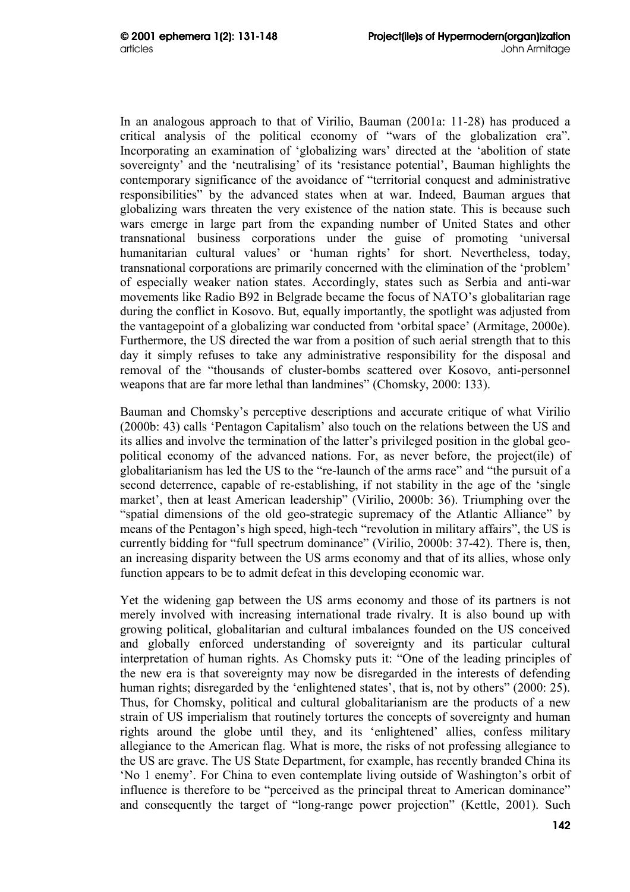In an analogous approach to that of Virilio, Bauman (2001a: 11-28) has produced a critical analysis of the political economy of "wars of the globalization era". Incorporating an examination of 'globalizing wars' directed at the 'abolition of state sovereignty' and the 'neutralising' of its 'resistance potential', Bauman highlights the contemporary significance of the avoidance of "territorial conquest and administrative responsibilities" by the advanced states when at war. Indeed, Bauman argues that globalizing wars threaten the very existence of the nation state. This is because such wars emerge in large part from the expanding number of United States and other transnational business corporations under the guise of promoting 'universal humanitarian cultural values' or 'human rights' for short. Nevertheless, today, transnational corporations are primarily concerned with the elimination of the 'problem' of especially weaker nation states. Accordingly, states such as Serbia and anti-war movements like Radio B92 in Belgrade became the focus of NATO's globalitarian rage during the conflict in Kosovo. But, equally importantly, the spotlight was adjusted from the vantagepoint of a globalizing war conducted from 'orbital space' (Armitage, 2000e). Furthermore, the US directed the war from a position of such aerial strength that to this day it simply refuses to take any administrative responsibility for the disposal and removal of the "thousands of cluster-bombs scattered over Kosovo, anti-personnel weapons that are far more lethal than landmines" (Chomsky, 2000: 133).

Bauman and Chomsky's perceptive descriptions and accurate critique of what Virilio (2000b: 43) calls 'Pentagon Capitalism' also touch on the relations between the US and its allies and involve the termination of the latter's privileged position in the global geo-political economy of the advanced nations. For, as never before, the project(ile) of globalitarianism has led the US to the "re-launch of the arms race" and "the pursuit of a second deterrence, capable of re-establishing, if not stability in the age of the 'single market', then at least American leadership" (Virilio, 2000b: 36). Triumphing over the "spatial dimensions of the old geo-strategic supremacy of the Atlantic Alliance" by means of the Pentagon's high speed, high-tech "revolution in military affairs", the US is currently bidding for "full spectrum dominance" (Virilio, 2000b: 37-42). There is, then, an increasing disparity between the US arms economy and that of its allies, whose only function appears to be to admit defeat in this developing economic war.

Yet the widening gap between the US arms economy and those of its partners is not merely involved with increasing international trade rivalry. It is also bound up with growing political, globalitarian and cultural imbalances founded on the US conceived and globally enforced understanding of sovereignty and its particular cultural interpretation of human rights. As Chomsky puts it: "One of the leading principles of the new era is that sovereignty may now be disregarded in the interests of defending human rights; disregarded by the 'enlightened states', that is, not by others" (2000: 25). Thus, for Chomsky, political and cultural globalitarianism are the products of a new strain of US imperialism that routinely tortures the concepts of sovereignty and human rights around the globe until they, and its 'enlightened' allies, confess military allegiance to the American flag. What is more, the risks of not professing allegiance to the US are grave. The US State Department, for example, has recently branded China its 'No 1 enemy'. For China to even contemplate living outside of Washington's orbit of influence is therefore to be "perceived as the principal threat to American dominance" and consequently the target of "long-range power projection" (Kettle, 2001). Such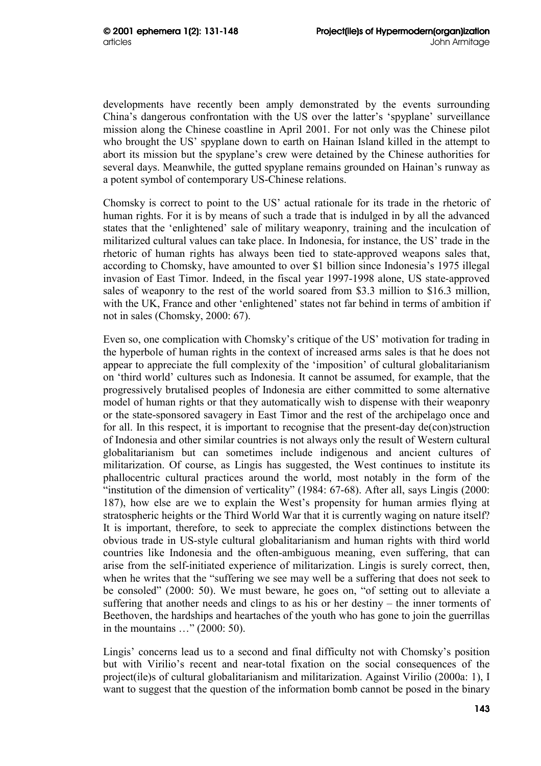developments have recently been amply demonstrated by the events surrounding China's dangerous confrontation with the US over the latter's 'spyplane' surveillance mission along the Chinese coastline in April 2001. For not only was the Chinese pilot who brought the US' spyplane down to earth on Hainan Island killed in the attempt to abort its mission but the spyplane's crew were detained by the Chinese authorities for several days. Meanwhile, the gutted spyplane remains grounded on Hainan's runway as a potent symbol of contemporary US-Chinese relations.

Chomsky is correct to point to the US' actual rationale for its trade in the rhetoric of human rights. For it is by means of such a trade that is indulged in by all the advanced states that the 'enlightened' sale of military weaponry, training and the inculcation of militarized cultural values can take place. In Indonesia, for instance, the US' trade in the rhetoric of human rights has always been tied to state-approved weapons sales that, according to Chomsky, have amounted to over $1 billion since Indonesia's 1975 illegal invasion of East Timor. Indeed, in the fiscal year 1997-1998 alone, US state-approved sales of weaponry to the rest of the world soared from $3.3 million to $16.3 million, with the UK, France and other 'enlightened' states not far behind in terms of ambition if not in sales (Chomsky, 2000: 67).

Even so, one complication with Chomsky's critique of the US' motivation for trading in the hyperbole of human rights in the context of increased arms sales is that he does not appear to appreciate the full complexity of the 'imposition' of cultural globalitarianism on 'third world' cultures such as Indonesia. It cannot be assumed, for example, that the progressively brutalised peoples of Indonesia are either committed to some alternative model of human rights or that they automatically wish to dispense with their weaponry or the state-sponsored savagery in East Timor and the rest of the archipelago once and for all. In this respect, it is important to recognise that the present-day de(con)struction of Indonesia and other similar countries is not always only the result of Western cultural globalitarianism but can sometimes include indigenous and ancient cultures of militarization. Of course, as Lingis has suggested, the West continues to institute its phallocentric cultural practices around the world, most notably in the form of the "institution of the dimension of verticality" (1984: 67-68). After all, says Lingis (2000: 187), how else are we to explain the West's propensity for human armies flying at stratospheric heights or the Third World War that it is currently waging on nature itself? It is important, therefore, to seek to appreciate the complex distinctions between the obvious trade in US-style cultural globalitarianism and human rights with third world countries like Indonesia and the often-ambiguous meaning, even suffering, that can arise from the self-initiated experience of militarization. Lingis is surely correct, then, when he writes that the "suffering we see may well be a suffering that does not seek to be consoled" (2000: 50). We must beware, he goes on, "of setting out to alleviate a suffering that another needs and clings to as his or her destiny – the inner torments of Beethoven, the hardships and heartaches of the youth who has gone to join the guerrillas in the mountains …" (2000: 50).

Lingis' concerns lead us to a second and final difficulty not with Chomsky's position but with Virilio's recent and near-total fixation on the social consequences of the project(ile)s of cultural globalitarianism and militarization. Against Virilio (2000a: 1), I want to suggest that the question of the information bomb cannot be posed in the binary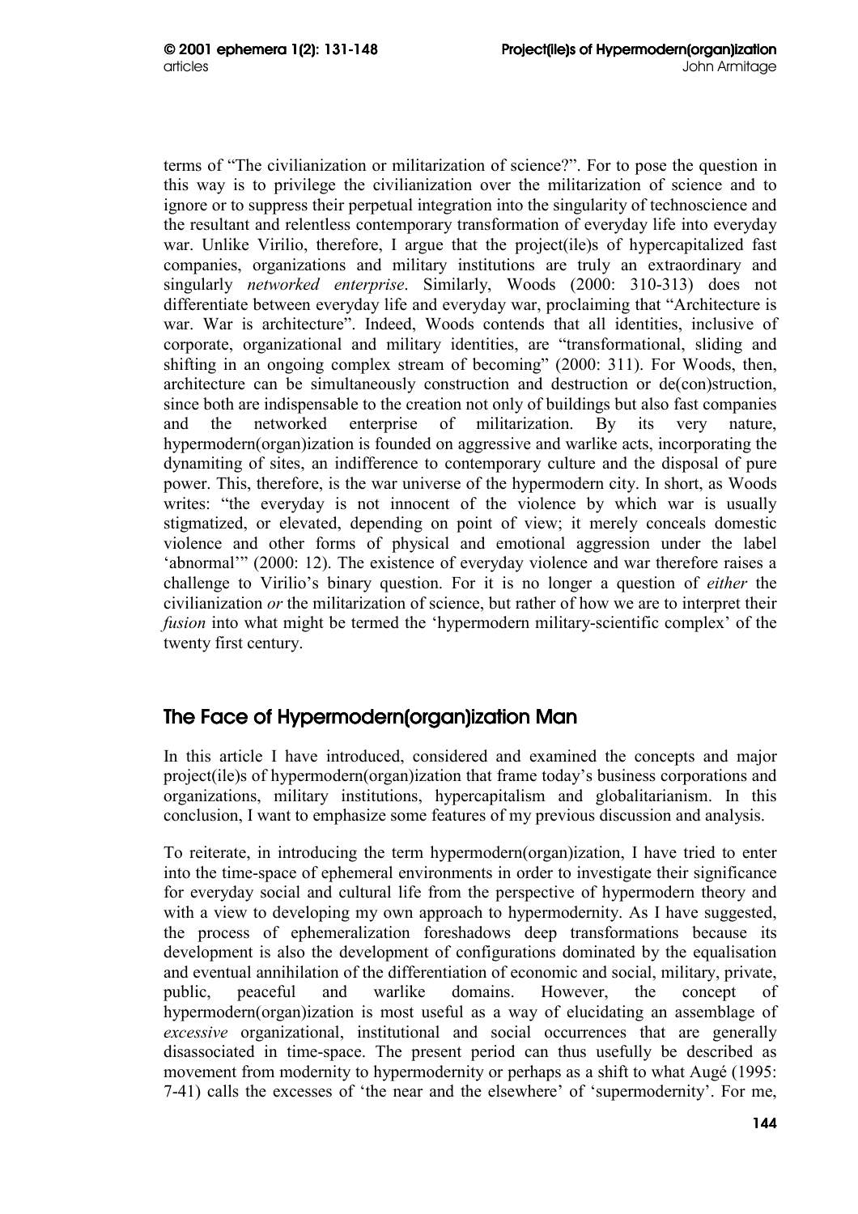terms of "The civilianization or militarization of science?". For to pose the question in this way is to privilege the civilianization over the militarization of science and to ignore or to suppress their perpetual integration into the singularity of technoscience and the resultant and relentless contemporary transformation of everyday life into everyday war. Unlike Virilio, therefore, I argue that the project(ile)s of hypercapitalized fast companies, organizations and military institutions are truly an extraordinary and singularly *networked enterprise*. Similarly, Woods (2000: 310-313) does not differentiate between everyday life and everyday war, proclaiming that "Architecture is war. War is architecture". Indeed, Woods contends that all identities, inclusive of corporate, organizational and military identities, are "transformational, sliding and shifting in an ongoing complex stream of becoming" (2000: 311). For Woods, then, architecture can be simultaneously construction and destruction or de(con)struction, since both are indispensable to the creation not only of buildings but also fast companies and the networked enterprise of militarization. By its very nature, hypermodern(organ)ization is founded on aggressive and warlike acts, incorporating the dynamiting of sites, an indifference to contemporary culture and the disposal of pure power. This, therefore, is the war universe of the hypermodern city. In short, as Woods writes: "the everyday is not innocent of the violence by which war is usually stigmatized, or elevated, depending on point of view; it merely conceals domestic violence and other forms of physical and emotional aggression under the label 'abnormal'" (2000: 12). The existence of everyday violence and war therefore raises a challenge to Virilio's binary question. For it is no longer a question of *either* the civilianization *or* the militarization of science, but rather of how we are to interpret their *fusion* into what might be termed the 'hypermodern military-scientific complex' of the twenty first century.

## The Face of Hypermodern(organ)ization Man

In this article I have introduced, considered and examined the concepts and major project(ile)s of hypermodern(organ)ization that frame today's business corporations and organizations, military institutions, hypercapitalism and globalitarianism. In this conclusion, I want to emphasize some features of my previous discussion and analysis.

To reiterate, in introducing the term hypermodern(organ)ization, I have tried to enter into the time-space of ephemeral environments in order to investigate their significance for everyday social and cultural life from the perspective of hypermodern theory and with a view to developing my own approach to hypermodernity. As I have suggested, the process of ephemeralization foreshadows deep transformations because its development is also the development of configurations dominated by the equalisation and eventual annihilation of the differentiation of economic and social, military, private, public, peaceful and warlike domains. However, the concept of hypermodern(organ)ization is most useful as a way of elucidating an assemblage of *excessive* organizational, institutional and social occurrences that are generally disassociated in time-space. The present period can thus usefully be described as movement from modernity to hypermodernity or perhaps as a shift to what Augé (1995: 7-41) calls the excesses of 'the near and the elsewhere' of 'supermodernity'. For me,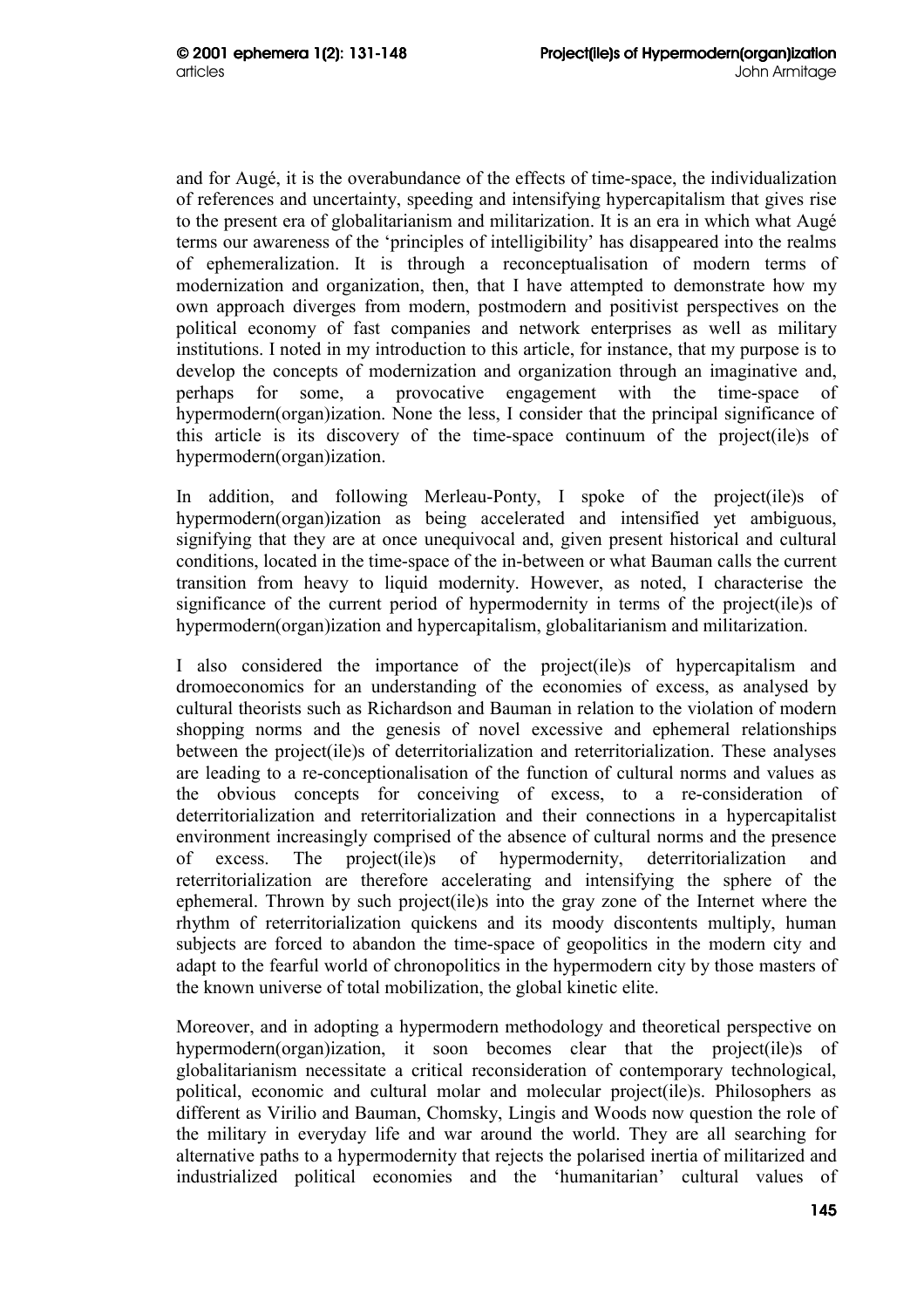and for Augé, it is the overabundance of the effects of time-space, the individualization of references and uncertainty, speeding and intensifying hypercapitalism that gives rise to the present era of globalitarianism and militarization. It is an era in which what Augé terms our awareness of the 'principles of intelligibility' has disappeared into the realms of ephemeralization. It is through a reconceptualisation of modern terms of modernization and organization, then, that I have attempted to demonstrate how my own approach diverges from modern, postmodern and positivist perspectives on the political economy of fast companies and network enterprises as well as military institutions. I noted in my introduction to this article, for instance, that my purpose is to develop the concepts of modernization and organization through an imaginative and, perhaps for some, a provocative engagement with the time-space of hypermodern(organ)ization. None the less, I consider that the principal significance of this article is its discovery of the time-space continuum of the project(ile)s of hypermodern(organ)ization.

In addition, and following Merleau-Ponty, I spoke of the project(ile)s of hypermodern(organ)ization as being accelerated and intensified yet ambiguous, signifying that they are at once unequivocal and, given present historical and cultural conditions, located in the time-space of the in-between or what Bauman calls the current transition from heavy to liquid modernity. However, as noted, I characterise the significance of the current period of hypermodernity in terms of the project(ile)s of hypermodern(organ)ization and hypercapitalism, globalitarianism and militarization.

I also considered the importance of the project(ile)s of hypercapitalism and dromoeconomics for an understanding of the economies of excess, as analysed by cultural theorists such as Richardson and Bauman in relation to the violation of modern shopping norms and the genesis of novel excessive and ephemeral relationships between the project(ile)s of deterritorialization and reterritorialization. These analyses are leading to a re-conceptionalisation of the function of cultural norms and values as the obvious concepts for conceiving of excess, to a re-consideration of deterritorialization and reterritorialization and their connections in a hypercapitalist environment increasingly comprised of the absence of cultural norms and the presence of excess. The project(ile)s of hypermodernity, deterritorialization and reterritorialization are therefore accelerating and intensifying the sphere of the ephemeral. Thrown by such project(ile)s into the gray zone of the Internet where the rhythm of reterritorialization quickens and its moody discontents multiply, human subjects are forced to abandon the time-space of geopolitics in the modern city and adapt to the fearful world of chronopolitics in the hypermodern city by those masters of the known universe of total mobilization, the global kinetic elite.

Moreover, and in adopting a hypermodern methodology and theoretical perspective on hypermodern(organ)ization, it soon becomes clear that the project(ile)s of globalitarianism necessitate a critical reconsideration of contemporary technological, political, economic and cultural molar and molecular project(ile)s. Philosophers as different as Virilio and Bauman, Chomsky, Lingis and Woods now question the role of the military in everyday life and war around the world. They are all searching for alternative paths to a hypermodernity that rejects the polarised inertia of militarized and industrialized political economies and the 'humanitarian' cultural values of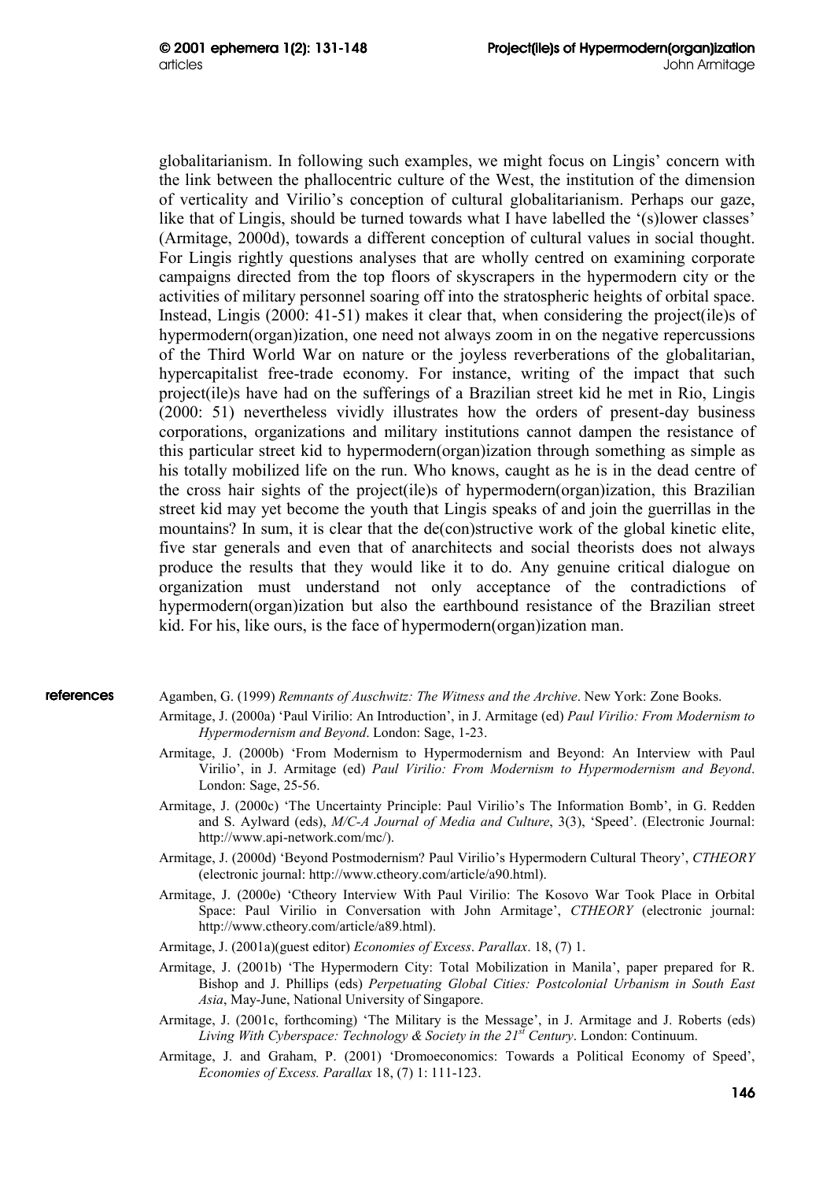globalitarianism. In following such examples, we might focus on Lingis' concern with the link between the phallocentric culture of the West, the institution of the dimension of verticality and Virilio's conception of cultural globalitarianism. Perhaps our gaze, like that of Lingis, should be turned towards what I have labelled the '(s)lower classes' (Armitage, 2000d), towards a different conception of cultural values in social thought. For Lingis rightly questions analyses that are wholly centred on examining corporate campaigns directed from the top floors of skyscrapers in the hypermodern city or the activities of military personnel soaring off into the stratospheric heights of orbital space. Instead, Lingis (2000: 41-51) makes it clear that, when considering the project(ile)s of hypermodern(organ)ization, one need not always zoom in on the negative repercussions of the Third World War on nature or the joyless reverberations of the globalitarian, hypercapitalist free-trade economy. For instance, writing of the impact that such project(ile)s have had on the sufferings of a Brazilian street kid he met in Rio, Lingis (2000: 51) nevertheless vividly illustrates how the orders of present-day business corporations, organizations and military institutions cannot dampen the resistance of this particular street kid to hypermodern(organ)ization through something as simple as his totally mobilized life on the run. Who knows, caught as he is in the dead centre of the cross hair sights of the project(ile)s of hypermodern(organ)ization, this Brazilian street kid may yet become the youth that Lingis speaks of and join the guerrillas in the mountains? In sum, it is clear that the de(con)structive work of the global kinetic elite, five star generals and even that of anarchitects and social theorists does not always produce the results that they would like it to do. Any genuine critical dialogue on organization must understand not only acceptance of the contradictions of hypermodern(organ)ization but also the earthbound resistance of the Brazilian street kid. For his, like ours, is the face of hypermodern(organ)ization man.

## references

Agamben, G. (1999) *Remnants of Auschwitz: The Witness and the Archive*. New York: Zone Books.

Armitage, J. (2000a) 'Paul Virilio: An Introduction', in J. Armitage (ed) *Paul Virilio: From Modernism to Hypermodernism and Beyond*. London: Sage, 1-23.

Armitage, J. (2000b) 'From Modernism to Hypermodernism and Beyond: An Interview with Paul Virilio', in J. Armitage (ed) *Paul Virilio: From Modernism to Hypermodernism and Beyond*. London: Sage, 25-56.

Armitage, J. (2000c) 'The Uncertainty Principle: Paul Virilio's The Information Bomb', in G. Redden and S. Aylward (eds), *M/C-A Journal of Media and Culture*, 3(3), 'Speed'. (Electronic Journal: http://www.api-network.com/mc/).

Armitage, J. (2000d) 'Beyond Postmodernism? Paul Virilio's Hypermodern Cultural Theory', *CTHEORY* (electronic journal: http://www.ctheory.com/article/a90.html).

Armitage, J. (2000e) 'Ctheory Interview With Paul Virilio: The Kosovo War Took Place in Orbital Space: Paul Virilio in Conversation with John Armitage', *CTHEORY* (electronic journal: http://www.ctheory.com/article/a89.html).

Armitage, J. (2001a)(guest editor) *Economies of Excess*. *Parallax*. 18, (7) 1.

Armitage, J. (2001b) 'The Hypermodern City: Total Mobilization in Manila', paper prepared for R. Bishop and J. Phillips (eds) *Perpetuating Global Cities: Postcolonial Urbanism in South East Asia*, May-June, National University of Singapore.

Armitage, J. (2001c, forthcoming) 'The Military is the Message', in J. Armitage and J. Roberts (eds) *Living With Cyberspace: Technology & Society in the 21st Century*. London: Continuum.

Armitage, J. and Graham, P. (2001) 'Dromoeconomics: Towards a Political Economy of Speed', *Economies of Excess. Parallax* 18, (7) 1: 111-123.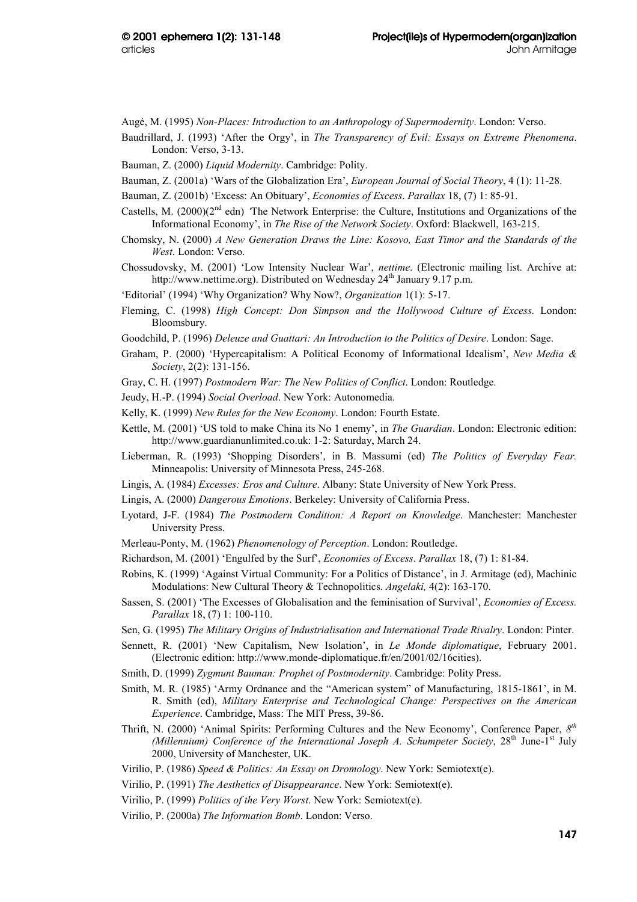Augé, M. (1995) *Non-Places: Introduction to an Anthropology of Supermodernity*. London: Verso.

Baudrillard, J. (1993) 'After the Orgy', in *The Transparency of Evil: Essays on Extreme Phenomena*. London: Verso, 3-13.

Bauman, Z. (2000) *Liquid Modernity*. Cambridge: Polity.

Bauman, Z. (2001a) 'Wars of the Globalization Era', *European Journal of Social Theory*, 4 (1): 11-28.

Bauman, Z. (2001b) 'Excess: An Obituary', *Economies of Excess*. *Parallax* 18, (7) 1: 85-91.

Castells, M. (2000)(2nd edn) 'The Network Enterprise: the Culture, Institutions and Organizations of the Informational Economy', in *The Rise of the Network Society*. Oxford: Blackwell, 163-215.

Chomsky, N. (2000) *A New Generation Draws the Line: Kosovo, East Timor and the Standards of the West*. London: Verso.

Chossudovsky, M. (2001) 'Low Intensity Nuclear War', *nettime*. (Electronic mailing list. Archive at: http://www.nettime.org). Distributed on Wednesday 24th January 9.17 p.m.

'Editorial' (1994) 'Why Organization? Why Now?, *Organization* 1(1): 5-17.

Fleming, C. (1998) *High Concept: Don Simpson and the Hollywood Culture of Excess*. London: Bloomsbury.

Goodchild, P. (1996) *Deleuze and Guattari: An Introduction to the Politics of Desire*. London: Sage.

Graham, P. (2000) 'Hypercapitalism: A Political Economy of Informational Idealism', *New Media & Society*, 2(2): 131-156.

Gray, C. H. (1997) *Postmodern War: The New Politics of Conflict*. London: Routledge.

Jeudy, H.-P. (1994) *Social Overload*. New York: Autonomedia.

Kelly, K. (1999) *New Rules for the New Economy*. London: Fourth Estate.

Kettle, M. (2001) 'US told to make China its No 1 enemy', in *The Guardian*. London: Electronic edition: http://www.guardianunlimited.co.uk: 1-2: Saturday, March 24.

Lieberman, R. (1993) 'Shopping Disorders', in B. Massumi (ed) *The Politics of Everyday Fear.* Minneapolis: University of Minnesota Press, 245-268.

Lingis, A. (1984) *Excesses: Eros and Culture*. Albany: State University of New York Press.

Lingis, A. (2000) *Dangerous Emotions*. Berkeley: University of California Press.

Lyotard, J-F. (1984) *The Postmodern Condition: A Report on Knowledge*. Manchester: Manchester University Press.

Merleau-Ponty, M. (1962) *Phenomenology of Perception*. London: Routledge.

Richardson, M. (2001) 'Engulfed by the Surf', *Economies of Excess*. *Parallax* 18, (7) 1: 81-84.

Robins, K. (1999) 'Against Virtual Community: For a Politics of Distance', in J. Armitage (ed), Machinic Modulations: New Cultural Theory & Technopolitics. *Angelaki,* 4(2): 163-170.

Sassen, S. (2001) 'The Excesses of Globalisation and the feminisation of Survival', *Economies of Excess. Parallax* 18, (7) 1: 100-110.

Sen, G. (1995) *The Military Origins of Industrialisation and International Trade Rivalry*. London: Pinter.

Sennett, R. (2001) 'New Capitalism, New Isolation', in *Le Monde diplomatique*, February 2001. (Electronic edition: http://www.monde-diplomatique.fr/en/2001/02/16cities).

Smith, D. (1999) *Zygmunt Bauman: Prophet of Postmodernity*. Cambridge: Polity Press.

Smith, M. R. (1985) 'Army Ordnance and the "American system" of Manufacturing, 1815-1861', in M. R. Smith (ed), *Military Enterprise and Technological Change: Perspectives on the American Experience*. Cambridge, Mass: The MIT Press, 39-86.

Thrift, N. (2000) 'Animal Spirits: Performing Cultures and the New Economy', Conference Paper, *8th (Millennium) Conference of the International Joseph A. Schumpeter Society*, 28th June-1st July 2000, University of Manchester, UK.

Virilio, P. (1986) *Speed & Politics: An Essay on Dromology*. New York: Semiotext(e).

Virilio, P. (1991) *The Aesthetics of Disappearance*. New York: Semiotext(e).

Virilio, P. (1999) *Politics of the Very Worst*. New York: Semiotext(e).

Virilio, P. (2000a) *The Information Bomb*. London: Verso.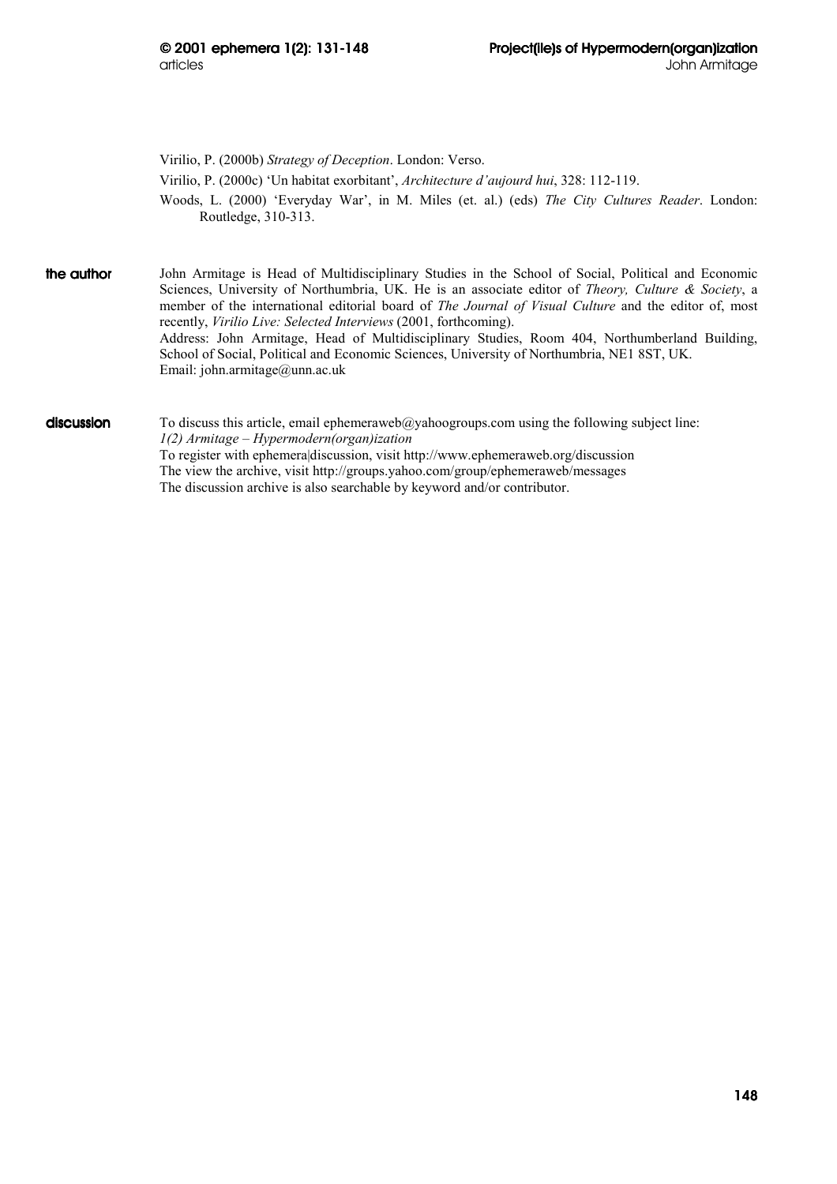Virilio, P. (2000b) *Strategy of Deception*. London: Verso.

Virilio, P. (2000c) 'Un habitat exorbitant', *Architecture d'aujourd hui*, 328: 112-119.

Woods, L. (2000) 'Everyday War', in M. Miles (et. al.) (eds) *The City Cultures Reader*. London: Routledge, 310-313.

**the author**

John Armitage is Head of Multidisciplinary Studies in the School of Social, Political and Economic Sciences, University of Northumbria, UK. He is an associate editor of *Theory, Culture & Society*, a member of the international editorial board of *The Journal of Visual Culture* and the editor of, most recently, *Virilio Live: Selected Interviews* (2001, forthcoming).
Address: John Armitage, Head of Multidisciplinary Studies, Room 404, Northumberland Building, School of Social, Political and Economic Sciences, University of Northumbria, NE1 8ST, UK.
Email: john.armitage@unn.ac.uk

**discussion**

To discuss this article, email ephemeraweb@yahoogroups.com using the following subject line:
*1(2) Armitage – Hypermodern(organ)ization*
To register with ephemera|discussion, visit http://www.ephemeraweb.org/discussion
The view the archive, visit http://groups.yahoo.com/group/ephemeraweb/messages
The discussion archive is also searchable by keyword and/or contributor.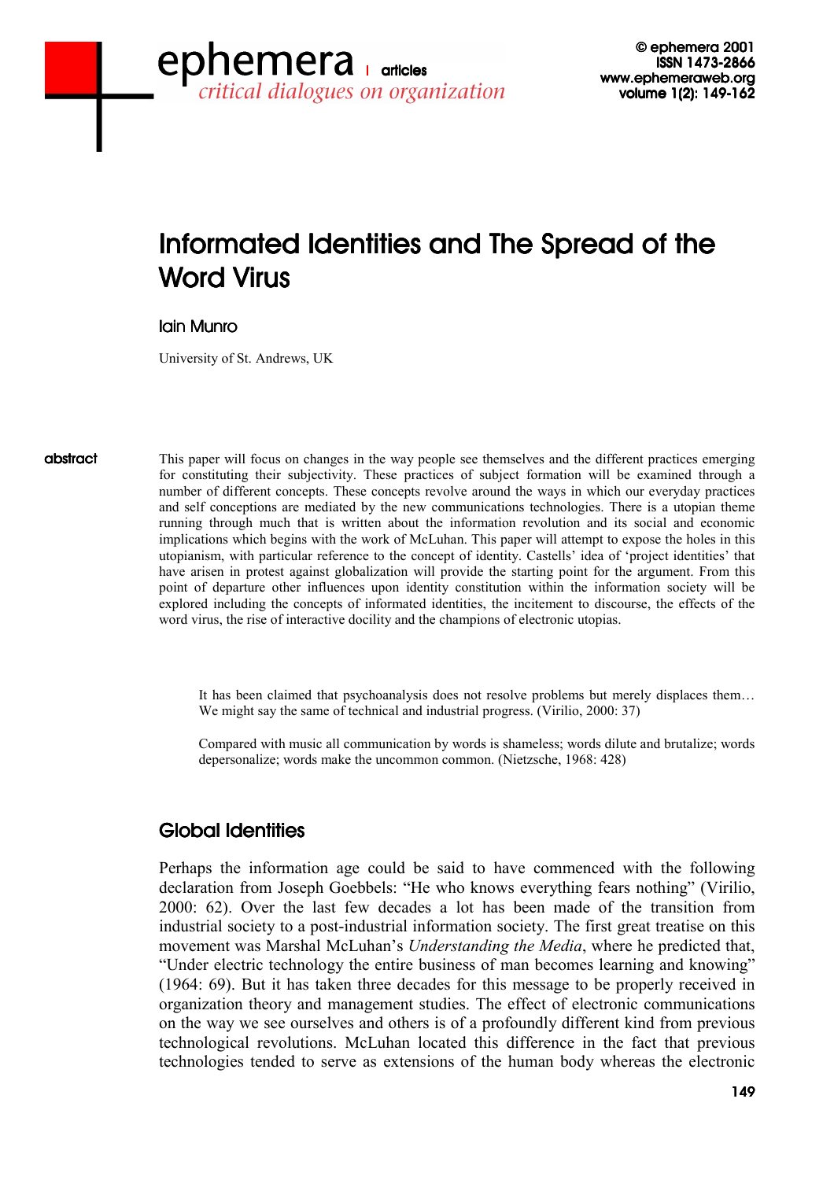# Informated Identities and The Spread of the Word Virus

Iain Munro

University of St. Andrews, UK

**abstract**

This paper will focus on changes in the way people see themselves and the different practices emerging for constituting their subjectivity. These practices of subject formation will be examined through a number of different concepts. These concepts revolve around the ways in which our everyday practices and self conceptions are mediated by the new communications technologies. There is a utopian theme running through much that is written about the information revolution and its social and economic implications which begins with the work of McLuhan. This paper will attempt to expose the holes in this utopianism, with particular reference to the concept of identity. Castells' idea of 'project identities' that have arisen in protest against globalization will provide the starting point for the argument. From this point of departure other influences upon identity constitution within the information society will be explored including the concepts of informated identities, the incitement to discourse, the effects of the word virus, the rise of interactive docility and the champions of electronic utopias.

> It has been claimed that psychoanalysis does not resolve problems but merely displaces them… We might say the same of technical and industrial progress. (Virilio, 2000: 37)

> Compared with music all communication by words is shameless; words dilute and brutalize; words depersonalize; words make the uncommon common. (Nietzsche, 1968: 428)

## Global Identities

Perhaps the information age could be said to have commenced with the following declaration from Joseph Goebbels: "He who knows everything fears nothing" (Virilio, 2000: 62). Over the last few decades a lot has been made of the transition from industrial society to a post-industrial information society. The first great treatise on this movement was Marshal McLuhan's *Understanding the Media*, where he predicted that, "Under electric technology the entire business of man becomes learning and knowing" (1964: 69). But it has taken three decades for this message to be properly received in organization theory and management studies. The effect of electronic communications on the way we see ourselves and others is of a profoundly different kind from previous technological revolutions. McLuhan located this difference in the fact that previous technologies tended to serve as extensions of the human body whereas the electronic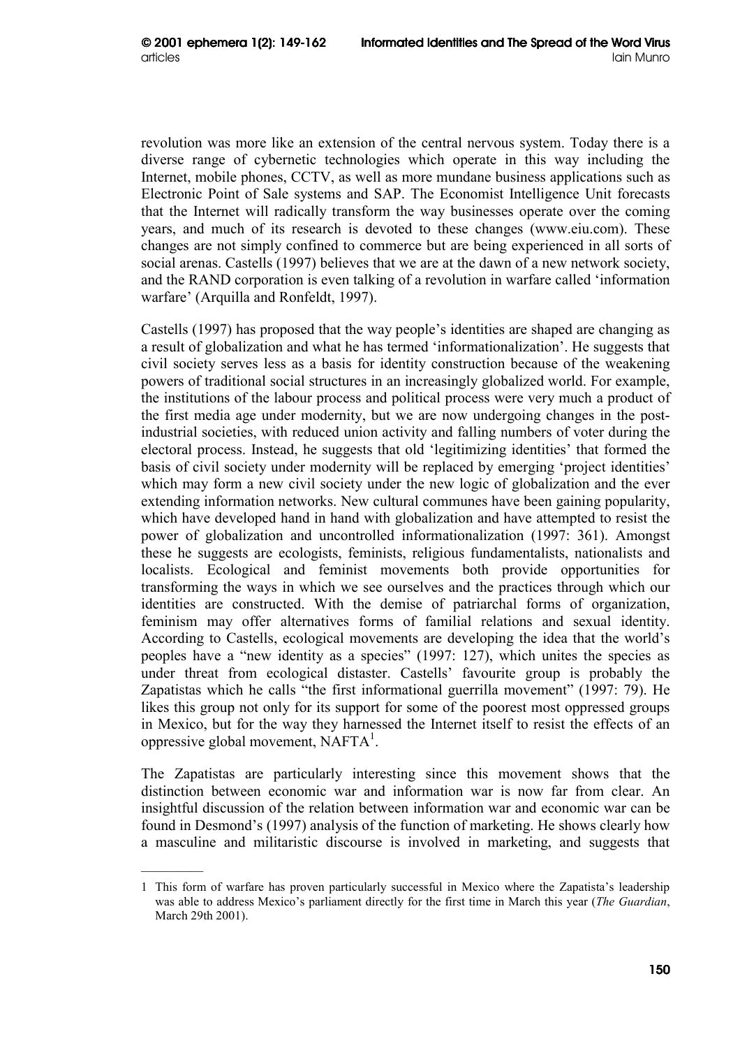revolution was more like an extension of the central nervous system. Today there is a diverse range of cybernetic technologies which operate in this way including the Internet, mobile phones, CCTV, as well as more mundane business applications such as Electronic Point of Sale systems and SAP. The Economist Intelligence Unit forecasts that the Internet will radically transform the way businesses operate over the coming years, and much of its research is devoted to these changes (www.eiu.com). These changes are not simply confined to commerce but are being experienced in all sorts of social arenas. Castells (1997) believes that we are at the dawn of a new network society, and the RAND corporation is even talking of a revolution in warfare called 'information warfare' (Arquilla and Ronfeldt, 1997).

Castells (1997) has proposed that the way people's identities are shaped are changing as a result of globalization and what he has termed 'informationalization'. He suggests that civil society serves less as a basis for identity construction because of the weakening powers of traditional social structures in an increasingly globalized world. For example, the institutions of the labour process and political process were very much a product of the first media age under modernity, but we are now undergoing changes in the post-industrial societies, with reduced union activity and falling numbers of voter during the electoral process. Instead, he suggests that old 'legitimizing identities' that formed the basis of civil society under modernity will be replaced by emerging 'project identities' which may form a new civil society under the new logic of globalization and the ever extending information networks. New cultural communes have been gaining popularity, which have developed hand in hand with globalization and have attempted to resist the power of globalization and uncontrolled informationalization (1997: 361). Amongst these he suggests are ecologists, feminists, religious fundamentalists, nationalists and localists. Ecological and feminist movements both provide opportunities for transforming the ways in which we see ourselves and the practices through which our identities are constructed. With the demise of patriarchal forms of organization, feminism may offer alternatives forms of familial relations and sexual identity. According to Castells, ecological movements are developing the idea that the world's peoples have a "new identity as a species" (1997: 127), which unites the species as under threat from ecological distaster. Castells' favourite group is probably the Zapatistas which he calls "the first informational guerrilla movement" (1997: 79). He likes this group not only for its support for some of the poorest most oppressed groups in Mexico, but for the way they harnessed the Internet itself to resist the effects of an oppressive global movement, NAFTA[1].

The Zapatistas are particularly interesting since this movement shows that the distinction between economic war and information war is now far from clear. An insightful discussion of the relation between information war and economic war can be found in Desmond's (1997) analysis of the function of marketing. He shows clearly how a masculine and militaristic discourse is involved in marketing, and suggests that

---

1 This form of warfare has proven particularly successful in Mexico where the Zapatista's leadership was able to address Mexico's parliament directly for the first time in March this year (*The Guardian*, March 29th 2001).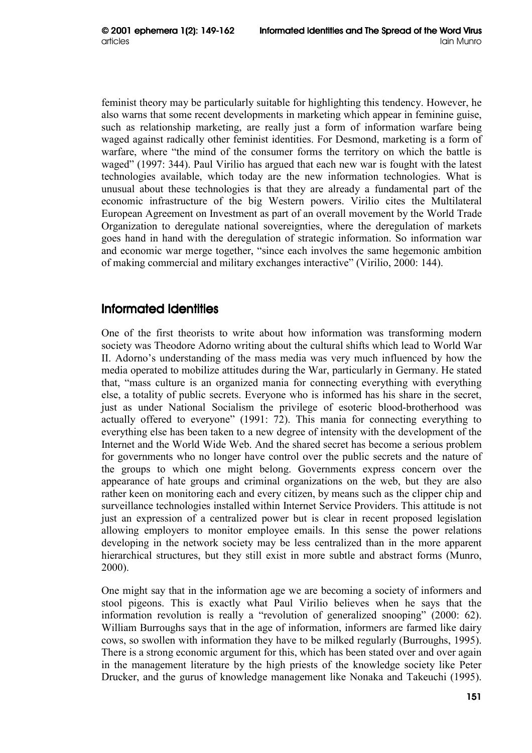feminist theory may be particularly suitable for highlighting this tendency. However, he also warns that some recent developments in marketing which appear in feminine guise, such as relationship marketing, are really just a form of information warfare being waged against radically other feminist identities. For Desmond, marketing is a form of warfare, where "the mind of the consumer forms the territory on which the battle is waged" (1997: 344). Paul Virilio has argued that each new war is fought with the latest technologies available, which today are the new information technologies. What is unusual about these technologies is that they are already a fundamental part of the economic infrastructure of the big Western powers. Virilio cites the Multilateral European Agreement on Investment as part of an overall movement by the World Trade Organization to deregulate national sovereignties, where the deregulation of markets goes hand in hand with the deregulation of strategic information. So information war and economic war merge together, "since each involves the same hegemonic ambition of making commercial and military exchanges interactive" (Virilio, 2000: 144).

## Informated Identities

One of the first theorists to write about how information was transforming modern society was Theodore Adorno writing about the cultural shifts which lead to World War II. Adorno's understanding of the mass media was very much influenced by how the media operated to mobilize attitudes during the War, particularly in Germany. He stated that, "mass culture is an organized mania for connecting everything with everything else, a totality of public secrets. Everyone who is informed has his share in the secret, just as under National Socialism the privilege of esoteric blood-brotherhood was actually offered to everyone" (1991: 72). This mania for connecting everything to everything else has been taken to a new degree of intensity with the development of the Internet and the World Wide Web. And the shared secret has become a serious problem for governments who no longer have control over the public secrets and the nature of the groups to which one might belong. Governments express concern over the appearance of hate groups and criminal organizations on the web, but they are also rather keen on monitoring each and every citizen, by means such as the clipper chip and surveillance technologies installed within Internet Service Providers. This attitude is not just an expression of a centralized power but is clear in recent proposed legislation allowing employers to monitor employee emails. In this sense the power relations developing in the network society may be less centralized than in the more apparent hierarchical structures, but they still exist in more subtle and abstract forms (Munro, 2000).

One might say that in the information age we are becoming a society of informers and stool pigeons. This is exactly what Paul Virilio believes when he says that the information revolution is really a "revolution of generalized snooping" (2000: 62). William Burroughs says that in the age of information, informers are farmed like dairy cows, so swollen with information they have to be milked regularly (Burroughs, 1995). There is a strong economic argument for this, which has been stated over and over again in the management literature by the high priests of the knowledge society like Peter Drucker, and the gurus of knowledge management like Nonaka and Takeuchi (1995).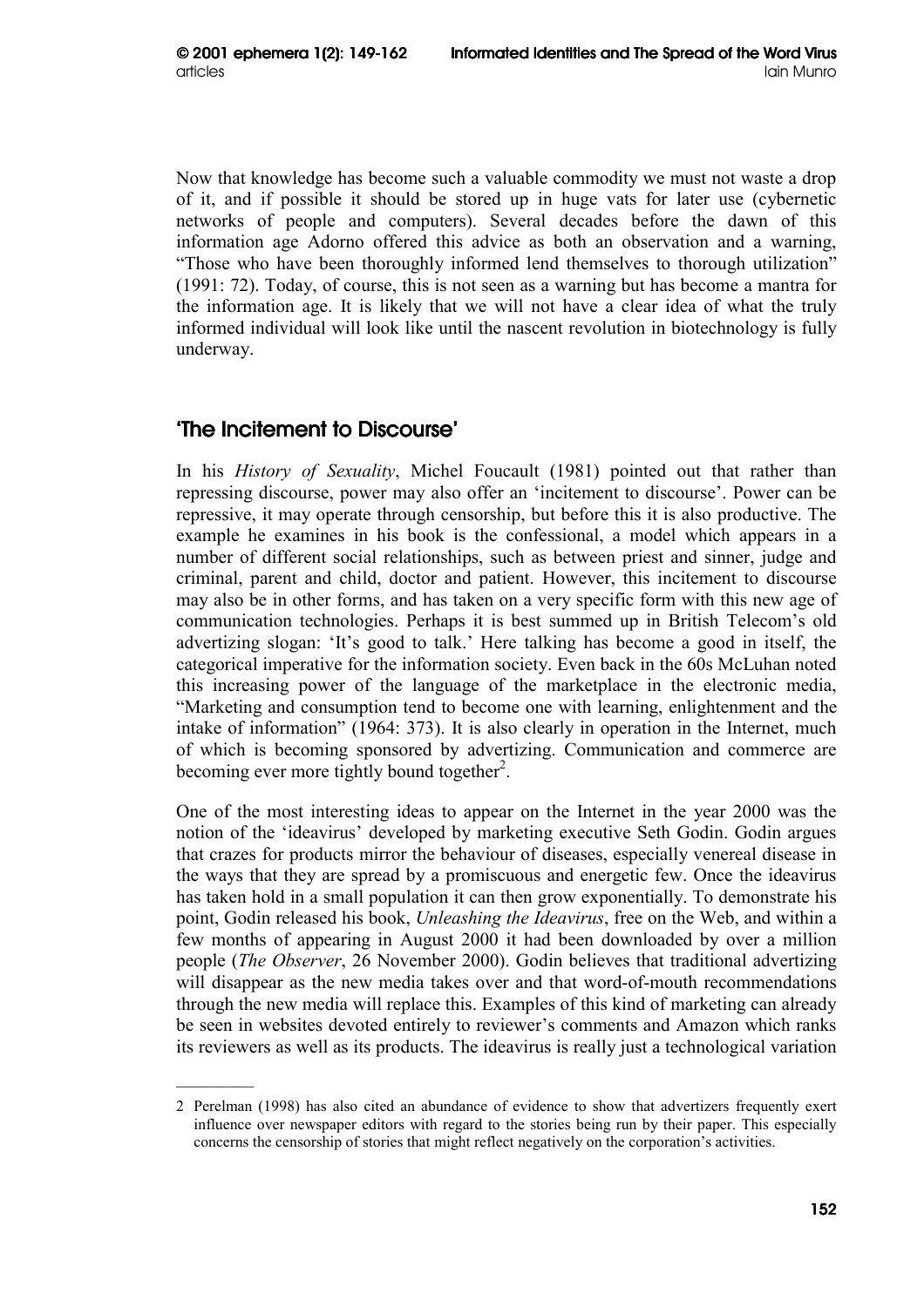Now that knowledge has become such a valuable commodity we must not waste a drop of it, and if possible it should be stored up in huge vats for later use (cybernetic networks of people and computers). Several decades before the dawn of this information age Adorno offered this advice as both an observation and a warning, "Those who have been thoroughly informed lend themselves to thorough utilization" (1991: 72). Today, of course, this is not seen as a warning but has become a mantra for the information age. It is likely that we will not have a clear idea of what the truly informed individual will look like until the nascent revolution in biotechnology is fully underway.

## 'The Incitement to Discourse'

In his *History of Sexuality*, Michel Foucault (1981) pointed out that rather than repressing discourse, power may also offer an 'incitement to discourse'. Power can be repressive, it may operate through censorship, but before this it is also productive. The example he examines in his book is the confessional, a model which appears in a number of different social relationships, such as between priest and sinner, judge and criminal, parent and child, doctor and patient. However, this incitement to discourse may also be in other forms, and has taken on a very specific form with this new age of communication technologies. Perhaps it is best summed up in British Telecom's old advertizing slogan: 'It's good to talk.' Here talking has become a good in itself, the categorical imperative for the information society. Even back in the 60s McLuhan noted this increasing power of the language of the marketplace in the electronic media, "Marketing and consumption tend to become one with learning, enlightenment and the intake of information" (1964: 373). It is also clearly in operation in the Internet, much of which is becoming sponsored by advertizing. Communication and commerce are becoming ever more tightly bound together[2].

One of the most interesting ideas to appear on the Internet in the year 2000 was the notion of the 'ideavirus' developed by marketing executive Seth Godin. Godin argues that crazes for products mirror the behaviour of diseases, especially venereal disease in the ways that they are spread by a promiscuous and energetic few. Once the ideavirus has taken hold in a small population it can then grow exponentially. To demonstrate his point, Godin released his book, *Unleashing the Ideavirus*, free on the Web, and within a few months of appearing in August 2000 it had been downloaded by over a million people (*The Observer*, 26 November 2000). Godin believes that traditional advertizing will disappear as the new media takes over and that word-of-mouth recommendations through the new media will replace this. Examples of this kind of marketing can already be seen in websites devoted entirely to reviewer's comments and Amazon which ranks its reviewers as well as its products. The ideavirus is really just a technological variation

---

2 Perelman (1998) has also cited an abundance of evidence to show that advertizers frequently exert influence over newspaper editors with regard to the stories being run by their paper. This especially concerns the censorship of stories that might reflect negatively on the corporation's activities.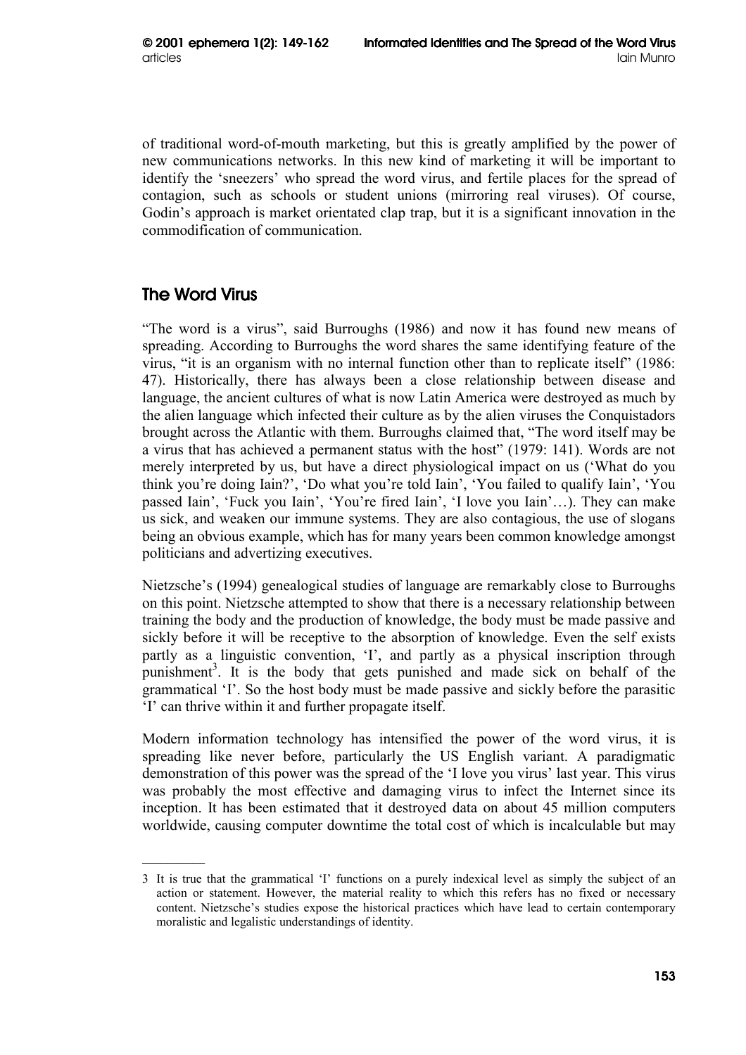of traditional word-of-mouth marketing, but this is greatly amplified by the power of new communications networks. In this new kind of marketing it will be important to identify the 'sneezers' who spread the word virus, and fertile places for the spread of contagion, such as schools or student unions (mirroring real viruses). Of course, Godin's approach is market orientated clap trap, but it is a significant innovation in the commodification of communication.

## The Word Virus

"The word is a virus", said Burroughs (1986) and now it has found new means of spreading. According to Burroughs the word shares the same identifying feature of the virus, "it is an organism with no internal function other than to replicate itself" (1986: 47). Historically, there has always been a close relationship between disease and language, the ancient cultures of what is now Latin America were destroyed as much by the alien language which infected their culture as by the alien viruses the Conquistadors brought across the Atlantic with them. Burroughs claimed that, "The word itself may be a virus that has achieved a permanent status with the host" (1979: 141). Words are not merely interpreted by us, but have a direct physiological impact on us ('What do you think you're doing Iain?', 'Do what you're told Iain', 'You failed to qualify Iain', 'You passed Iain', 'Fuck you Iain', 'You're fired Iain', 'I love you Iain'…). They can make us sick, and weaken our immune systems. They are also contagious, the use of slogans being an obvious example, which has for many years been common knowledge amongst politicians and advertizing executives.

Nietzsche's (1994) genealogical studies of language are remarkably close to Burroughs on this point. Nietzsche attempted to show that there is a necessary relationship between training the body and the production of knowledge, the body must be made passive and sickly before it will be receptive to the absorption of knowledge. Even the self exists partly as a linguistic convention, 'I', and partly as a physical inscription through punishment[3]. It is the body that gets punished and made sick on behalf of the grammatical 'I'. So the host body must be made passive and sickly before the parasitic 'I' can thrive within it and further propagate itself.

Modern information technology has intensified the power of the word virus, it is spreading like never before, particularly the US English variant. A paradigmatic demonstration of this power was the spread of the 'I love you virus' last year. This virus was probably the most effective and damaging virus to infect the Internet since its inception. It has been estimated that it destroyed data on about 45 million computers worldwide, causing computer downtime the total cost of which is incalculable but may

---

3 It is true that the grammatical 'I' functions on a purely indexical level as simply the subject of an action or statement. However, the material reality to which this refers has no fixed or necessary content. Nietzsche's studies expose the historical practices which have lead to certain contemporary moralistic and legalistic understandings of identity.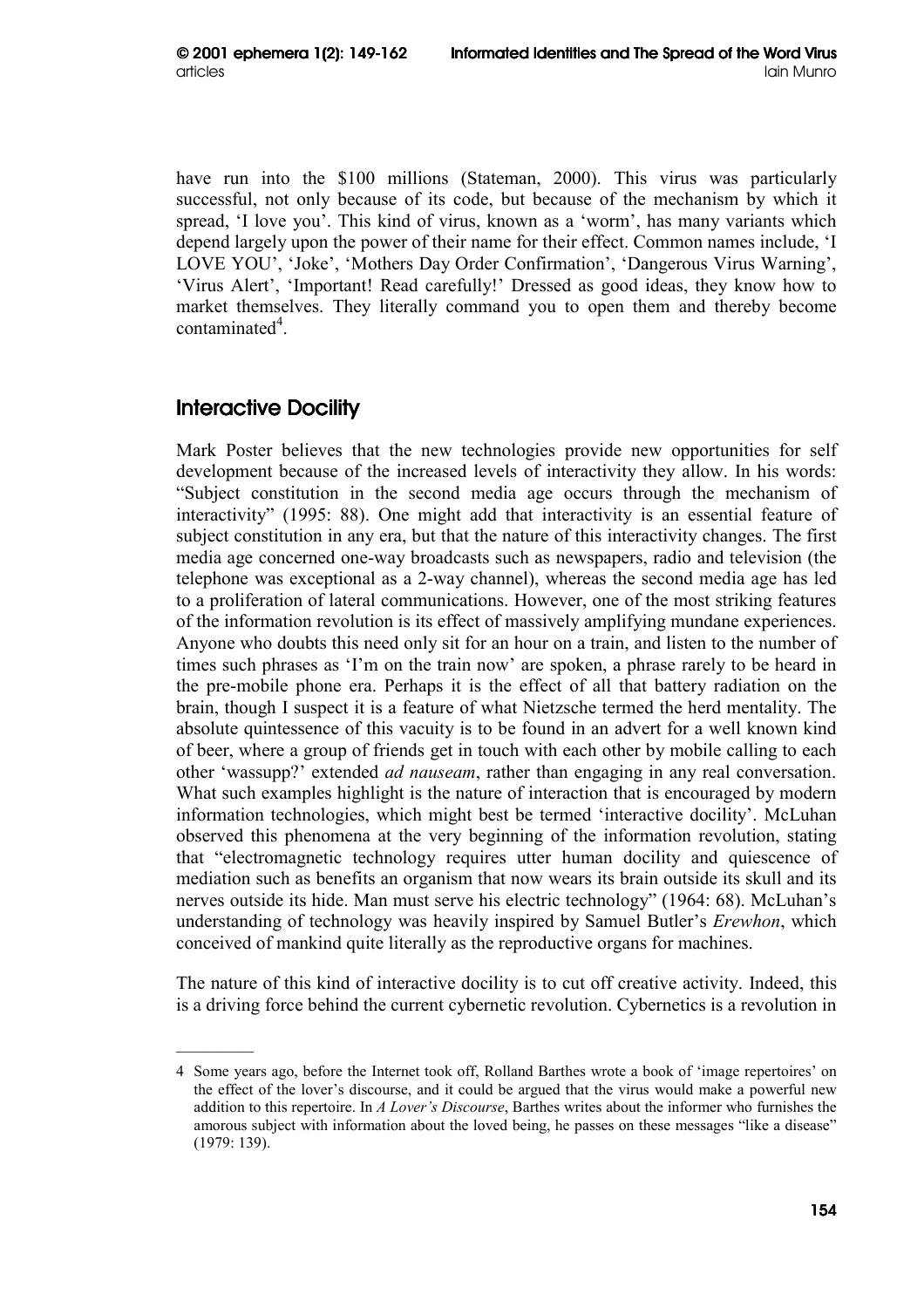have run into the $100 millions (Stateman, 2000). This virus was particularly successful, not only because of its code, but because of the mechanism by which it spread, 'I love you'. This kind of virus, known as a 'worm', has many variants which depend largely upon the power of their name for their effect. Common names include, 'I LOVE YOU', 'Joke', 'Mothers Day Order Confirmation', 'Dangerous Virus Warning', 'Virus Alert', 'Important! Read carefully!' Dressed as good ideas, they know how to market themselves. They literally command you to open them and thereby become contaminated[4].

## Interactive Docility

Mark Poster believes that the new technologies provide new opportunities for self development because of the increased levels of interactivity they allow. In his words: "Subject constitution in the second media age occurs through the mechanism of interactivity" (1995: 88). One might add that interactivity is an essential feature of subject constitution in any era, but that the nature of this interactivity changes. The first media age concerned one-way broadcasts such as newspapers, radio and television (the telephone was exceptional as a 2-way channel), whereas the second media age has led to a proliferation of lateral communications. However, one of the most striking features of the information revolution is its effect of massively amplifying mundane experiences. Anyone who doubts this need only sit for an hour on a train, and listen to the number of times such phrases as 'I'm on the train now' are spoken, a phrase rarely to be heard in the pre-mobile phone era. Perhaps it is the effect of all that battery radiation on the brain, though I suspect it is a feature of what Nietzsche termed the herd mentality. The absolute quintessence of this vacuity is to be found in an advert for a well known kind of beer, where a group of friends get in touch with each other by mobile calling to each other 'wassupp?' extended *ad nauseam*, rather than engaging in any real conversation. What such examples highlight is the nature of interaction that is encouraged by modern information technologies, which might best be termed 'interactive docility'. McLuhan observed this phenomena at the very beginning of the information revolution, stating that "electromagnetic technology requires utter human docility and quiescence of mediation such as benefits an organism that now wears its brain outside its skull and its nerves outside its hide. Man must serve his electric technology" (1964: 68). McLuhan's understanding of technology was heavily inspired by Samuel Butler's *Erewhon*, which conceived of mankind quite literally as the reproductive organs for machines.

The nature of this kind of interactive docility is to cut off creative activity. Indeed, this is a driving force behind the current cybernetic revolution. Cybernetics is a revolution in

---

4 Some years ago, before the Internet took off, Rolland Barthes wrote a book of 'image repertoires' on the effect of the lover's discourse, and it could be argued that the virus would make a powerful new addition to this repertoire. In *A Lover's Discourse*, Barthes writes about the informer who furnishes the amorous subject with information about the loved being, he passes on these messages "like a disease" (1979: 139).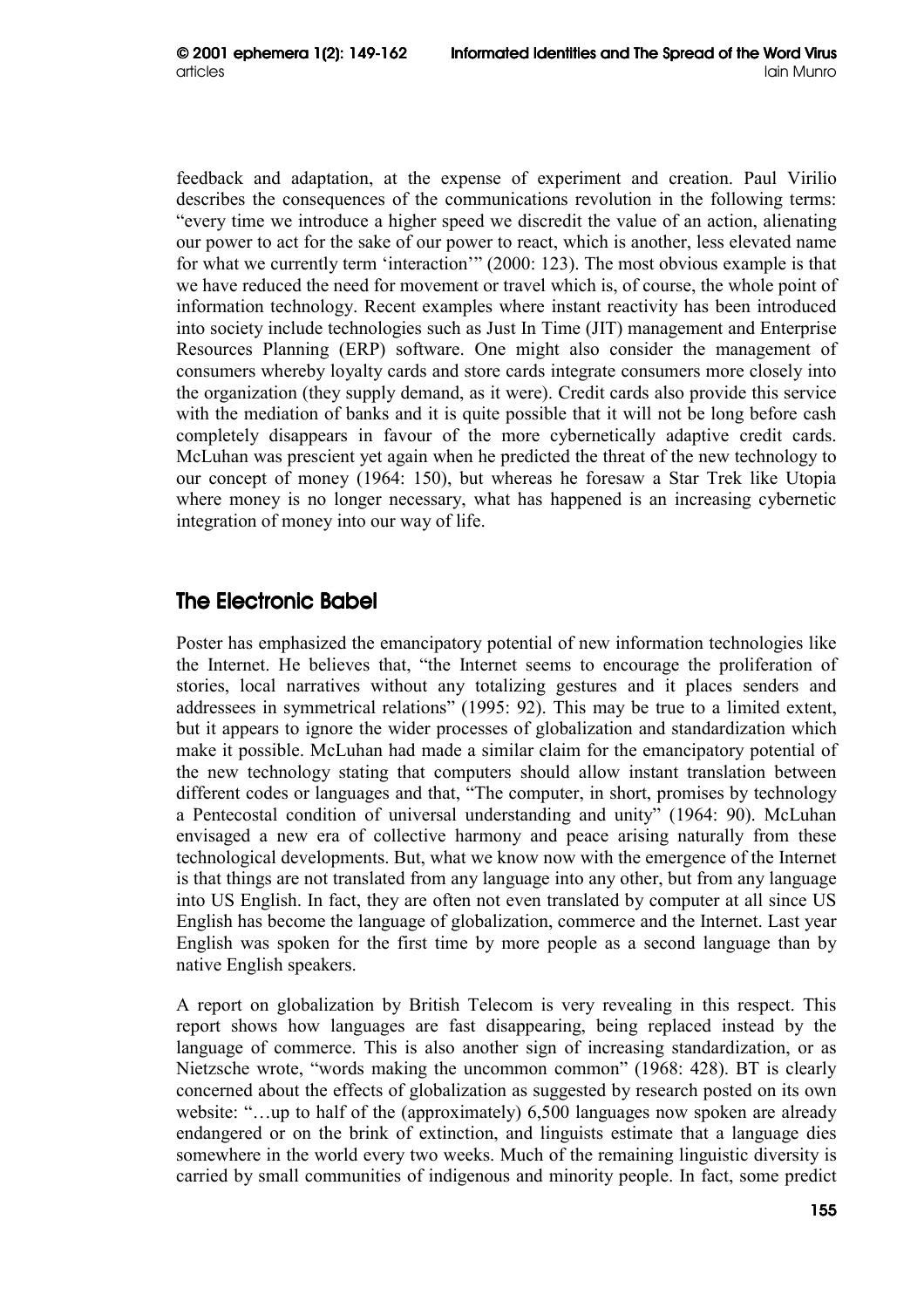feedback and adaptation, at the expense of experiment and creation. Paul Virilio describes the consequences of the communications revolution in the following terms: "every time we introduce a higher speed we discredit the value of an action, alienating our power to act for the sake of our power to react, which is another, less elevated name for what we currently term 'interaction'" (2000: 123). The most obvious example is that we have reduced the need for movement or travel which is, of course, the whole point of information technology. Recent examples where instant reactivity has been introduced into society include technologies such as Just In Time (JIT) management and Enterprise Resources Planning (ERP) software. One might also consider the management of consumers whereby loyalty cards and store cards integrate consumers more closely into the organization (they supply demand, as it were). Credit cards also provide this service with the mediation of banks and it is quite possible that it will not be long before cash completely disappears in favour of the more cybernetically adaptive credit cards. McLuhan was prescient yet again when he predicted the threat of the new technology to our concept of money (1964: 150), but whereas he foresaw a Star Trek like Utopia where money is no longer necessary, what has happened is an increasing cybernetic integration of money into our way of life.

## The Electronic Babel

Poster has emphasized the emancipatory potential of new information technologies like the Internet. He believes that, "the Internet seems to encourage the proliferation of stories, local narratives without any totalizing gestures and it places senders and addressees in symmetrical relations" (1995: 92). This may be true to a limited extent, but it appears to ignore the wider processes of globalization and standardization which make it possible. McLuhan had made a similar claim for the emancipatory potential of the new technology stating that computers should allow instant translation between different codes or languages and that, "The computer, in short, promises by technology a Pentecostal condition of universal understanding and unity" (1964: 90). McLuhan envisaged a new era of collective harmony and peace arising naturally from these technological developments. But, what we know now with the emergence of the Internet is that things are not translated from any language into any other, but from any language into US English. In fact, they are often not even translated by computer at all since US English has become the language of globalization, commerce and the Internet. Last year English was spoken for the first time by more people as a second language than by native English speakers.

A report on globalization by British Telecom is very revealing in this respect. This report shows how languages are fast disappearing, being replaced instead by the language of commerce. This is also another sign of increasing standardization, or as Nietzsche wrote, "words making the uncommon common" (1968: 428). BT is clearly concerned about the effects of globalization as suggested by research posted on its own website: "…up to half of the (approximately) 6,500 languages now spoken are already endangered or on the brink of extinction, and linguists estimate that a language dies somewhere in the world every two weeks. Much of the remaining linguistic diversity is carried by small communities of indigenous and minority people. In fact, some predict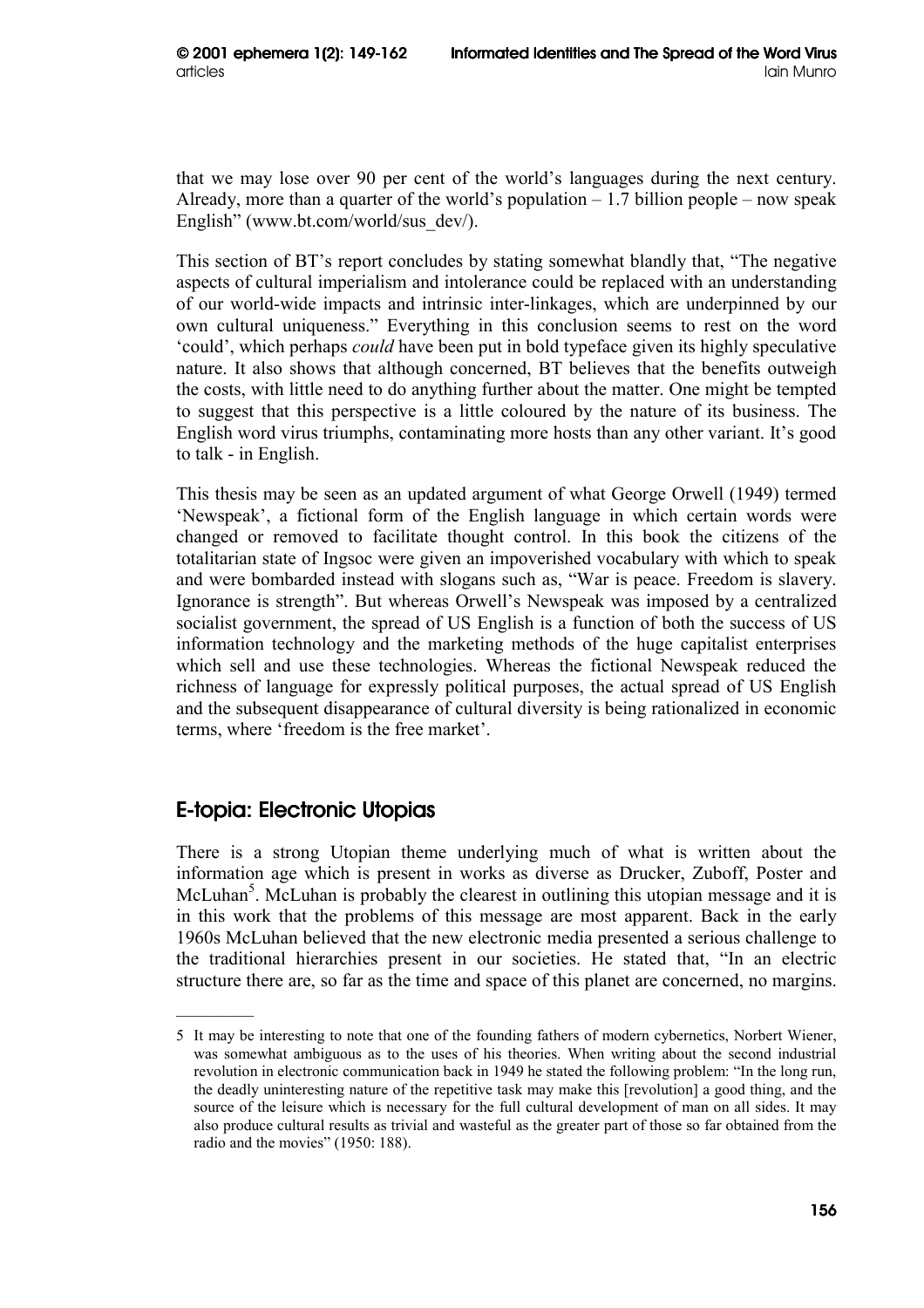that we may lose over 90 per cent of the world's languages during the next century. Already, more than a quarter of the world's population – 1.7 billion people – now speak English" (www.bt.com/world/sus_dev/).

This section of BT's report concludes by stating somewhat blandly that, "The negative aspects of cultural imperialism and intolerance could be replaced with an understanding of our world-wide impacts and intrinsic inter-linkages, which are underpinned by our own cultural uniqueness." Everything in this conclusion seems to rest on the word 'could', which perhaps *could* have been put in bold typeface given its highly speculative nature. It also shows that although concerned, BT believes that the benefits outweigh the costs, with little need to do anything further about the matter. One might be tempted to suggest that this perspective is a little coloured by the nature of its business. The English word virus triumphs, contaminating more hosts than any other variant. It's good to talk - in English.

This thesis may be seen as an updated argument of what George Orwell (1949) termed 'Newspeak', a fictional form of the English language in which certain words were changed or removed to facilitate thought control. In this book the citizens of the totalitarian state of Ingsoc were given an impoverished vocabulary with which to speak and were bombarded instead with slogans such as, "War is peace. Freedom is slavery. Ignorance is strength". But whereas Orwell's Newspeak was imposed by a centralized socialist government, the spread of US English is a function of both the success of US information technology and the marketing methods of the huge capitalist enterprises which sell and use these technologies. Whereas the fictional Newspeak reduced the richness of language for expressly political purposes, the actual spread of US English and the subsequent disappearance of cultural diversity is being rationalized in economic terms, where 'freedom is the free market'.

## E-topia: Electronic Utopias

There is a strong Utopian theme underlying much of what is written about the information age which is present in works as diverse as Drucker, Zuboff, Poster and McLuhan[5]. McLuhan is probably the clearest in outlining this utopian message and it is in this work that the problems of this message are most apparent. Back in the early 1960s McLuhan believed that the new electronic media presented a serious challenge to the traditional hierarchies present in our societies. He stated that, "In an electric structure there are, so far as the time and space of this planet are concerned, no margins.

---

5 It may be interesting to note that one of the founding fathers of modern cybernetics, Norbert Wiener, was somewhat ambiguous as to the uses of his theories. When writing about the second industrial revolution in electronic communication back in 1949 he stated the following problem: "In the long run, the deadly uninteresting nature of the repetitive task may make this [revolution] a good thing, and the source of the leisure which is necessary for the full cultural development of man on all sides. It may also produce cultural results as trivial and wasteful as the greater part of those so far obtained from the radio and the movies" (1950: 188).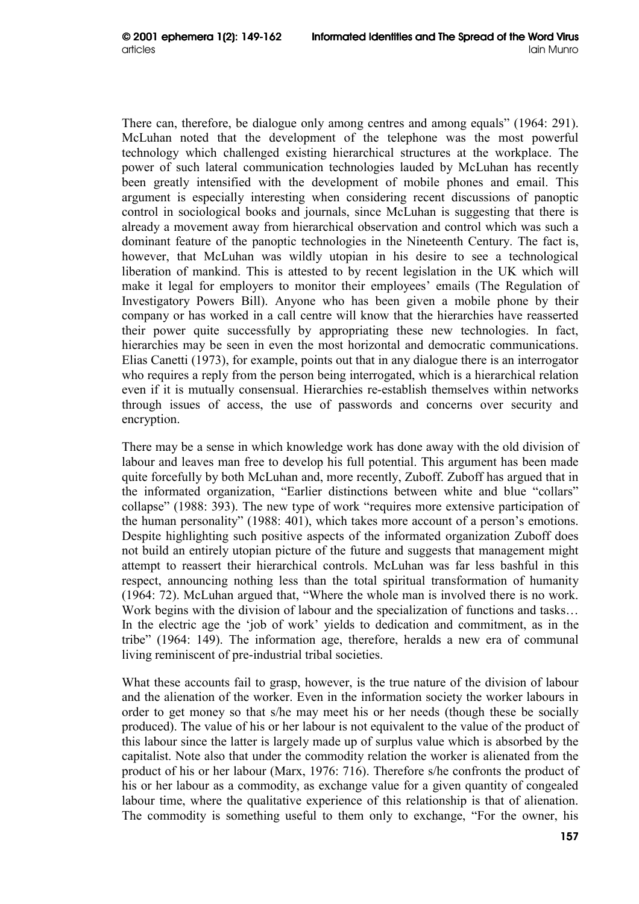There can, therefore, be dialogue only among centres and among equals" (1964: 291). McLuhan noted that the development of the telephone was the most powerful technology which challenged existing hierarchical structures at the workplace. The power of such lateral communication technologies lauded by McLuhan has recently been greatly intensified with the development of mobile phones and email. This argument is especially interesting when considering recent discussions of panoptic control in sociological books and journals, since McLuhan is suggesting that there is already a movement away from hierarchical observation and control which was such a dominant feature of the panoptic technologies in the Nineteenth Century. The fact is, however, that McLuhan was wildly utopian in his desire to see a technological liberation of mankind. This is attested to by recent legislation in the UK which will make it legal for employers to monitor their employees' emails (The Regulation of Investigatory Powers Bill). Anyone who has been given a mobile phone by their company or has worked in a call centre will know that the hierarchies have reasserted their power quite successfully by appropriating these new technologies. In fact, hierarchies may be seen in even the most horizontal and democratic communications. Elias Canetti (1973), for example, points out that in any dialogue there is an interrogator who requires a reply from the person being interrogated, which is a hierarchical relation even if it is mutually consensual. Hierarchies re-establish themselves within networks through issues of access, the use of passwords and concerns over security and encryption.

There may be a sense in which knowledge work has done away with the old division of labour and leaves man free to develop his full potential. This argument has been made quite forcefully by both McLuhan and, more recently, Zuboff. Zuboff has argued that in the informated organization, "Earlier distinctions between white and blue "collars" collapse" (1988: 393). The new type of work "requires more extensive participation of the human personality" (1988: 401), which takes more account of a person's emotions. Despite highlighting such positive aspects of the informated organization Zuboff does not build an entirely utopian picture of the future and suggests that management might attempt to reassert their hierarchical controls. McLuhan was far less bashful in this respect, announcing nothing less than the total spiritual transformation of humanity (1964: 72). McLuhan argued that, "Where the whole man is involved there is no work. Work begins with the division of labour and the specialization of functions and tasks… In the electric age the 'job of work' yields to dedication and commitment, as in the tribe" (1964: 149). The information age, therefore, heralds a new era of communal living reminiscent of pre-industrial tribal societies.

What these accounts fail to grasp, however, is the true nature of the division of labour and the alienation of the worker. Even in the information society the worker labours in order to get money so that s/he may meet his or her needs (though these be socially produced). The value of his or her labour is not equivalent to the value of the product of this labour since the latter is largely made up of surplus value which is absorbed by the capitalist. Note also that under the commodity relation the worker is alienated from the product of his or her labour (Marx, 1976: 716). Therefore s/he confronts the product of his or her labour as a commodity, as exchange value for a given quantity of congealed labour time, where the qualitative experience of this relationship is that of alienation. The commodity is something useful to them only to exchange, "For the owner, his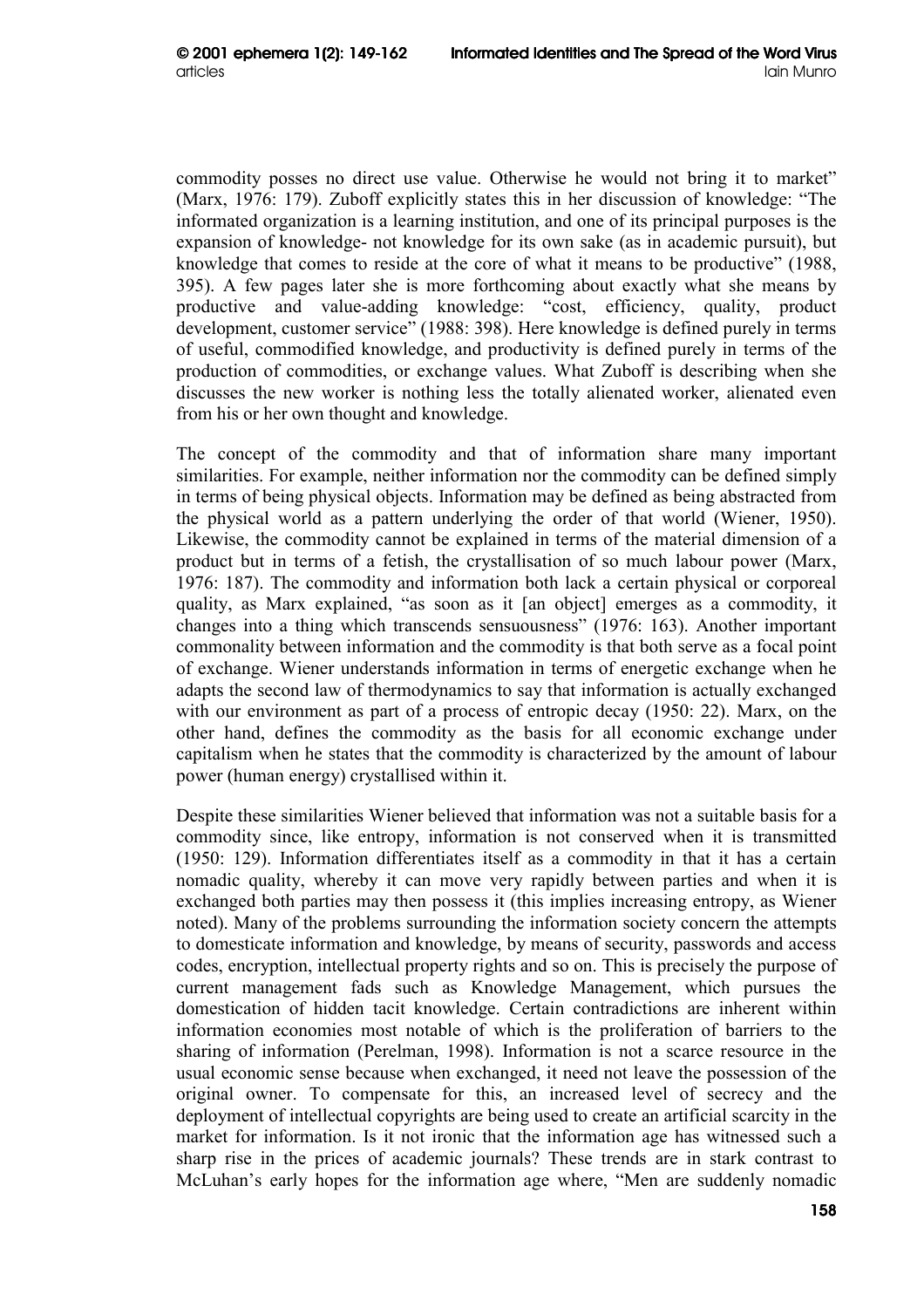commodity posses no direct use value. Otherwise he would not bring it to market" (Marx, 1976: 179). Zuboff explicitly states this in her discussion of knowledge: "The informated organization is a learning institution, and one of its principal purposes is the expansion of knowledge- not knowledge for its own sake (as in academic pursuit), but knowledge that comes to reside at the core of what it means to be productive" (1988, 395). A few pages later she is more forthcoming about exactly what she means by productive and value-adding knowledge: "cost, efficiency, quality, product development, customer service" (1988: 398). Here knowledge is defined purely in terms of useful, commodified knowledge, and productivity is defined purely in terms of the production of commodities, or exchange values. What Zuboff is describing when she discusses the new worker is nothing less the totally alienated worker, alienated even from his or her own thought and knowledge.

The concept of the commodity and that of information share many important similarities. For example, neither information nor the commodity can be defined simply in terms of being physical objects. Information may be defined as being abstracted from the physical world as a pattern underlying the order of that world (Wiener, 1950). Likewise, the commodity cannot be explained in terms of the material dimension of a product but in terms of a fetish, the crystallisation of so much labour power (Marx, 1976: 187). The commodity and information both lack a certain physical or corporeal quality, as Marx explained, "as soon as it [an object] emerges as a commodity, it changes into a thing which transcends sensuousness" (1976: 163). Another important commonality between information and the commodity is that both serve as a focal point of exchange. Wiener understands information in terms of energetic exchange when he adapts the second law of thermodynamics to say that information is actually exchanged with our environment as part of a process of entropic decay (1950: 22). Marx, on the other hand, defines the commodity as the basis for all economic exchange under capitalism when he states that the commodity is characterized by the amount of labour power (human energy) crystallised within it.

Despite these similarities Wiener believed that information was not a suitable basis for a commodity since, like entropy, information is not conserved when it is transmitted (1950: 129). Information differentiates itself as a commodity in that it has a certain nomadic quality, whereby it can move very rapidly between parties and when it is exchanged both parties may then possess it (this implies increasing entropy, as Wiener noted). Many of the problems surrounding the information society concern the attempts to domesticate information and knowledge, by means of security, passwords and access codes, encryption, intellectual property rights and so on. This is precisely the purpose of current management fads such as Knowledge Management, which pursues the domestication of hidden tacit knowledge. Certain contradictions are inherent within information economies most notable of which is the proliferation of barriers to the sharing of information (Perelman, 1998). Information is not a scarce resource in the usual economic sense because when exchanged, it need not leave the possession of the original owner. To compensate for this, an increased level of secrecy and the deployment of intellectual copyrights are being used to create an artificial scarcity in the market for information. Is it not ironic that the information age has witnessed such a sharp rise in the prices of academic journals? These trends are in stark contrast to McLuhan's early hopes for the information age where, "Men are suddenly nomadic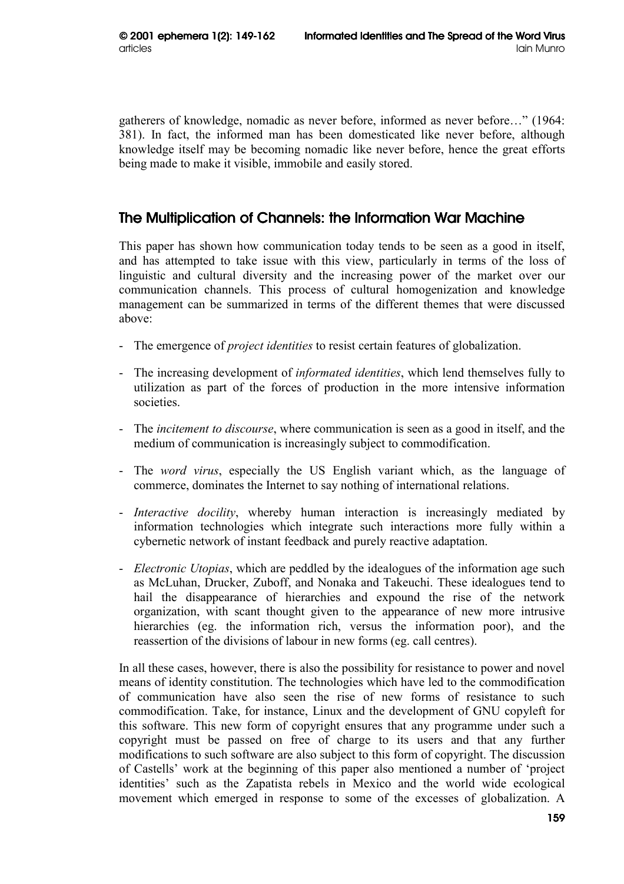gatherers of knowledge, nomadic as never before, informed as never before…" (1964: 381). In fact, the informed man has been domesticated like never before, although knowledge itself may be becoming nomadic like never before, hence the great efforts being made to make it visible, immobile and easily stored.

## The Multiplication of Channels: the Information War Machine

This paper has shown how communication today tends to be seen as a good in itself, and has attempted to take issue with this view, particularly in terms of the loss of linguistic and cultural diversity and the increasing power of the market over our communication channels. This process of cultural homogenization and knowledge management can be summarized in terms of the different themes that were discussed above:

- The emergence of *project identities* to resist certain features of globalization.
- The increasing development of *informated identities*, which lend themselves fully to utilization as part of the forces of production in the more intensive information societies.
- The *incitement to discourse*, where communication is seen as a good in itself, and the medium of communication is increasingly subject to commodification.
- The *word virus*, especially the US English variant which, as the language of commerce, dominates the Internet to say nothing of international relations.
- *Interactive docility*, whereby human interaction is increasingly mediated by information technologies which integrate such interactions more fully within a cybernetic network of instant feedback and purely reactive adaptation.
- *Electronic Utopias*, which are peddled by the idealogues of the information age such as McLuhan, Drucker, Zuboff, and Nonaka and Takeuchi. These idealogues tend to hail the disappearance of hierarchies and expound the rise of the network organization, with scant thought given to the appearance of new more intrusive hierarchies (eg. the information rich, versus the information poor), and the reassertion of the divisions of labour in new forms (eg. call centres).

In all these cases, however, there is also the possibility for resistance to power and novel means of identity constitution. The technologies which have led to the commodification of communication have also seen the rise of new forms of resistance to such commodification. Take, for instance, Linux and the development of GNU copyleft for this software. This new form of copyright ensures that any programme under such a copyright must be passed on free of charge to its users and that any further modifications to such software are also subject to this form of copyright. The discussion of Castells' work at the beginning of this paper also mentioned a number of 'project identities' such as the Zapatista rebels in Mexico and the world wide ecological movement which emerged in response to some of the excesses of globalization. A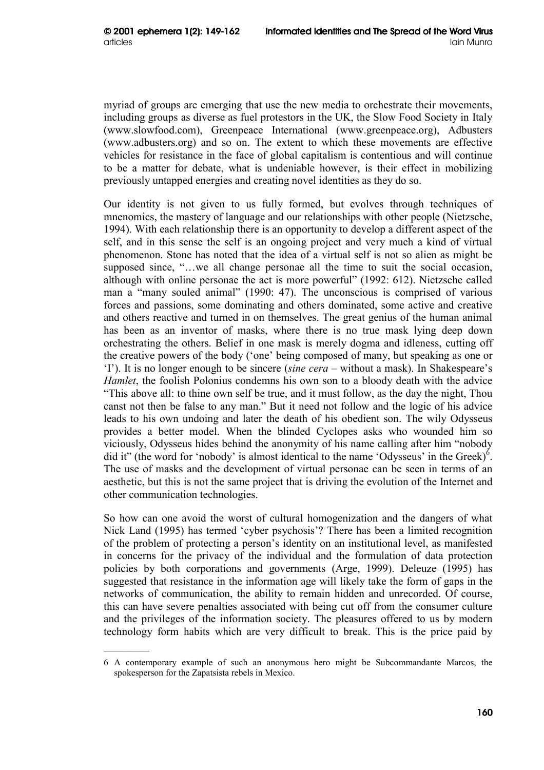myriad of groups are emerging that use the new media to orchestrate their movements, including groups as diverse as fuel protestors in the UK, the Slow Food Society in Italy (www.slowfood.com), Greenpeace International (www.greenpeace.org), Adbusters (www.adbusters.org) and so on. The extent to which these movements are effective vehicles for resistance in the face of global capitalism is contentious and will continue to be a matter for debate, what is undeniable however, is their effect in mobilizing previously untapped energies and creating novel identities as they do so.

Our identity is not given to us fully formed, but evolves through techniques of mnenomics, the mastery of language and our relationships with other people (Nietzsche, 1994). With each relationship there is an opportunity to develop a different aspect of the self, and in this sense the self is an ongoing project and very much a kind of virtual phenomenon. Stone has noted that the idea of a virtual self is not so alien as might be supposed since, "…we all change personae all the time to suit the social occasion, although with online personae the act is more powerful" (1992: 612). Nietzsche called man a "many souled animal" (1990: 47). The unconscious is comprised of various forces and passions, some dominating and others dominated, some active and creative and others reactive and turned in on themselves. The great genius of the human animal has been as an inventor of masks, where there is no true mask lying deep down orchestrating the others. Belief in one mask is merely dogma and idleness, cutting off the creative powers of the body ('one' being composed of many, but speaking as one or 'I'). It is no longer enough to be sincere (*sine cera* – without a mask). In Shakespeare's *Hamlet*, the foolish Polonius condemns his own son to a bloody death with the advice "This above all: to thine own self be true, and it must follow, as the day the night, Thou canst not then be false to any man." But it need not follow and the logic of his advice leads to his own undoing and later the death of his obedient son. The wily Odysseus provides a better model. When the blinded Cyclopes asks who wounded him so viciously, Odysseus hides behind the anonymity of his name calling after him "nobody did it" (the word for 'nobody' is almost identical to the name 'Odysseus' in the Greek)[6]. The use of masks and the development of virtual personae can be seen in terms of an aesthetic, but this is not the same project that is driving the evolution of the Internet and other communication technologies.

So how can one avoid the worst of cultural homogenization and the dangers of what Nick Land (1995) has termed 'cyber psychosis'? There has been a limited recognition of the problem of protecting a person's identity on an institutional level, as manifested in concerns for the privacy of the individual and the formulation of data protection policies by both corporations and governments (Arge, 1999). Deleuze (1995) has suggested that resistance in the information age will likely take the form of gaps in the networks of communication, the ability to remain hidden and unrecorded. Of course, this can have severe penalties associated with being cut off from the consumer culture and the privileges of the information society. The pleasures offered to us by modern technology form habits which are very difficult to break. This is the price paid by

---

6 A contemporary example of such an anonymous hero might be Subcommandante Marcos, the spokesperson for the Zapatsista rebels in Mexico.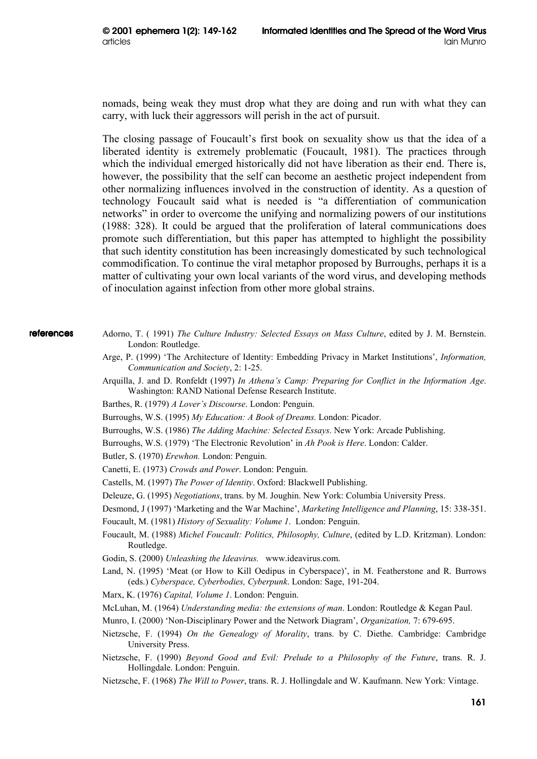nomads, being weak they must drop what they are doing and run with what they can carry, with luck their aggressors will perish in the act of pursuit.

The closing passage of Foucault's first book on sexuality show us that the idea of a liberated identity is extremely problematic (Foucault, 1981). The practices through which the individual emerged historically did not have liberation as their end. There is, however, the possibility that the self can become an aesthetic project independent from other normalizing influences involved in the construction of identity. As a question of technology Foucault said what is needed is "a differentiation of communication networks" in order to overcome the unifying and normalizing powers of our institutions (1988: 328). It could be argued that the proliferation of lateral communications does promote such differentiation, but this paper has attempted to highlight the possibility that such identity constitution has been increasingly domesticated by such technological commodification. To continue the viral metaphor proposed by Burroughs, perhaps it is a matter of cultivating your own local variants of the word virus, and developing methods of inoculation against infection from other more global strains.

## references

Adorno, T. ( 1991) *The Culture Industry: Selected Essays on Mass Culture*, edited by J. M. Bernstein. London: Routledge.

Arge, P. (1999) 'The Architecture of Identity: Embedding Privacy in Market Institutions', *Information, Communication and Society*, 2: 1-25.

Arquilla, J. and D. Ronfeldt (1997) *In Athena's Camp: Preparing for Conflict in the Information Age*. Washington: RAND National Defense Research Institute.

Barthes, R. (1979) *A Lover's Discourse*. London: Penguin.

Burroughs, W.S. (1995) *My Education: A Book of Dreams.* London: Picador.

Burroughs, W.S. (1986) *The Adding Machine: Selected Essays*. New York: Arcade Publishing.

Burroughs, W.S. (1979) 'The Electronic Revolution' in *Ah Pook is Here*. London: Calder.

Butler, S. (1970) *Erewhon.* London: Penguin.

Canetti, E. (1973) *Crowds and Power*. London: Penguin.

Castells, M. (1997) *The Power of Identity*. Oxford: Blackwell Publishing.

Deleuze, G. (1995) *Negotiations*, trans. by M. Joughin. New York: Columbia University Press.

Desmond, J (1997) 'Marketing and the War Machine', *Marketing Intelligence and Planning*, 15: 338-351.

Foucault, M. (1981) *History of Sexuality: Volume 1*. London: Penguin.

Foucault, M. (1988) *Michel Foucault: Politics, Philosophy, Culture*, (edited by L.D. Kritzman). London: Routledge.

Godin, S. (2000) *Unleashing the Ideavirus.* www.ideavirus.com.

Land, N. (1995) 'Meat (or How to Kill Oedipus in Cyberspace)', in M. Featherstone and R. Burrows (eds.) *Cyberspace, Cyberbodies, Cyberpunk*. London: Sage, 191-204.

Marx, K. (1976) *Capital, Volume 1*. London: Penguin.

McLuhan, M. (1964) *Understanding media: the extensions of man*. London: Routledge & Kegan Paul.

Munro, I. (2000) 'Non-Disciplinary Power and the Network Diagram', *Organization,* 7: 679-695.

Nietzsche, F. (1994) *On the Genealogy of Morality*, trans. by C. Diethe. Cambridge: Cambridge University Press.

Nietzsche, F. (1990) *Beyond Good and Evil: Prelude to a Philosophy of the Future*, trans. R. J. Hollingdale. London: Penguin.

Nietzsche, F. (1968) *The Will to Power*, trans. R. J. Hollingdale and W. Kaufmann. New York: Vintage.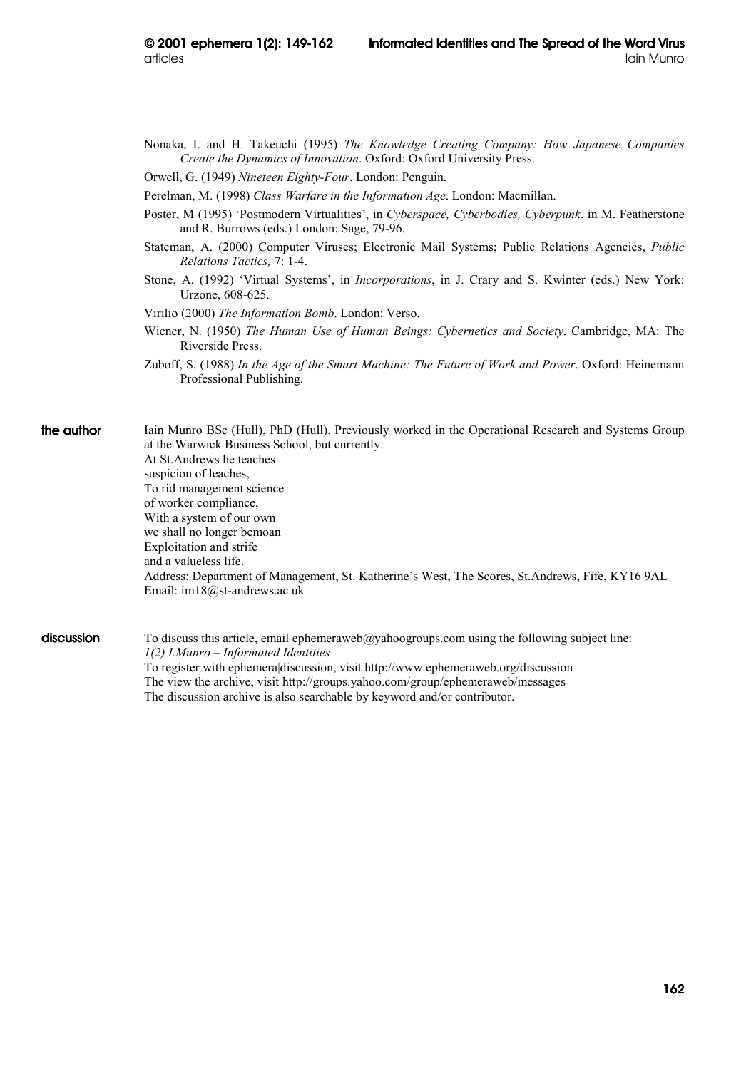Nonaka, I. and H. Takeuchi (1995) *The Knowledge Creating Company: How Japanese Companies Create the Dynamics of Innovation*. Oxford: Oxford University Press.

Orwell, G. (1949) *Nineteen Eighty-Four*. London: Penguin.

Perelman, M. (1998) *Class Warfare in the Information Age*. London: Macmillan.

Poster, M (1995) 'Postmodern Virtualities', in *Cyberspace, Cyberbodies, Cyberpunk*. in M. Featherstone and R. Burrows (eds.) London: Sage, 79-96.

Stateman, A. (2000) Computer Viruses; Electronic Mail Systems; Public Relations Agencies, *Public Relations Tactics,* 7: 1-4.

Stone, A. (1992) 'Virtual Systems', in *Incorporations*, in J. Crary and S. Kwinter (eds.) New York: Urzone, 608-625.

Virilio (2000) *The Information Bomb*. London: Verso.

Wiener, N. (1950) *The Human Use of Human Beings: Cybernetics and Society*. Cambridge, MA: The Riverside Press.

Zuboff, S. (1988) *In the Age of the Smart Machine: The Future of Work and Power*. Oxford: Heinemann Professional Publishing.

**the author**

Iain Munro BSc (Hull), PhD (Hull). Previously worked in the Operational Research and Systems Group at the Warwick Business School, but currently:  
At St.Andrews he teaches  
suspicion of leaches,  
To rid management science  
of worker compliance,  
With a system of our own  
we shall no longer bemoan  
Exploitation and strife  
and a valueless life.  
Address: Department of Management, St. Katherine's West, The Scores, St.Andrews, Fife, KY16 9AL  
Email: im18@st-andrews.ac.uk

**discussion**

To discuss this article, email ephemeraweb@yahoogroups.com using the following subject line:  
*1(2) I.Munro – Informated Identities*  
To register with ephemera|discussion, visit http://www.ephemeraweb.org/discussion  
The view the archive, visit http://groups.yahoo.com/group/ephemeraweb/messages  
The discussion archive is also searchable by keyword and/or contributor.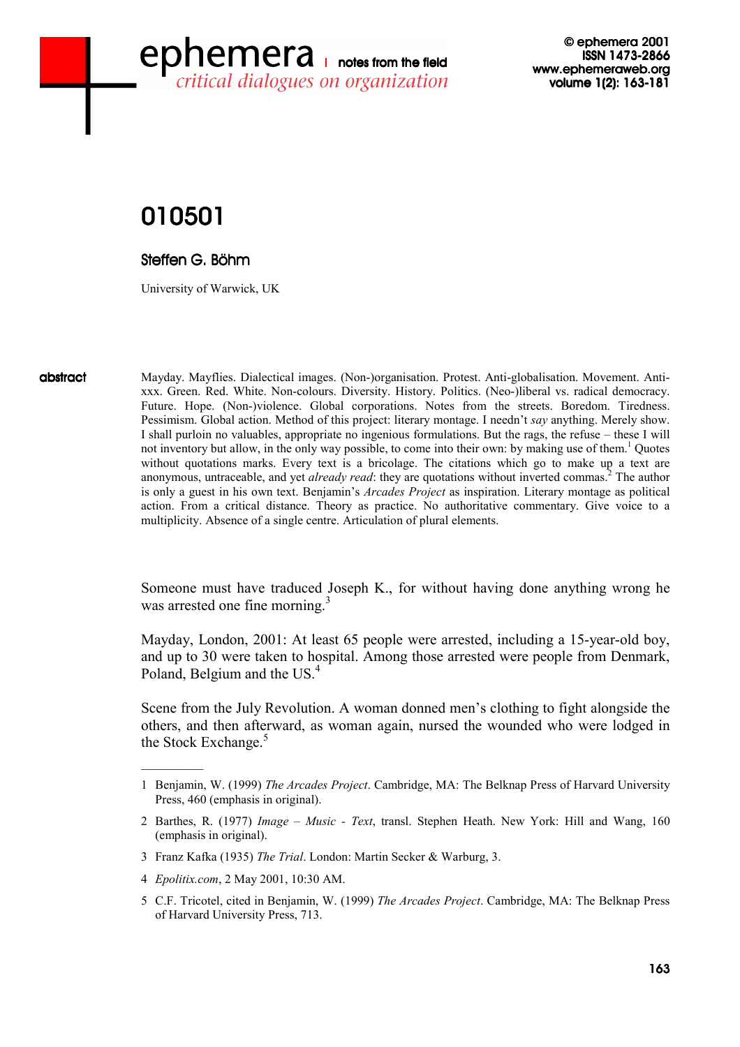# 010501

## Steffen G. Böhm

University of Warwick, UK

**abstract**

Mayday. Mayflies. Dialectical images. (Non-)organisation. Protest. Anti-globalisation. Movement. Anti-xxx. Green. Red. White. Non-colours. Diversity. History. Politics. (Neo-)liberal vs. radical democracy. Future. Hope. (Non-)violence. Global corporations. Notes from the streets. Boredom. Tiredness. Pessimism. Global action. Method of this project: literary montage. I needn't *say* anything. Merely show. I shall purloin no valuables, appropriate no ingenious formulations. But the rags, the refuse – these I will not inventory but allow, in the only way possible, to come into their own: by making use of them.[1] Quotes without quotations marks. Every text is a bricolage. The citations which go to make up a text are anonymous, untraceable, and yet *already read*: they are quotations without inverted commas.[2] The author is only a guest in his own text. Benjamin's *Arcades Project* as inspiration. Literary montage as political action. From a critical distance. Theory as practice. No authoritative commentary. Give voice to a multiplicity. Absence of a single centre. Articulation of plural elements.

Someone must have traduced Joseph K., for without having done anything wrong he was arrested one fine morning.[3]

Mayday, London, 2001: At least 65 people were arrested, including a 15-year-old boy, and up to 30 were taken to hospital. Among those arrested were people from Denmark, Poland, Belgium and the US.[4]

Scene from the July Revolution. A woman donned men's clothing to fight alongside the others, and then afterward, as woman again, nursed the wounded who were lodged in the Stock Exchange.[5]

---

1 Benjamin, W. (1999) *The Arcades Project*. Cambridge, MA: The Belknap Press of Harvard University Press, 460 (emphasis in original).

2 Barthes, R. (1977) *Image – Music - Text*, transl. Stephen Heath. New York: Hill and Wang, 160 (emphasis in original).

3 Franz Kafka (1935) *The Trial*. London: Martin Secker & Warburg, 3.

4 *Epolitix.com*, 2 May 2001, 10:30 AM.

5 C.F. Tricotel, cited in Benjamin, W. (1999) *The Arcades Project*. Cambridge, MA: The Belknap Press of Harvard University Press, 713.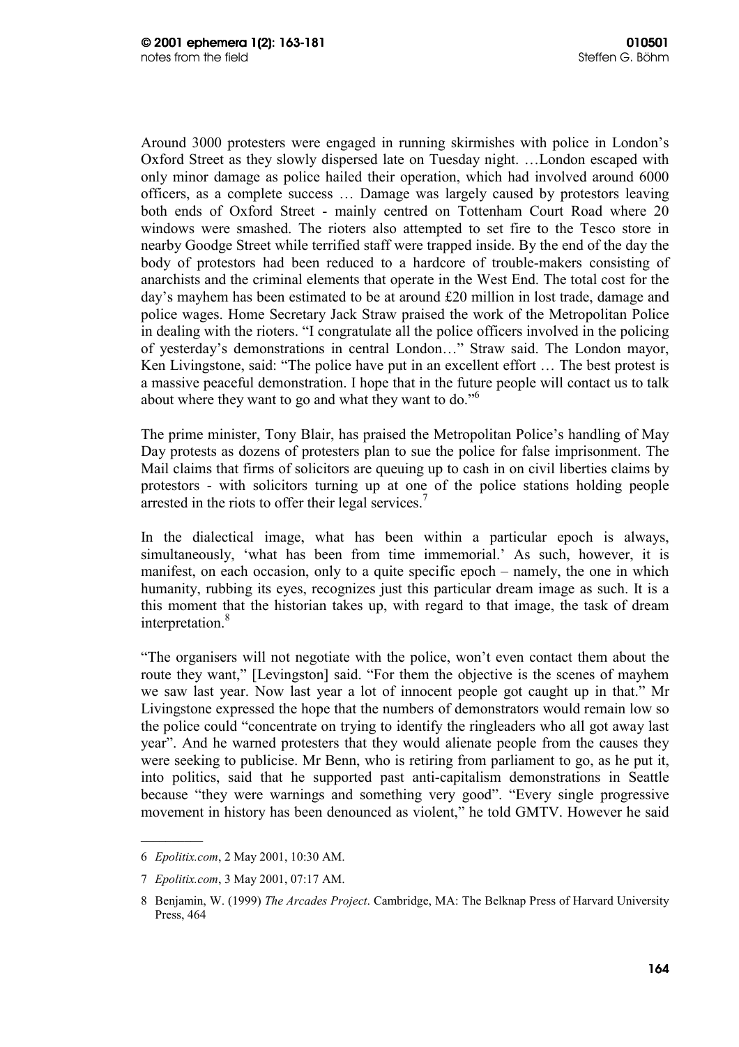Around 3000 protesters were engaged in running skirmishes with police in London's Oxford Street as they slowly dispersed late on Tuesday night. …London escaped with only minor damage as police hailed their operation, which had involved around 6000 officers, as a complete success … Damage was largely caused by protestors leaving both ends of Oxford Street - mainly centred on Tottenham Court Road where 20 windows were smashed. The rioters also attempted to set fire to the Tesco store in nearby Goodge Street while terrified staff were trapped inside. By the end of the day the body of protestors had been reduced to a hardcore of trouble-makers consisting of anarchists and the criminal elements that operate in the West End. The total cost for the day's mayhem has been estimated to be at around £20 million in lost trade, damage and police wages. Home Secretary Jack Straw praised the work of the Metropolitan Police in dealing with the rioters. "I congratulate all the police officers involved in the policing of yesterday's demonstrations in central London…" Straw said. The London mayor, Ken Livingstone, said: "The police have put in an excellent effort … The best protest is a massive peaceful demonstration. I hope that in the future people will contact us to talk about where they want to go and what they want to do."[6]

The prime minister, Tony Blair, has praised the Metropolitan Police's handling of May Day protests as dozens of protesters plan to sue the police for false imprisonment. The Mail claims that firms of solicitors are queuing up to cash in on civil liberties claims by protestors - with solicitors turning up at one of the police stations holding people arrested in the riots to offer their legal services.[7]

In the dialectical image, what has been within a particular epoch is always, simultaneously, 'what has been from time immemorial.' As such, however, it is manifest, on each occasion, only to a quite specific epoch – namely, the one in which humanity, rubbing its eyes, recognizes just this particular dream image as such. It is a this moment that the historian takes up, with regard to that image, the task of dream interpretation.[8]

"The organisers will not negotiate with the police, won't even contact them about the route they want," [Levingston] said. "For them the objective is the scenes of mayhem we saw last year. Now last year a lot of innocent people got caught up in that." Mr Livingstone expressed the hope that the numbers of demonstrators would remain low so the police could "concentrate on trying to identify the ringleaders who all got away last year". And he warned protesters that they would alienate people from the causes they were seeking to publicise. Mr Benn, who is retiring from parliament to go, as he put it, into politics, said that he supported past anti-capitalism demonstrations in Seattle because "they were warnings and something very good". "Every single progressive movement in history has been denounced as violent," he told GMTV. However he said

---

6 *Epolitix.com*, 2 May 2001, 10:30 AM.

7 *Epolitix.com*, 3 May 2001, 07:17 AM.

8 Benjamin, W. (1999) *The Arcades Project*. Cambridge, MA: The Belknap Press of Harvard University Press, 464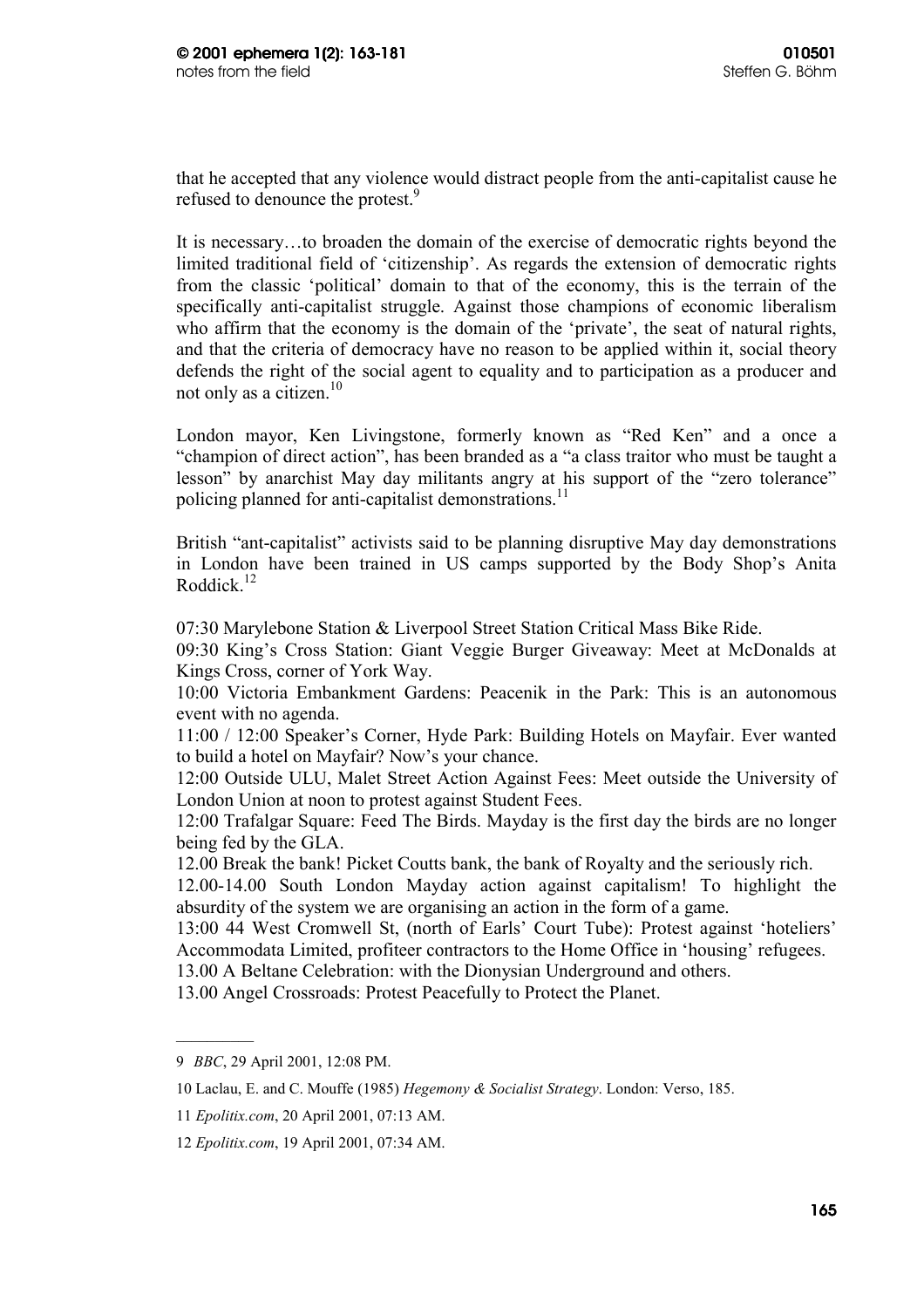that he accepted that any violence would distract people from the anti-capitalist cause he refused to denounce the protest.[9]

It is necessary…to broaden the domain of the exercise of democratic rights beyond the limited traditional field of 'citizenship'. As regards the extension of democratic rights from the classic 'political' domain to that of the economy, this is the terrain of the specifically anti-capitalist struggle. Against those champions of economic liberalism who affirm that the economy is the domain of the 'private', the seat of natural rights, and that the criteria of democracy have no reason to be applied within it, social theory defends the right of the social agent to equality and to participation as a producer and not only as a citizen.[10]

London mayor, Ken Livingstone, formerly known as "Red Ken" and a once a "champion of direct action", has been branded as a "a class traitor who must be taught a lesson" by anarchist May day militants angry at his support of the "zero tolerance" policing planned for anti-capitalist demonstrations.[11]

British "ant-capitalist" activists said to be planning disruptive May day demonstrations in London have been trained in US camps supported by the Body Shop's Anita Roddick.[12]

07:30 Marylebone Station & Liverpool Street Station Critical Mass Bike Ride.
09:30 King's Cross Station: Giant Veggie Burger Giveaway: Meet at McDonalds at Kings Cross, corner of York Way.
10:00 Victoria Embankment Gardens: Peacenik in the Park: This is an autonomous event with no agenda.
11:00 / 12:00 Speaker's Corner, Hyde Park: Building Hotels on Mayfair. Ever wanted to build a hotel on Mayfair? Now's your chance.
12:00 Outside ULU, Malet Street Action Against Fees: Meet outside the University of London Union at noon to protest against Student Fees.
12:00 Trafalgar Square: Feed The Birds. Mayday is the first day the birds are no longer being fed by the GLA.
12.00 Break the bank! Picket Coutts bank, the bank of Royalty and the seriously rich.
12.00-14.00 South London Mayday action against capitalism! To highlight the absurdity of the system we are organising an action in the form of a game.
13:00 44 West Cromwell St, (north of Earls' Court Tube): Protest against 'hoteliers' Accommodata Limited, profiteer contractors to the Home Office in 'housing' refugees.
13.00 A Beltane Celebration: with the Dionysian Underground and others.
13.00 Angel Crossroads: Protest Peacefully to Protect the Planet.

---

9 *BBC*, 29 April 2001, 12:08 PM.

10 Laclau, E. and C. Mouffe (1985) *Hegemony & Socialist Strategy*. London: Verso, 185.

11 *Epolitix.com*, 20 April 2001, 07:13 AM.

12 *Epolitix.com*, 19 April 2001, 07:34 AM.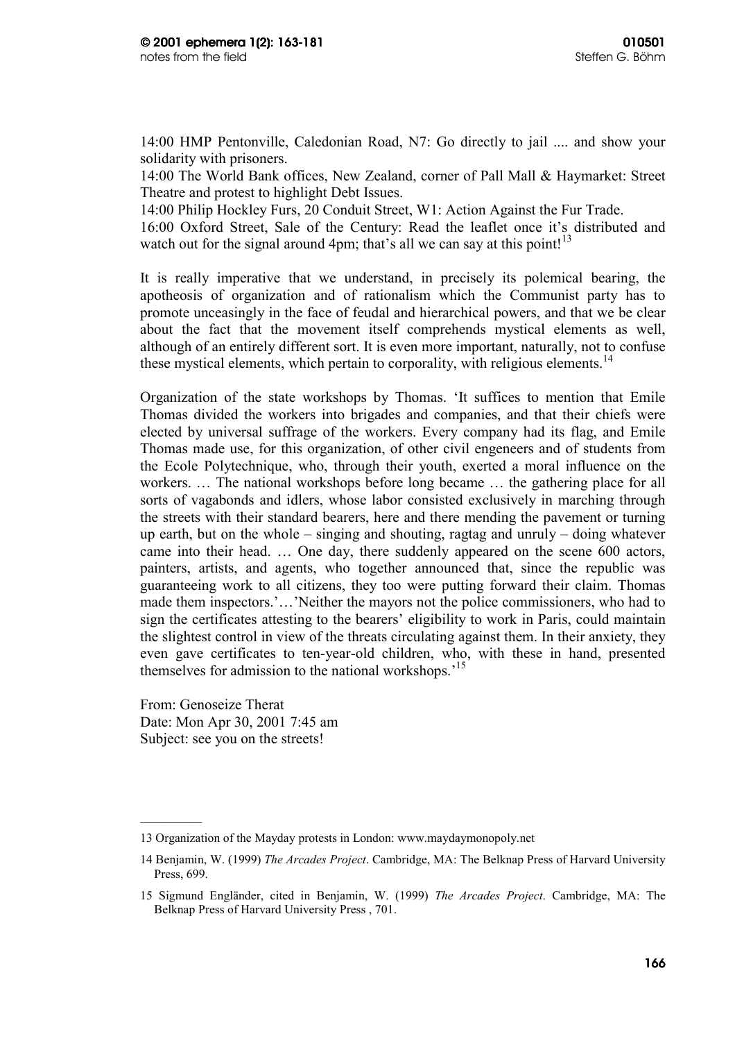14:00 HMP Pentonville, Caledonian Road, N7: Go directly to jail .... and show your solidarity with prisoners.
14:00 The World Bank offices, New Zealand, corner of Pall Mall & Haymarket: Street Theatre and protest to highlight Debt Issues.
14:00 Philip Hockley Furs, 20 Conduit Street, W1: Action Against the Fur Trade.
16:00 Oxford Street, Sale of the Century: Read the leaflet once it's distributed and watch out for the signal around 4pm; that's all we can say at this point![13]

It is really imperative that we understand, in precisely its polemical bearing, the apotheosis of organization and of rationalism which the Communist party has to promote unceasingly in the face of feudal and hierarchical powers, and that we be clear about the fact that the movement itself comprehends mystical elements as well, although of an entirely different sort. It is even more important, naturally, not to confuse these mystical elements, which pertain to corporality, with religious elements.[14]

Organization of the state workshops by Thomas. 'It suffices to mention that Emile Thomas divided the workers into brigades and companies, and that their chiefs were elected by universal suffrage of the workers. Every company had its flag, and Emile Thomas made use, for this organization, of other civil engeneers and of students from the Ecole Polytechnique, who, through their youth, exerted a moral influence on the workers. … The national workshops before long became … the gathering place for all sorts of vagabonds and idlers, whose labor consisted exclusively in marching through the streets with their standard bearers, here and there mending the pavement or turning up earth, but on the whole – singing and shouting, ragtag and unruly – doing whatever came into their head. … One day, there suddenly appeared on the scene 600 actors, painters, artists, and agents, who together announced that, since the republic was guaranteeing work to all citizens, they too were putting forward their claim. Thomas made them inspectors.'…'Neither the mayors not the police commissioners, who had to sign the certificates attesting to the bearers' eligibility to work in Paris, could maintain the slightest control in view of the threats circulating against them. In their anxiety, they even gave certificates to ten-year-old children, who, with these in hand, presented themselves for admission to the national workshops.'[15]

From: Genoseize Therat
Date: Mon Apr 30, 2001 7:45 am
Subject: see you on the streets!

---

13 Organization of the Mayday protests in London: www.maydaymonopoly.net

14 Benjamin, W. (1999) *The Arcades Project*. Cambridge, MA: The Belknap Press of Harvard University Press, 699.

15 Sigmund Engländer, cited in Benjamin, W. (1999) *The Arcades Project*. Cambridge, MA: The Belknap Press of Harvard University Press , 701.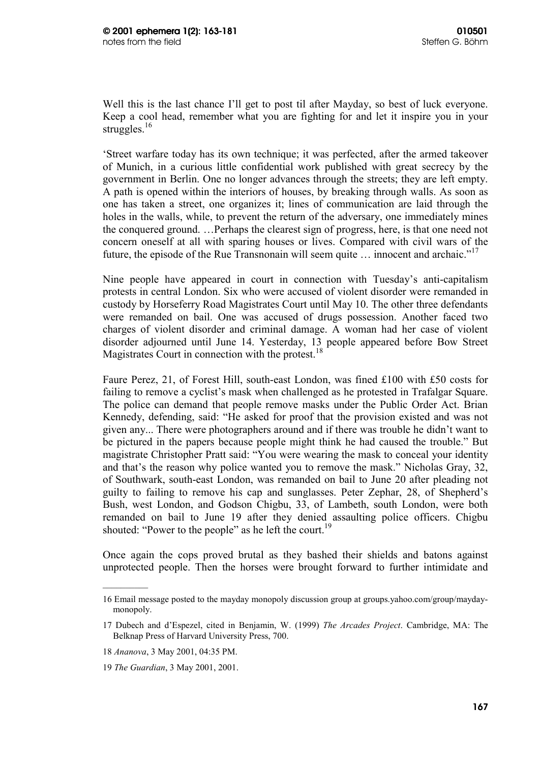Well this is the last chance I'll get to post til after Mayday, so best of luck everyone. Keep a cool head, remember what you are fighting for and let it inspire you in your struggles.[16]

'Street warfare today has its own technique; it was perfected, after the armed takeover of Munich, in a curious little confidential work published with great secrecy by the government in Berlin. One no longer advances through the streets; they are left empty. A path is opened within the interiors of houses, by breaking through walls. As soon as one has taken a street, one organizes it; lines of communication are laid through the holes in the walls, while, to prevent the return of the adversary, one immediately mines the conquered ground. …Perhaps the clearest sign of progress, here, is that one need not concern oneself at all with sparing houses or lives. Compared with civil wars of the future, the episode of the Rue Transnonain will seem quite … innocent and archaic."[17]

Nine people have appeared in court in connection with Tuesday's anti-capitalism protests in central London. Six who were accused of violent disorder were remanded in custody by Horseferry Road Magistrates Court until May 10. The other three defendants were remanded on bail. One was accused of drugs possession. Another faced two charges of violent disorder and criminal damage. A woman had her case of violent disorder adjourned until June 14. Yesterday, 13 people appeared before Bow Street Magistrates Court in connection with the protest.[18]

Faure Perez, 21, of Forest Hill, south-east London, was fined £100 with £50 costs for failing to remove a cyclist's mask when challenged as he protested in Trafalgar Square. The police can demand that people remove masks under the Public Order Act. Brian Kennedy, defending, said: "He asked for proof that the provision existed and was not given any... There were photographers around and if there was trouble he didn't want to be pictured in the papers because people might think he had caused the trouble." But magistrate Christopher Pratt said: "You were wearing the mask to conceal your identity and that's the reason why police wanted you to remove the mask." Nicholas Gray, 32, of Southwark, south-east London, was remanded on bail to June 20 after pleading not guilty to failing to remove his cap and sunglasses. Peter Zephar, 28, of Shepherd's Bush, west London, and Godson Chigbu, 33, of Lambeth, south London, were both remanded on bail to June 19 after they denied assaulting police officers. Chigbu shouted: "Power to the people" as he left the court.[19]

Once again the cops proved brutal as they bashed their shields and batons against unprotected people. Then the horses were brought forward to further intimidate and

---

16 Email message posted to the mayday monopoly discussion group at groups.yahoo.com/group/mayday-monopoly.

17 Dubech and d'Espezel, cited in Benjamin, W. (1999) *The Arcades Project*. Cambridge, MA: The Belknap Press of Harvard University Press, 700.

18 *Ananova*, 3 May 2001, 04:35 PM.

19 *The Guardian*, 3 May 2001, 2001.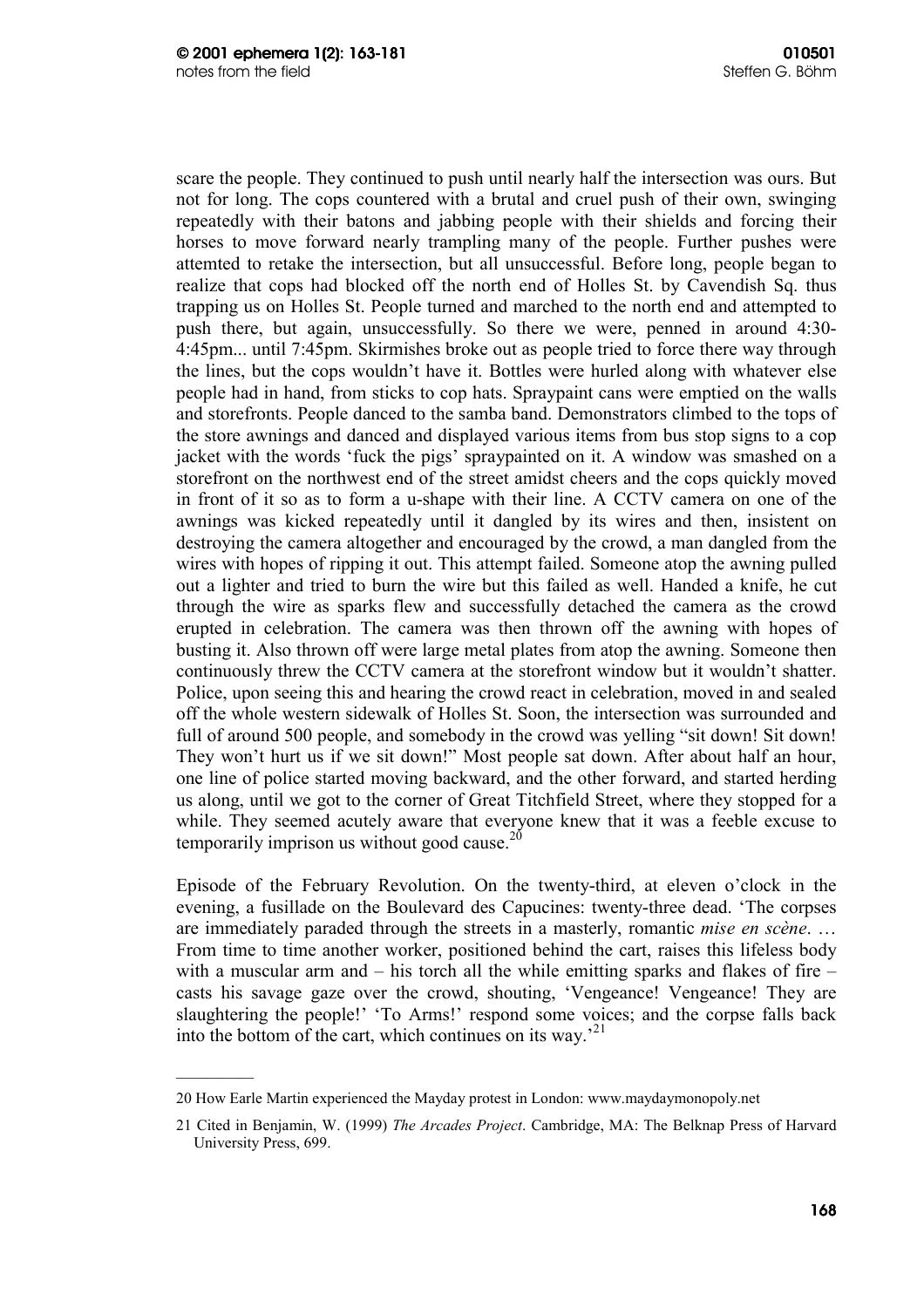scare the people. They continued to push until nearly half the intersection was ours. But not for long. The cops countered with a brutal and cruel push of their own, swinging repeatedly with their batons and jabbing people with their shields and forcing their horses to move forward nearly trampling many of the people. Further pushes were attemted to retake the intersection, but all unsuccessful. Before long, people began to realize that cops had blocked off the north end of Holles St. by Cavendish Sq. thus trapping us on Holles St. People turned and marched to the north end and attempted to push there, but again, unsuccessfully. So there we were, penned in around 4:30-4:45pm... until 7:45pm. Skirmishes broke out as people tried to force there way through the lines, but the cops wouldn't have it. Bottles were hurled along with whatever else people had in hand, from sticks to cop hats. Spraypaint cans were emptied on the walls and storefronts. People danced to the samba band. Demonstrators climbed to the tops of the store awnings and danced and displayed various items from bus stop signs to a cop jacket with the words 'fuck the pigs' spraypainted on it. A window was smashed on a storefront on the northwest end of the street amidst cheers and the cops quickly moved in front of it so as to form a u-shape with their line. A CCTV camera on one of the awnings was kicked repeatedly until it dangled by its wires and then, insistent on destroying the camera altogether and encouraged by the crowd, a man dangled from the wires with hopes of ripping it out. This attempt failed. Someone atop the awning pulled out a lighter and tried to burn the wire but this failed as well. Handed a knife, he cut through the wire as sparks flew and successfully detached the camera as the crowd erupted in celebration. The camera was then thrown off the awning with hopes of busting it. Also thrown off were large metal plates from atop the awning. Someone then continuously threw the CCTV camera at the storefront window but it wouldn't shatter. Police, upon seeing this and hearing the crowd react in celebration, moved in and sealed off the whole western sidewalk of Holles St. Soon, the intersection was surrounded and full of around 500 people, and somebody in the crowd was yelling "sit down! Sit down! They won't hurt us if we sit down!" Most people sat down. After about half an hour, one line of police started moving backward, and the other forward, and started herding us along, until we got to the corner of Great Titchfield Street, where they stopped for a while. They seemed acutely aware that everyone knew that it was a feeble excuse to temporarily imprison us without good cause.[20]

Episode of the February Revolution. On the twenty-third, at eleven o'clock in the evening, a fusillade on the Boulevard des Capucines: twenty-three dead. 'The corpses are immediately paraded through the streets in a masterly, romantic *mise en scène*. … From time to time another worker, positioned behind the cart, raises this lifeless body with a muscular arm and – his torch all the while emitting sparks and flakes of fire – casts his savage gaze over the crowd, shouting, 'Vengeance! Vengeance! They are slaughtering the people!' 'To Arms!' respond some voices; and the corpse falls back into the bottom of the cart, which continues on its way.'[21]

---

20 How Earle Martin experienced the Mayday protest in London: www.maydaymonopoly.net

21 Cited in Benjamin, W. (1999) *The Arcades Project*. Cambridge, MA: The Belknap Press of Harvard University Press, 699.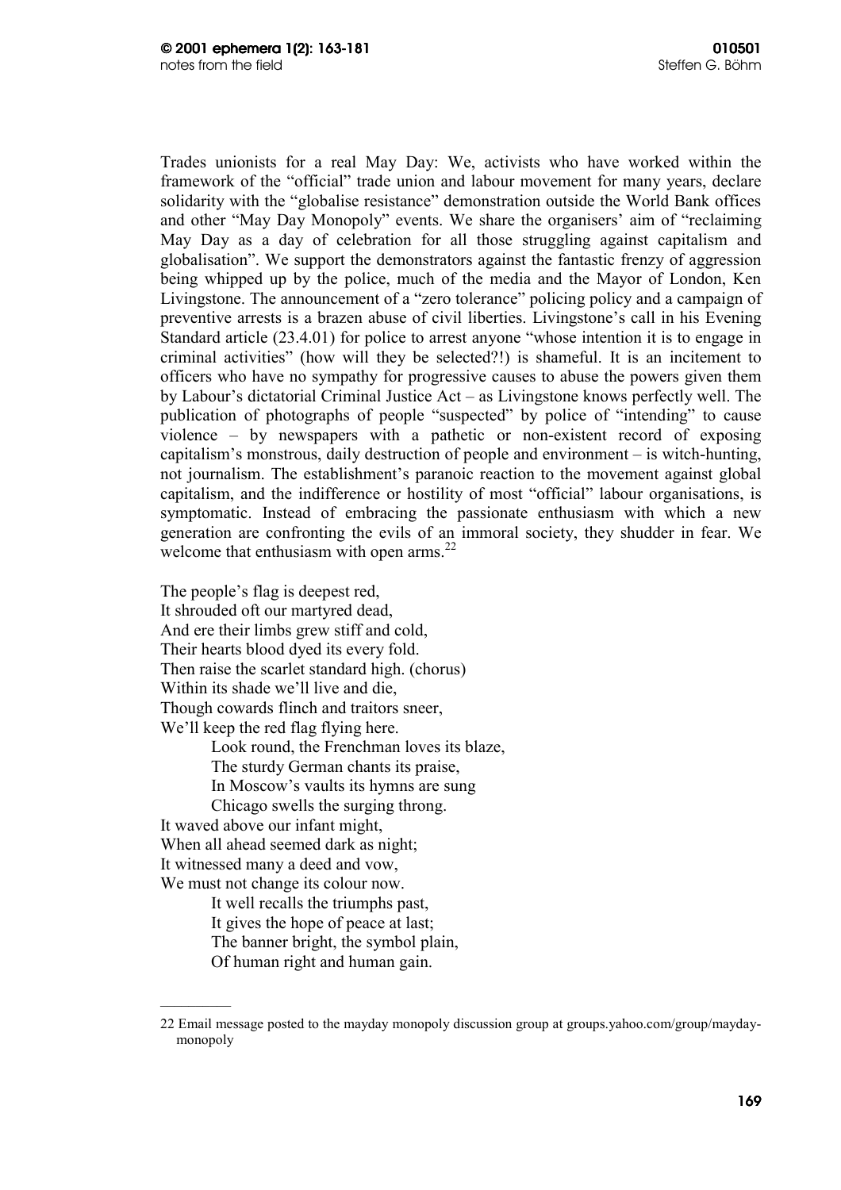Trades unionists for a real May Day: We, activists who have worked within the framework of the "official" trade union and labour movement for many years, declare solidarity with the "globalise resistance" demonstration outside the World Bank offices and other "May Day Monopoly" events. We share the organisers' aim of "reclaiming May Day as a day of celebration for all those struggling against capitalism and globalisation". We support the demonstrators against the fantastic frenzy of aggression being whipped up by the police, much of the media and the Mayor of London, Ken Livingstone. The announcement of a "zero tolerance" policing policy and a campaign of preventive arrests is a brazen abuse of civil liberties. Livingstone's call in his Evening Standard article (23.4.01) for police to arrest anyone "whose intention it is to engage in criminal activities" (how will they be selected?!) is shameful. It is an incitement to officers who have no sympathy for progressive causes to abuse the powers given them by Labour's dictatorial Criminal Justice Act – as Livingstone knows perfectly well. The publication of photographs of people "suspected" by police of "intending" to cause violence – by newspapers with a pathetic or non-existent record of exposing capitalism's monstrous, daily destruction of people and environment – is witch-hunting, not journalism. The establishment's paranoic reaction to the movement against global capitalism, and the indifference or hostility of most "official" labour organisations, is symptomatic. Instead of embracing the passionate enthusiasm with which a new generation are confronting the evils of an immoral society, they shudder in fear. We welcome that enthusiasm with open arms.[22]

The people's flag is deepest red,
It shrouded oft our martyred dead,
And ere their limbs grew stiff and cold,
Their hearts blood dyed its every fold.
Then raise the scarlet standard high. (chorus)
Within its shade we'll live and die,
Though cowards flinch and traitors sneer,
We'll keep the red flag flying here.

> Look round, the Frenchman loves its blaze,
> The sturdy German chants its praise,
> In Moscow's vaults its hymns are sung
> Chicago swells the surging throng.

It waved above our infant might,
When all ahead seemed dark as night;
It witnessed many a deed and vow,
We must not change its colour now.

> It well recalls the triumphs past,
> It gives the hope of peace at last;
> The banner bright, the symbol plain,
> Of human right and human gain.

---

22 Email message posted to the mayday monopoly discussion group at groups.yahoo.com/group/mayday-monopoly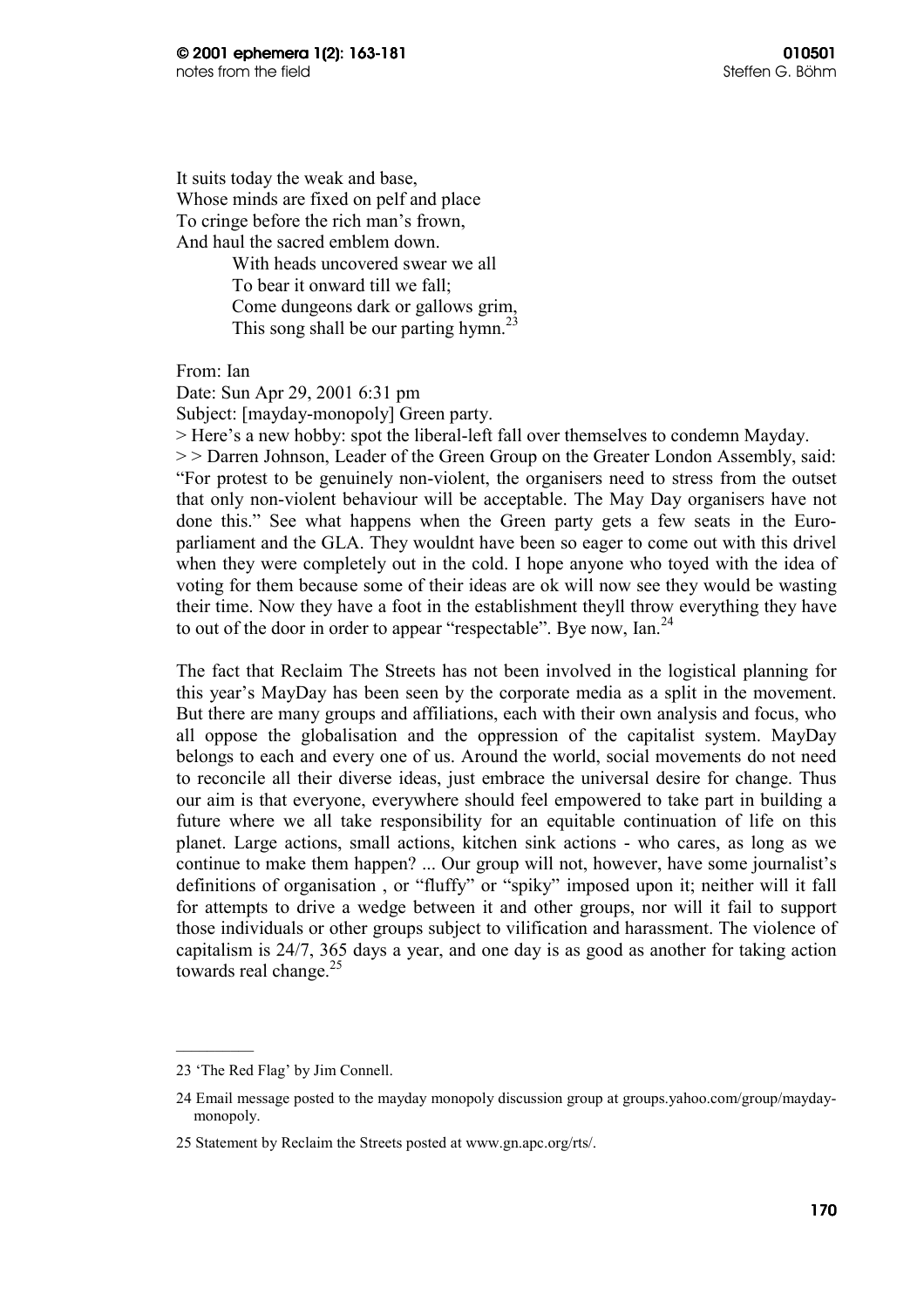It suits today the weak and base,
Whose minds are fixed on pelf and place
To cringe before the rich man's frown,
And haul the sacred emblem down.

> With heads uncovered swear we all
> To bear it onward till we fall;
> Come dungeons dark or gallows grim,
> This song shall be our parting hymn.[23]

From: Ian
Date: Sun Apr 29, 2001 6:31 pm
Subject: [mayday-monopoly] Green party.
> Here's a new hobby: spot the liberal-left fall over themselves to condemn Mayday.
> > Darren Johnson, Leader of the Green Group on the Greater London Assembly, said: "For protest to be genuinely non-violent, the organisers need to stress from the outset that only non-violent behaviour will be acceptable. The May Day organisers have not done this." See what happens when the Green party gets a few seats in the Euro-parliament and the GLA. They wouldnt have been so eager to come out with this drivel when they were completely out in the cold. I hope anyone who toyed with the idea of voting for them because some of their ideas are ok will now see they would be wasting their time. Now they have a foot in the establishment theyll throw everything they have to out of the door in order to appear "respectable". Bye now, Ian.[24]

The fact that Reclaim The Streets has not been involved in the logistical planning for this year's MayDay has been seen by the corporate media as a split in the movement. But there are many groups and affiliations, each with their own analysis and focus, who all oppose the globalisation and the oppression of the capitalist system. MayDay belongs to each and every one of us. Around the world, social movements do not need to reconcile all their diverse ideas, just embrace the universal desire for change. Thus our aim is that everyone, everywhere should feel empowered to take part in building a future where we all take responsibility for an equitable continuation of life on this planet. Large actions, small actions, kitchen sink actions - who cares, as long as we continue to make them happen? ... Our group will not, however, have some journalist's definitions of organisation , or "fluffy" or "spiky" imposed upon it; neither will it fall for attempts to drive a wedge between it and other groups, nor will it fail to support those individuals or other groups subject to vilification and harassment. The violence of capitalism is 24/7, 365 days a year, and one day is as good as another for taking action towards real change.[25]

---

23 'The Red Flag' by Jim Connell.

24 Email message posted to the mayday monopoly discussion group at groups.yahoo.com/group/mayday-monopoly.

25 Statement by Reclaim the Streets posted at www.gn.apc.org/rts/.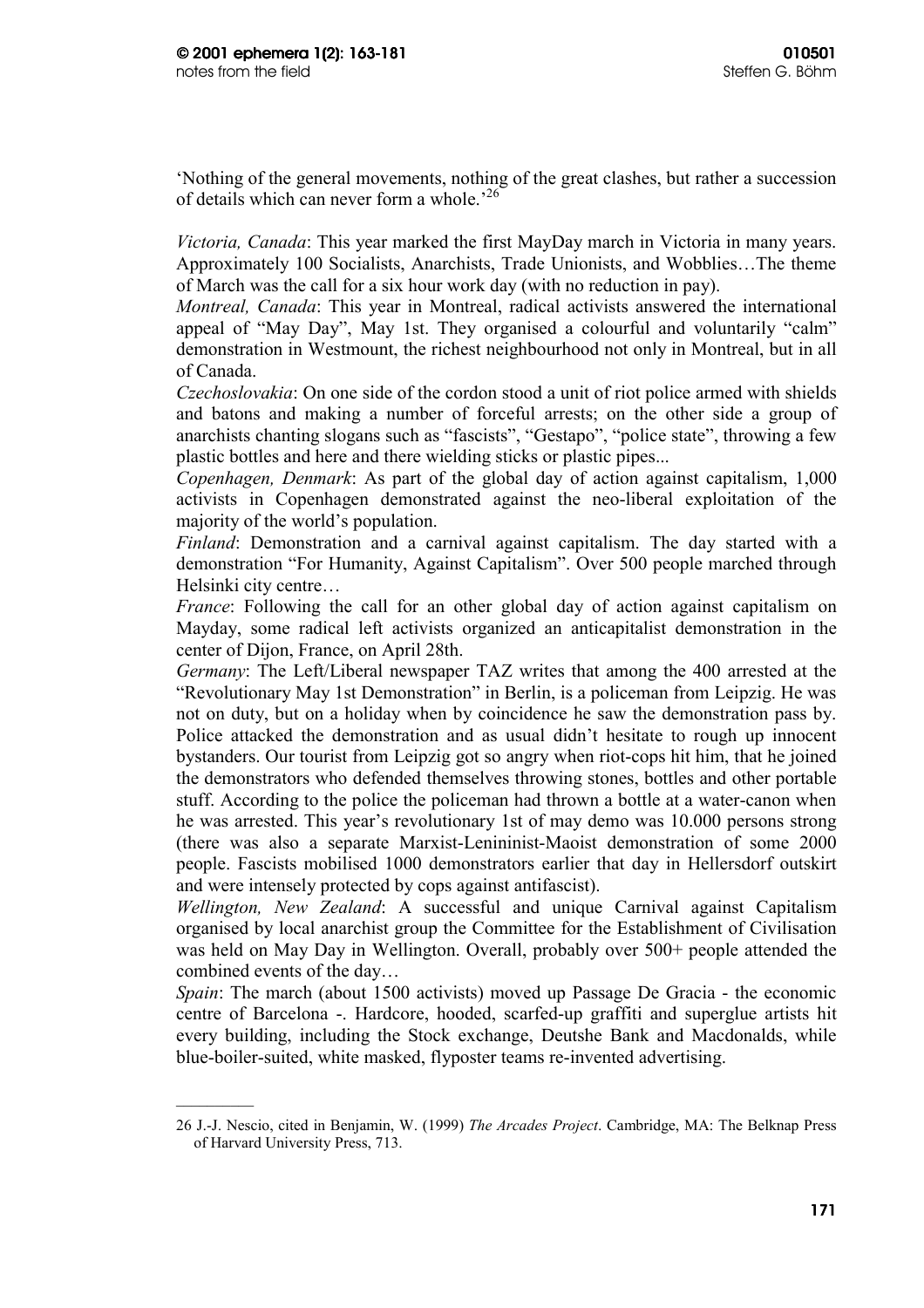'Nothing of the general movements, nothing of the great clashes, but rather a succession of details which can never form a whole.'[26]

*Victoria, Canada*: This year marked the first MayDay march in Victoria in many years. Approximately 100 Socialists, Anarchists, Trade Unionists, and Wobblies…The theme of March was the call for a six hour work day (with no reduction in pay).

*Montreal, Canada*: This year in Montreal, radical activists answered the international appeal of "May Day", May 1st. They organised a colourful and voluntarily "calm" demonstration in Westmount, the richest neighbourhood not only in Montreal, but in all of Canada.

*Czechoslovakia*: On one side of the cordon stood a unit of riot police armed with shields and batons and making a number of forceful arrests; on the other side a group of anarchists chanting slogans such as "fascists", "Gestapo", "police state", throwing a few plastic bottles and here and there wielding sticks or plastic pipes...

*Copenhagen, Denmark*: As part of the global day of action against capitalism, 1,000 activists in Copenhagen demonstrated against the neo-liberal exploitation of the majority of the world's population.

*Finland*: Demonstration and a carnival against capitalism. The day started with a demonstration "For Humanity, Against Capitalism". Over 500 people marched through Helsinki city centre…

*France*: Following the call for an other global day of action against capitalism on Mayday, some radical left activists organized an anticapitalist demonstration in the center of Dijon, France, on April 28th.

*Germany*: The Left/Liberal newspaper TAZ writes that among the 400 arrested at the "Revolutionary May 1st Demonstration" in Berlin, is a policeman from Leipzig. He was not on duty, but on a holiday when by coincidence he saw the demonstration pass by. Police attacked the demonstration and as usual didn't hesitate to rough up innocent bystanders. Our tourist from Leipzig got so angry when riot-cops hit him, that he joined the demonstrators who defended themselves throwing stones, bottles and other portable stuff. According to the police the policeman had thrown a bottle at a water-canon when he was arrested. This year's revolutionary 1st of may demo was 10.000 persons strong (there was also a separate Marxist-Lenininist-Maoist demonstration of some 2000 people. Fascists mobilised 1000 demonstrators earlier that day in Hellersdorf outskirt and were intensely protected by cops against antifascist).

*Wellington, New Zealand*: A successful and unique Carnival against Capitalism organised by local anarchist group the Committee for the Establishment of Civilisation was held on May Day in Wellington. Overall, probably over 500+ people attended the combined events of the day…

*Spain*: The march (about 1500 activists) moved up Passage De Gracia - the economic centre of Barcelona -. Hardcore, hooded, scarfed-up graffiti and superglue artists hit every building, including the Stock exchange, Deutshe Bank and Macdonalds, while blue-boiler-suited, white masked, flyposter teams re-invented advertising.

---

26 J.-J. Nescio, cited in Benjamin, W. (1999) *The Arcades Project*. Cambridge, MA: The Belknap Press of Harvard University Press, 713.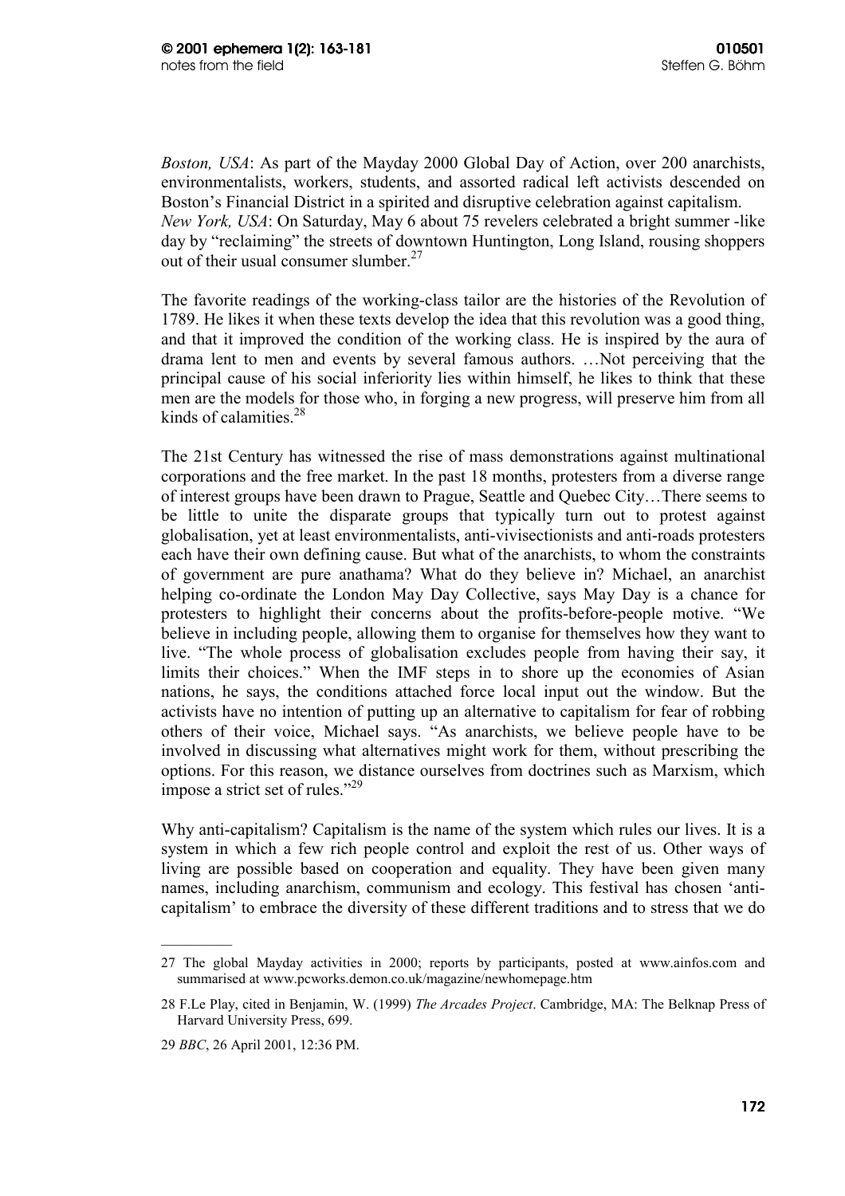*Boston, USA*: As part of the Mayday 2000 Global Day of Action, over 200 anarchists, environmentalists, workers, students, and assorted radical left activists descended on Boston's Financial District in a spirited and disruptive celebration against capitalism.
*New York, USA*: On Saturday, May 6 about 75 revelers celebrated a bright summer -like day by "reclaiming" the streets of downtown Huntington, Long Island, rousing shoppers out of their usual consumer slumber.[27]

The favorite readings of the working-class tailor are the histories of the Revolution of 1789. He likes it when these texts develop the idea that this revolution was a good thing, and that it improved the condition of the working class. He is inspired by the aura of drama lent to men and events by several famous authors. …Not perceiving that the principal cause of his social inferiority lies within himself, he likes to think that these men are the models for those who, in forging a new progress, will preserve him from all kinds of calamities.[28]

The 21st Century has witnessed the rise of mass demonstrations against multinational corporations and the free market. In the past 18 months, protesters from a diverse range of interest groups have been drawn to Prague, Seattle and Quebec City…There seems to be little to unite the disparate groups that typically turn out to protest against globalisation, yet at least environmentalists, anti-vivisectionists and anti-roads protesters each have their own defining cause. But what of the anarchists, to whom the constraints of government are pure anathama? What do they believe in? Michael, an anarchist helping co-ordinate the London May Day Collective, says May Day is a chance for protesters to highlight their concerns about the profits-before-people motive. "We believe in including people, allowing them to organise for themselves how they want to live. "The whole process of globalisation excludes people from having their say, it limits their choices." When the IMF steps in to shore up the economies of Asian nations, he says, the conditions attached force local input out the window. But the activists have no intention of putting up an alternative to capitalism for fear of robbing others of their voice, Michael says. "As anarchists, we believe people have to be involved in discussing what alternatives might work for them, without prescribing the options. For this reason, we distance ourselves from doctrines such as Marxism, which impose a strict set of rules."[29]

Why anti-capitalism? Capitalism is the name of the system which rules our lives. It is a system in which a few rich people control and exploit the rest of us. Other ways of living are possible based on cooperation and equality. They have been given many names, including anarchism, communism and ecology. This festival has chosen 'anti-capitalism' to embrace the diversity of these different traditions and to stress that we do

---

27 The global Mayday activities in 2000; reports by participants, posted at www.ainfos.com and summarised at www.pcworks.demon.co.uk/magazine/newhomepage.htm

28 F.Le Play, cited in Benjamin, W. (1999) *The Arcades Project*. Cambridge, MA: The Belknap Press of Harvard University Press, 699.

29 *BBC*, 26 April 2001, 12:36 PM.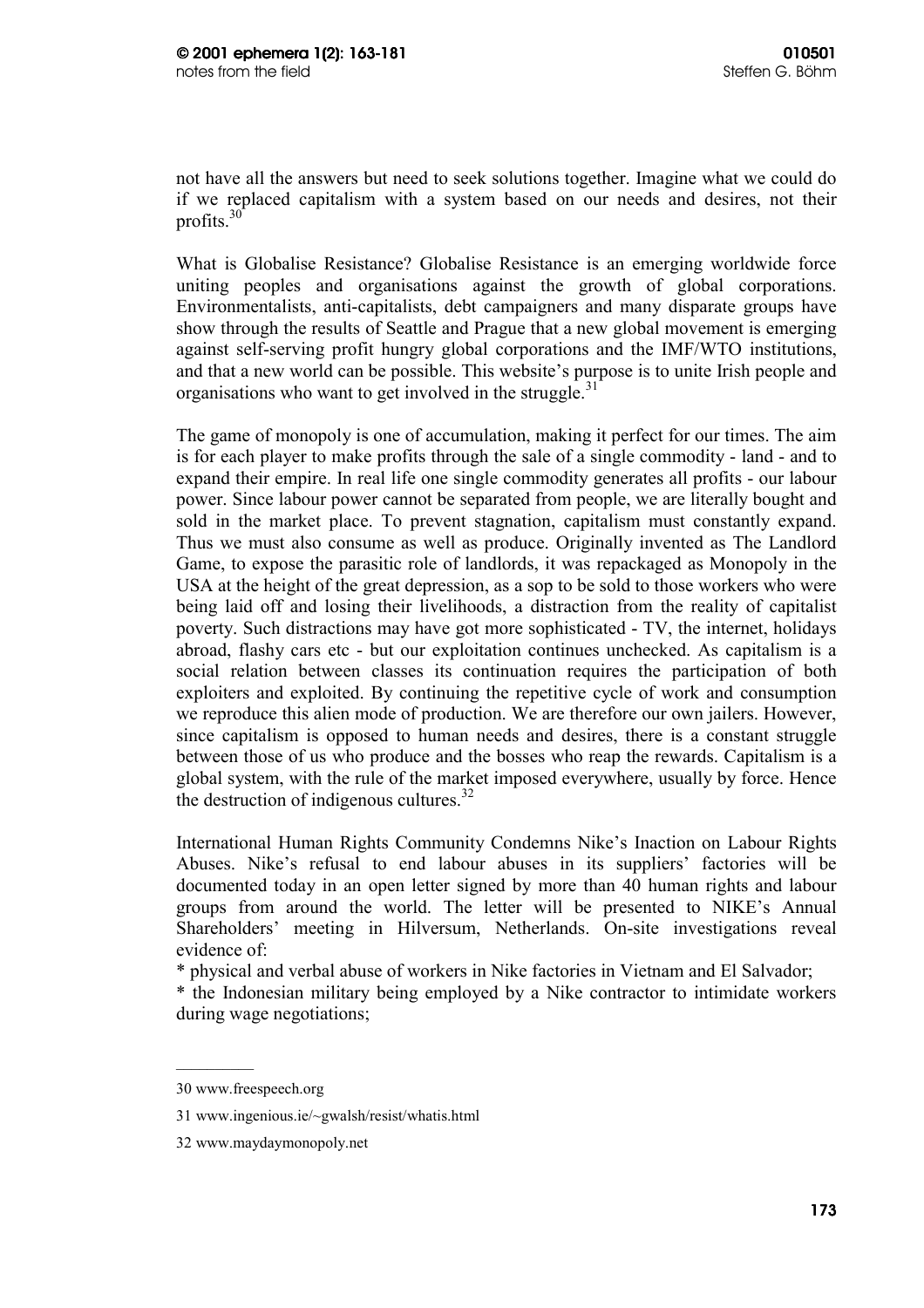not have all the answers but need to seek solutions together. Imagine what we could do if we replaced capitalism with a system based on our needs and desires, not their profits.[30]

What is Globalise Resistance? Globalise Resistance is an emerging worldwide force uniting peoples and organisations against the growth of global corporations. Environmentalists, anti-capitalists, debt campaigners and many disparate groups have show through the results of Seattle and Prague that a new global movement is emerging against self-serving profit hungry global corporations and the IMF/WTO institutions, and that a new world can be possible. This website's purpose is to unite Irish people and organisations who want to get involved in the struggle.[31]

The game of monopoly is one of accumulation, making it perfect for our times. The aim is for each player to make profits through the sale of a single commodity - land - and to expand their empire. In real life one single commodity generates all profits - our labour power. Since labour power cannot be separated from people, we are literally bought and sold in the market place. To prevent stagnation, capitalism must constantly expand. Thus we must also consume as well as produce. Originally invented as The Landlord Game, to expose the parasitic role of landlords, it was repackaged as Monopoly in the USA at the height of the great depression, as a sop to be sold to those workers who were being laid off and losing their livelihoods, a distraction from the reality of capitalist poverty. Such distractions may have got more sophisticated - TV, the internet, holidays abroad, flashy cars etc - but our exploitation continues unchecked. As capitalism is a social relation between classes its continuation requires the participation of both exploiters and exploited. By continuing the repetitive cycle of work and consumption we reproduce this alien mode of production. We are therefore our own jailers. However, since capitalism is opposed to human needs and desires, there is a constant struggle between those of us who produce and the bosses who reap the rewards. Capitalism is a global system, with the rule of the market imposed everywhere, usually by force. Hence the destruction of indigenous cultures.[32]

International Human Rights Community Condemns Nike's Inaction on Labour Rights Abuses. Nike's refusal to end labour abuses in its suppliers' factories will be documented today in an open letter signed by more than 40 human rights and labour groups from around the world. The letter will be presented to NIKE's Annual Shareholders' meeting in Hilversum, Netherlands. On-site investigations reveal evidence of:

* physical and verbal abuse of workers in Nike factories in Vietnam and El Salvador;
* the Indonesian military being employed by a Nike contractor to intimidate workers during wage negotiations;

---

30 www.freespeech.org

31 www.ingenious.ie/~gwalsh/resist/whatis.html

32 www.maydaymonopoly.net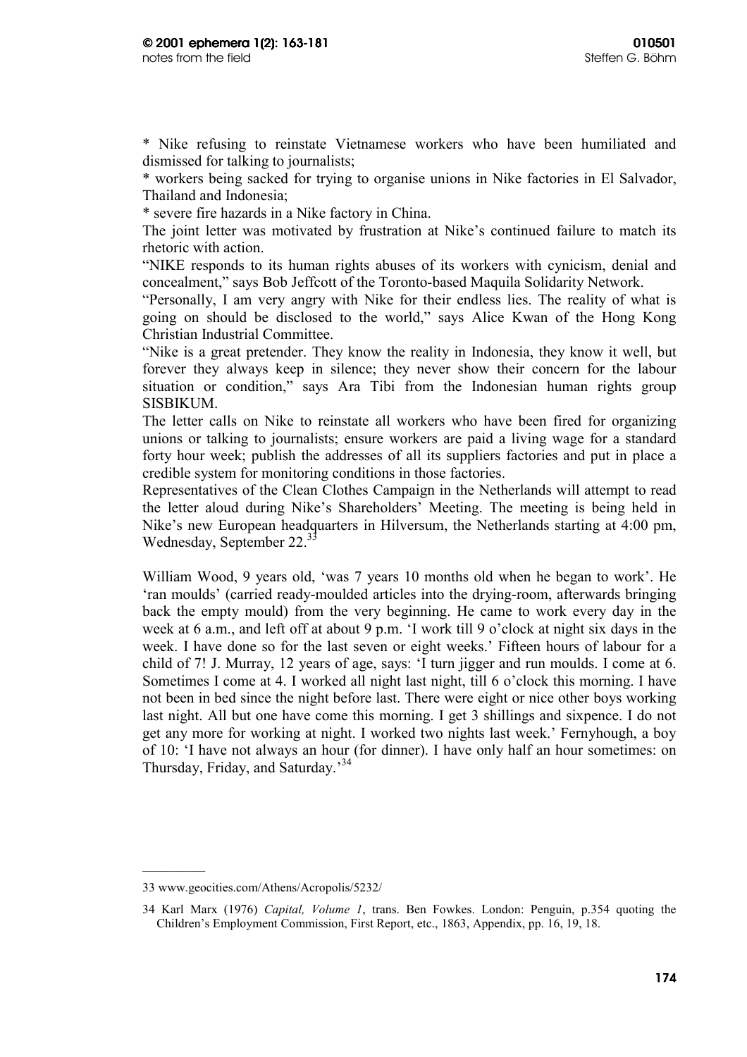* Nike refusing to reinstate Vietnamese workers who have been humiliated and dismissed for talking to journalists;

* workers being sacked for trying to organise unions in Nike factories in El Salvador, Thailand and Indonesia;

* severe fire hazards in a Nike factory in China.

The joint letter was motivated by frustration at Nike's continued failure to match its rhetoric with action.

"NIKE responds to its human rights abuses of its workers with cynicism, denial and concealment," says Bob Jeffcott of the Toronto-based Maquila Solidarity Network.

"Personally, I am very angry with Nike for their endless lies. The reality of what is going on should be disclosed to the world," says Alice Kwan of the Hong Kong Christian Industrial Committee.

"Nike is a great pretender. They know the reality in Indonesia, they know it well, but forever they always keep in silence; they never show their concern for the labour situation or condition," says Ara Tibi from the Indonesian human rights group SISBIKUM.

The letter calls on Nike to reinstate all workers who have been fired for organizing unions or talking to journalists; ensure workers are paid a living wage for a standard forty hour week; publish the addresses of all its suppliers factories and put in place a credible system for monitoring conditions in those factories.

Representatives of the Clean Clothes Campaign in the Netherlands will attempt to read the letter aloud during Nike's Shareholders' Meeting. The meeting is being held in Nike's new European headquarters in Hilversum, the Netherlands starting at 4:00 pm, Wednesday, September 22.[33]

William Wood, 9 years old, 'was 7 years 10 months old when he began to work'. He 'ran moulds' (carried ready-moulded articles into the drying-room, afterwards bringing back the empty mould) from the very beginning. He came to work every day in the week at 6 a.m., and left off at about 9 p.m. 'I work till 9 o'clock at night six days in the week. I have done so for the last seven or eight weeks.' Fifteen hours of labour for a child of 7! J. Murray, 12 years of age, says: 'I turn jigger and run moulds. I come at 6. Sometimes I come at 4. I worked all night last night, till 6 o'clock this morning. I have not been in bed since the night before last. There were eight or nice other boys working last night. All but one have come this morning. I get 3 shillings and sixpence. I do not get any more for working at night. I worked two nights last week.' Fernyhough, a boy of 10: 'I have not always an hour (for dinner). I have only half an hour sometimes: on Thursday, Friday, and Saturday.'[34]

---

33 www.geocities.com/Athens/Acropolis/5232/

34 Karl Marx (1976) *Capital, Volume 1*, trans. Ben Fowkes. London: Penguin, p.354 quoting the Children's Employment Commission, First Report, etc., 1863, Appendix, pp. 16, 19, 18.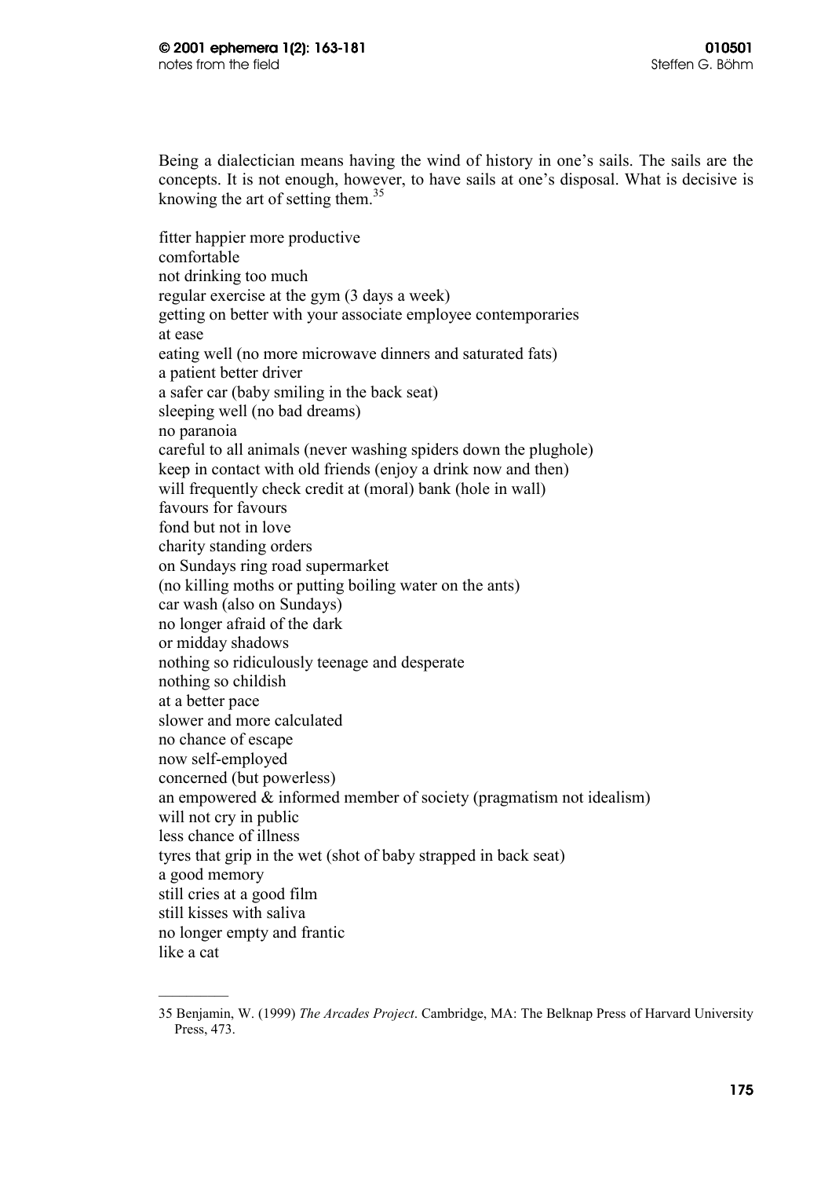Being a dialectician means having the wind of history in one's sails. The sails are the concepts. It is not enough, however, to have sails at one's disposal. What is decisive is knowing the art of setting them.[35]

fitter happier more productive  
comfortable  
not drinking too much  
regular exercise at the gym (3 days a week)  
getting on better with your associate employee contemporaries  
at ease  
eating well (no more microwave dinners and saturated fats)  
a patient better driver  
a safer car (baby smiling in the back seat)  
sleeping well (no bad dreams)  
no paranoia  
careful to all animals (never washing spiders down the plughole)  
keep in contact with old friends (enjoy a drink now and then)  
will frequently check credit at (moral) bank (hole in wall)  
favours for favours  
fond but not in love  
charity standing orders  
on Sundays ring road supermarket  
(no killing moths or putting boiling water on the ants)  
car wash (also on Sundays)  
no longer afraid of the dark  
or midday shadows  
nothing so ridiculously teenage and desperate  
nothing so childish  
at a better pace  
slower and more calculated  
no chance of escape  
now self-employed  
concerned (but powerless)  
an empowered & informed member of society (pragmatism not idealism)  
will not cry in public  
less chance of illness  
tyres that grip in the wet (shot of baby strapped in back seat)  
a good memory  
still cries at a good film  
still kisses with saliva  
no longer empty and frantic  
like a cat

---

35 Benjamin, W. (1999) *The Arcades Project*. Cambridge, MA: The Belknap Press of Harvard University Press, 473.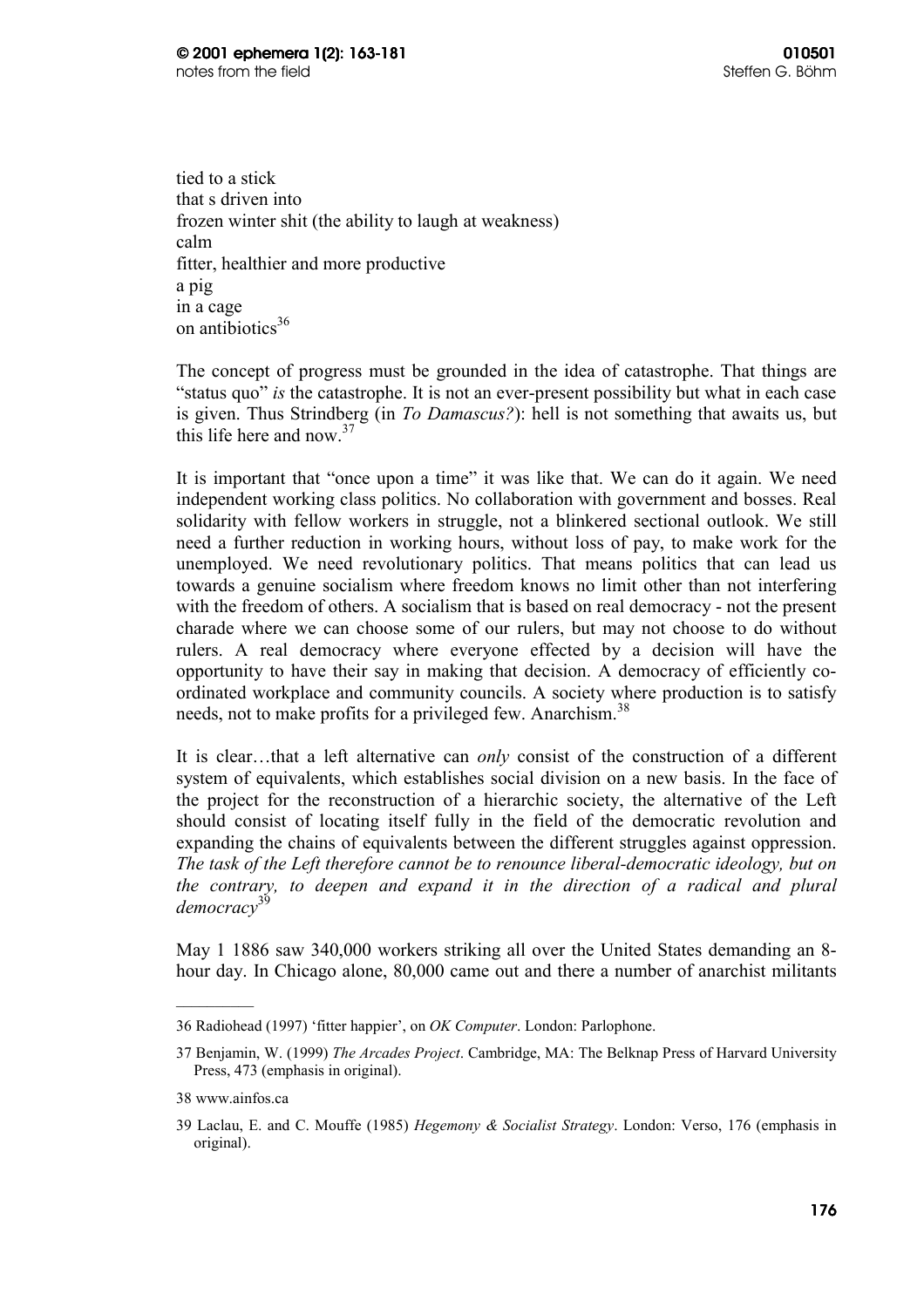tied to a stick  
that s driven into  
frozen winter shit (the ability to laugh at weakness)  
calm  
fitter, healthier and more productive  
a pig  
in a cage  
on antibiotics[36]

The concept of progress must be grounded in the idea of catastrophe. That things are "status quo" *is* the catastrophe. It is not an ever-present possibility but what in each case is given. Thus Strindberg (in *To Damascus?*): hell is not something that awaits us, but this life here and now.[37]

It is important that "once upon a time" it was like that. We can do it again. We need independent working class politics. No collaboration with government and bosses. Real solidarity with fellow workers in struggle, not a blinkered sectional outlook. We still need a further reduction in working hours, without loss of pay, to make work for the unemployed. We need revolutionary politics. That means politics that can lead us towards a genuine socialism where freedom knows no limit other than not interfering with the freedom of others. A socialism that is based on real democracy - not the present charade where we can choose some of our rulers, but may not choose to do without rulers. A real democracy where everyone effected by a decision will have the opportunity to have their say in making that decision. A democracy of efficiently co-ordinated workplace and community councils. A society where production is to satisfy needs, not to make profits for a privileged few. Anarchism.[38]

It is clear…that a left alternative can *only* consist of the construction of a different system of equivalents, which establishes social division on a new basis. In the face of the project for the reconstruction of a hierarchic society, the alternative of the Left should consist of locating itself fully in the field of the democratic revolution and expanding the chains of equivalents between the different struggles against oppression. *The task of the Left therefore cannot be to renounce liberal-democratic ideology, but on the contrary, to deepen and expand it in the direction of a radical and plural democracy*[39]

May 1 1886 saw 340,000 workers striking all over the United States demanding an 8-hour day. In Chicago alone, 80,000 came out and there a number of anarchist militants

---

36 Radiohead (1997) 'fitter happier', on *OK Computer*. London: Parlophone.

37 Benjamin, W. (1999) *The Arcades Project*. Cambridge, MA: The Belknap Press of Harvard University Press, 473 (emphasis in original).

38 www.ainfos.ca

39 Laclau, E. and C. Mouffe (1985) *Hegemony & Socialist Strategy*. London: Verso, 176 (emphasis in original).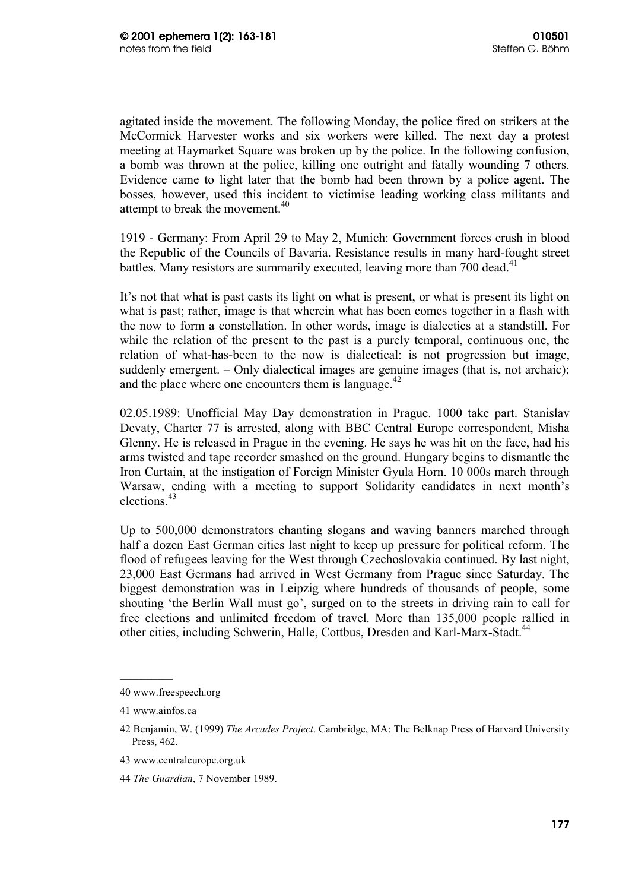agitated inside the movement. The following Monday, the police fired on strikers at the McCormick Harvester works and six workers were killed. The next day a protest meeting at Haymarket Square was broken up by the police. In the following confusion, a bomb was thrown at the police, killing one outright and fatally wounding 7 others. Evidence came to light later that the bomb had been thrown by a police agent. The bosses, however, used this incident to victimise leading working class militants and attempt to break the movement.[40]

1919 - Germany: From April 29 to May 2, Munich: Government forces crush in blood the Republic of the Councils of Bavaria. Resistance results in many hard-fought street battles. Many resistors are summarily executed, leaving more than 700 dead.[41]

It's not that what is past casts its light on what is present, or what is present its light on what is past; rather, image is that wherein what has been comes together in a flash with the now to form a constellation. In other words, image is dialectics at a standstill. For while the relation of the present to the past is a purely temporal, continuous one, the relation of what-has-been to the now is dialectical: is not progression but image, suddenly emergent. – Only dialectical images are genuine images (that is, not archaic); and the place where one encounters them is language.[42]

02.05.1989: Unofficial May Day demonstration in Prague. 1000 take part. Stanislav Devaty, Charter 77 is arrested, along with BBC Central Europe correspondent, Misha Glenny. He is released in Prague in the evening. He says he was hit on the face, had his arms twisted and tape recorder smashed on the ground. Hungary begins to dismantle the Iron Curtain, at the instigation of Foreign Minister Gyula Horn. 10 000s march through Warsaw, ending with a meeting to support Solidarity candidates in next month's elections.[43]

Up to 500,000 demonstrators chanting slogans and waving banners marched through half a dozen East German cities last night to keep up pressure for political reform. The flood of refugees leaving for the West through Czechoslovakia continued. By last night, 23,000 East Germans had arrived in West Germany from Prague since Saturday. The biggest demonstration was in Leipzig where hundreds of thousands of people, some shouting 'the Berlin Wall must go', surged on to the streets in driving rain to call for free elections and unlimited freedom of travel. More than 135,000 people rallied in other cities, including Schwerin, Halle, Cottbus, Dresden and Karl-Marx-Stadt.[44]

---

40 www.freespeech.org

41 www.ainfos.ca

42 Benjamin, W. (1999) *The Arcades Project*. Cambridge, MA: The Belknap Press of Harvard University Press, 462.

43 www.centraleurope.org.uk

44 *The Guardian*, 7 November 1989.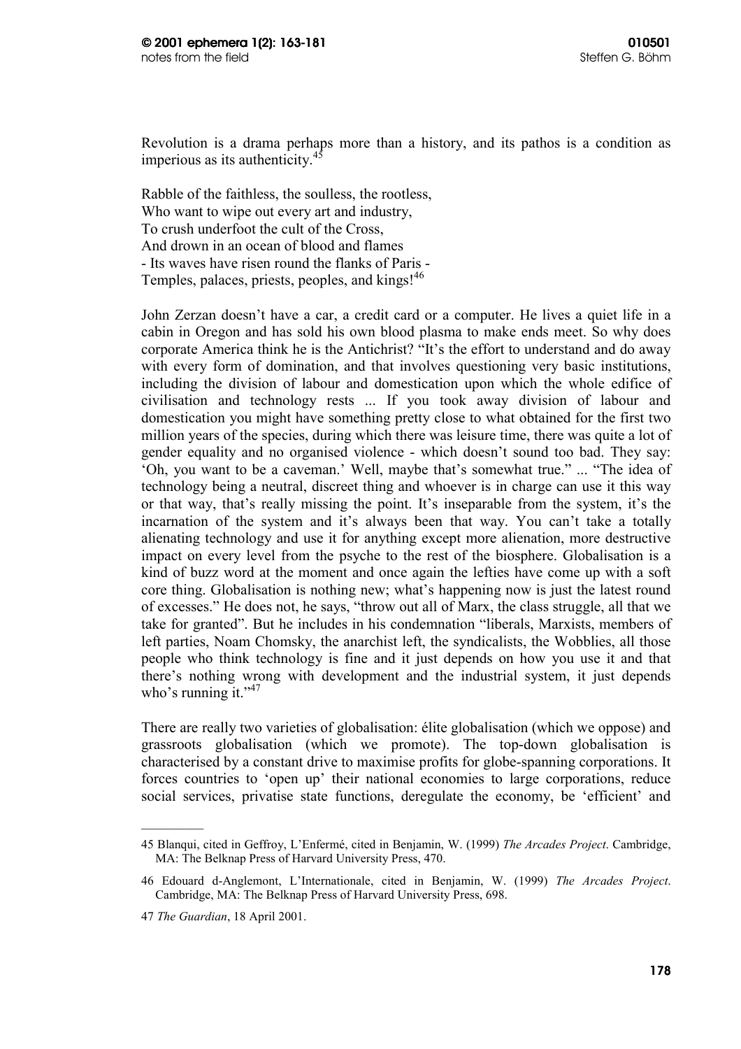Revolution is a drama perhaps more than a history, and its pathos is a condition as imperious as its authenticity.[45]

Rabble of the faithless, the soulless, the rootless,  
Who want to wipe out every art and industry,  
To crush underfoot the cult of the Cross,  
And drown in an ocean of blood and flames  
- Its waves have risen round the flanks of Paris -  
Temples, palaces, priests, peoples, and kings![46]

John Zerzan doesn't have a car, a credit card or a computer. He lives a quiet life in a cabin in Oregon and has sold his own blood plasma to make ends meet. So why does corporate America think he is the Antichrist? "It's the effort to understand and do away with every form of domination, and that involves questioning very basic institutions, including the division of labour and domestication upon which the whole edifice of civilisation and technology rests ... If you took away division of labour and domestication you might have something pretty close to what obtained for the first two million years of the species, during which there was leisure time, there was quite a lot of gender equality and no organised violence - which doesn't sound too bad. They say: 'Oh, you want to be a caveman.' Well, maybe that's somewhat true." ... "The idea of technology being a neutral, discreet thing and whoever is in charge can use it this way or that way, that's really missing the point. It's inseparable from the system, it's the incarnation of the system and it's always been that way. You can't take a totally alienating technology and use it for anything except more alienation, more destructive impact on every level from the psyche to the rest of the biosphere. Globalisation is a kind of buzz word at the moment and once again the lefties have come up with a soft core thing. Globalisation is nothing new; what's happening now is just the latest round of excesses." He does not, he says, "throw out all of Marx, the class struggle, all that we take for granted". But he includes in his condemnation "liberals, Marxists, members of left parties, Noam Chomsky, the anarchist left, the syndicalists, the Wobblies, all those people who think technology is fine and it just depends on how you use it and that there's nothing wrong with development and the industrial system, it just depends who's running it."[47]

There are really two varieties of globalisation: élite globalisation (which we oppose) and grassroots globalisation (which we promote). The top-down globalisation is characterised by a constant drive to maximise profits for globe-spanning corporations. It forces countries to 'open up' their national economies to large corporations, reduce social services, privatise state functions, deregulate the economy, be 'efficient' and

---

45 Blanqui, cited in Geffroy, L'Enfermé, cited in Benjamin, W. (1999) *The Arcades Project*. Cambridge, MA: The Belknap Press of Harvard University Press, 470.

46 Edouard d-Anglemont, L'Internationale, cited in Benjamin, W. (1999) *The Arcades Project*. Cambridge, MA: The Belknap Press of Harvard University Press, 698.

47 *The Guardian*, 18 April 2001.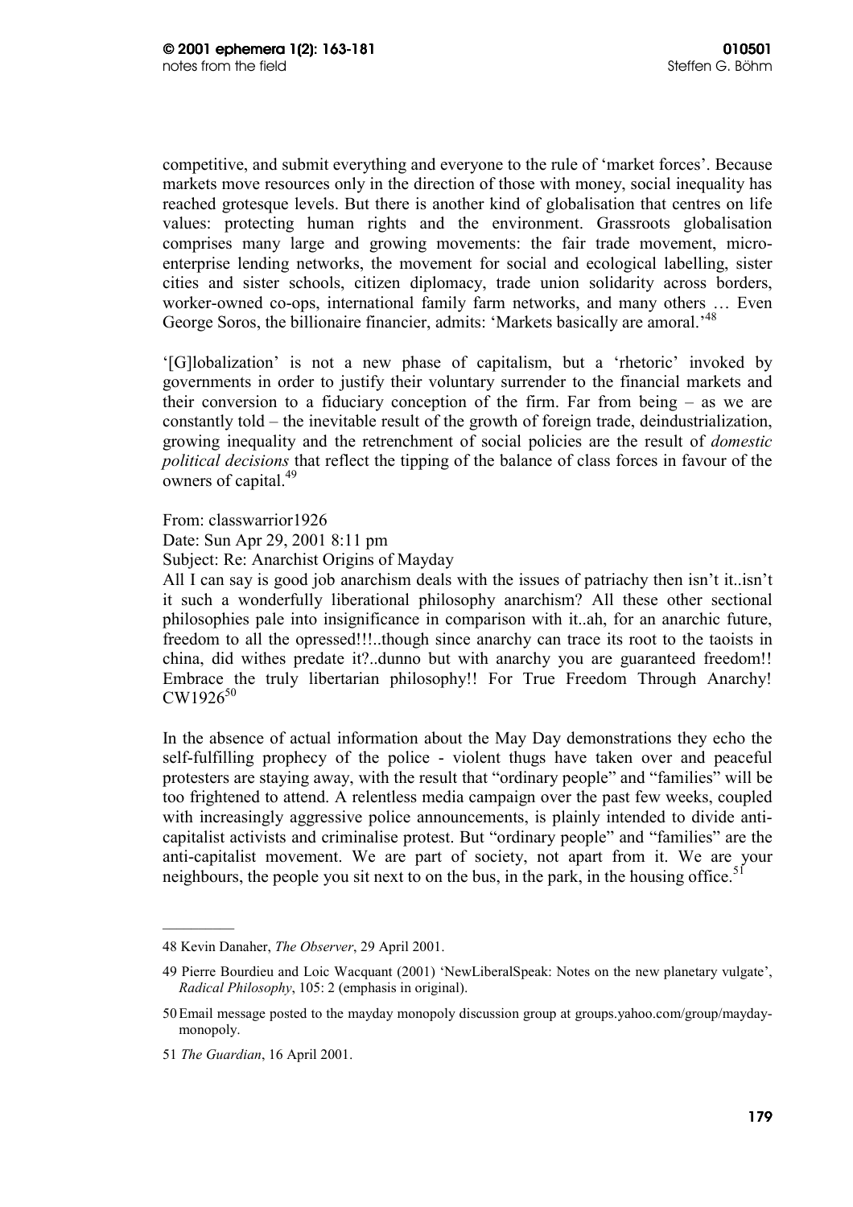competitive, and submit everything and everyone to the rule of 'market forces'. Because markets move resources only in the direction of those with money, social inequality has reached grotesque levels. But there is another kind of globalisation that centres on life values: protecting human rights and the environment. Grassroots globalisation comprises many large and growing movements: the fair trade movement, micro-enterprise lending networks, the movement for social and ecological labelling, sister cities and sister schools, citizen diplomacy, trade union solidarity across borders, worker-owned co-ops, international family farm networks, and many others … Even George Soros, the billionaire financier, admits: 'Markets basically are amoral.'[48]

'[G]lobalization' is not a new phase of capitalism, but a 'rhetoric' invoked by governments in order to justify their voluntary surrender to the financial markets and their conversion to a fiduciary conception of the firm. Far from being – as we are constantly told – the inevitable result of the growth of foreign trade, deindustrialization, growing inequality and the retrenchment of social policies are the result of *domestic political decisions* that reflect the tipping of the balance of class forces in favour of the owners of capital.[49]

From: classwarrior1926
Date: Sun Apr 29, 2001 8:11 pm
Subject: Re: Anarchist Origins of Mayday
All I can say is good job anarchism deals with the issues of patriachy then isn't it..isn't it such a wonderfully liberational philosophy anarchism? All these other sectional philosophies pale into insignificance in comparison with it..ah, for an anarchic future, freedom to all the opressed!!!..though since anarchy can trace its root to the taoists in china, did withes predate it?..dunno but with anarchy you are guaranteed freedom!! Embrace the truly libertarian philosophy!! For True Freedom Through Anarchy! CW1926[50]

In the absence of actual information about the May Day demonstrations they echo the self-fulfilling prophecy of the police - violent thugs have taken over and peaceful protesters are staying away, with the result that "ordinary people" and "families" will be too frightened to attend. A relentless media campaign over the past few weeks, coupled with increasingly aggressive police announcements, is plainly intended to divide anti-capitalist activists and criminalise protest. But "ordinary people" and "families" are the anti-capitalist movement. We are part of society, not apart from it. We are your neighbours, the people you sit next to on the bus, in the park, in the housing office.[51]

---

48 Kevin Danaher, *The Observer*, 29 April 2001.

49 Pierre Bourdieu and Loic Wacquant (2001) 'NewLiberalSpeak: Notes on the new planetary vulgate', *Radical Philosophy*, 105: 2 (emphasis in original).

50 Email message posted to the mayday monopoly discussion group at groups.yahoo.com/group/mayday-monopoly.

51 *The Guardian*, 16 April 2001.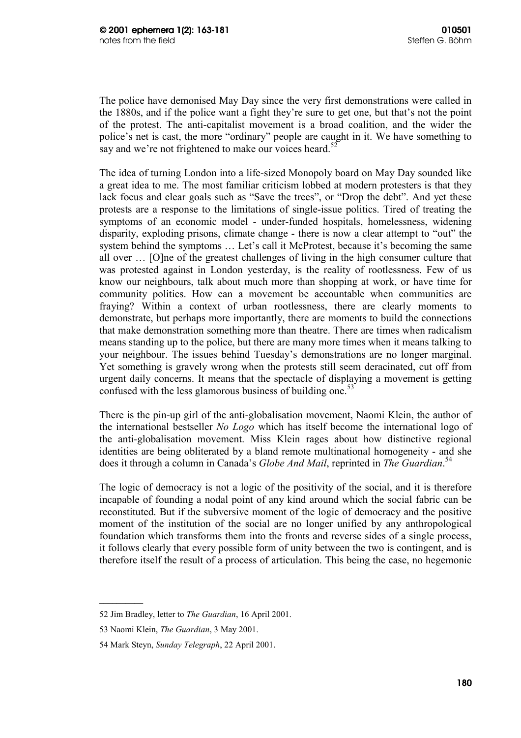The police have demonised May Day since the very first demonstrations were called in the 1880s, and if the police want a fight they're sure to get one, but that's not the point of the protest. The anti-capitalist movement is a broad coalition, and the wider the police's net is cast, the more "ordinary" people are caught in it. We have something to say and we're not frightened to make our voices heard.[52]

The idea of turning London into a life-sized Monopoly board on May Day sounded like a great idea to me. The most familiar criticism lobbed at modern protesters is that they lack focus and clear goals such as "Save the trees", or "Drop the debt". And yet these protests are a response to the limitations of single-issue politics. Tired of treating the symptoms of an economic model - under-funded hospitals, homelessness, widening disparity, exploding prisons, climate change - there is now a clear attempt to "out" the system behind the symptoms … Let's call it McProtest, because it's becoming the same all over … [O]ne of the greatest challenges of living in the high consumer culture that was protested against in London yesterday, is the reality of rootlessness. Few of us know our neighbours, talk about much more than shopping at work, or have time for community politics. How can a movement be accountable when communities are fraying? Within a context of urban rootlessness, there are clearly moments to demonstrate, but perhaps more importantly, there are moments to build the connections that make demonstration something more than theatre. There are times when radicalism means standing up to the police, but there are many more times when it means talking to your neighbour. The issues behind Tuesday's demonstrations are no longer marginal. Yet something is gravely wrong when the protests still seem deracinated, cut off from urgent daily concerns. It means that the spectacle of displaying a movement is getting confused with the less glamorous business of building one.[53]

There is the pin-up girl of the anti-globalisation movement, Naomi Klein, the author of the international bestseller *No Logo* which has itself become the international logo of the anti-globalisation movement. Miss Klein rages about how distinctive regional identities are being obliterated by a bland remote multinational homogeneity - and she does it through a column in Canada's *Globe And Mail*, reprinted in *The Guardian*.[54]

The logic of democracy is not a logic of the positivity of the social, and it is therefore incapable of founding a nodal point of any kind around which the social fabric can be reconstituted. But if the subversive moment of the logic of democracy and the positive moment of the institution of the social are no longer unified by any anthropological foundation which transforms them into the fronts and reverse sides of a single process, it follows clearly that every possible form of unity between the two is contingent, and is therefore itself the result of a process of articulation. This being the case, no hegemonic

---

52 Jim Bradley, letter to *The Guardian*, 16 April 2001.

53 Naomi Klein, *The Guardian*, 3 May 2001.

54 Mark Steyn, *Sunday Telegraph*, 22 April 2001.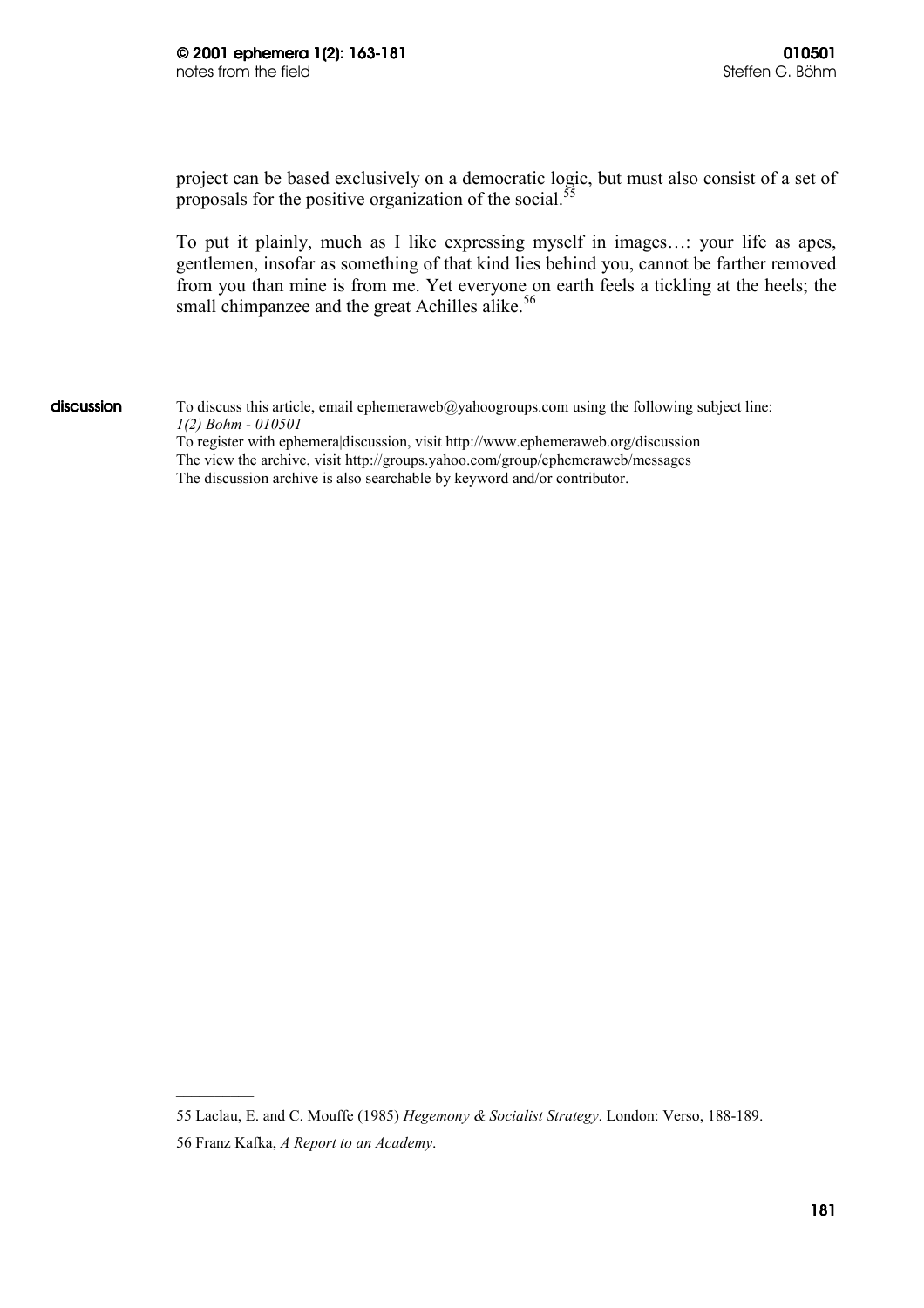project can be based exclusively on a democratic logic, but must also consist of a set of proposals for the positive organization of the social.[55]

To put it plainly, much as I like expressing myself in images…: your life as apes, gentlemen, insofar as something of that kind lies behind you, cannot be farther removed from you than mine is from me. Yet everyone on earth feels a tickling at the heels; the small chimpanzee and the great Achilles alike.[56]

**discussion**

To discuss this article, email ephemeraweb@yahoogroups.com using the following subject line:
*1(2) Bohm - 010501*
To register with ephemera|discussion, visit http://www.ephemeraweb.org/discussion
The view the archive, visit http://groups.yahoo.com/group/ephemeraweb/messages
The discussion archive is also searchable by keyword and/or contributor.

---

55 Laclau, E. and C. Mouffe (1985) *Hegemony & Socialist Strategy*. London: Verso, 188-189.

56 Franz Kafka, *A Report to an Academy*.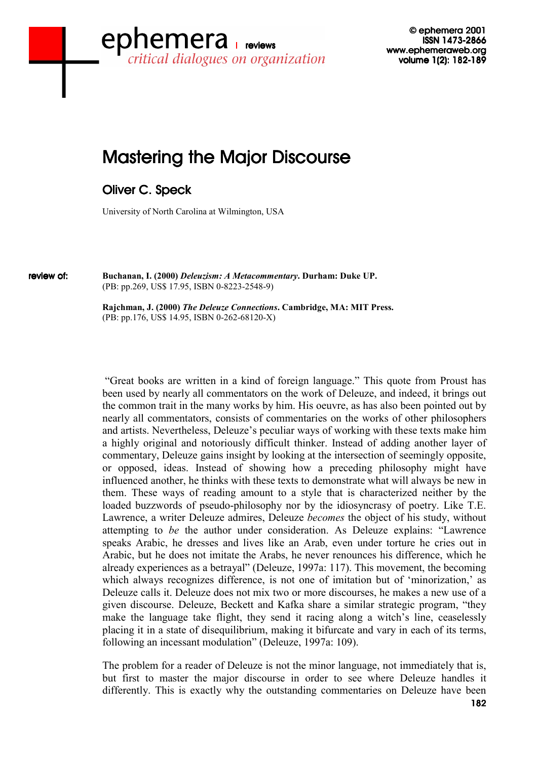# Mastering the Major Discourse

## Oliver C. Speck

University of North Carolina at Wilmington, USA

**review of:**

**Buchanan, I. (2000) *Deleuzism: A Metacommentary*. Durham: Duke UP.**
(PB: pp.269, US$ 17.95, ISBN 0-8223-2548-9)

**Rajchman, J. (2000) *The Deleuze Connections*. Cambridge, MA: MIT Press.**
(PB: pp.176, US$ 14.95, ISBN 0-262-68120-X)

"Great books are written in a kind of foreign language." This quote from Proust has been used by nearly all commentators on the work of Deleuze, and indeed, it brings out the common trait in the many works by him. His oeuvre, as has also been pointed out by nearly all commentators, consists of commentaries on the works of other philosophers and artists. Nevertheless, Deleuze's peculiar ways of working with these texts make him a highly original and notoriously difficult thinker. Instead of adding another layer of commentary, Deleuze gains insight by looking at the intersection of seemingly opposite, or opposed, ideas. Instead of showing how a preceding philosophy might have influenced another, he thinks with these texts to demonstrate what will always be new in them. These ways of reading amount to a style that is characterized neither by the loaded buzzwords of pseudo-philosophy nor by the idiosyncrasy of poetry. Like T.E. Lawrence, a writer Deleuze admires, Deleuze *becomes* the object of his study, without attempting to *be* the author under consideration. As Deleuze explains: "Lawrence speaks Arabic, he dresses and lives like an Arab, even under torture he cries out in Arabic, but he does not imitate the Arabs, he never renounces his difference, which he already experiences as a betrayal" (Deleuze, 1997a: 117). This movement, the becoming which always recognizes difference, is not one of imitation but of 'minorization,' as Deleuze calls it. Deleuze does not mix two or more discourses, he makes a new use of a given discourse. Deleuze, Beckett and Kafka share a similar strategic program, "they make the language take flight, they send it racing along a witch's line, ceaselessly placing it in a state of disequilibrium, making it bifurcate and vary in each of its terms, following an incessant modulation" (Deleuze, 1997a: 109).

The problem for a reader of Deleuze is not the minor language, not immediately that is, but first to master the major discourse in order to see where Deleuze handles it differently. This is exactly why the outstanding commentaries on Deleuze have been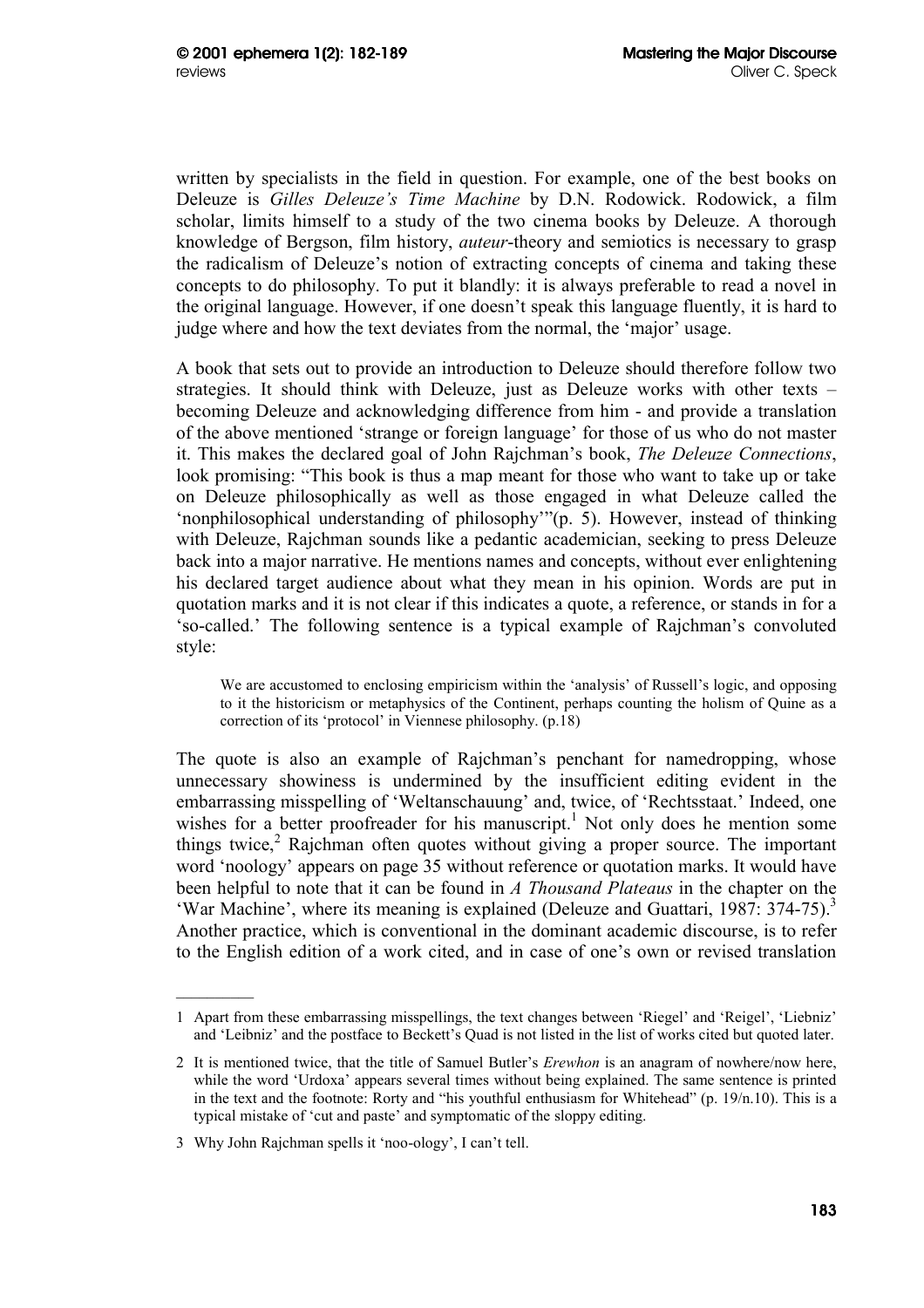written by specialists in the field in question. For example, one of the best books on Deleuze is *Gilles Deleuze's Time Machine* by D.N. Rodowick. Rodowick, a film scholar, limits himself to a study of the two cinema books by Deleuze. A thorough knowledge of Bergson, film history, *auteur*-theory and semiotics is necessary to grasp the radicalism of Deleuze's notion of extracting concepts of cinema and taking these concepts to do philosophy. To put it blandly: it is always preferable to read a novel in the original language. However, if one doesn't speak this language fluently, it is hard to judge where and how the text deviates from the normal, the 'major' usage.

A book that sets out to provide an introduction to Deleuze should therefore follow two strategies. It should think with Deleuze, just as Deleuze works with other texts – becoming Deleuze and acknowledging difference from him - and provide a translation of the above mentioned 'strange or foreign language' for those of us who do not master it. This makes the declared goal of John Rajchman's book, *The Deleuze Connections*, look promising: "This book is thus a map meant for those who want to take up or take on Deleuze philosophically as well as those engaged in what Deleuze called the 'nonphilosophical understanding of philosophy'"(p. 5). However, instead of thinking with Deleuze, Rajchman sounds like a pedantic academician, seeking to press Deleuze back into a major narrative. He mentions names and concepts, without ever enlightening his declared target audience about what they mean in his opinion. Words are put in quotation marks and it is not clear if this indicates a quote, a reference, or stands in for a 'so-called.' The following sentence is a typical example of Rajchman's convoluted style:

> We are accustomed to enclosing empiricism within the 'analysis' of Russell's logic, and opposing to it the historicism or metaphysics of the Continent, perhaps counting the holism of Quine as a correction of its 'protocol' in Viennese philosophy. (p.18)

The quote is also an example of Rajchman's penchant for namedropping, whose unnecessary showiness is undermined by the insufficient editing evident in the embarrassing misspelling of 'Weltanschauung' and, twice, of 'Rechtsstaat.' Indeed, one wishes for a better proofreader for his manuscript.[1] Not only does he mention some things twice,[2] Rajchman often quotes without giving a proper source. The important word 'noology' appears on page 35 without reference or quotation marks. It would have been helpful to note that it can be found in *A Thousand Plateaus* in the chapter on the 'War Machine', where its meaning is explained (Deleuze and Guattari, 1987: 374-75).[3] Another practice, which is conventional in the dominant academic discourse, is to refer to the English edition of a work cited, and in case of one's own or revised translation

---

1 Apart from these embarrassing misspellings, the text changes between 'Riegel' and 'Reigel', 'Liebniz' and 'Leibniz' and the postface to Beckett's Quad is not listed in the list of works cited but quoted later.

2 It is mentioned twice, that the title of Samuel Butler's *Erewhon* is an anagram of nowhere/now here, while the word 'Urdoxa' appears several times without being explained. The same sentence is printed in the text and the footnote: Rorty and "his youthful enthusiasm for Whitehead" (p. 19/n.10). This is a typical mistake of 'cut and paste' and symptomatic of the sloppy editing.

3 Why John Rajchman spells it 'noo-ology', I can't tell.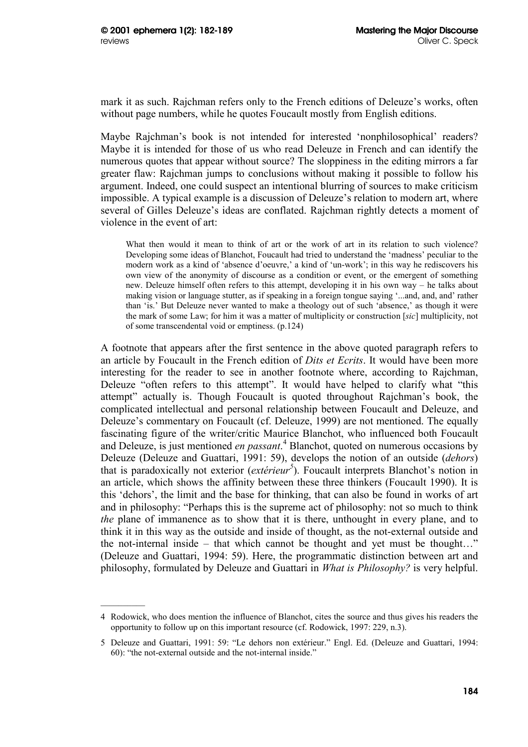mark it as such. Rajchman refers only to the French editions of Deleuze's works, often without page numbers, while he quotes Foucault mostly from English editions.

Maybe Rajchman's book is not intended for interested 'nonphilosophical' readers? Maybe it is intended for those of us who read Deleuze in French and can identify the numerous quotes that appear without source? The sloppiness in the editing mirrors a far greater flaw: Rajchman jumps to conclusions without making it possible to follow his argument. Indeed, one could suspect an intentional blurring of sources to make criticism impossible. A typical example is a discussion of Deleuze's relation to modern art, where several of Gilles Deleuze's ideas are conflated. Rajchman rightly detects a moment of violence in the event of art:

> What then would it mean to think of art or the work of art in its relation to such violence? Developing some ideas of Blanchot, Foucault had tried to understand the 'madness' peculiar to the modern work as a kind of 'absence d'oeuvre,' a kind of 'un-work'; in this way he rediscovers his own view of the anonymity of discourse as a condition or event, or the emergent of something new. Deleuze himself often refers to this attempt, developing it in his own way – he talks about making vision or language stutter, as if speaking in a foreign tongue saying '...and, and, and' rather than 'is.' But Deleuze never wanted to make a theology out of such 'absence,' as though it were the mark of some Law; for him it was a matter of multiplicity or construction [*sic*] multiplicity, not of some transcendental void or emptiness. (p.124)

A footnote that appears after the first sentence in the above quoted paragraph refers to an article by Foucault in the French edition of *Dits et Ecrits*. It would have been more interesting for the reader to see in another footnote where, according to Rajchman, Deleuze "often refers to this attempt". It would have helped to clarify what "this attempt" actually is. Though Foucault is quoted throughout Rajchman's book, the complicated intellectual and personal relationship between Foucault and Deleuze, and Deleuze's commentary on Foucault (cf. Deleuze, 1999) are not mentioned. The equally fascinating figure of the writer/critic Maurice Blanchot, who influenced both Foucault and Deleuze, is just mentioned *en passant*.[4] Blanchot, quoted on numerous occasions by Deleuze (Deleuze and Guattari, 1991: 59), develops the notion of an outside (*dehors*) that is paradoxically not exterior (*extérieur*[5]). Foucault interprets Blanchot's notion in an article, which shows the affinity between these three thinkers (Foucault 1990). It is this 'dehors', the limit and the base for thinking, that can also be found in works of art and in philosophy: "Perhaps this is the supreme act of philosophy: not so much to think *the* plane of immanence as to show that it is there, unthought in every plane, and to think it in this way as the outside and inside of thought, as the not-external outside and the not-internal inside – that which cannot be thought and yet must be thought…" (Deleuze and Guattari, 1994: 59). Here, the programmatic distinction between art and philosophy, formulated by Deleuze and Guattari in *What is Philosophy?* is very helpful.

---

4 Rodowick, who does mention the influence of Blanchot, cites the source and thus gives his readers the opportunity to follow up on this important resource (cf. Rodowick, 1997: 229, n.3).

5 Deleuze and Guattari, 1991: 59: "Le dehors non extérieur." Engl. Ed. (Deleuze and Guattari, 1994: 60): "the not-external outside and the not-internal inside."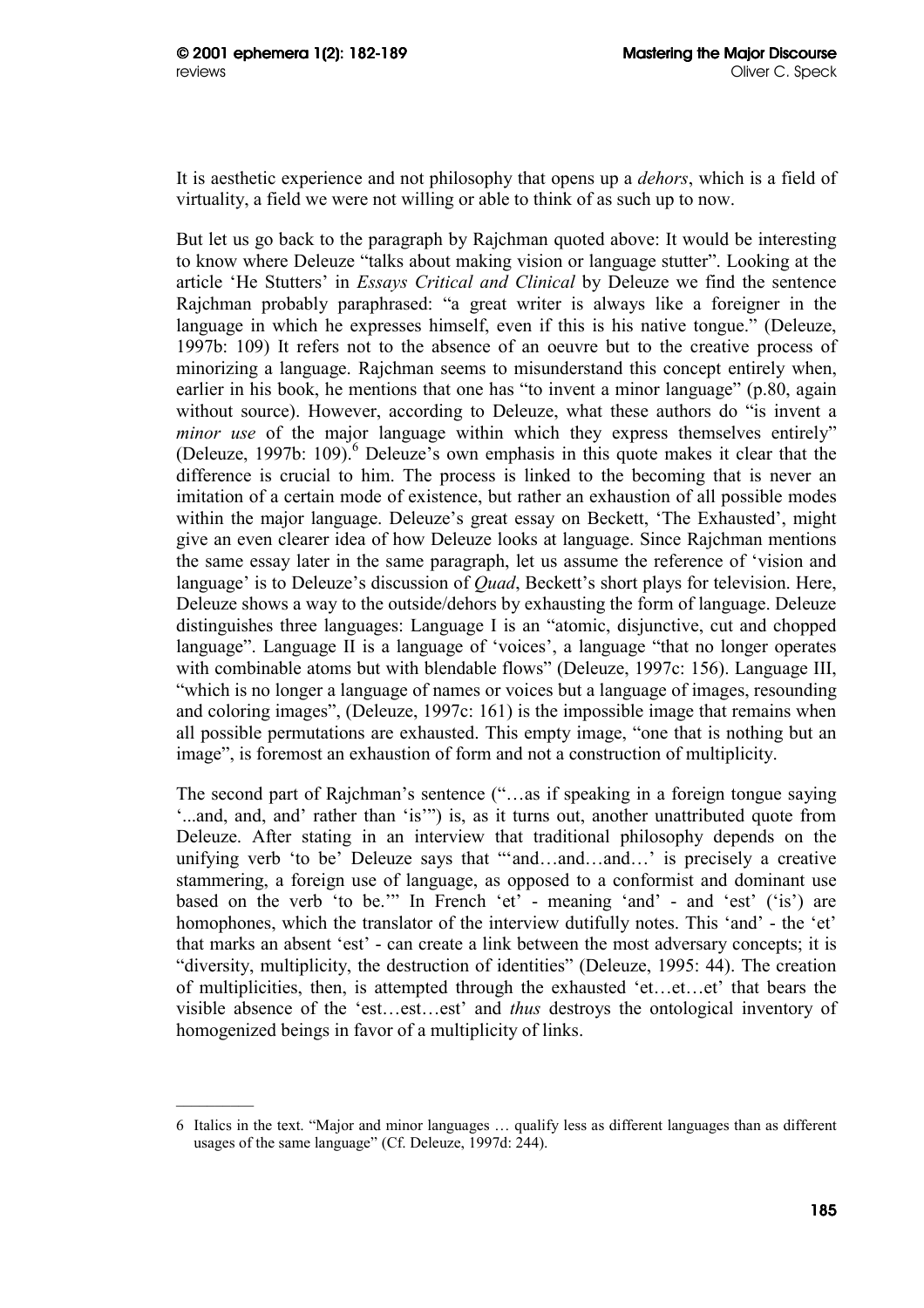It is aesthetic experience and not philosophy that opens up a *dehors*, which is a field of virtuality, a field we were not willing or able to think of as such up to now.

But let us go back to the paragraph by Rajchman quoted above: It would be interesting to know where Deleuze "talks about making vision or language stutter". Looking at the article 'He Stutters' in *Essays Critical and Clinical* by Deleuze we find the sentence Rajchman probably paraphrased: "a great writer is always like a foreigner in the language in which he expresses himself, even if this is his native tongue." (Deleuze, 1997b: 109) It refers not to the absence of an oeuvre but to the creative process of minorizing a language. Rajchman seems to misunderstand this concept entirely when, earlier in his book, he mentions that one has "to invent a minor language" (p.80, again without source). However, according to Deleuze, what these authors do "is invent a *minor use* of the major language within which they express themselves entirely" (Deleuze, 1997b: 109).[6] Deleuze's own emphasis in this quote makes it clear that the difference is crucial to him. The process is linked to the becoming that is never an imitation of a certain mode of existence, but rather an exhaustion of all possible modes within the major language. Deleuze's great essay on Beckett, 'The Exhausted', might give an even clearer idea of how Deleuze looks at language. Since Rajchman mentions the same essay later in the same paragraph, let us assume the reference of 'vision and language' is to Deleuze's discussion of *Quad*, Beckett's short plays for television. Here, Deleuze shows a way to the outside/dehors by exhausting the form of language. Deleuze distinguishes three languages: Language I is an "atomic, disjunctive, cut and chopped language". Language II is a language of 'voices', a language "that no longer operates with combinable atoms but with blendable flows" (Deleuze, 1997c: 156). Language III, "which is no longer a language of names or voices but a language of images, resounding and coloring images", (Deleuze, 1997c: 161) is the impossible image that remains when all possible permutations are exhausted. This empty image, "one that is nothing but an image", is foremost an exhaustion of form and not a construction of multiplicity.

The second part of Rajchman's sentence ("…as if speaking in a foreign tongue saying '...and, and, and' rather than 'is'") is, as it turns out, another unattributed quote from Deleuze. After stating in an interview that traditional philosophy depends on the unifying verb 'to be' Deleuze says that "'and…and…and…' is precisely a creative stammering, a foreign use of language, as opposed to a conformist and dominant use based on the verb 'to be.'" In French 'et' - meaning 'and' - and 'est' ('is') are homophones, which the translator of the interview dutifully notes. This 'and' - the 'et' that marks an absent 'est' - can create a link between the most adversary concepts; it is "diversity, multiplicity, the destruction of identities" (Deleuze, 1995: 44). The creation of multiplicities, then, is attempted through the exhausted 'et…et…et' that bears the visible absence of the 'est…est…est' and *thus* destroys the ontological inventory of homogenized beings in favor of a multiplicity of links.

---

6 Italics in the text. "Major and minor languages … qualify less as different languages than as different usages of the same language" (Cf. Deleuze, 1997d: 244).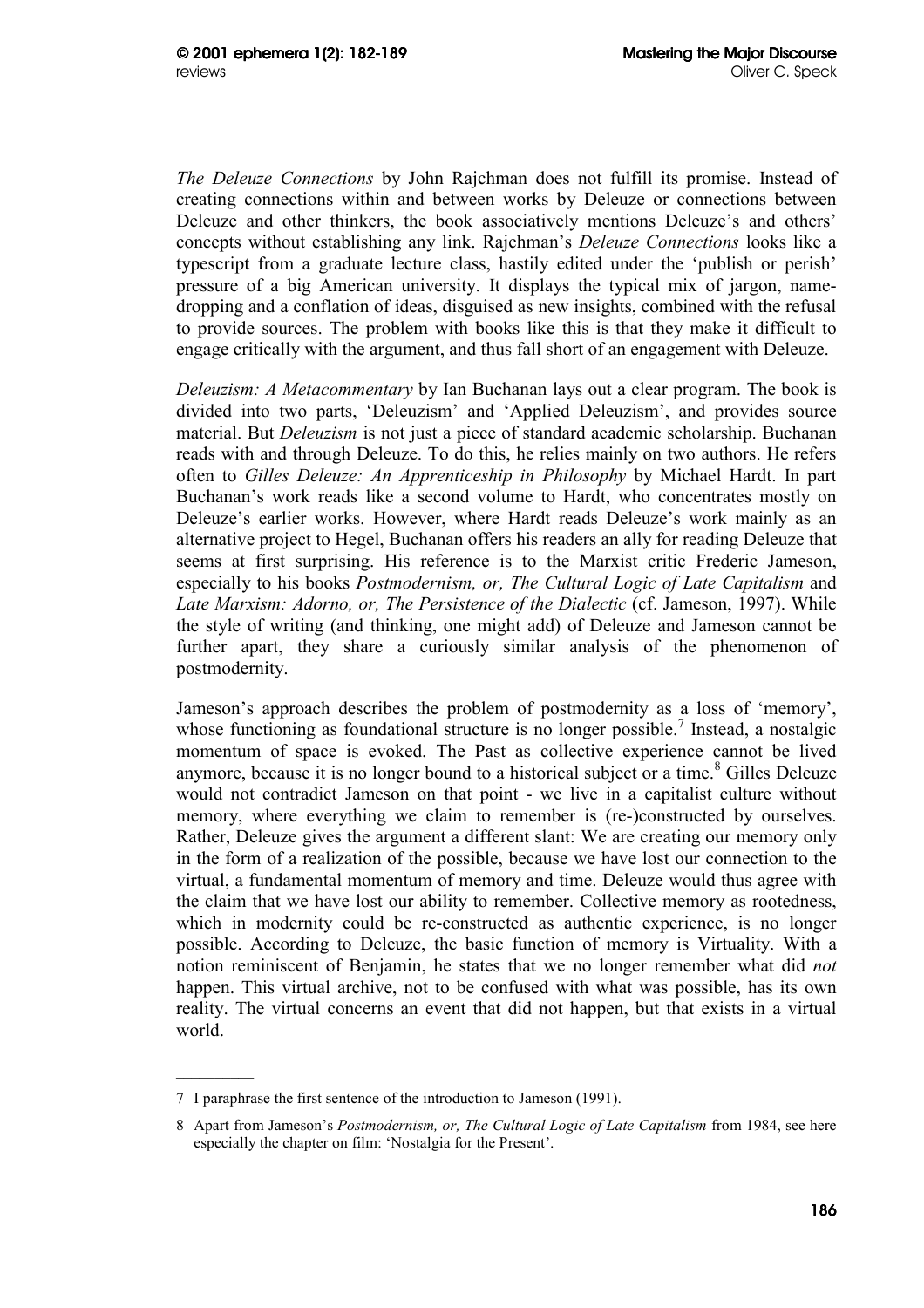*The Deleuze Connections* by John Rajchman does not fulfill its promise. Instead of creating connections within and between works by Deleuze or connections between Deleuze and other thinkers, the book associatively mentions Deleuze's and others' concepts without establishing any link. Rajchman's *Deleuze Connections* looks like a typescript from a graduate lecture class, hastily edited under the 'publish or perish' pressure of a big American university. It displays the typical mix of jargon, name-dropping and a conflation of ideas, disguised as new insights, combined with the refusal to provide sources. The problem with books like this is that they make it difficult to engage critically with the argument, and thus fall short of an engagement with Deleuze.

*Deleuzism: A Metacommentary* by Ian Buchanan lays out a clear program. The book is divided into two parts, 'Deleuzism' and 'Applied Deleuzism', and provides source material. But *Deleuzism* is not just a piece of standard academic scholarship. Buchanan reads with and through Deleuze. To do this, he relies mainly on two authors. He refers often to *Gilles Deleuze: An Apprenticeship in Philosophy* by Michael Hardt. In part Buchanan's work reads like a second volume to Hardt, who concentrates mostly on Deleuze's earlier works. However, where Hardt reads Deleuze's work mainly as an alternative project to Hegel, Buchanan offers his readers an ally for reading Deleuze that seems at first surprising. His reference is to the Marxist critic Frederic Jameson, especially to his books *Postmodernism, or, The Cultural Logic of Late Capitalism* and *Late Marxism: Adorno, or, The Persistence of the Dialectic* (cf. Jameson, 1997). While the style of writing (and thinking, one might add) of Deleuze and Jameson cannot be further apart, they share a curiously similar analysis of the phenomenon of postmodernity.

Jameson's approach describes the problem of postmodernity as a loss of 'memory', whose functioning as foundational structure is no longer possible.[7] Instead, a nostalgic momentum of space is evoked. The Past as collective experience cannot be lived anymore, because it is no longer bound to a historical subject or a time.[8] Gilles Deleuze would not contradict Jameson on that point - we live in a capitalist culture without memory, where everything we claim to remember is (re-)constructed by ourselves. Rather, Deleuze gives the argument a different slant: We are creating our memory only in the form of a realization of the possible, because we have lost our connection to the virtual, a fundamental momentum of memory and time. Deleuze would thus agree with the claim that we have lost our ability to remember. Collective memory as rootedness, which in modernity could be re-constructed as authentic experience, is no longer possible. According to Deleuze, the basic function of memory is Virtuality. With a notion reminiscent of Benjamin, he states that we no longer remember what did *not* happen. This virtual archive, not to be confused with what was possible, has its own reality. The virtual concerns an event that did not happen, but that exists in a virtual world.

---

7 I paraphrase the first sentence of the introduction to Jameson (1991).

8 Apart from Jameson's *Postmodernism, or, The Cultural Logic of Late Capitalism* from 1984, see here especially the chapter on film: 'Nostalgia for the Present'.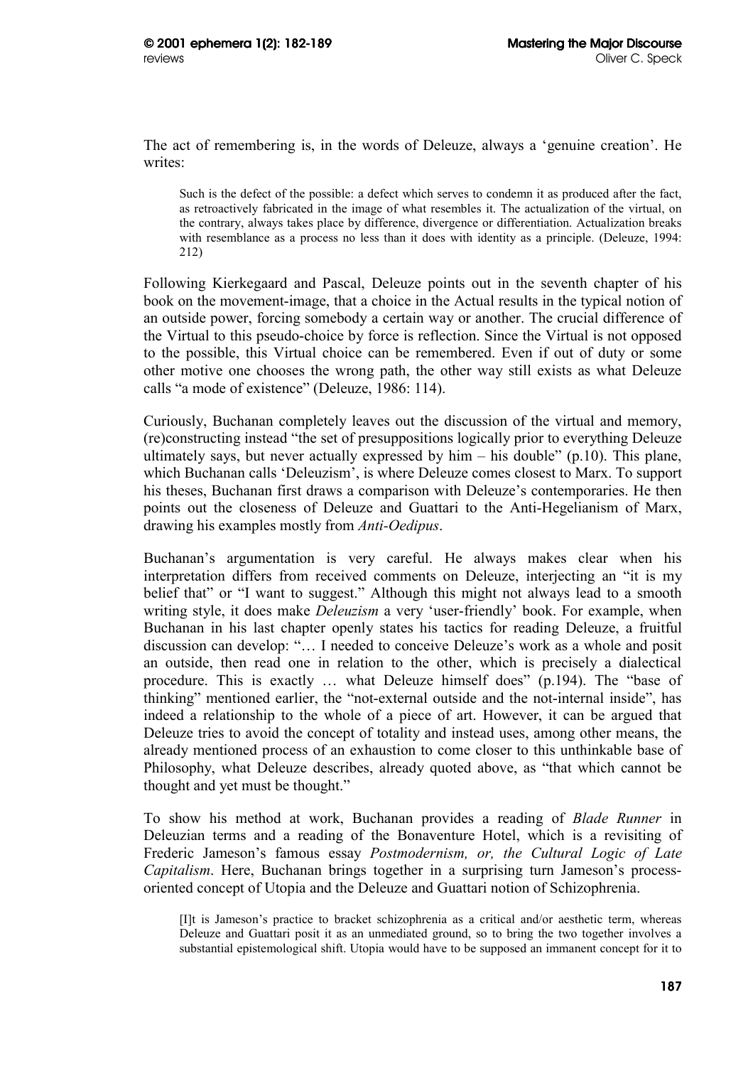The act of remembering is, in the words of Deleuze, always a 'genuine creation'. He writes:

> Such is the defect of the possible: a defect which serves to condemn it as produced after the fact, as retroactively fabricated in the image of what resembles it. The actualization of the virtual, on the contrary, always takes place by difference, divergence or differentiation. Actualization breaks with resemblance as a process no less than it does with identity as a principle. (Deleuze, 1994: 212)

Following Kierkegaard and Pascal, Deleuze points out in the seventh chapter of his book on the movement-image, that a choice in the Actual results in the typical notion of an outside power, forcing somebody a certain way or another. The crucial difference of the Virtual to this pseudo-choice by force is reflection. Since the Virtual is not opposed to the possible, this Virtual choice can be remembered. Even if out of duty or some other motive one chooses the wrong path, the other way still exists as what Deleuze calls "a mode of existence" (Deleuze, 1986: 114).

Curiously, Buchanan completely leaves out the discussion of the virtual and memory, (re)constructing instead "the set of presuppositions logically prior to everything Deleuze ultimately says, but never actually expressed by him – his double" (p.10). This plane, which Buchanan calls 'Deleuzism', is where Deleuze comes closest to Marx. To support his theses, Buchanan first draws a comparison with Deleuze's contemporaries. He then points out the closeness of Deleuze and Guattari to the Anti-Hegelianism of Marx, drawing his examples mostly from *Anti-Oedipus*.

Buchanan's argumentation is very careful. He always makes clear when his interpretation differs from received comments on Deleuze, interjecting an "it is my belief that" or "I want to suggest." Although this might not always lead to a smooth writing style, it does make *Deleuzism* a very 'user-friendly' book. For example, when Buchanan in his last chapter openly states his tactics for reading Deleuze, a fruitful discussion can develop: "… I needed to conceive Deleuze's work as a whole and posit an outside, then read one in relation to the other, which is precisely a dialectical procedure. This is exactly … what Deleuze himself does" (p.194). The "base of thinking" mentioned earlier, the "not-external outside and the not-internal inside", has indeed a relationship to the whole of a piece of art. However, it can be argued that Deleuze tries to avoid the concept of totality and instead uses, among other means, the already mentioned process of an exhaustion to come closer to this unthinkable base of Philosophy, what Deleuze describes, already quoted above, as "that which cannot be thought and yet must be thought."

To show his method at work, Buchanan provides a reading of *Blade Runner* in Deleuzian terms and a reading of the Bonaventure Hotel, which is a revisiting of Frederic Jameson's famous essay *Postmodernism, or, the Cultural Logic of Late Capitalism*. Here, Buchanan brings together in a surprising turn Jameson's process-oriented concept of Utopia and the Deleuze and Guattari notion of Schizophrenia.

> [I]t is Jameson's practice to bracket schizophrenia as a critical and/or aesthetic term, whereas Deleuze and Guattari posit it as an unmediated ground, so to bring the two together involves a substantial epistemological shift. Utopia would have to be supposed an immanent concept for it to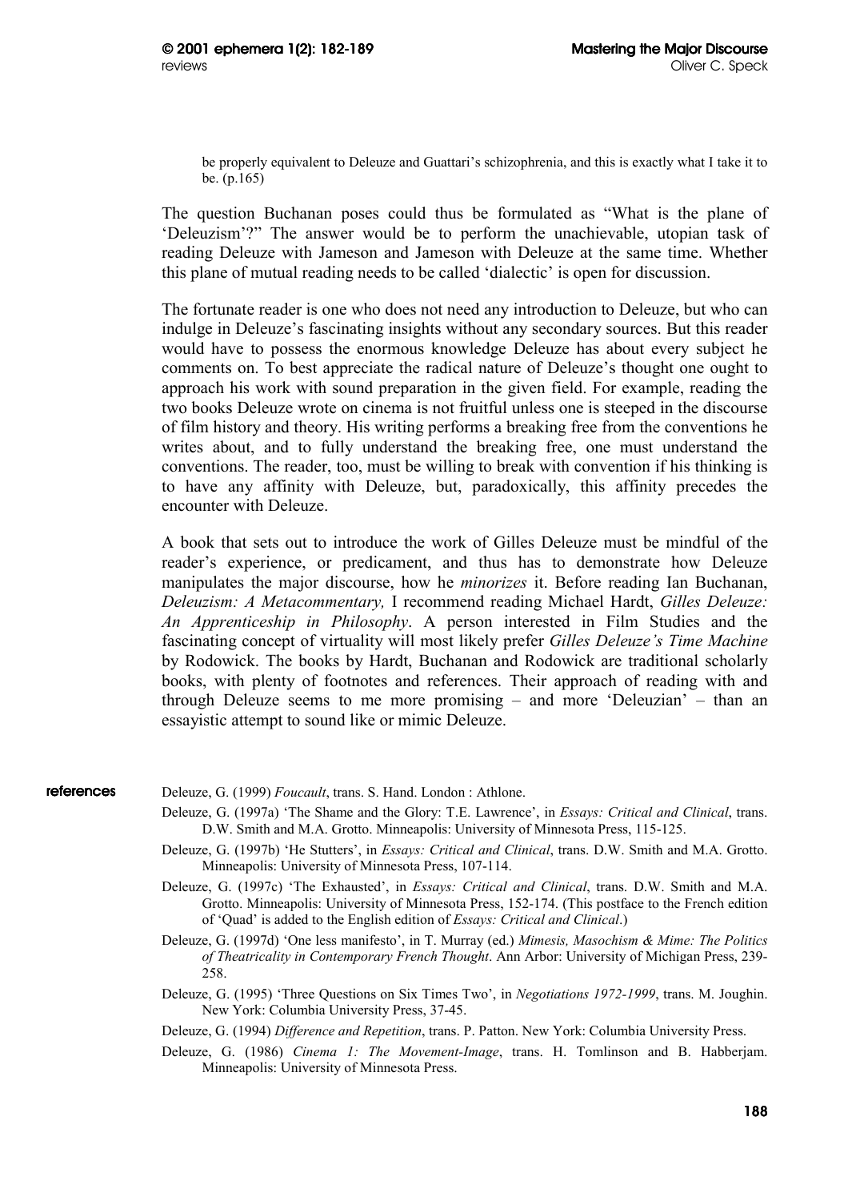> be properly equivalent to Deleuze and Guattari's schizophrenia, and this is exactly what I take it to be. (p.165)

The question Buchanan poses could thus be formulated as "What is the plane of 'Deleuzism'?" The answer would be to perform the unachievable, utopian task of reading Deleuze with Jameson and Jameson with Deleuze at the same time. Whether this plane of mutual reading needs to be called 'dialectic' is open for discussion.

The fortunate reader is one who does not need any introduction to Deleuze, but who can indulge in Deleuze's fascinating insights without any secondary sources. But this reader would have to possess the enormous knowledge Deleuze has about every subject he comments on. To best appreciate the radical nature of Deleuze's thought one ought to approach his work with sound preparation in the given field. For example, reading the two books Deleuze wrote on cinema is not fruitful unless one is steeped in the discourse of film history and theory. His writing performs a breaking free from the conventions he writes about, and to fully understand the breaking free, one must understand the conventions. The reader, too, must be willing to break with convention if his thinking is to have any affinity with Deleuze, but, paradoxically, this affinity precedes the encounter with Deleuze.

A book that sets out to introduce the work of Gilles Deleuze must be mindful of the reader's experience, or predicament, and thus has to demonstrate how Deleuze manipulates the major discourse, how he *minorizes* it. Before reading Ian Buchanan, *Deleuzism: A Metacommentary,* I recommend reading Michael Hardt, *Gilles Deleuze: An Apprenticeship in Philosophy*. A person interested in Film Studies and the fascinating concept of virtuality will most likely prefer *Gilles Deleuze's Time Machine* by Rodowick. The books by Hardt, Buchanan and Rodowick are traditional scholarly books, with plenty of footnotes and references. Their approach of reading with and through Deleuze seems to me more promising – and more 'Deleuzian' – than an essayistic attempt to sound like or mimic Deleuze.

## references

Deleuze, G. (1999) *Foucault*, trans. S. Hand. London : Athlone.

Deleuze, G. (1997a) 'The Shame and the Glory: T.E. Lawrence', in *Essays: Critical and Clinical*, trans. D.W. Smith and M.A. Grotto. Minneapolis: University of Minnesota Press, 115-125.

Deleuze, G. (1997b) 'He Stutters', in *Essays: Critical and Clinical*, trans. D.W. Smith and M.A. Grotto. Minneapolis: University of Minnesota Press, 107-114.

Deleuze, G. (1997c) 'The Exhausted', in *Essays: Critical and Clinical*, trans. D.W. Smith and M.A. Grotto. Minneapolis: University of Minnesota Press, 152-174. (This postface to the French edition of 'Quad' is added to the English edition of *Essays: Critical and Clinical*.)

Deleuze, G. (1997d) 'One less manifesto', in T. Murray (ed.) *Mimesis, Masochism & Mime: The Politics of Theatricality in Contemporary French Thought*. Ann Arbor: University of Michigan Press, 239-258.

Deleuze, G. (1995) 'Three Questions on Six Times Two', in *Negotiations 1972-1999*, trans. M. Joughin. New York: Columbia University Press, 37-45.

Deleuze, G. (1994) *Difference and Repetition*, trans. P. Patton. New York: Columbia University Press.

Deleuze, G. (1986) *Cinema 1: The Movement-Image*, trans. H. Tomlinson and B. Habberjam. Minneapolis: University of Minnesota Press.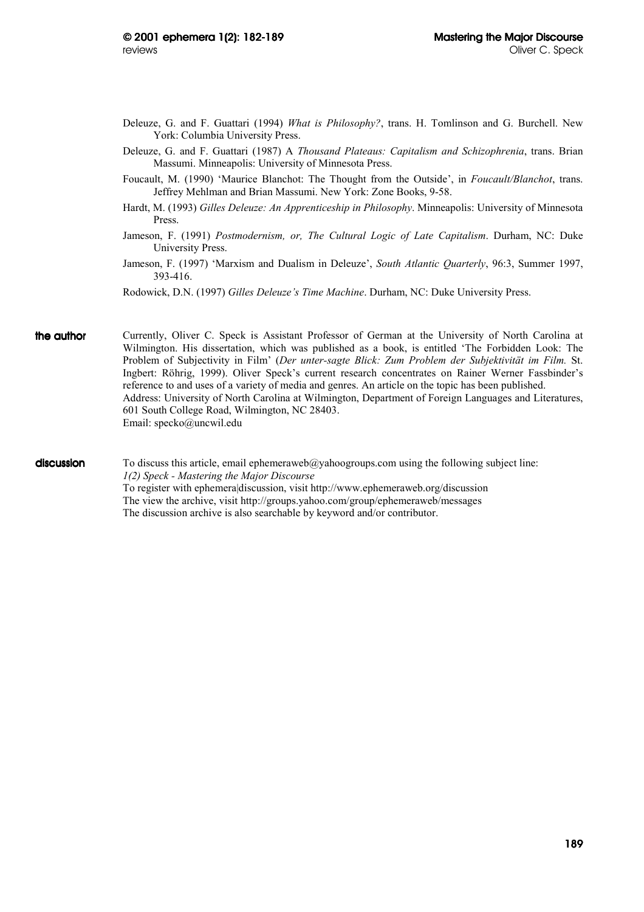Deleuze, G. and F. Guattari (1994) *What is Philosophy?*, trans. H. Tomlinson and G. Burchell. New York: Columbia University Press.

Deleuze, G. and F. Guattari (1987) A *Thousand Plateaus: Capitalism and Schizophrenia*, trans. Brian Massumi. Minneapolis: University of Minnesota Press.

Foucault, M. (1990) 'Maurice Blanchot: The Thought from the Outside', in *Foucault/Blanchot*, trans. Jeffrey Mehlman and Brian Massumi. New York: Zone Books, 9-58.

Hardt, M. (1993) *Gilles Deleuze: An Apprenticeship in Philosophy*. Minneapolis: University of Minnesota Press.

Jameson, F. (1991) *Postmodernism, or, The Cultural Logic of Late Capitalism*. Durham, NC: Duke University Press.

Jameson, F. (1997) 'Marxism and Dualism in Deleuze', *South Atlantic Quarterly*, 96:3, Summer 1997, 393-416.

Rodowick, D.N. (1997) *Gilles Deleuze's Time Machine*. Durham, NC: Duke University Press.

**the author**

Currently, Oliver C. Speck is Assistant Professor of German at the University of North Carolina at Wilmington. His dissertation, which was published as a book, is entitled 'The Forbidden Look: The Problem of Subjectivity in Film' (*Der unter-sagte Blick: Zum Problem der Subjektivität im Film.* St. Ingbert: Röhrig, 1999). Oliver Speck's current research concentrates on Rainer Werner Fassbinder's reference to and uses of a variety of media and genres. An article on the topic has been published.
Address: University of North Carolina at Wilmington, Department of Foreign Languages and Literatures, 601 South College Road, Wilmington, NC 28403.
Email: specko@uncwil.edu

**discussion**

To discuss this article, email ephemeraweb@yahoogroups.com using the following subject line:
*1(2) Speck - Mastering the Major Discourse*
To register with ephemera|discussion, visit http://www.ephemeraweb.org/discussion
The view the archive, visit http://groups.yahoo.com/group/ephemeraweb/messages
The discussion archive is also searchable by keyword and/or contributor.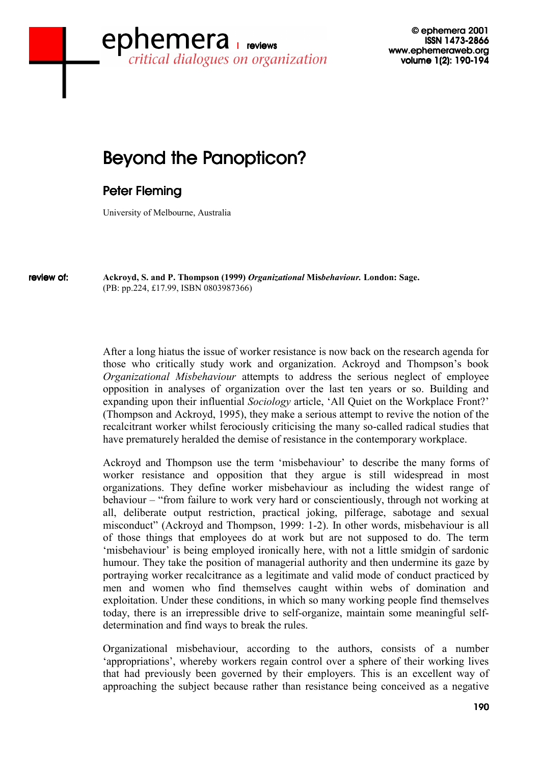# Beyond the Panopticon?

## Peter Fleming

University of Melbourne, Australia

**review of:** **Ackroyd, S. and P. Thompson (1999) *Organizational* Mis*behaviour.* London: Sage.** (PB: pp.224, £17.99, ISBN 0803987366)

After a long hiatus the issue of worker resistance is now back on the research agenda for those who critically study work and organization. Ackroyd and Thompson's book *Organizational Misbehaviour* attempts to address the serious neglect of employee opposition in analyses of organization over the last ten years or so. Building and expanding upon their influential *Sociology* article, 'All Quiet on the Workplace Front?' (Thompson and Ackroyd, 1995), they make a serious attempt to revive the notion of the recalcitrant worker whilst ferociously criticising the many so-called radical studies that have prematurely heralded the demise of resistance in the contemporary workplace.

Ackroyd and Thompson use the term 'misbehaviour' to describe the many forms of worker resistance and opposition that they argue is still widespread in most organizations. They define worker misbehaviour as including the widest range of behaviour – "from failure to work very hard or conscientiously, through not working at all, deliberate output restriction, practical joking, pilferage, sabotage and sexual misconduct" (Ackroyd and Thompson, 1999: 1-2). In other words, misbehaviour is all of those things that employees do at work but are not supposed to do. The term 'misbehaviour' is being employed ironically here, with not a little smidgin of sardonic humour. They take the position of managerial authority and then undermine its gaze by portraying worker recalcitrance as a legitimate and valid mode of conduct practiced by men and women who find themselves caught within webs of domination and exploitation. Under these conditions, in which so many working people find themselves today, there is an irrepressible drive to self-organize, maintain some meaningful self-determination and find ways to break the rules.

Organizational misbehaviour, according to the authors, consists of a number 'appropriations', whereby workers regain control over a sphere of their working lives that had previously been governed by their employers. This is an excellent way of approaching the subject because rather than resistance being conceived as a negative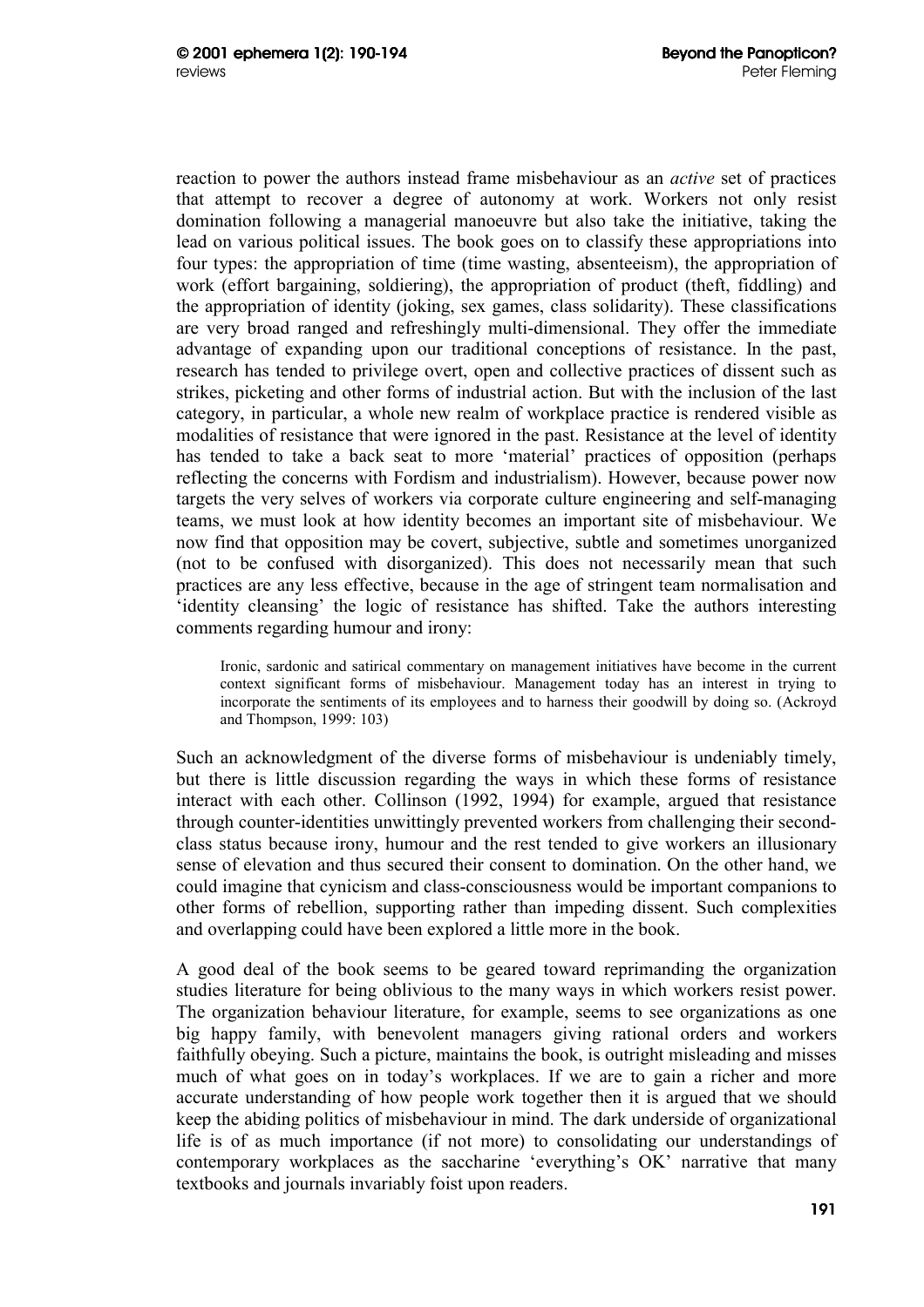reaction to power the authors instead frame misbehaviour as an *active* set of practices that attempt to recover a degree of autonomy at work. Workers not only resist domination following a managerial manoeuvre but also take the initiative, taking the lead on various political issues. The book goes on to classify these appropriations into four types: the appropriation of time (time wasting, absenteeism), the appropriation of work (effort bargaining, soldiering), the appropriation of product (theft, fiddling) and the appropriation of identity (joking, sex games, class solidarity). These classifications are very broad ranged and refreshingly multi-dimensional. They offer the immediate advantage of expanding upon our traditional conceptions of resistance. In the past, research has tended to privilege overt, open and collective practices of dissent such as strikes, picketing and other forms of industrial action. But with the inclusion of the last category, in particular, a whole new realm of workplace practice is rendered visible as modalities of resistance that were ignored in the past. Resistance at the level of identity has tended to take a back seat to more 'material' practices of opposition (perhaps reflecting the concerns with Fordism and industrialism). However, because power now targets the very selves of workers via corporate culture engineering and self-managing teams, we must look at how identity becomes an important site of misbehaviour. We now find that opposition may be covert, subjective, subtle and sometimes unorganized (not to be confused with disorganized). This does not necessarily mean that such practices are any less effective, because in the age of stringent team normalisation and 'identity cleansing' the logic of resistance has shifted. Take the authors interesting comments regarding humour and irony:

> Ironic, sardonic and satirical commentary on management initiatives have become in the current context significant forms of misbehaviour. Management today has an interest in trying to incorporate the sentiments of its employees and to harness their goodwill by doing so. (Ackroyd and Thompson, 1999: 103)

Such an acknowledgment of the diverse forms of misbehaviour is undeniably timely, but there is little discussion regarding the ways in which these forms of resistance interact with each other. Collinson (1992, 1994) for example, argued that resistance through counter-identities unwittingly prevented workers from challenging their second-class status because irony, humour and the rest tended to give workers an illusionary sense of elevation and thus secured their consent to domination. On the other hand, we could imagine that cynicism and class-consciousness would be important companions to other forms of rebellion, supporting rather than impeding dissent. Such complexities and overlapping could have been explored a little more in the book.

A good deal of the book seems to be geared toward reprimanding the organization studies literature for being oblivious to the many ways in which workers resist power. The organization behaviour literature, for example, seems to see organizations as one big happy family, with benevolent managers giving rational orders and workers faithfully obeying. Such a picture, maintains the book, is outright misleading and misses much of what goes on in today's workplaces. If we are to gain a richer and more accurate understanding of how people work together then it is argued that we should keep the abiding politics of misbehaviour in mind. The dark underside of organizational life is of as much importance (if not more) to consolidating our understandings of contemporary workplaces as the saccharine 'everything's OK' narrative that many textbooks and journals invariably foist upon readers.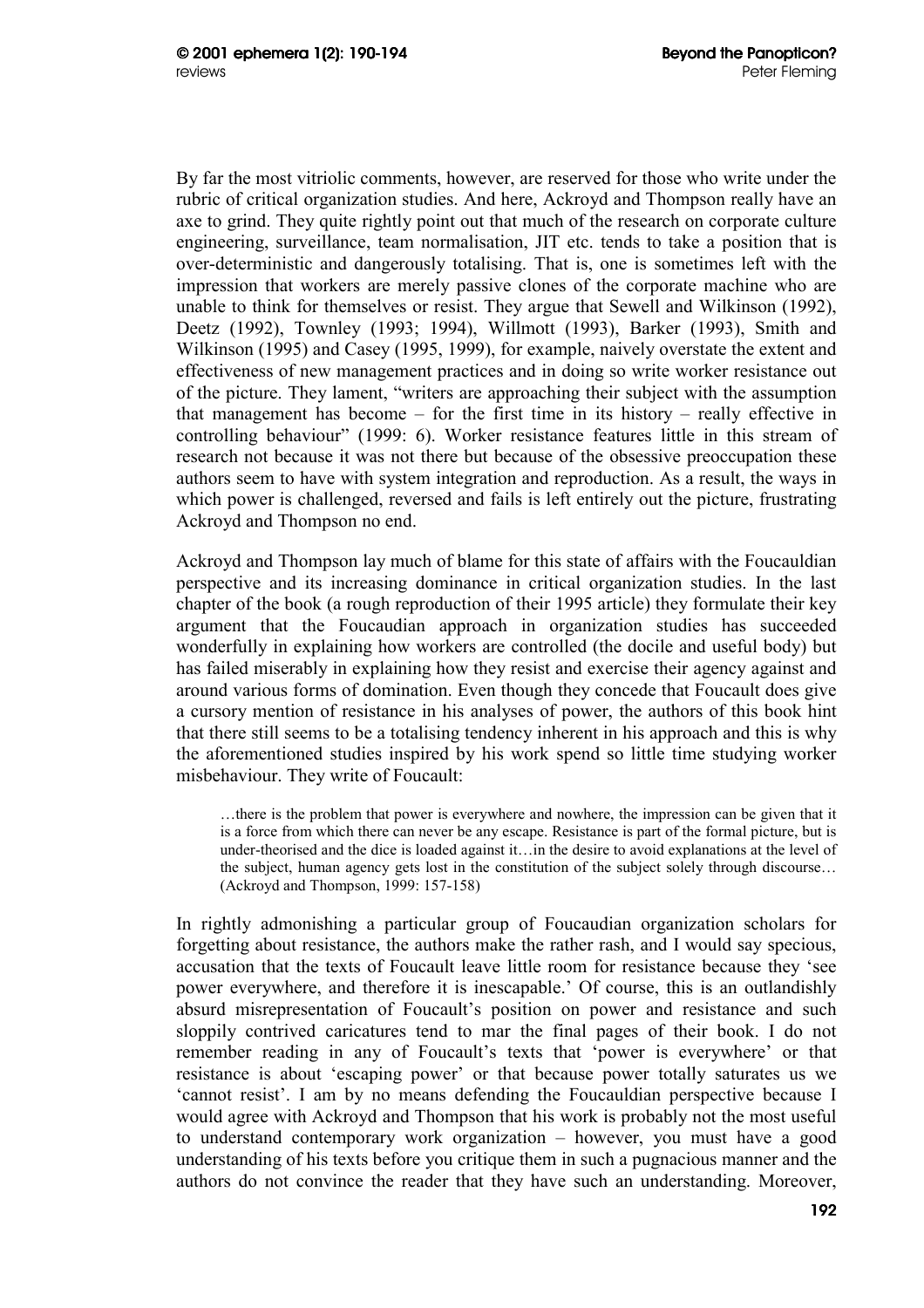By far the most vitriolic comments, however, are reserved for those who write under the rubric of critical organization studies. And here, Ackroyd and Thompson really have an axe to grind. They quite rightly point out that much of the research on corporate culture engineering, surveillance, team normalisation, JIT etc. tends to take a position that is over-deterministic and dangerously totalising. That is, one is sometimes left with the impression that workers are merely passive clones of the corporate machine who are unable to think for themselves or resist. They argue that Sewell and Wilkinson (1992), Deetz (1992), Townley (1993; 1994), Willmott (1993), Barker (1993), Smith and Wilkinson (1995) and Casey (1995, 1999), for example, naively overstate the extent and effectiveness of new management practices and in doing so write worker resistance out of the picture. They lament, "writers are approaching their subject with the assumption that management has become – for the first time in its history – really effective in controlling behaviour" (1999: 6). Worker resistance features little in this stream of research not because it was not there but because of the obsessive preoccupation these authors seem to have with system integration and reproduction. As a result, the ways in which power is challenged, reversed and fails is left entirely out the picture, frustrating Ackroyd and Thompson no end.

Ackroyd and Thompson lay much of blame for this state of affairs with the Foucauldian perspective and its increasing dominance in critical organization studies. In the last chapter of the book (a rough reproduction of their 1995 article) they formulate their key argument that the Foucaudian approach in organization studies has succeeded wonderfully in explaining how workers are controlled (the docile and useful body) but has failed miserably in explaining how they resist and exercise their agency against and around various forms of domination. Even though they concede that Foucault does give a cursory mention of resistance in his analyses of power, the authors of this book hint that there still seems to be a totalising tendency inherent in his approach and this is why the aforementioned studies inspired by his work spend so little time studying worker misbehaviour. They write of Foucault:

> …there is the problem that power is everywhere and nowhere, the impression can be given that it is a force from which there can never be any escape. Resistance is part of the formal picture, but is under-theorised and the dice is loaded against it…in the desire to avoid explanations at the level of the subject, human agency gets lost in the constitution of the subject solely through discourse… (Ackroyd and Thompson, 1999: 157-158)

In rightly admonishing a particular group of Foucaudian organization scholars for forgetting about resistance, the authors make the rather rash, and I would say specious, accusation that the texts of Foucault leave little room for resistance because they 'see power everywhere, and therefore it is inescapable.' Of course, this is an outlandishly absurd misrepresentation of Foucault's position on power and resistance and such sloppily contrived caricatures tend to mar the final pages of their book. I do not remember reading in any of Foucault's texts that 'power is everywhere' or that resistance is about 'escaping power' or that because power totally saturates us we 'cannot resist'. I am by no means defending the Foucauldian perspective because I would agree with Ackroyd and Thompson that his work is probably not the most useful to understand contemporary work organization – however, you must have a good understanding of his texts before you critique them in such a pugnacious manner and the authors do not convince the reader that they have such an understanding. Moreover,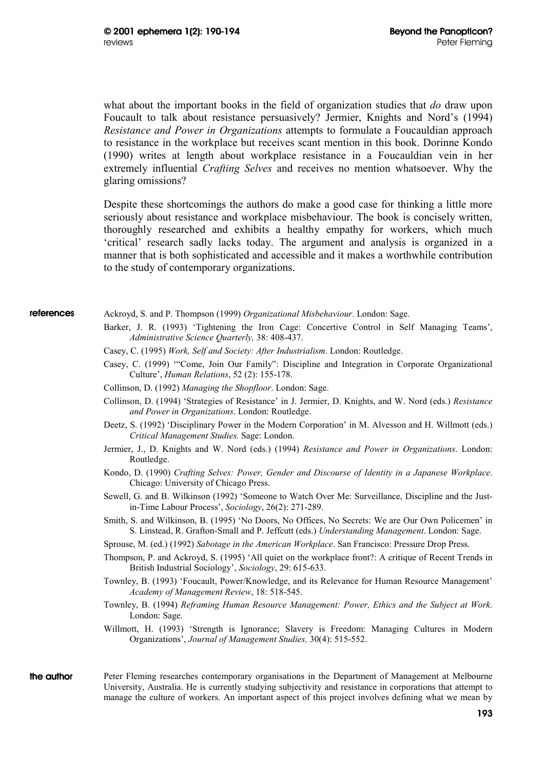what about the important books in the field of organization studies that *do* draw upon Foucault to talk about resistance persuasively? Jermier, Knights and Nord's (1994) *Resistance and Power in Organizations* attempts to formulate a Foucauldian approach to resistance in the workplace but receives scant mention in this book. Dorinne Kondo (1990) writes at length about workplace resistance in a Foucauldian vein in her extremely influential *Crafting Selves* and receives no mention whatsoever. Why the glaring omissions?

Despite these shortcomings the authors do make a good case for thinking a little more seriously about resistance and workplace misbehaviour. The book is concisely written, thoroughly researched and exhibits a healthy empathy for workers, which much 'critical' research sadly lacks today. The argument and analysis is organized in a manner that is both sophisticated and accessible and it makes a worthwhile contribution to the study of contemporary organizations.

## references

Ackroyd, S. and P. Thompson (1999) *Organizational Misbehaviour*. London: Sage.

Barker, J. R. (1993) 'Tightening the Iron Cage: Concertive Control in Self Managing Teams', *Administrative Science Quarterly,* 38: 408-437.

Casey, C. (1995) *Work, Self and Society: After Industrialism*. London: Routledge.

Casey, C. (1999) '"Come, Join Our Family": Discipline and Integration in Corporate Organizational Culture', *Human Relations*, 52 (2): 155-178.

Collinson, D. (1992) *Managing the Shopfloor*. London: Sage.

Collinson, D. (1994) 'Strategies of Resistance' in J. Jermier, D. Knights, and W. Nord (eds.) *Resistance and Power in Organizations*. London: Routledge.

Deetz, S. (1992) 'Disciplinary Power in the Modern Corporation' in M. Alvesson and H. Willmott (eds.) *Critical Management Studies.* Sage: London.

Jermier, J., D. Knights and W. Nord (eds.) (1994) *Resistance and Power in Organizations*. London: Routledge.

Kondo, D. (1990) *Crafting Selves: Power, Gender and Discourse of Identity in a Japanese Workplace*. Chicago: University of Chicago Press.

Sewell, G. and B. Wilkinson (1992) 'Someone to Watch Over Me: Surveillance, Discipline and the Just-in-Time Labour Process', *Sociology*, 26(2): 271-289.

Smith, S. and Wilkinson, B. (1995) 'No Doors, No Offices, No Secrets: We are Our Own Policemen' in S. Linstead, R. Grafton-Small and P. Jeffcutt (eds.) *Understanding Management*. London: Sage.

Sprouse, M. (ed.) (1992) *Sabotage in the American Workplace*. San Francisco: Pressure Drop Press.

Thompson, P. and Ackroyd, S. (1995) 'All quiet on the workplace front?: A critique of Recent Trends in British Industrial Sociology', *Sociology*, 29: 615-633.

Townley, B. (1993) 'Foucault, Power/Knowledge, and its Relevance for Human Resource Management' *Academy of Management Review*, 18: 518-545.

Townley, B. (1994) *Reframing Human Resource Management: Power, Ethics and the Subject at Work*. London: Sage.

Willmott, H. (1993) 'Strength is Ignorance; Slavery is Freedom: Managing Cultures in Modern Organizations', *Journal of Management Studies,* 30(4): 515-552.

## the author

Peter Fleming researches contemporary organisations in the Department of Management at Melbourne University, Australia. He is currently studying subjectivity and resistance in corporations that attempt to manage the culture of workers. An important aspect of this project involves defining what we mean by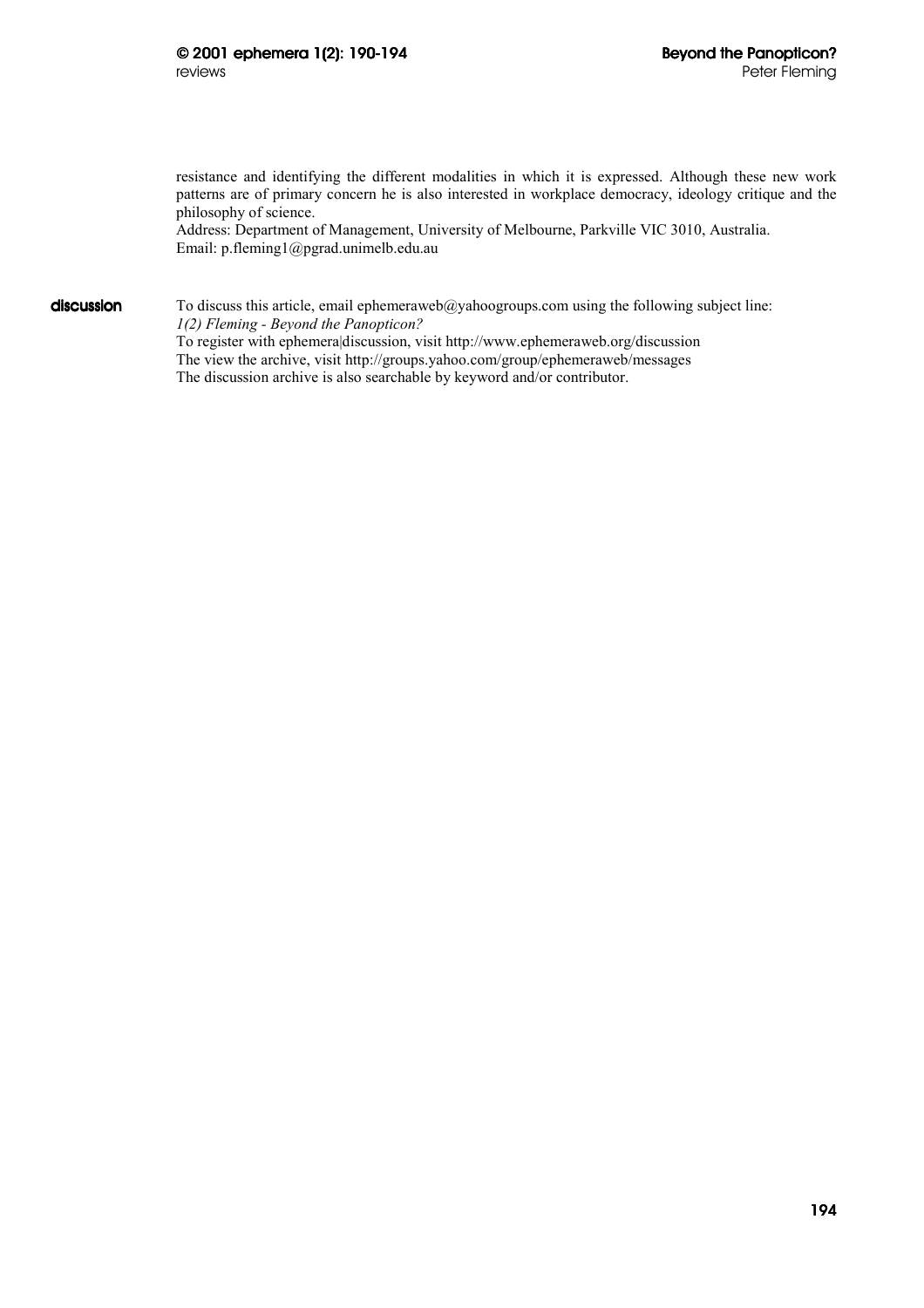resistance and identifying the different modalities in which it is expressed. Although these new work patterns are of primary concern he is also interested in workplace democracy, ideology critique and the philosophy of science.

Address: Department of Management, University of Melbourne, Parkville VIC 3010, Australia.

Email: p.fleming1@pgrad.unimelb.edu.au

**discussion**

To discuss this article, email ephemeraweb@yahoogroups.com using the following subject line:

*1(2) Fleming - Beyond the Panopticon?*

To register with ephemera|discussion, visit http://www.ephemeraweb.org/discussion

The view the archive, visit http://groups.yahoo.com/group/ephemeraweb/messages

The discussion archive is also searchable by keyword and/or contributor.